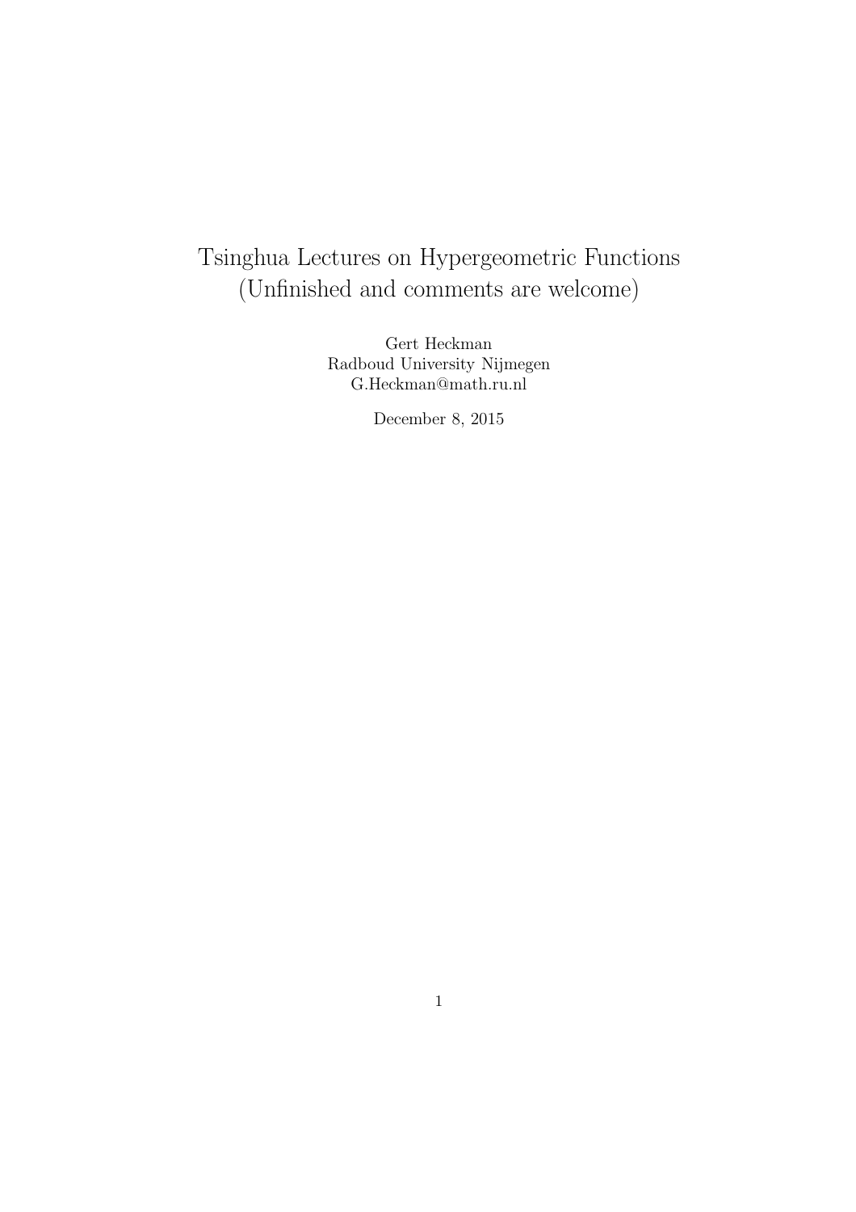# Tsinghua Lectures on Hypergeometric Functions (Unfinished and comments are welcome)

Gert Heckman
Radboud University Nijmegen
G.Heckman@math.ru.nl

December 8, 2015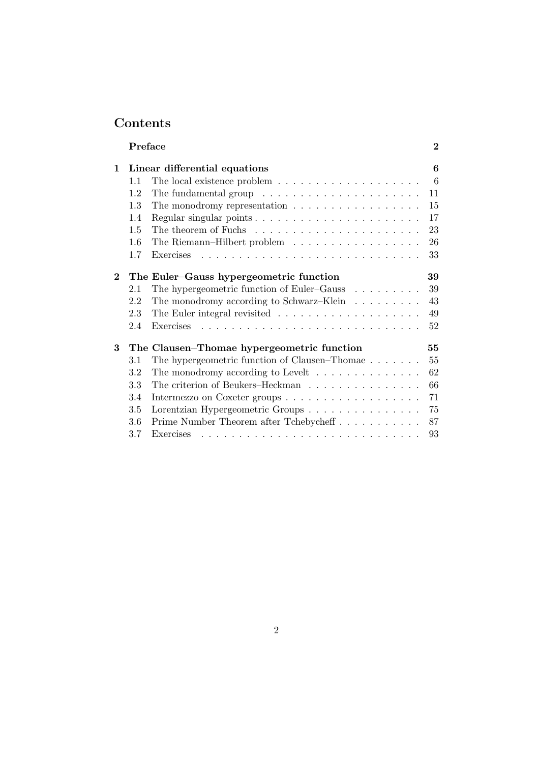# Contents

**Preface** **2**

**1 Linear differential equations** **6**

- 1.1 The local existence problem 6
- 1.2 The fundamental group 11
- 1.3 The monodromy representation 15
- 1.4 Regular singular points 17
- 1.5 The theorem of Fuchs 23
- 1.6 The Riemann–Hilbert problem 26
- 1.7 Exercises 33

**2 The Euler–Gauss hypergeometric function** **39**

- 2.1 The hypergeometric function of Euler–Gauss 39
- 2.2 The monodromy according to Schwarz–Klein 43
- 2.3 The Euler integral revisited 49
- 2.4 Exercises 52

**3 The Clausen–Thomae hypergeometric function** **55**

- 3.1 The hypergeometric function of Clausen–Thomae 55
- 3.2 The monodromy according to Levelt 62
- 3.3 The criterion of Beukers–Heckman 66
- 3.4 Intermezzo on Coxeter groups 71
- 3.5 Lorentzian Hypergeometric Groups 75
- 3.6 Prime Number Theorem after Tchebycheff 87
- 3.7 Exercises 93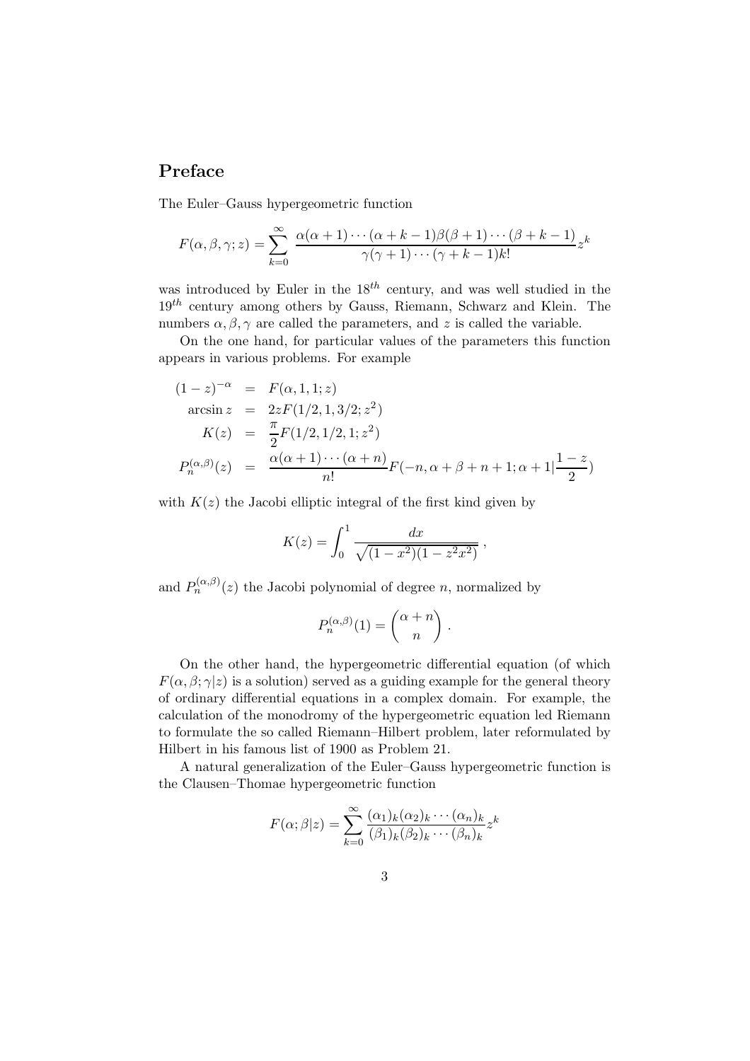## Preface

The Euler–Gauss hypergeometric function

$$F(\alpha,\beta,\gamma;z)=\sum_{k=0}^{\infty}\frac{\alpha(\alpha+1)\cdots(\alpha+k-1)\beta(\beta+1)\cdots(\beta+k-1)}{\gamma(\gamma+1)\cdots(\gamma+k-1)k!}z^k$$

was introduced by Euler in the $18^{th}$ century, and was well studied in the $19^{th}$ century among others by Gauss, Riemann, Schwarz and Klein. The numbers $\alpha,\beta,\gamma$ are called the parameters, and $z$ is called the variable.

On the one hand, for particular values of the parameters this function appears in various problems. For example

$$\begin{aligned}
(1-z)^{-\alpha} &= F(\alpha,1,1;z)\\
\arcsin z &= 2zF(1/2,1,3/2;z^2)\\
K(z) &= \frac{\pi}{2}F(1/2,1/2,1;z^2)\\
P_n^{(\alpha,\beta)}(z) &= \frac{\alpha(\alpha+1)\cdots(\alpha+n)}{n!}F(-n,\alpha+\beta+n+1;\alpha+1|\frac{1-z}{2})
\end{aligned}$$

with $K(z)$ the Jacobi elliptic integral of the first kind given by

$$K(z)=\int_0^1\frac{dx}{\sqrt{(1-x^2)(1-z^2x^2)}}\ ,$$

and $P_n^{(\alpha,\beta)}(z)$ the Jacobi polynomial of degree $n$, normalized by

$$P_n^{(\alpha,\beta)}(1)=\binom{\alpha+n}{n}\ .$$

On the other hand, the hypergeometric differential equation (of which $F(\alpha,\beta;\gamma|z)$ is a solution) served as a guiding example for the general theory of ordinary differential equations in a complex domain. For example, the calculation of the monodromy of the hypergeometric equation led Riemann to formulate the so called Riemann–Hilbert problem, later reformulated by Hilbert in his famous list of 1900 as Problem 21.

A natural generalization of the Euler–Gauss hypergeometric function is the Clausen–Thomae hypergeometric function

$$F(\alpha;\beta|z)=\sum_{k=0}^{\infty}\frac{(\alpha_1)_k(\alpha_2)_k\cdots(\alpha_n)_k}{(\beta_1)_k(\beta_2)_k\cdots(\beta_n)_k}z^k$$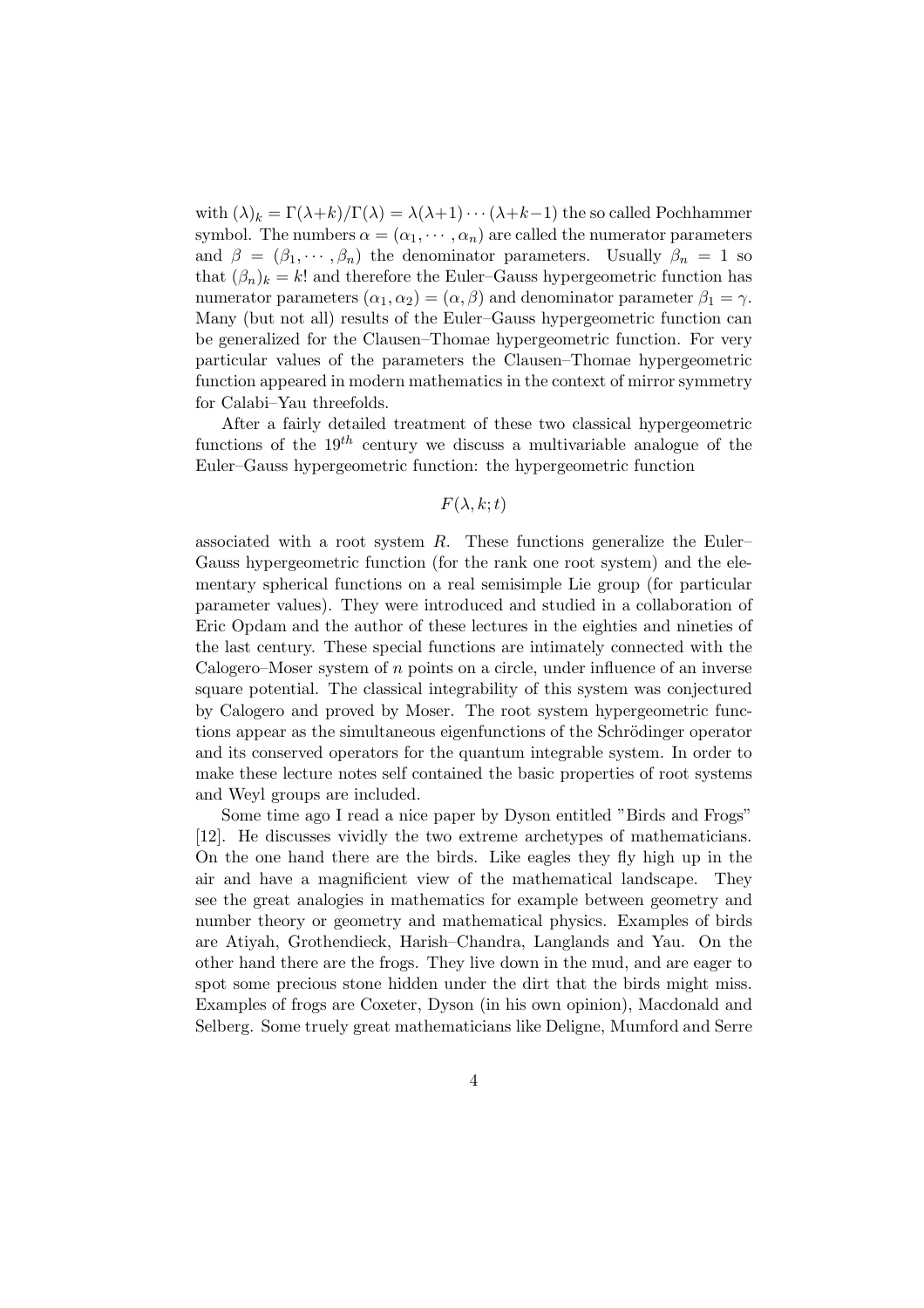with $(\lambda)_k = \Gamma(\lambda+k)/\Gamma(\lambda) = \lambda(\lambda+1)\cdots(\lambda+k-1)$ the so called Pochhammer symbol. The numbers $\alpha = (\alpha_1, \cdots, \alpha_n)$ are called the numerator parameters and $\beta = (\beta_1, \cdots, \beta_n)$ the denominator parameters. Usually $\beta_n = 1$ so that $(\beta_n)_k = k!$ and therefore the Euler–Gauss hypergeometric function has numerator parameters $(\alpha_1, \alpha_2) = (\alpha, \beta)$ and denominator parameter $\beta_1 = \gamma$. Many (but not all) results of the Euler–Gauss hypergeometric function can be generalized for the Clausen–Thomae hypergeometric function. For very particular values of the parameters the Clausen–Thomae hypergeometric function appeared in modern mathematics in the context of mirror symmetry for Calabi–Yau threefolds.

After a fairly detailed treatment of these two classical hypergeometric functions of the $19^{th}$ century we discuss a multivariable analogue of the Euler–Gauss hypergeometric function: the hypergeometric function

$$F(\lambda, k; t)$$

associated with a root system $R$. These functions generalize the Euler–Gauss hypergeometric function (for the rank one root system) and the elementary spherical functions on a real semisimple Lie group (for particular parameter values). They were introduced and studied in a collaboration of Eric Opdam and the author of these lectures in the eighties and nineties of the last century. These special functions are intimately connected with the Calogero–Moser system of $n$ points on a circle, under influence of an inverse square potential. The classical integrability of this system was conjectured by Calogero and proved by Moser. The root system hypergeometric functions appear as the simultaneous eigenfunctions of the Schrödinger operator and its conserved operators for the quantum integrable system. In order to make these lecture notes self contained the basic properties of root systems and Weyl groups are included.

Some time ago I read a nice paper by Dyson entitled "Birds and Frogs" [12]. He discusses vividly the two extreme archetypes of mathematicians. On the one hand there are the birds. Like eagles they fly high up in the air and have a magnificient view of the mathematical landscape. They see the great analogies in mathematics for example between geometry and number theory or geometry and mathematical physics. Examples of birds are Atiyah, Grothendieck, Harish–Chandra, Langlands and Yau. On the other hand there are the frogs. They live down in the mud, and are eager to spot some precious stone hidden under the dirt that the birds might miss. Examples of frogs are Coxeter, Dyson (in his own opinion), Macdonald and Selberg. Some truely great mathematicians like Deligne, Mumford and Serre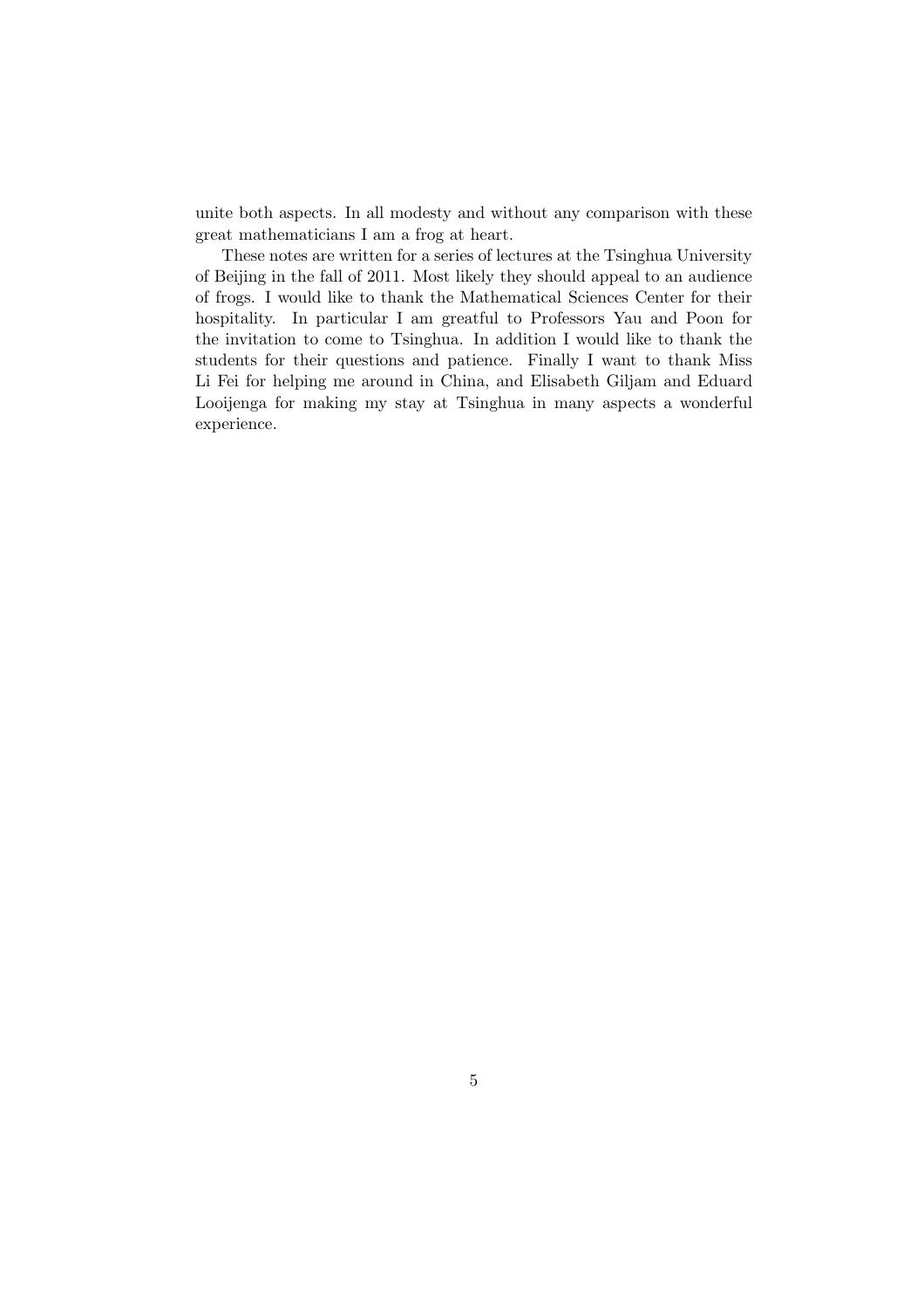unite both aspects. In all modesty and without any comparison with these great mathematicians I am a frog at heart.

These notes are written for a series of lectures at the Tsinghua University of Beijing in the fall of 2011. Most likely they should appeal to an audience of frogs. I would like to thank the Mathematical Sciences Center for their hospitality. In particular I am greatful to Professors Yau and Poon for the invitation to come to Tsinghua. In addition I would like to thank the students for their questions and patience. Finally I want to thank Miss Li Fei for helping me around in China, and Elisabeth Giljam and Eduard Looijenga for making my stay at Tsinghua in many aspects a wonderful experience.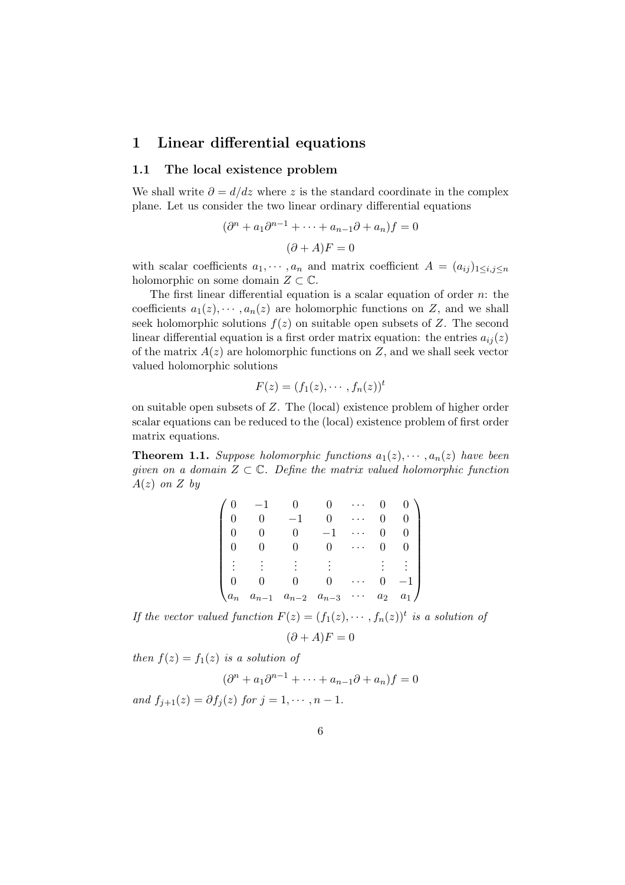# 1 Linear differential equations

## 1.1 The local existence problem

We shall write $\partial = d/dz$ where $z$ is the standard coordinate in the complex plane. Let us consider the two linear ordinary differential equations

$$(\partial^n + a_1\partial^{n-1} + \cdots + a_{n-1}\partial + a_n)f = 0$$

$$(\partial + A)F = 0$$

with scalar coefficients $a_1, \cdots, a_n$ and matrix coefficient $A = (a_{ij})_{1 \le i,j \le n}$ holomorphic on some domain $Z \subset \mathbb{C}$.

The first linear differential equation is a scalar equation of order $n$: the coefficients $a_1(z), \cdots, a_n(z)$ are holomorphic functions on $Z$, and we shall seek holomorphic solutions $f(z)$ on suitable open subsets of $Z$. The second linear differential equation is a first order matrix equation: the entries $a_{ij}(z)$ of the matrix $A(z)$ are holomorphic functions on $Z$, and we shall seek vector valued holomorphic solutions

$$F(z) = (f_1(z), \cdots, f_n(z))^t$$

on suitable open subsets of $Z$. The (local) existence problem of higher order scalar equations can be reduced to the (local) existence problem of first order matrix equations.

**Theorem 1.1.** *Suppose holomorphic functions $a_1(z), \cdots, a_n(z)$ have been given on a domain $Z \subset \mathbb{C}$. Define the matrix valued holomorphic function $A(z)$ on $Z$ by*

$$\begin{pmatrix} 0 & -1 & 0 & 0 & \cdots & 0 & 0 \\ 0 & 0 & -1 & 0 & \cdots & 0 & 0 \\ 0 & 0 & 0 & -1 & \cdots & 0 & 0 \\ 0 & 0 & 0 & 0 & \cdots & 0 & 0 \\ \vdots & \vdots & \vdots & \vdots & & \vdots & \vdots \\ 0 & 0 & 0 & 0 & \cdots & 0 & -1 \\ a_n & a_{n-1} & a_{n-2} & a_{n-3} & \cdots & a_2 & a_1 \end{pmatrix}$$

*If the vector valued function $F(z) = (f_1(z), \cdots, f_n(z))^t$ is a solution of*

$$(\partial + A)F = 0$$

*then $f(z) = f_1(z)$ is a solution of*

$$(\partial^n + a_1\partial^{n-1} + \cdots + a_{n-1}\partial + a_n)f = 0$$

*and $f_{j+1}(z) = \partial f_j(z)$ for $j = 1, \cdots, n-1$.*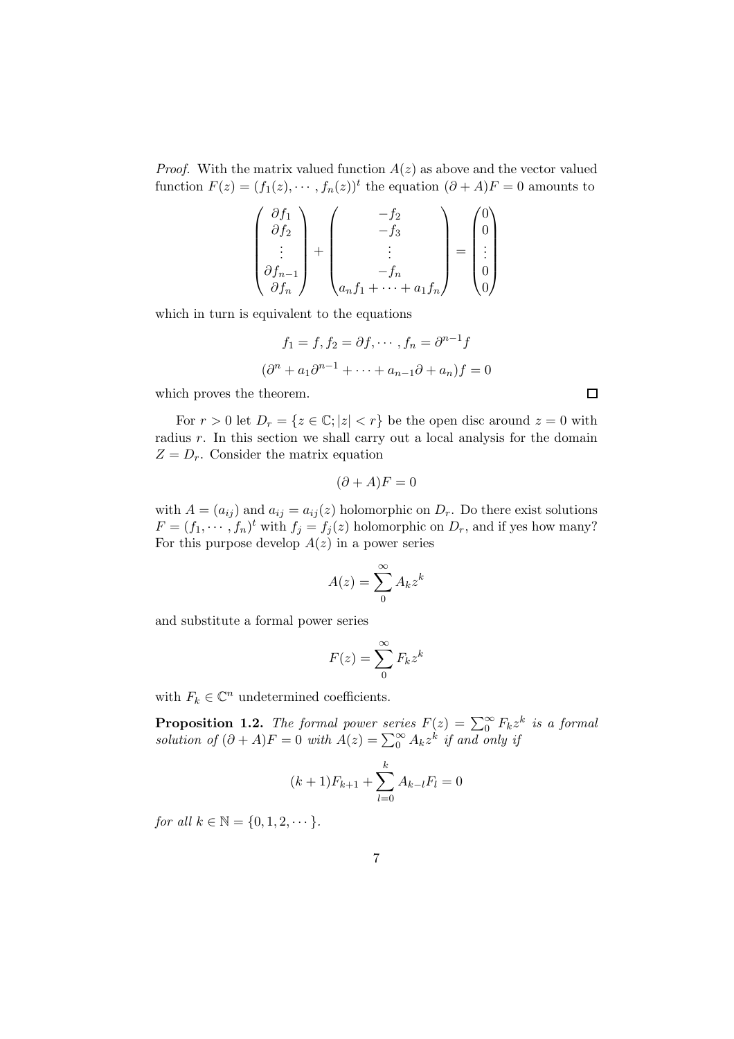*Proof.* With the matrix valued function $A(z)$ as above and the vector valued function $F(z) = (f_1(z), \cdots, f_n(z))^t$ the equation $(\partial + A)F = 0$ amounts to

$$\begin{pmatrix} \partial f_1 \\ \partial f_2 \\ \vdots \\ \partial f_{n-1} \\ \partial f_n \end{pmatrix} + \begin{pmatrix} -f_2 \\ -f_3 \\ \vdots \\ -f_n \\ a_n f_1 + \cdots + a_1 f_n \end{pmatrix} = \begin{pmatrix} 0 \\ 0 \\ \vdots \\ 0 \\ 0 \end{pmatrix}$$

which in turn is equivalent to the equations

$$f_1 = f, f_2 = \partial f, \cdots, f_n = \partial^{n-1} f$$

$$(\partial^n + a_1 \partial^{n-1} + \cdots + a_{n-1}\partial + a_n) f = 0$$

which proves the theorem. □

For $r > 0$ let $D_r = \{z \in \mathbb{C}; |z| < r\}$ be the open disc around $z = 0$ with radius $r$. In this section we shall carry out a local analysis for the domain $Z = D_r$. Consider the matrix equation

$$(\partial + A)F = 0$$

with $A = (a_{ij})$ and $a_{ij} = a_{ij}(z)$ holomorphic on $D_r$. Do there exist solutions $F = (f_1, \cdots, f_n)^t$ with $f_j = f_j(z)$ holomorphic on $D_r$, and if yes how many? For this purpose develop $A(z)$ in a power series

$$A(z) = \sum_0^\infty A_k z^k$$

and substitute a formal power series

$$F(z) = \sum_0^\infty F_k z^k$$

with $F_k \in \mathbb{C}^n$ undetermined coefficients.

**Proposition 1.2.** *The formal power series $F(z) = \sum_0^\infty F_k z^k$ is a formal solution of $(\partial + A)F = 0$ with $A(z) = \sum_0^\infty A_k z^k$ if and only if*

$$(k+1)F_{k+1} + \sum_{l=0}^{k} A_{k-l} F_l = 0$$

*for all $k \in \mathbb{N} = \{0, 1, 2, \cdots\}$.*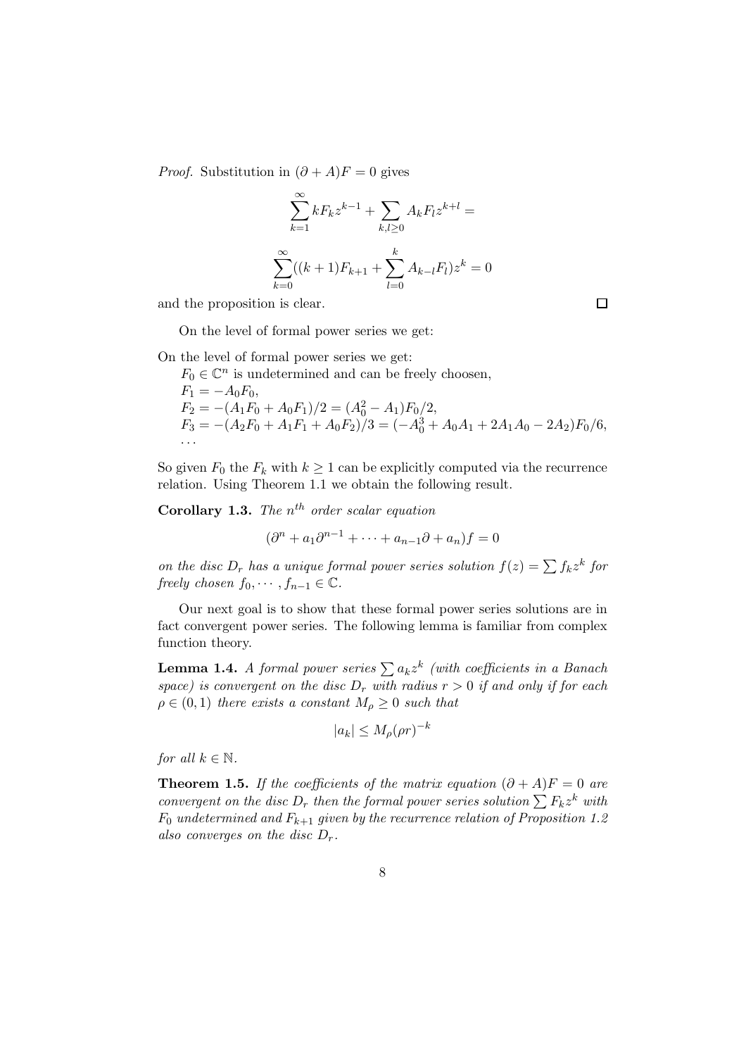*Proof.* Substitution in $(\partial + A)F = 0$ gives

$$\sum_{k=1}^{\infty} kF_k z^{k-1} + \sum_{k,l \geq 0} A_k F_l z^{k+l} =$$

$$\sum_{k=0}^{\infty} ((k+1)F_{k+1} + \sum_{l=0}^{k} A_{k-l} F_l) z^k = 0$$

and the proposition is clear. □

On the level of formal power series we get:

On the level of formal power series we get:

$F_0 \in \mathbb{C}^n$ is undetermined and can be freely choosen,
$F_1 = -A_0 F_0$,
$F_2 = -(A_1 F_0 + A_0 F_1)/2 = (A_0^2 - A_1)F_0/2$,
$F_3 = -(A_2 F_0 + A_1 F_1 + A_0 F_2)/3 = (-A_0^3 + A_0 A_1 + 2A_1 A_0 - 2A_2)F_0/6$,
$\cdots$

So given $F_0$ the $F_k$ with $k \geq 1$ can be explicitly computed via the recurrence relation. Using Theorem 1.1 we obtain the following result.

**Corollary 1.3.** *The $n^{th}$ order scalar equation*

$$(\partial^n + a_1 \partial^{n-1} + \cdots + a_{n-1}\partial + a_n)f = 0$$

*on the disc $D_r$ has a unique formal power series solution $f(z) = \sum f_k z^k$ for freely chosen $f_0, \cdots, f_{n-1} \in \mathbb{C}$.*

Our next goal is to show that these formal power series solutions are in fact convergent power series. The following lemma is familiar from complex function theory.

**Lemma 1.4.** *A formal power series $\sum a_k z^k$ (with coefficients in a Banach space) is convergent on the disc $D_r$ with radius $r > 0$ if and only if for each $\rho \in (0, 1)$ there exists a constant $M_\rho \geq 0$ such that*

$$|a_k| \leq M_\rho (\rho r)^{-k}$$

*for all $k \in \mathbb{N}$.*

**Theorem 1.5.** *If the coefficients of the matrix equation $(\partial + A)F = 0$ are convergent on the disc $D_r$ then the formal power series solution $\sum F_k z^k$ with $F_0$ undetermined and $F_{k+1}$ given by the recurrence relation of Proposition 1.2 also converges on the disc $D_r$.*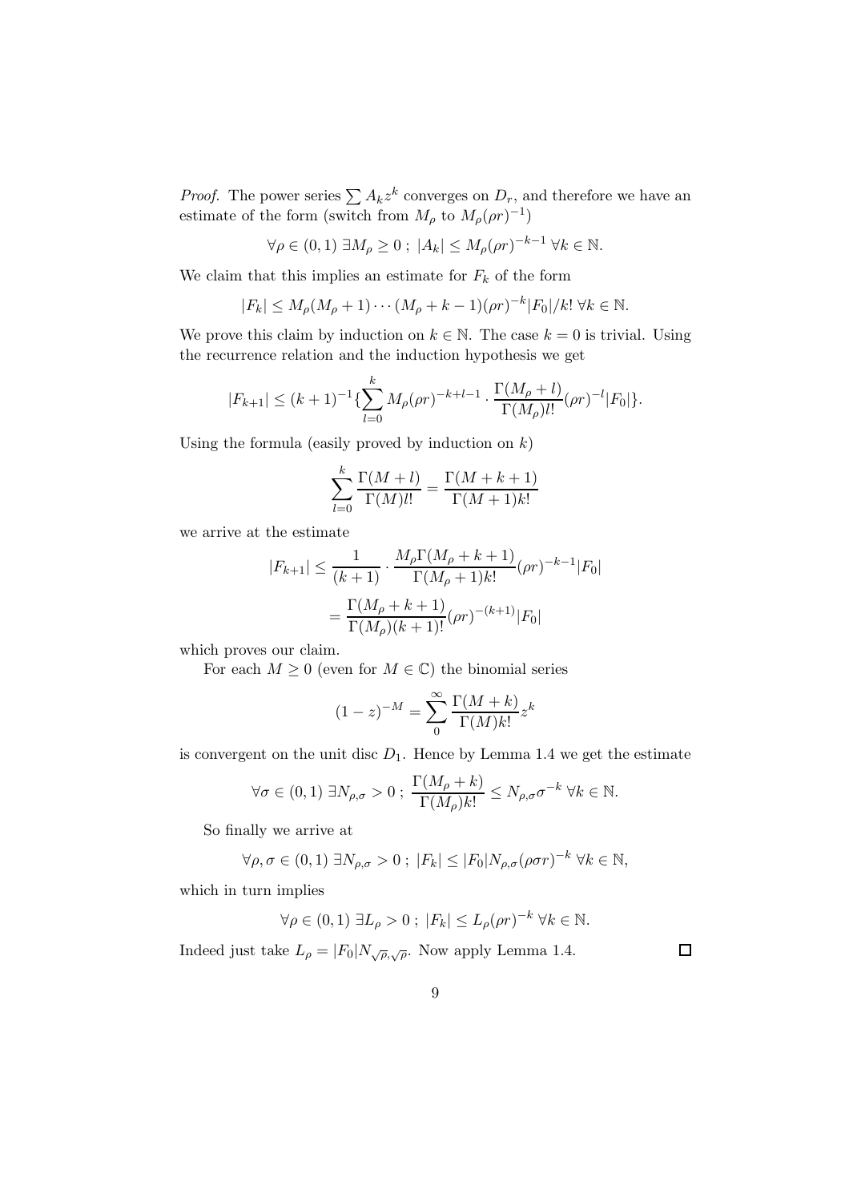*Proof.* The power series $\sum A_k z^k$ converges on $D_r$, and therefore we have an estimate of the form (switch from $M_\rho$ to $M_\rho(\rho r)^{-1}$)

$$\forall \rho \in (0,1)\ \exists M_\rho \geq 0\ ;\ |A_k| \leq M_\rho (\rho r)^{-k-1}\ \forall k \in \mathbb{N}.$$

We claim that this implies an estimate for $F_k$ of the form

$$|F_k| \leq M_\rho(M_\rho+1)\cdots(M_\rho+k-1)(\rho r)^{-k}|F_0|/k!\ \forall k \in \mathbb{N}.$$

We prove this claim by induction on $k \in \mathbb{N}$. The case $k=0$ is trivial. Using the recurrence relation and the induction hypothesis we get

$$|F_{k+1}| \leq (k+1)^{-1}\{\sum_{l=0}^{k} M_\rho(\rho r)^{-k+l-1} \cdot \frac{\Gamma(M_\rho+l)}{\Gamma(M_\rho)l!}(\rho r)^{-l}|F_0|\}.$$

Using the formula (easily proved by induction on $k$)

$$\sum_{l=0}^{k} \frac{\Gamma(M+l)}{\Gamma(M)l!} = \frac{\Gamma(M+k+1)}{\Gamma(M+1)k!}$$

we arrive at the estimate

$$\begin{aligned}
|F_{k+1}| &\leq \frac{1}{(k+1)} \cdot \frac{M_\rho \Gamma(M_\rho+k+1)}{\Gamma(M_\rho+1)k!}(\rho r)^{-k-1}|F_0| \\
&= \frac{\Gamma(M_\rho+k+1)}{\Gamma(M_\rho)(k+1)!}(\rho r)^{-(k+1)}|F_0|
\end{aligned}$$

which proves our claim.

For each $M \geq 0$ (even for $M \in \mathbb{C}$) the binomial series

$$(1-z)^{-M} = \sum_{0}^{\infty} \frac{\Gamma(M+k)}{\Gamma(M)k!} z^k$$

is convergent on the unit disc $D_1$. Hence by Lemma 1.4 we get the estimate

$$\forall \sigma \in (0,1)\ \exists N_{\rho,\sigma} > 0\ ;\ \frac{\Gamma(M_\rho+k)}{\Gamma(M_\rho)k!} \leq N_{\rho,\sigma}\sigma^{-k}\ \forall k \in \mathbb{N}.$$

So finally we arrive at

$$\forall \rho, \sigma \in (0,1)\ \exists N_{\rho,\sigma} > 0\ ;\ |F_k| \leq |F_0| N_{\rho,\sigma}(\rho\sigma r)^{-k}\ \forall k \in \mathbb{N},$$

which in turn implies

$$\forall \rho \in (0,1)\ \exists L_\rho > 0\ ;\ |F_k| \leq L_\rho(\rho r)^{-k}\ \forall k \in \mathbb{N}.$$

Indeed just take $L_\rho = |F_0| N_{\sqrt{\rho},\sqrt{\rho}}$. Now apply Lemma 1.4. $\square$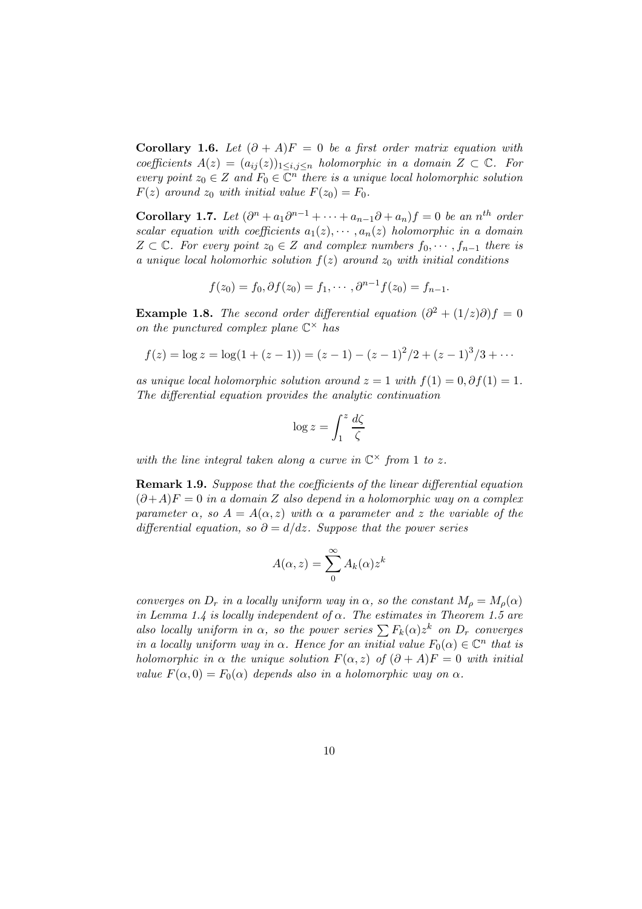**Corollary 1.6.** *Let $(\partial + A)F = 0$ be a first order matrix equation with coefficients $A(z) = (a_{ij}(z))_{1\leq i,j\leq n}$ holomorphic in a domain $Z \subset \mathbb{C}$. For every point $z_0 \in Z$ and $F_0 \in \mathbb{C}^n$ there is a unique local holomorphic solution $F(z)$ around $z_0$ with initial value $F(z_0) = F_0$.*

**Corollary 1.7.** *Let $(\partial^n + a_1\partial^{n-1} + \cdots + a_{n-1}\partial + a_n)f = 0$ be an $n^{th}$ order scalar equation with coefficients $a_1(z), \cdots, a_n(z)$ holomorphic in a domain $Z \subset \mathbb{C}$. For every point $z_0 \in Z$ and complex numbers $f_0, \cdots, f_{n-1}$ there is a unique local holomorhic solution $f(z)$ around $z_0$ with initial conditions*

$$f(z_0) = f_0, \partial f(z_0) = f_1, \cdots, \partial^{n-1} f(z_0) = f_{n-1}.$$

**Example 1.8.** *The second order differential equation $(\partial^2 + (1/z)\partial)f = 0$ on the punctured complex plane $\mathbb{C}^\times$ has*

$$f(z) = \log z = \log(1 + (z-1)) = (z-1) - (z-1)^2/2 + (z-1)^3/3 + \cdots$$

*as unique local holomorphic solution around $z = 1$ with $f(1) = 0, \partial f(1) = 1$. The differential equation provides the analytic continuation*

$$\log z = \int_1^z \frac{d\zeta}{\zeta}$$

*with the line integral taken along a curve in $\mathbb{C}^\times$ from $1$ to $z$.*

**Remark 1.9.** *Suppose that the coefficients of the linear differential equation $(\partial + A)F = 0$ in a domain $Z$ also depend in a holomorphic way on a complex parameter $\alpha$, so $A = A(\alpha, z)$ with $\alpha$ a parameter and $z$ the variable of the differential equation, so $\partial = d/dz$. Suppose that the power series*

$$A(\alpha, z) = \sum_0^\infty A_k(\alpha) z^k$$

*converges on $D_r$ in a locally uniform way in $\alpha$, so the constant $M_\rho = M_\rho(\alpha)$ in Lemma 1.4 is locally independent of $\alpha$. The estimates in Theorem 1.5 are also locally uniform in $\alpha$, so the power series $\sum F_k(\alpha)z^k$ on $D_r$ converges in a locally uniform way in $\alpha$. Hence for an initial value $F_0(\alpha) \in \mathbb{C}^n$ that is holomorphic in $\alpha$ the unique solution $F(\alpha, z)$ of $(\partial + A)F = 0$ with initial value $F(\alpha, 0) = F_0(\alpha)$ depends also in a holomorphic way on $\alpha$.*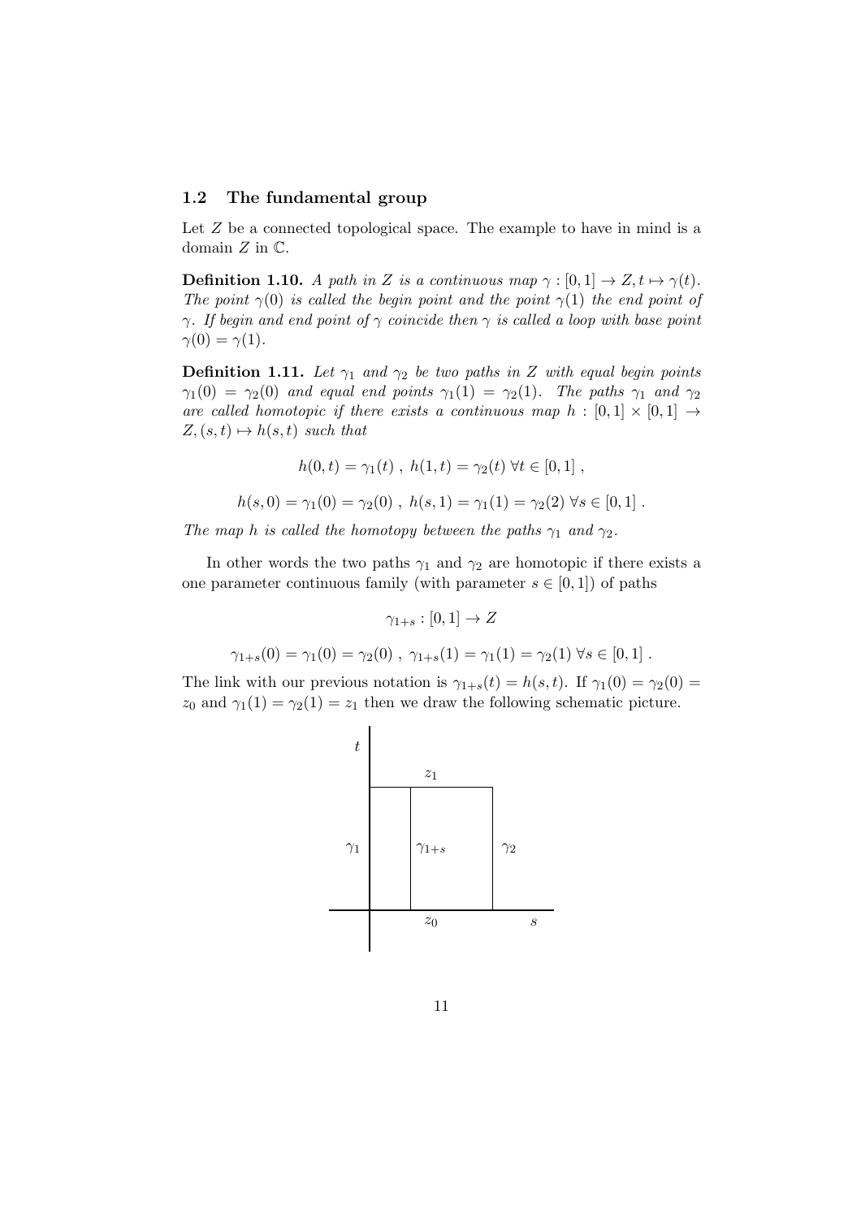## 1.2 The fundamental group

Let $Z$ be a connected topological space. The example to have in mind is a domain $Z$ in $\mathbb{C}$.

**Definition 1.10.** *A path in $Z$ is a continuous map $\gamma : [0,1] \to Z, t \mapsto \gamma(t)$. The point $\gamma(0)$ is called the begin point and the point $\gamma(1)$ the end point of $\gamma$. If begin and end point of $\gamma$ coincide then $\gamma$ is called a loop with base point $\gamma(0) = \gamma(1)$.*

**Definition 1.11.** *Let $\gamma_1$ and $\gamma_2$ be two paths in $Z$ with equal begin points $\gamma_1(0) = \gamma_2(0)$ and equal end points $\gamma_1(1) = \gamma_2(1)$. The paths $\gamma_1$ and $\gamma_2$ are called homotopic if there exists a continuous map $h : [0,1] \times [0,1] \to Z, (s,t) \mapsto h(s,t)$ such that*

$$h(0,t) = \gamma_1(t) \ , \ h(1,t) = \gamma_2(t) \ \forall t \in [0,1] \ ,$$

$$h(s,0) = \gamma_1(0) = \gamma_2(0) \ , \ h(s,1) = \gamma_1(1) = \gamma_2(2) \ \forall s \in [0,1] \ .$$

*The map $h$ is called the homotopy between the paths $\gamma_1$ and $\gamma_2$.*

In other words the two paths $\gamma_1$ and $\gamma_2$ are homotopic if there exists a one parameter continuous family (with parameter $s \in [0,1]$) of paths

$$\gamma_{1+s} : [0,1] \to Z$$

$$\gamma_{1+s}(0) = \gamma_1(0) = \gamma_2(0) \ , \ \gamma_{1+s}(1) = \gamma_1(1) = \gamma_2(1) \ \forall s \in [0,1] \ .$$

The link with our previous notation is $\gamma_{1+s}(t) = h(s,t)$. If $\gamma_1(0) = \gamma_2(0) = z_0$ and $\gamma_1(1) = \gamma_2(1) = z_1$ then we draw the following schematic picture.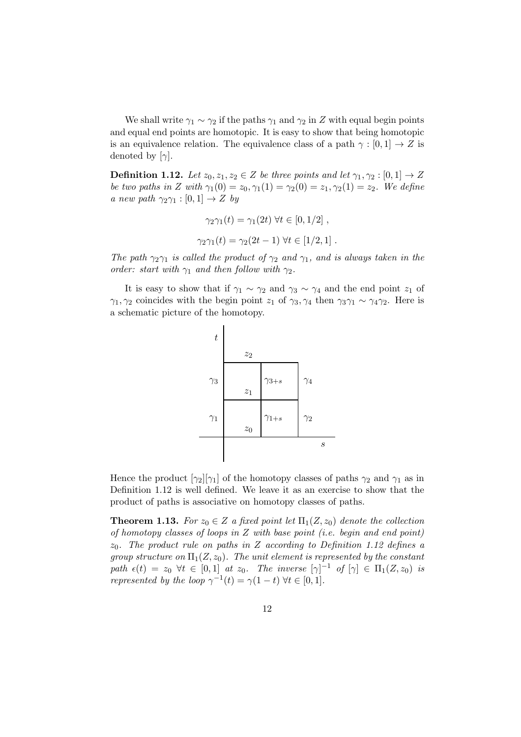We shall write $\gamma_1 \sim \gamma_2$ if the paths $\gamma_1$ and $\gamma_2$ in $Z$ with equal begin points and equal end points are homotopic. It is easy to show that being homotopic is an equivalence relation. The equivalence class of a path $\gamma : [0,1] \to Z$ is denoted by $[\gamma]$.

**Definition 1.12.** *Let $z_0, z_1, z_2 \in Z$ be three points and let $\gamma_1, \gamma_2 : [0,1] \to Z$ be two paths in $Z$ with $\gamma_1(0) = z_0, \gamma_1(1) = \gamma_2(0) = z_1, \gamma_2(1) = z_2$. We define a new path $\gamma_2\gamma_1 : [0,1] \to Z$ by*

$$\gamma_2\gamma_1(t) = \gamma_1(2t) \ \forall t \in [0, 1/2] \ ,$$

$$\gamma_2\gamma_1(t) = \gamma_2(2t-1) \ \forall t \in [1/2, 1] \ .$$

*The path $\gamma_2\gamma_1$ is called the product of $\gamma_2$ and $\gamma_1$, and is always taken in the order: start with $\gamma_1$ and then follow with $\gamma_2$.*

It is easy to show that if $\gamma_1 \sim \gamma_2$ and $\gamma_3 \sim \gamma_4$ and the end point $z_1$ of $\gamma_1, \gamma_2$ coincides with the begin point $z_1$ of $\gamma_3, \gamma_4$ then $\gamma_3\gamma_1 \sim \gamma_4\gamma_2$. Here is a schematic picture of the homotopy.

| | | | |
|---|---|---|---|
| $t$ | | | |
| | $z_2$ | | |
| $\gamma_3$ | $z_1$ | $\gamma_{3+s}$ | $\gamma_4$ |
| $\gamma_1$ | $z_0$ | $\gamma_{1+s}$ | $\gamma_2$ |
| | | | $s$ |

Hence the product $[\gamma_2][\gamma_1]$ of the homotopy classes of paths $\gamma_2$ and $\gamma_1$ as in Definition 1.12 is well defined. We leave it as an exercise to show that the product of paths is associative on homotopy classes of paths.

**Theorem 1.13.** *For $z_0 \in Z$ a fixed point let $\Pi_1(Z, z_0)$ denote the collection of homotopy classes of loops in $Z$ with base point (i.e. begin and end point) $z_0$. The product rule on paths in $Z$ according to Definition 1.12 defines a group structure on $\Pi_1(Z, z_0)$. The unit element is represented by the constant path $\epsilon(t) = z_0 \ \forall t \in [0,1]$ at $z_0$. The inverse $[\gamma]^{-1}$ of $[\gamma] \in \Pi_1(Z, z_0)$ is represented by the loop $\gamma^{-1}(t) = \gamma(1-t) \ \forall t \in [0,1]$.*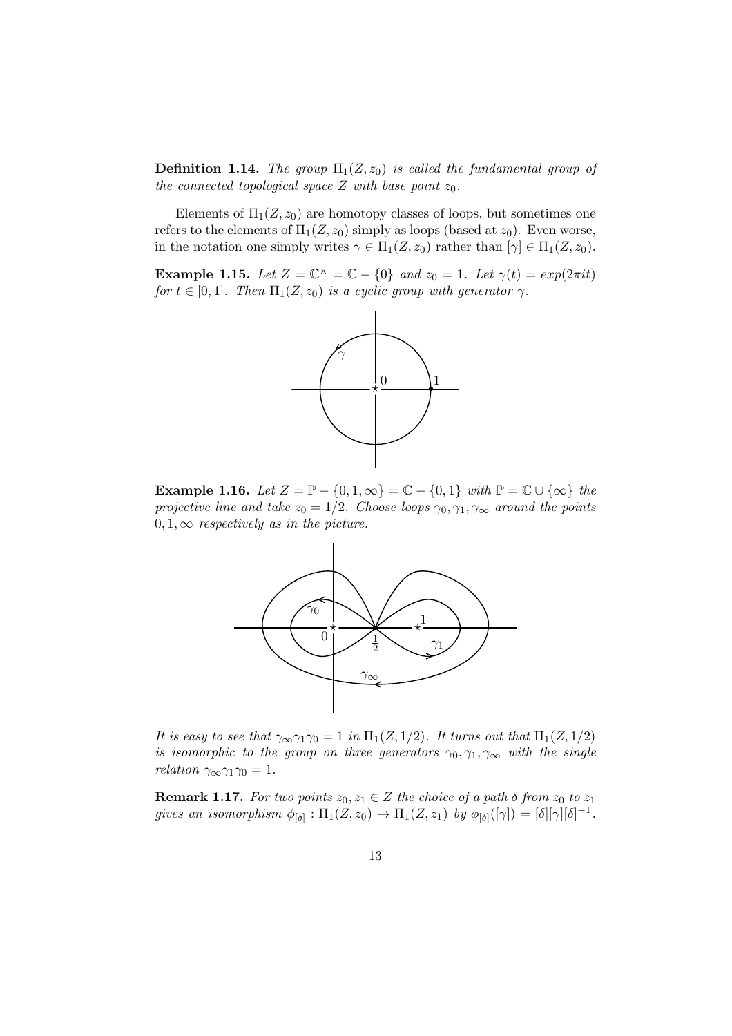**Definition 1.14.** *The group $\Pi_1(Z, z_0)$ is called the fundamental group of the connected topological space $Z$ with base point $z_0$.*

Elements of $\Pi_1(Z, z_0)$ are homotopy classes of loops, but sometimes one refers to the elements of $\Pi_1(Z, z_0)$ simply as loops (based at $z_0$). Even worse, in the notation one simply writes $\gamma \in \Pi_1(Z, z_0)$ rather than $[\gamma] \in \Pi_1(Z, z_0)$.

**Example 1.15.** *Let $Z = \mathbb{C}^\times = \mathbb{C} - \{0\}$ and $z_0 = 1$. Let $\gamma(t) = exp(2\pi i t)$ for $t \in [0, 1]$. Then $\Pi_1(Z, z_0)$ is a cyclic group with generator $\gamma$.*

**Example 1.16.** *Let $Z = \mathbb{P} - \{0, 1, \infty\} = \mathbb{C} - \{0, 1\}$ with $\mathbb{P} = \mathbb{C} \cup \{\infty\}$ the projective line and take $z_0 = 1/2$. Choose loops $\gamma_0, \gamma_1, \gamma_\infty$ around the points $0, 1, \infty$ respectively as in the picture.*

*It is easy to see that $\gamma_\infty \gamma_1 \gamma_0 = 1$ in $\Pi_1(Z, 1/2)$. It turns out that $\Pi_1(Z, 1/2)$ is isomorphic to the group on three generators $\gamma_0, \gamma_1, \gamma_\infty$ with the single relation $\gamma_\infty \gamma_1 \gamma_0 = 1$.*

**Remark 1.17.** *For two points $z_0, z_1 \in Z$ the choice of a path $\delta$ from $z_0$ to $z_1$ gives an isomorphism $\phi_{[\delta]} : \Pi_1(Z, z_0) \to \Pi_1(Z, z_1)$ by $\phi_{[\delta]}([\gamma]) = [\delta][\gamma][\delta]^{-1}$.*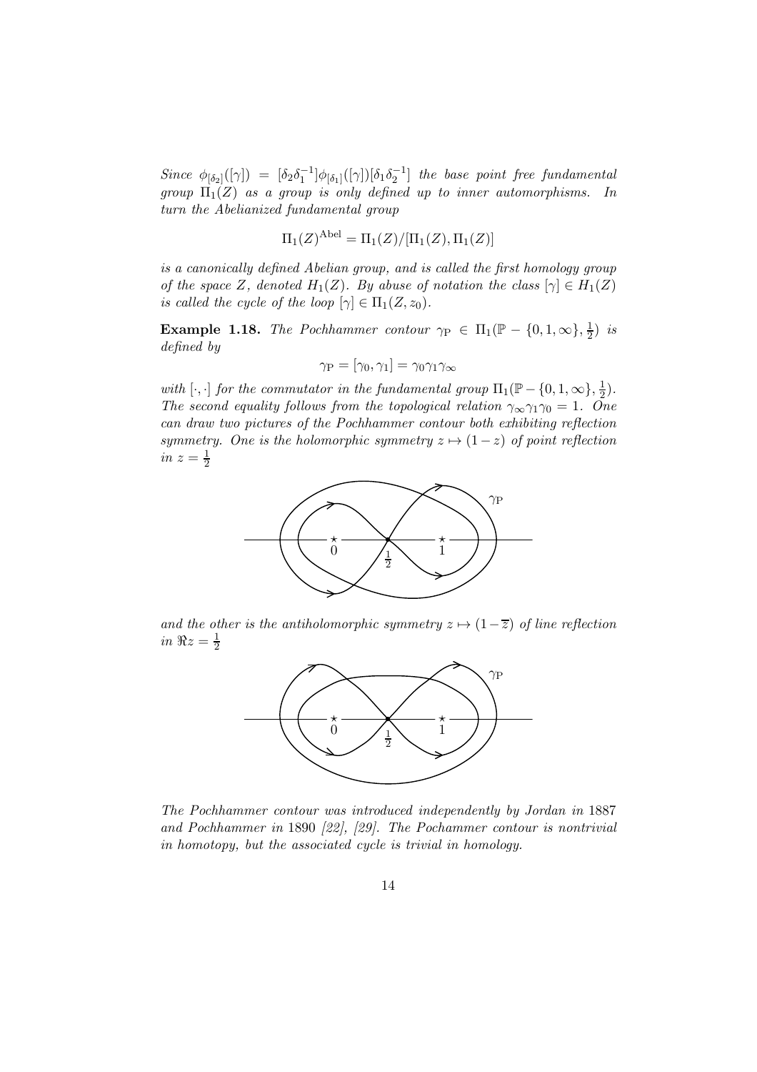*Since* $\phi_{[\delta_2]}([\gamma]) = [\delta_2\delta_1^{-1}]\phi_{[\delta_1]}([\gamma])[\delta_1\delta_2^{-1}]$ *the base point free fundamental group* $\Pi_1(Z)$ *as a group is only defined up to inner automorphisms. In turn the Abelianized fundamental group*

$$\Pi_1(Z)^{\text{Abel}} = \Pi_1(Z)/[\Pi_1(Z), \Pi_1(Z)]$$

*is a canonically defined Abelian group, and is called the first homology group of the space* $Z$*, denoted* $H_1(Z)$*. By abuse of notation the class* $[\gamma] \in H_1(Z)$ *is called the cycle of the loop* $[\gamma] \in \Pi_1(Z, z_0)$*.*

**Example 1.18.** *The Pochhammer contour* $\gamma_{\text{P}} \in \Pi_1(\mathbb{P} - \{0, 1, \infty\}, \frac{1}{2})$ *is defined by*

$$\gamma_{\text{P}} = [\gamma_0, \gamma_1] = \gamma_0\gamma_1\gamma_\infty$$

*with* $[\cdot, \cdot]$ *for the commutator in the fundamental group* $\Pi_1(\mathbb{P} - \{0, 1, \infty\}, \frac{1}{2})$*. The second equality follows from the topological relation* $\gamma_\infty\gamma_1\gamma_0 = 1$*. One can draw two pictures of the Pochhammer contour both exhibiting reflection symmetry. One is the holomorphic symmetry* $z \mapsto (1 - z)$ *of point reflection in* $z = \frac{1}{2}$

*and the other is the antiholomorphic symmetry* $z \mapsto (1 - \overline{z})$ *of line reflection in* $\Re z = \frac{1}{2}$

*The Pochhammer contour was introduced independently by Jordan in* 1887 *and Pochhammer in* 1890 *[22], [29]. The Pochammer contour is nontrivial in homotopy, but the associated cycle is trivial in homology.*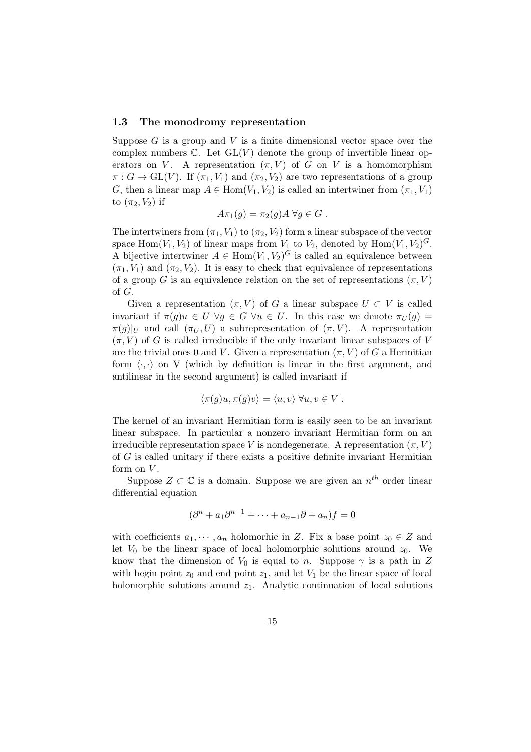### 1.3 The monodromy representation

Suppose $G$ is a group and $V$ is a finite dimensional vector space over the complex numbers $\mathbb{C}$. Let $\mathrm{GL}(V)$ denote the group of invertible linear operators on $V$. A representation $(\pi, V)$ of $G$ on $V$ is a homomorphism $\pi : G \to \mathrm{GL}(V)$. If $(\pi_1, V_1)$ and $(\pi_2, V_2)$ are two representations of a group $G$, then a linear map $A \in \mathrm{Hom}(V_1, V_2)$ is called an intertwiner from $(\pi_1, V_1)$ to $(\pi_2, V_2)$ if

$$A\pi_1(g) = \pi_2(g)A \;\forall g \in G\;.$$

The intertwiners from $(\pi_1, V_1)$ to $(\pi_2, V_2)$ form a linear subspace of the vector space $\mathrm{Hom}(V_1, V_2)$ of linear maps from $V_1$ to $V_2$, denoted by $\mathrm{Hom}(V_1, V_2)^G$. A bijective intertwiner $A \in \mathrm{Hom}(V_1, V_2)^G$ is called an equivalence between $(\pi_1, V_1)$ and $(\pi_2, V_2)$. It is easy to check that equivalence of representations of a group $G$ is an equivalence relation on the set of representations $(\pi, V)$ of $G$.

Given a representation $(\pi, V)$ of $G$ a linear subspace $U \subset V$ is called invariant if $\pi(g)u \in U \;\forall g \in G \;\forall u \in U$. In this case we denote $\pi_U(g) = \pi(g)|_U$ and call $(\pi_U, U)$ a subrepresentation of $(\pi, V)$. A representation $(\pi, V)$ of $G$ is called irreducible if the only invariant linear subspaces of $V$ are the trivial ones 0 and $V$. Given a representation $(\pi, V)$ of $G$ a Hermitian form $\langle\cdot,\cdot\rangle$ on V (which by definition is linear in the first argument, and antilinear in the second argument) is called invariant if

$$\langle \pi(g)u, \pi(g)v\rangle = \langle u, v\rangle \;\forall u, v \in V\;.$$

The kernel of an invariant Hermitian form is easily seen to be an invariant linear subspace. In particular a nonzero invariant Hermitian form on an irreducible representation space $V$ is nondegenerate. A representation $(\pi, V)$ of $G$ is called unitary if there exists a positive definite invariant Hermitian form on $V$.

Suppose $Z \subset \mathbb{C}$ is a domain. Suppose we are given an $n^{th}$ order linear differential equation

$$(\partial^n + a_1\partial^{n-1} + \cdots + a_{n-1}\partial + a_n)f = 0$$

with coefficients $a_1, \cdots, a_n$ holomorhic in $Z$. Fix a base point $z_0 \in Z$ and let $V_0$ be the linear space of local holomorphic solutions around $z_0$. We know that the dimension of $V_0$ is equal to $n$. Suppose $\gamma$ is a path in $Z$ with begin point $z_0$ and end point $z_1$, and let $V_1$ be the linear space of local holomorphic solutions around $z_1$. Analytic continuation of local solutions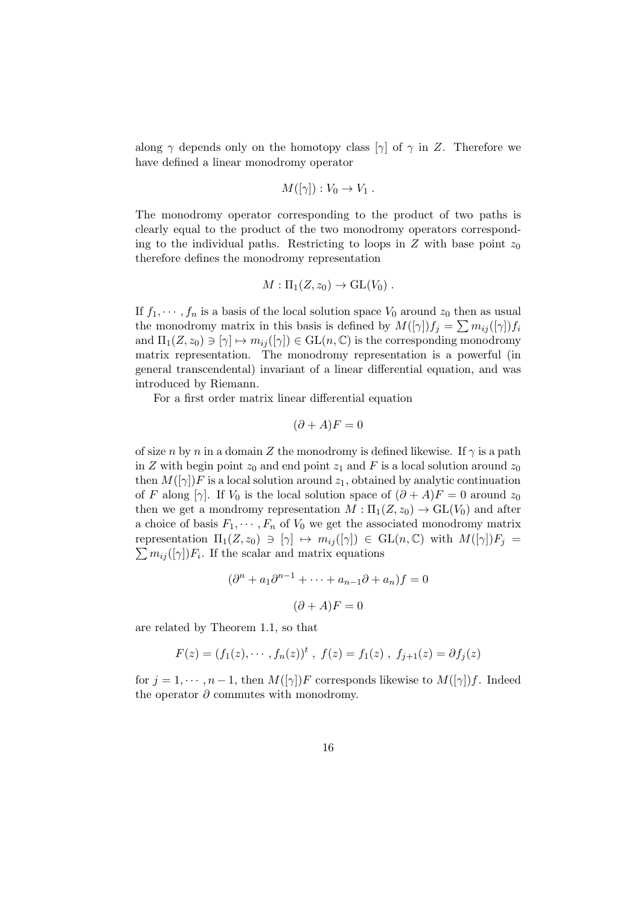along $\gamma$ depends only on the homotopy class $[\gamma]$ of $\gamma$ in $Z$. Therefore we have defined a linear monodromy operator

$$M([\gamma]) : V_0 \to V_1 \ .$$

The monodromy operator corresponding to the product of two paths is clearly equal to the product of the two monodromy operators corresponding to the individual paths. Restricting to loops in $Z$ with base point $z_0$ therefore defines the monodromy representation

$$M : \Pi_1(Z, z_0) \to \mathrm{GL}(V_0) \ .$$

If $f_1, \cdots, f_n$ is a basis of the local solution space $V_0$ around $z_0$ then as usual the monodromy matrix in this basis is defined by $M([\gamma])f_j = \sum m_{ij}([\gamma])f_i$ and $\Pi_1(Z, z_0) \ni [\gamma] \mapsto m_{ij}([\gamma]) \in \mathrm{GL}(n, \mathbb{C})$ is the corresponding monodromy matrix representation. The monodromy representation is a powerful (in general transcendental) invariant of a linear differential equation, and was introduced by Riemann.

For a first order matrix linear differential equation

$$(\partial + A)F = 0$$

of size $n$ by $n$ in a domain $Z$ the monodromy is defined likewise. If $\gamma$ is a path in $Z$ with begin point $z_0$ and end point $z_1$ and $F$ is a local solution around $z_0$ then $M([\gamma])F$ is a local solution around $z_1$, obtained by analytic continuation of $F$ along $[\gamma]$. If $V_0$ is the local solution space of $(\partial + A)F = 0$ around $z_0$ then we get a mondromy representation $M : \Pi_1(Z, z_0) \to \mathrm{GL}(V_0)$ and after a choice of basis $F_1, \cdots, F_n$ of $V_0$ we get the associated monodromy matrix representation $\Pi_1(Z, z_0) \ni [\gamma] \mapsto m_{ij}([\gamma]) \in \mathrm{GL}(n, \mathbb{C})$ with $M([\gamma])F_j = \sum m_{ij}([\gamma])F_i$. If the scalar and matrix equations

$$(\partial^n + a_1\partial^{n-1} + \cdots + a_{n-1}\partial + a_n)f = 0$$

$$(\partial + A)F = 0$$

are related by Theorem 1.1, so that

$$F(z) = (f_1(z), \cdots, f_n(z))^t \ , \ f(z) = f_1(z) \ , \ f_{j+1}(z) = \partial f_j(z)$$

for $j = 1, \cdots, n-1$, then $M([\gamma])F$ corresponds likewise to $M([\gamma])f$. Indeed the operator $\partial$ commutes with monodromy.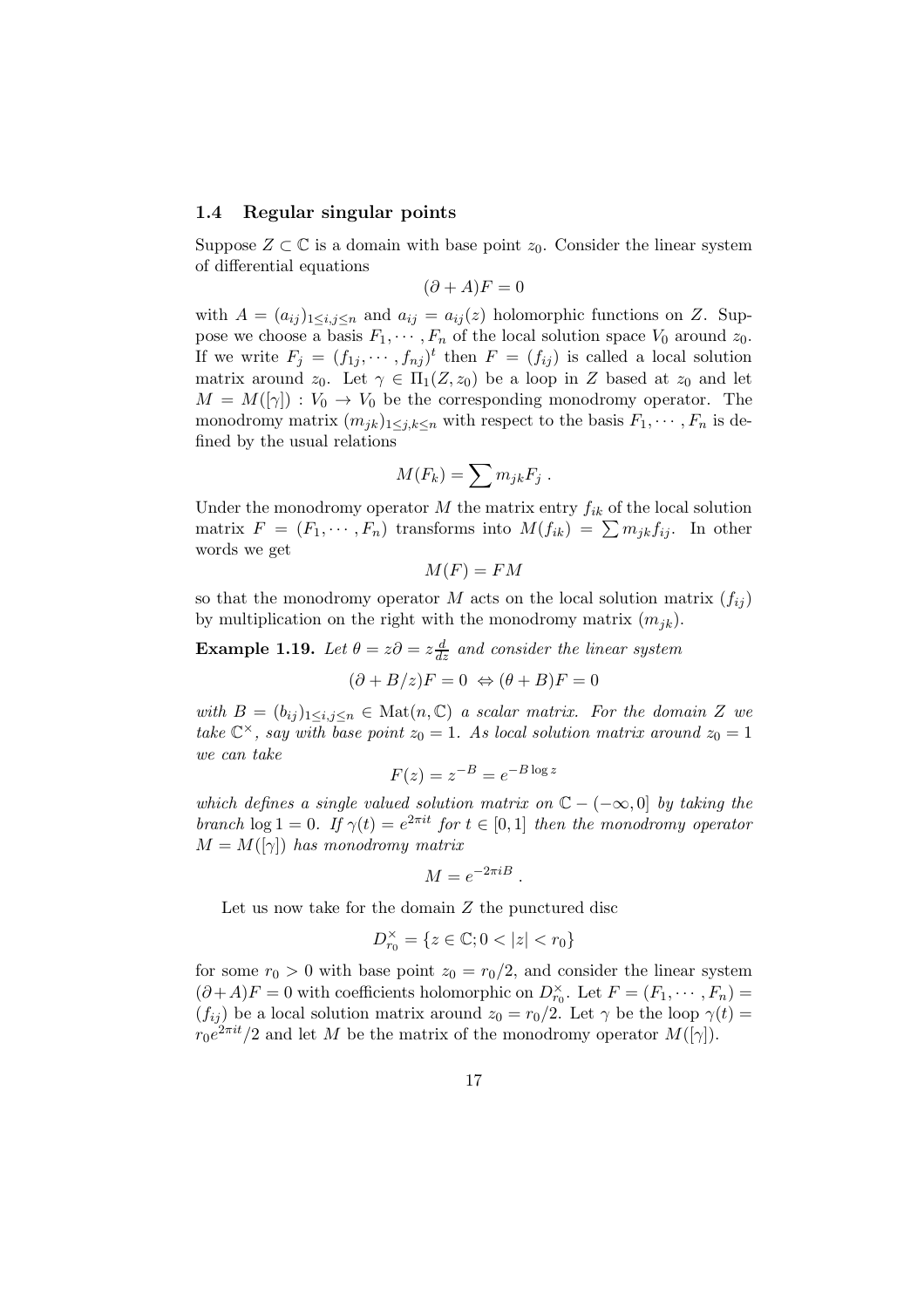### 1.4 Regular singular points

Suppose $Z \subset \mathbb{C}$ is a domain with base point $z_0$. Consider the linear system of differential equations

$$(\partial + A)F = 0$$

with $A = (a_{ij})_{1 \le i,j \le n}$ and $a_{ij} = a_{ij}(z)$ holomorphic functions on $Z$. Suppose we choose a basis $F_1, \cdots, F_n$ of the local solution space $V_0$ around $z_0$. If we write $F_j = (f_{1j}, \cdots, f_{nj})^t$ then $F = (f_{ij})$ is called a local solution matrix around $z_0$. Let $\gamma \in \Pi_1(Z, z_0)$ be a loop in $Z$ based at $z_0$ and let $M = M([\gamma]) : V_0 \to V_0$ be the corresponding monodromy operator. The monodromy matrix $(m_{jk})_{1 \le j,k \le n}$ with respect to the basis $F_1, \cdots, F_n$ is defined by the usual relations

$$M(F_k) = \sum m_{jk} F_j \; .$$

Under the monodromy operator $M$ the matrix entry $f_{ik}$ of the local solution matrix $F = (F_1, \cdots, F_n)$ transforms into $M(f_{ik}) = \sum m_{jk} f_{ij}$. In other words we get

$$M(F) = FM$$

so that the monodromy operator $M$ acts on the local solution matrix $(f_{ij})$ by multiplication on the right with the monodromy matrix $(m_{jk})$.

**Example 1.19.** *Let $\theta = z\partial = z\frac{d}{dz}$ and consider the linear system*

$$(\partial + B/z)F = 0 \;\Leftrightarrow (\theta + B)F = 0$$

*with $B = (b_{ij})_{1 \le i,j \le n} \in \mathrm{Mat}(n, \mathbb{C})$ a scalar matrix. For the domain $Z$ we take $\mathbb{C}^\times$, say with base point $z_0 = 1$. As local solution matrix around $z_0 = 1$ we can take*

$$F(z) = z^{-B} = e^{-B \log z}$$

*which defines a single valued solution matrix on $\mathbb{C} - (-\infty, 0]$ by taking the branch $\log 1 = 0$. If $\gamma(t) = e^{2\pi i t}$ for $t \in [0, 1]$ then the monodromy operator $M = M([\gamma])$ has monodromy matrix*

$$M = e^{-2\pi i B} \; .$$

Let us now take for the domain $Z$ the punctured disc

$$D_{r_0}^\times = \{z \in \mathbb{C}; 0 < |z| < r_0\}$$

for some $r_0 > 0$ with base point $z_0 = r_0/2$, and consider the linear system $(\partial + A)F = 0$ with coefficients holomorphic on $D_{r_0}^\times$. Let $F = (F_1, \cdots, F_n) = (f_{ij})$ be a local solution matrix around $z_0 = r_0/2$. Let $\gamma$ be the loop $\gamma(t) = r_0 e^{2\pi i t}/2$ and let $M$ be the matrix of the monodromy operator $M([\gamma])$.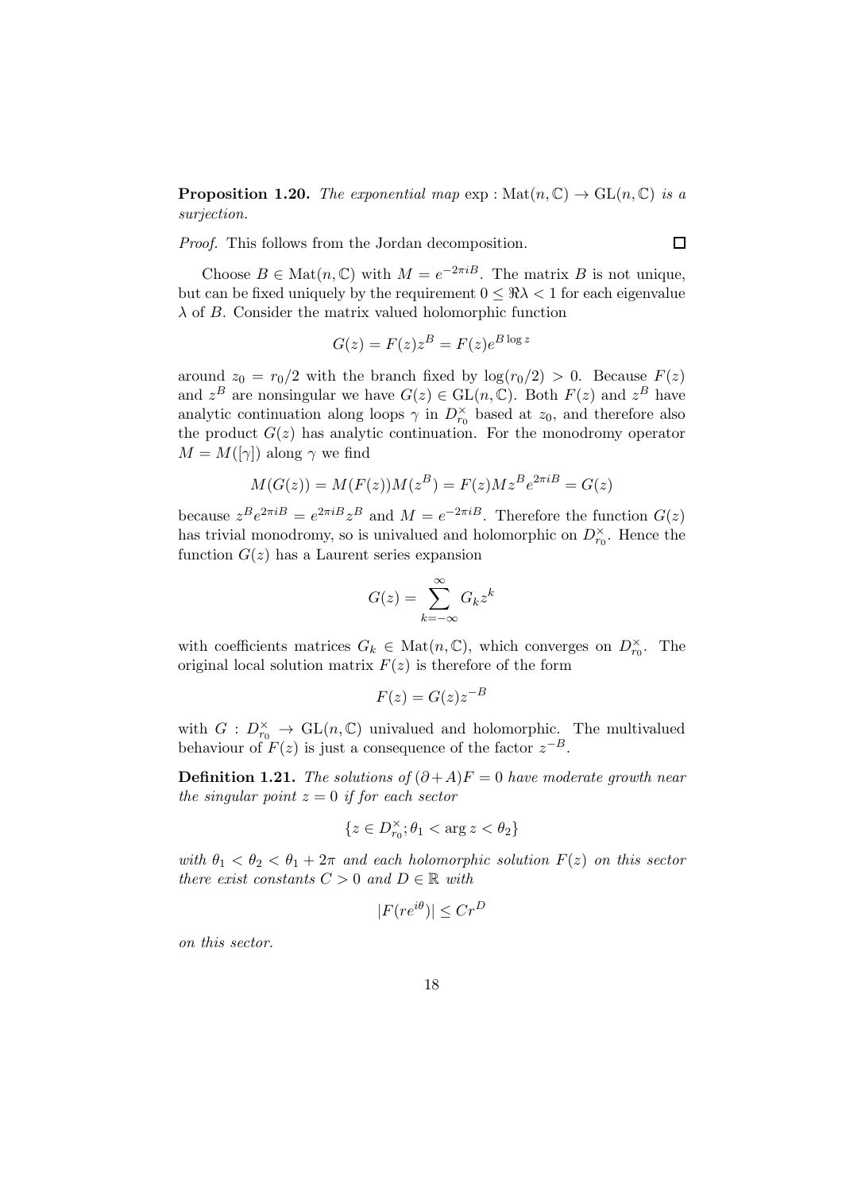**Proposition 1.20.** *The exponential map* $\exp : \mathrm{Mat}(n, \mathbb{C}) \to \mathrm{GL}(n, \mathbb{C})$ *is a surjection.*

*Proof.* This follows from the Jordan decomposition. $\square$

Choose $B \in \mathrm{Mat}(n, \mathbb{C})$ with $M = e^{-2\pi i B}$. The matrix $B$ is not unique, but can be fixed uniquely by the requirement $0 \leq \Re\lambda < 1$ for each eigenvalue $\lambda$ of $B$. Consider the matrix valued holomorphic function

$$G(z) = F(z)z^B = F(z)e^{B \log z}$$

around $z_0 = r_0/2$ with the branch fixed by $\log(r_0/2) > 0$. Because $F(z)$ and $z^B$ are nonsingular we have $G(z) \in \mathrm{GL}(n, \mathbb{C})$. Both $F(z)$ and $z^B$ have analytic continuation along loops $\gamma$ in $D_{r_0}^\times$ based at $z_0$, and therefore also the product $G(z)$ has analytic continuation. For the monodromy operator $M = M([\gamma])$ along $\gamma$ we find

$$M(G(z)) = M(F(z))M(z^B) = F(z)Mz^B e^{2\pi i B} = G(z)$$

because $z^B e^{2\pi i B} = e^{2\pi i B} z^B$ and $M = e^{-2\pi i B}$. Therefore the function $G(z)$ has trivial monodromy, so is univalued and holomorphic on $D_{r_0}^\times$. Hence the function $G(z)$ has a Laurent series expansion

$$G(z) = \sum_{k=-\infty}^{\infty} G_k z^k$$

with coefficients matrices $G_k \in \mathrm{Mat}(n, \mathbb{C})$, which converges on $D_{r_0}^\times$. The original local solution matrix $F(z)$ is therefore of the form

$$F(z) = G(z)z^{-B}$$

with $G : D_{r_0}^\times \to \mathrm{GL}(n, \mathbb{C})$ univalued and holomorphic. The multivalued behaviour of $F(z)$ is just a consequence of the factor $z^{-B}$.

**Definition 1.21.** *The solutions of* $(\partial + A)F = 0$ *have moderate growth near the singular point* $z = 0$ *if for each sector*

$$\{z \in D_{r_0}^\times; \theta_1 < \arg z < \theta_2\}$$

*with* $\theta_1 < \theta_2 < \theta_1 + 2\pi$ *and each holomorphic solution* $F(z)$ *on this sector there exist constants* $C > 0$ *and* $D \in \mathbb{R}$ *with*

$$|F(re^{i\theta})| \leq Cr^D$$

*on this sector.*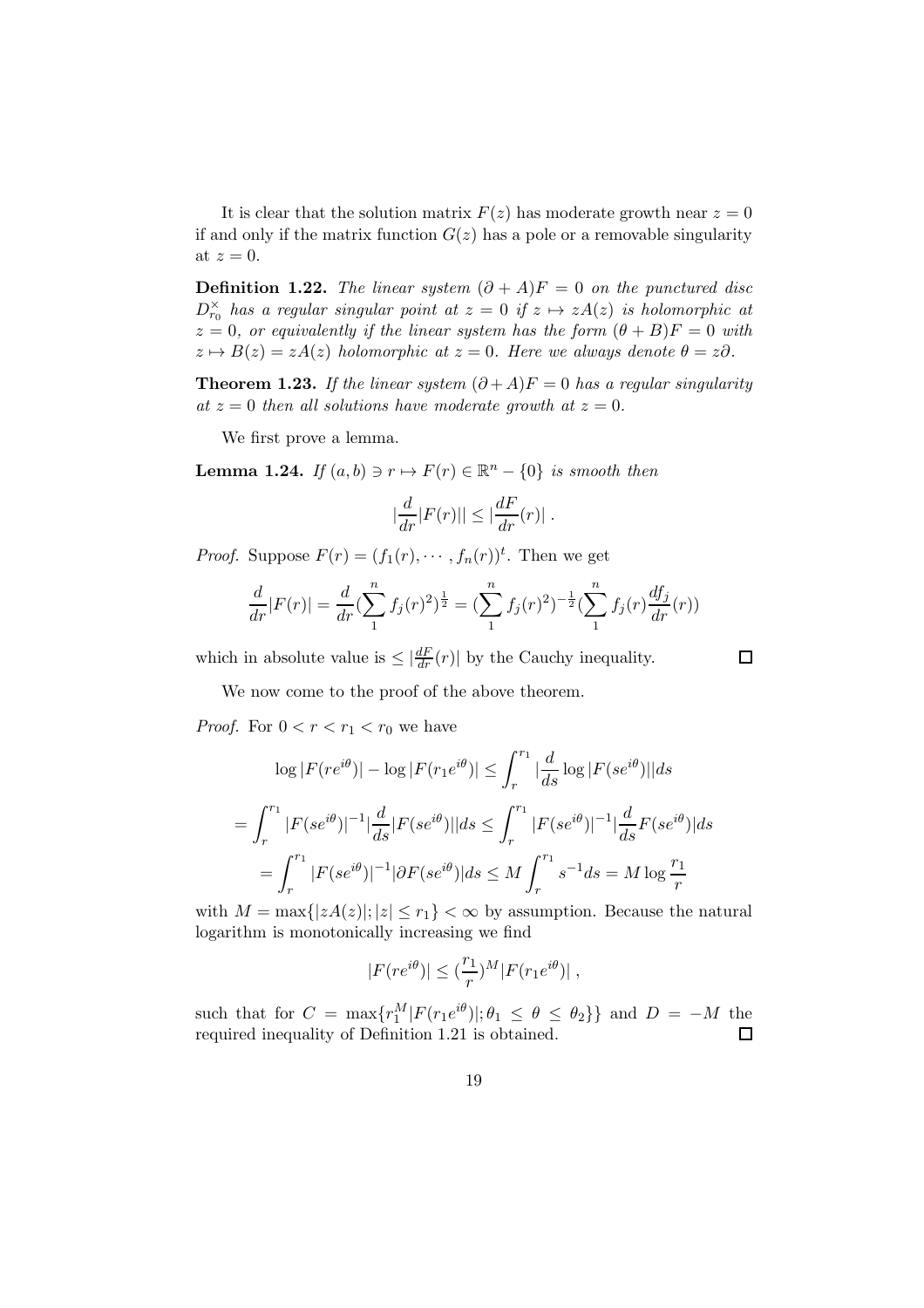It is clear that the solution matrix $F(z)$ has moderate growth near $z = 0$ if and only if the matrix function $G(z)$ has a pole or a removable singularity at $z = 0$.

**Definition 1.22.** *The linear system $(\partial + A)F = 0$ on the punctured disc $D_{r_0}^{\times}$ has a regular singular point at $z = 0$ if $z \mapsto zA(z)$ is holomorphic at $z = 0$, or equivalently if the linear system has the form $(\theta + B)F = 0$ with $z \mapsto B(z) = zA(z)$ holomorphic at $z = 0$. Here we always denote $\theta = z\partial$.*

**Theorem 1.23.** *If the linear system $(\partial + A)F = 0$ has a regular singularity at $z = 0$ then all solutions have moderate growth at $z = 0$.*

We first prove a lemma.

**Lemma 1.24.** *If $(a, b) \ni r \mapsto F(r) \in \mathbb{R}^n - \{0\}$ is smooth then*

$$|\frac{d}{dr}|F(r)|| \leq |\frac{dF}{dr}(r)| \, .$$

*Proof.* Suppose $F(r) = (f_1(r), \cdots, f_n(r))^t$. Then we get

$$\frac{d}{dr}|F(r)| = \frac{d}{dr}(\sum_1^n f_j(r)^2)^{\frac{1}{2}} = (\sum_1^n f_j(r)^2)^{-\frac{1}{2}}(\sum_1^n f_j(r)\frac{df_j}{dr}(r))$$

which in absolute value is $\leq |\frac{dF}{dr}(r)|$ by the Cauchy inequality. □

We now come to the proof of the above theorem.

*Proof.* For $0 < r < r_1 < r_0$ we have

$$\log |F(re^{i\theta})| - \log |F(r_1 e^{i\theta})| \leq \int_r^{r_1} |\frac{d}{ds} \log |F(se^{i\theta})||ds$$

$$= \int_r^{r_1} |F(se^{i\theta})|^{-1} |\frac{d}{ds}|F(se^{i\theta})||ds \leq \int_r^{r_1} |F(se^{i\theta})|^{-1} |\frac{d}{ds}F(se^{i\theta})|ds$$

$$= \int_r^{r_1} |F(se^{i\theta})|^{-1} |\partial F(se^{i\theta})|ds \leq M \int_r^{r_1} s^{-1} ds = M \log \frac{r_1}{r}$$

with $M = \max\{|zA(z)|; |z| \leq r_1\} < \infty$ by assumption. Because the natural logarithm is monotonically increasing we find

$$|F(re^{i\theta})| \leq (\frac{r_1}{r})^M |F(r_1 e^{i\theta})| \, ,$$

such that for $C = \max\{r_1^M |F(r_1 e^{i\theta})|; \theta_1 \leq \theta \leq \theta_2\}\}$ and $D = -M$ the required inequality of Definition 1.21 is obtained. □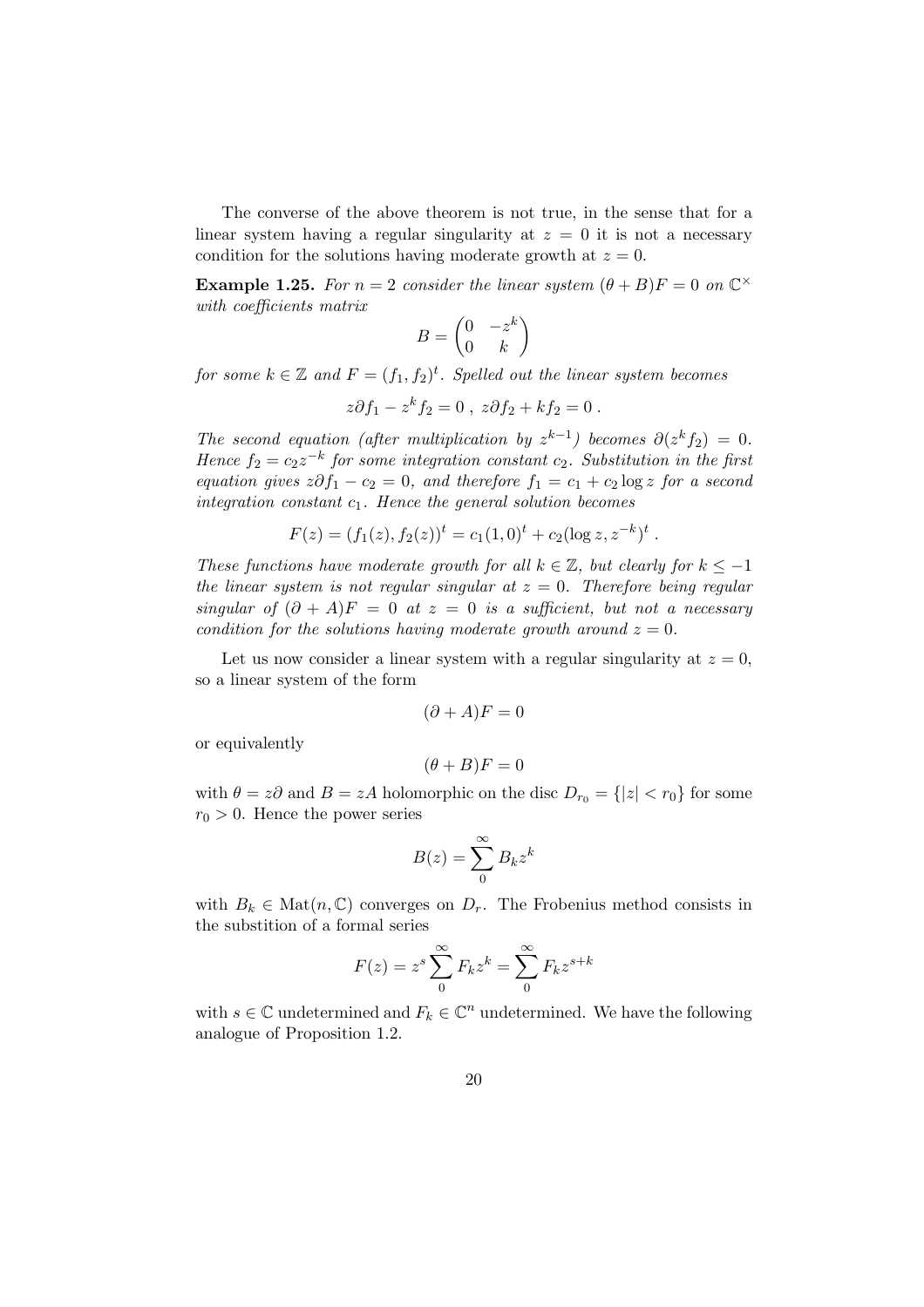The converse of the above theorem is not true, in the sense that for a linear system having a regular singularity at $z = 0$ it is not a necessary condition for the solutions having moderate growth at $z = 0$.

**Example 1.25.** *For $n = 2$ consider the linear system $(\theta + B)F = 0$ on $\mathbb{C}^\times$ with coefficients matrix*

$$B = \begin{pmatrix} 0 & -z^k \\ 0 & k \end{pmatrix}$$

*for some $k \in \mathbb{Z}$ and $F = (f_1, f_2)^t$. Spelled out the linear system becomes*

$$z\partial f_1 - z^k f_2 = 0 \ , \ z\partial f_2 + k f_2 = 0 \ .$$

*The second equation (after multiplication by $z^{k-1}$) becomes $\partial(z^k f_2) = 0$. Hence $f_2 = c_2 z^{-k}$ for some integration constant $c_2$. Substitution in the first equation gives $z\partial f_1 - c_2 = 0$, and therefore $f_1 = c_1 + c_2 \log z$ for a second integration constant $c_1$. Hence the general solution becomes*

$$F(z) = (f_1(z), f_2(z))^t = c_1(1,0)^t + c_2(\log z, z^{-k})^t \ .$$

*These functions have moderate growth for all $k \in \mathbb{Z}$, but clearly for $k \leq -1$ the linear system is not regular singular at $z = 0$. Therefore being regular singular of $(\partial + A)F = 0$ at $z = 0$ is a sufficient, but not a necessary condition for the solutions having moderate growth around $z = 0$.*

Let us now consider a linear system with a regular singularity at $z = 0$, so a linear system of the form

$$(\partial + A)F = 0$$

or equivalently

$$(\theta + B)F = 0$$

with $\theta = z\partial$ and $B = zA$ holomorphic on the disc $D_{r_0} = \{|z| < r_0\}$ for some $r_0 > 0$. Hence the power series

$$B(z) = \sum_0^\infty B_k z^k$$

with $B_k \in \mathrm{Mat}(n, \mathbb{C})$ converges on $D_r$. The Frobenius method consists in the substition of a formal series

$$F(z) = z^s \sum_0^\infty F_k z^k = \sum_0^\infty F_k z^{s+k}$$

with $s \in \mathbb{C}$ undetermined and $F_k \in \mathbb{C}^n$ undetermined. We have the following analogue of Proposition 1.2.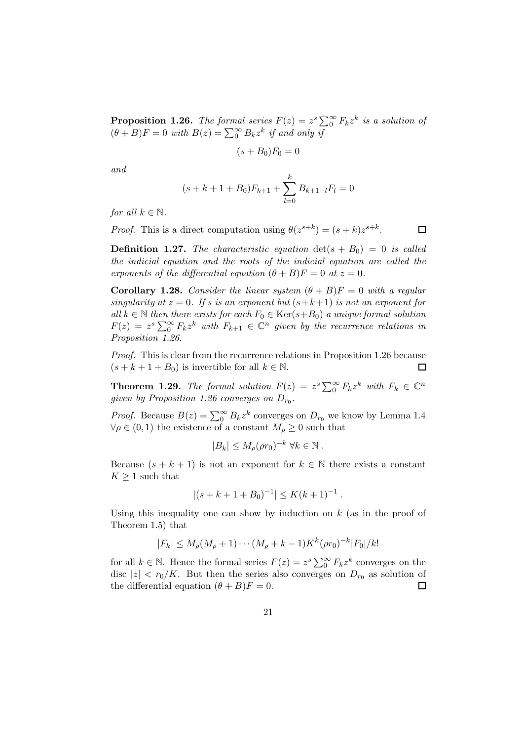**Proposition 1.26.** *The formal series $F(z) = z^s \sum_0^\infty F_k z^k$ is a solution of $(\theta + B)F = 0$ with $B(z) = \sum_0^\infty B_k z^k$ if and only if*

$$(s + B_0)F_0 = 0$$

*and*

$$(s + k + 1 + B_0)F_{k+1} + \sum_{l=0}^{k} B_{k+1-l}F_l = 0$$

*for all $k \in \mathbb{N}$.*

*Proof.* This is a direct computation using $\theta(z^{s+k}) = (s + k)z^{s+k}$. $\square$

**Definition 1.27.** *The characteristic equation $\det(s + B_0) = 0$ is called the indicial equation and the roots of the indicial equation are called the exponents of the differential equation $(\theta + B)F = 0$ at $z = 0$.*

**Corollary 1.28.** *Consider the linear system $(\theta + B)F = 0$ with a regular singularity at $z = 0$. If $s$ is an exponent but $(s+k+1)$ is not an exponent for all $k \in \mathbb{N}$ then there exists for each $F_0 \in \mathrm{Ker}(s+B_0)$ a unique formal solution $F(z) = z^s \sum_0^\infty F_k z^k$ with $F_{k+1} \in \mathbb{C}^n$ given by the recurrence relations in Proposition 1.26.*

*Proof.* This is clear from the recurrence relations in Proposition 1.26 because $(s + k + 1 + B_0)$ is invertible for all $k \in \mathbb{N}$. $\square$

**Theorem 1.29.** *The formal solution $F(z) = z^s \sum_0^\infty F_k z^k$ with $F_k \in \mathbb{C}^n$ given by Proposition 1.26 converges on $D_{r_0}$.*

*Proof.* Because $B(z) = \sum_0^\infty B_k z^k$ converges on $D_{r_0}$ we know by Lemma 1.4 $\forall \rho \in (0, 1)$ the existence of a constant $M_\rho \geq 0$ such that

$$|B_k| \leq M_\rho (\rho r_0)^{-k} \; \forall k \in \mathbb{N} \, .$$

Because $(s + k + 1)$ is not an exponent for $k \in \mathbb{N}$ there exists a constant $K \geq 1$ such that

$$|(s + k + 1 + B_0)^{-1}| \leq K(k + 1)^{-1} \, .$$

Using this inequality one can show by induction on $k$ (as in the proof of Theorem 1.5) that

$$|F_k| \leq M_\rho (M_\rho + 1) \cdots (M_\rho + k - 1) K^k (\rho r_0)^{-k} |F_0| / k!$$

for all $k \in \mathbb{N}$. Hence the formal series $F(z) = z^s \sum_0^\infty F_k z^k$ converges on the disc $|z| < r_0/K$. But then the series also converges on $D_{r_0}$ as solution of the differential equation $(\theta + B)F = 0$. $\square$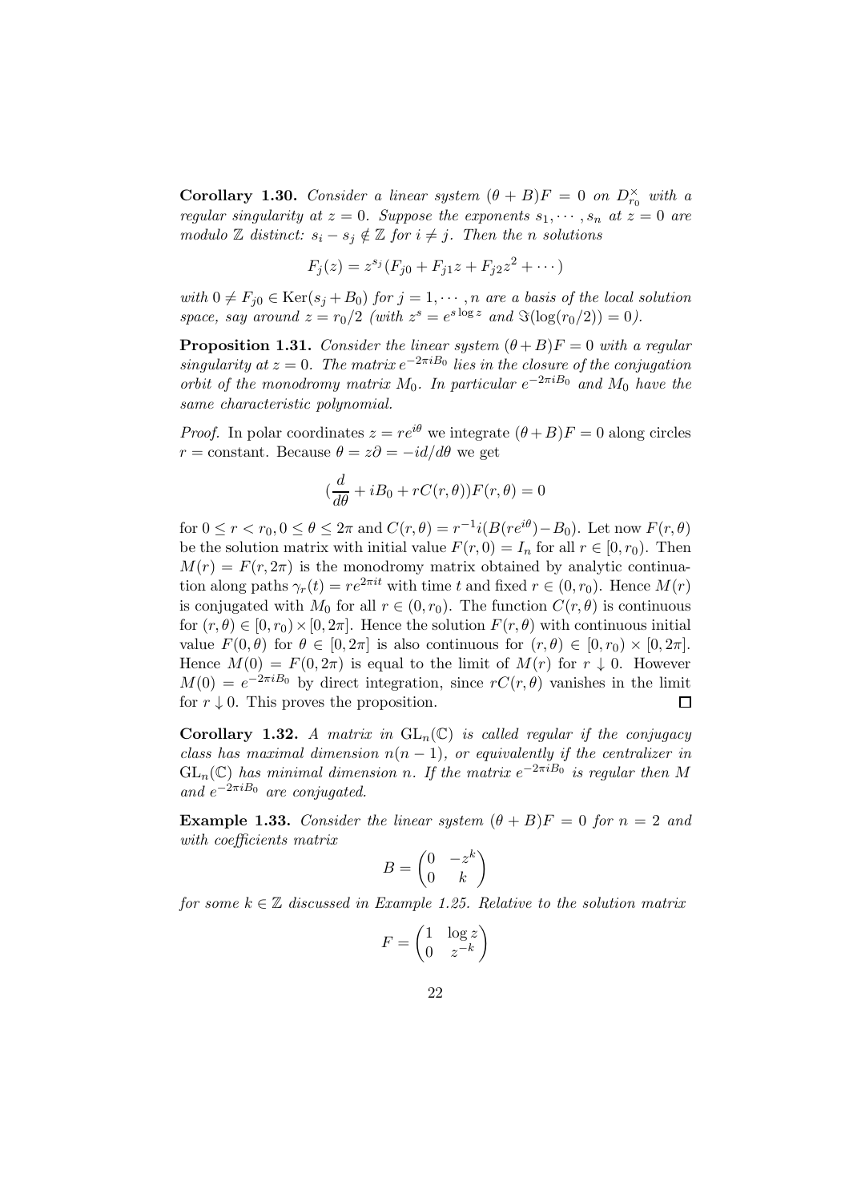**Corollary 1.30.** *Consider a linear system $(\theta + B)F = 0$ on $D^\times_{r_0}$ with a regular singularity at $z = 0$. Suppose the exponents $s_1, \cdots, s_n$ at $z = 0$ are modulo $\mathbb{Z}$ distinct: $s_i - s_j \notin \mathbb{Z}$ for $i \neq j$. Then the $n$ solutions*

$$F_j(z) = z^{s_j}(F_{j0} + F_{j1}z + F_{j2}z^2 + \cdots)$$

*with $0 \neq F_{j0} \in \mathrm{Ker}(s_j + B_0)$ for $j = 1, \cdots, n$ are a basis of the local solution space, say around $z = r_0/2$ (with $z^s = e^{s \log z}$ and $\Im(\log(r_0/2)) = 0$).*

**Proposition 1.31.** *Consider the linear system $(\theta + B)F = 0$ with a regular singularity at $z = 0$. The matrix $e^{-2\pi i B_0}$ lies in the closure of the conjugation orbit of the monodromy matrix $M_0$. In particular $e^{-2\pi i B_0}$ and $M_0$ have the same characteristic polynomial.*

*Proof.* In polar coordinates $z = re^{i\theta}$ we integrate $(\theta + B)F = 0$ along circles $r =$ constant. Because $\theta = z\partial = -id/d\theta$ we get

$$(\frac{d}{d\theta} + iB_0 + rC(r, \theta))F(r, \theta) = 0$$

for $0 \leq r < r_0, 0 \leq \theta \leq 2\pi$ and $C(r, \theta) = r^{-1}i(B(re^{i\theta}) - B_0)$. Let now $F(r, \theta)$ be the solution matrix with initial value $F(r, 0) = I_n$ for all $r \in [0, r_0)$. Then $M(r) = F(r, 2\pi)$ is the monodromy matrix obtained by analytic continuation along paths $\gamma_r(t) = re^{2\pi i t}$ with time $t$ and fixed $r \in (0, r_0)$. Hence $M(r)$ is conjugated with $M_0$ for all $r \in (0, r_0)$. The function $C(r, \theta)$ is continuous for $(r, \theta) \in [0, r_0) \times [0, 2\pi]$. Hence the solution $F(r, \theta)$ with continuous initial value $F(0, \theta)$ for $\theta \in [0, 2\pi]$ is also continuous for $(r, \theta) \in [0, r_0) \times [0, 2\pi]$. Hence $M(0) = F(0, 2\pi)$ is equal to the limit of $M(r)$ for $r \downarrow 0$. However $M(0) = e^{-2\pi i B_0}$ by direct integration, since $rC(r, \theta)$ vanishes in the limit for $r \downarrow 0$. This proves the proposition. $\square$

**Corollary 1.32.** *A matrix in $\mathrm{GL}_n(\mathbb{C})$ is called regular if the conjugacy class has maximal dimension $n(n-1)$, or equivalently if the centralizer in $\mathrm{GL}_n(\mathbb{C})$ has minimal dimension $n$. If the matrix $e^{-2\pi i B_0}$ is regular then $M$ and $e^{-2\pi i B_0}$ are conjugated.*

**Example 1.33.** *Consider the linear system $(\theta + B)F = 0$ for $n = 2$ and with coefficients matrix*

$$B = \begin{pmatrix} 0 & -z^k \\ 0 & k \end{pmatrix}$$

*for some $k \in \mathbb{Z}$ discussed in Example 1.25. Relative to the solution matrix*

$$F = \begin{pmatrix} 1 & \log z \\ 0 & z^{-k} \end{pmatrix}$$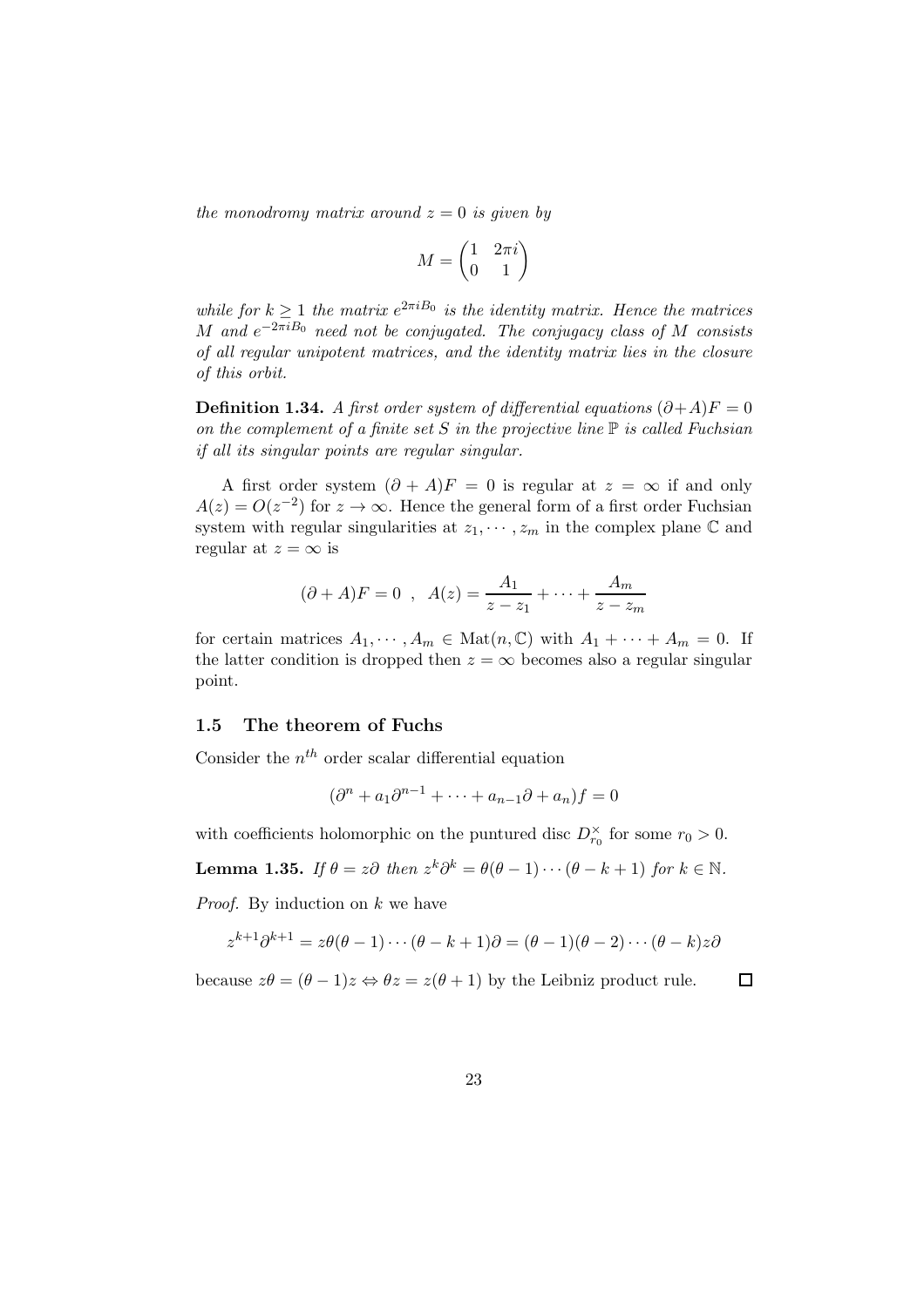*the monodromy matrix around $z = 0$ is given by*

$$M = \begin{pmatrix} 1 & 2\pi i \\ 0 & 1 \end{pmatrix}$$

*while for $k \geq 1$ the matrix $e^{2\pi i B_0}$ is the identity matrix. Hence the matrices $M$ and $e^{-2\pi i B_0}$ need not be conjugated. The conjugacy class of $M$ consists of all regular unipotent matrices, and the identity matrix lies in the closure of this orbit.*

**Definition 1.34.** *A first order system of differential equations $(\partial + A)F = 0$ on the complement of a finite set $S$ in the projective line $\mathbb{P}$ is called Fuchsian if all its singular points are regular singular.*

A first order system $(\partial + A)F = 0$ is regular at $z = \infty$ if and only $A(z) = O(z^{-2})$ for $z \to \infty$. Hence the general form of a first order Fuchsian system with regular singularities at $z_1, \cdots, z_m$ in the complex plane $\mathbb{C}$ and regular at $z = \infty$ is

$$(\partial + A)F = 0 \quad , \quad A(z) = \frac{A_1}{z - z_1} + \cdots + \frac{A_m}{z - z_m}$$

for certain matrices $A_1, \cdots, A_m \in \mathrm{Mat}(n, \mathbb{C})$ with $A_1 + \cdots + A_m = 0$. If the latter condition is dropped then $z = \infty$ becomes also a regular singular point.

### 1.5 The theorem of Fuchs

Consider the $n^{th}$ order scalar differential equation

$$(\partial^n + a_1 \partial^{n-1} + \cdots + a_{n-1}\partial + a_n) f = 0$$

with coefficients holomorphic on the puntured disc $D_{r_0}^{\times}$ for some $r_0 > 0$.

**Lemma 1.35.** *If $\theta = z\partial$ then $z^k \partial^k = \theta(\theta - 1) \cdots (\theta - k + 1)$ for $k \in \mathbb{N}$.*

*Proof.* By induction on $k$ we have

$$z^{k+1}\partial^{k+1} = z\theta(\theta - 1) \cdots (\theta - k + 1)\partial = (\theta - 1)(\theta - 2) \cdots (\theta - k) z\partial$$

because $z\theta = (\theta - 1)z \Leftrightarrow \theta z = z(\theta + 1)$ by the Leibniz product rule. □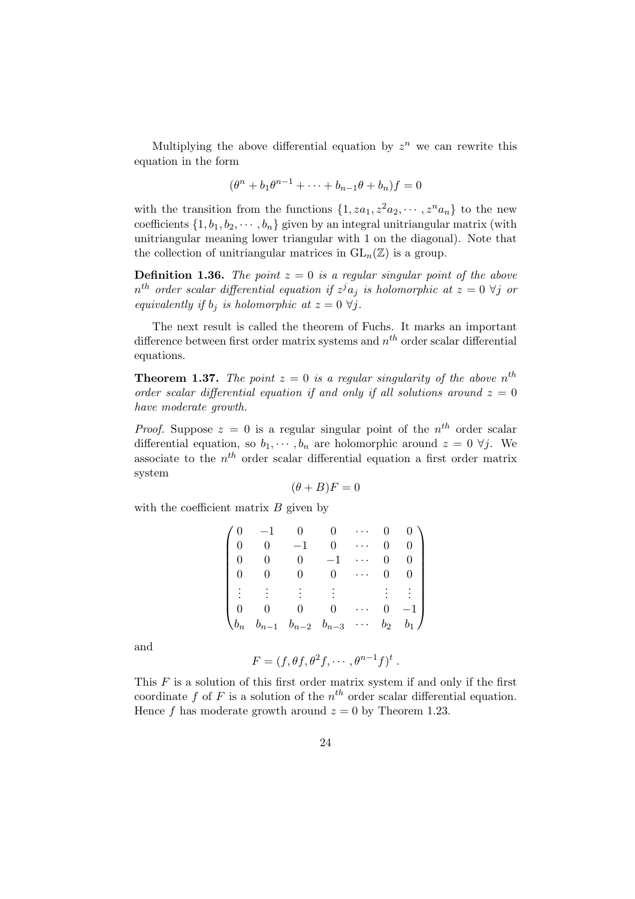Multiplying the above differential equation by $z^n$ we can rewrite this equation in the form

$$(\theta^n + b_1\theta^{n-1} + \cdots + b_{n-1}\theta + b_n)f = 0$$

with the transition from the functions $\{1, za_1, z^2a_2, \cdots, z^na_n\}$ to the new coefficients $\{1, b_1, b_2, \cdots, b_n\}$ given by an integral unitriangular matrix (with unitriangular meaning lower triangular with 1 on the diagonal). Note that the collection of unitriangular matrices in $\mathrm{GL}_n(\mathbb{Z})$ is a group.

**Definition 1.36.** *The point $z = 0$ is a regular singular point of the above $n^{th}$ order scalar differential equation if $z^j a_j$ is holomorphic at $z = 0$ $\forall j$ or equivalently if $b_j$ is holomorphic at $z = 0$ $\forall j$.*

The next result is called the theorem of Fuchs. It marks an important difference between first order matrix systems and $n^{th}$ order scalar differential equations.

**Theorem 1.37.** *The point $z = 0$ is a regular singularity of the above $n^{th}$ order scalar differential equation if and only if all solutions around $z = 0$ have moderate growth.*

*Proof.* Suppose $z = 0$ is a regular singular point of the $n^{th}$ order scalar differential equation, so $b_1, \cdots, b_n$ are holomorphic around $z = 0$ $\forall j$. We associate to the $n^{th}$ order scalar differential equation a first order matrix system

$$(\theta + B)F = 0$$

with the coefficient matrix $B$ given by

$$\begin{pmatrix} 0 & -1 & 0 & 0 & \cdots & 0 & 0 \\ 0 & 0 & -1 & 0 & \cdots & 0 & 0 \\ 0 & 0 & 0 & -1 & \cdots & 0 & 0 \\ 0 & 0 & 0 & 0 & \cdots & 0 & 0 \\ \vdots & \vdots & \vdots & \vdots & & \vdots & \vdots \\ 0 & 0 & 0 & 0 & \cdots & 0 & -1 \\ b_n & b_{n-1} & b_{n-2} & b_{n-3} & \cdots & b_2 & b_1 \end{pmatrix}$$

and

$$F = (f, \theta f, \theta^2 f, \cdots, \theta^{n-1} f)^t \,.$$

This $F$ is a solution of this first order matrix system if and only if the first coordinate $f$ of $F$ is a solution of the $n^{th}$ order scalar differential equation. Hence $f$ has moderate growth around $z = 0$ by Theorem 1.23.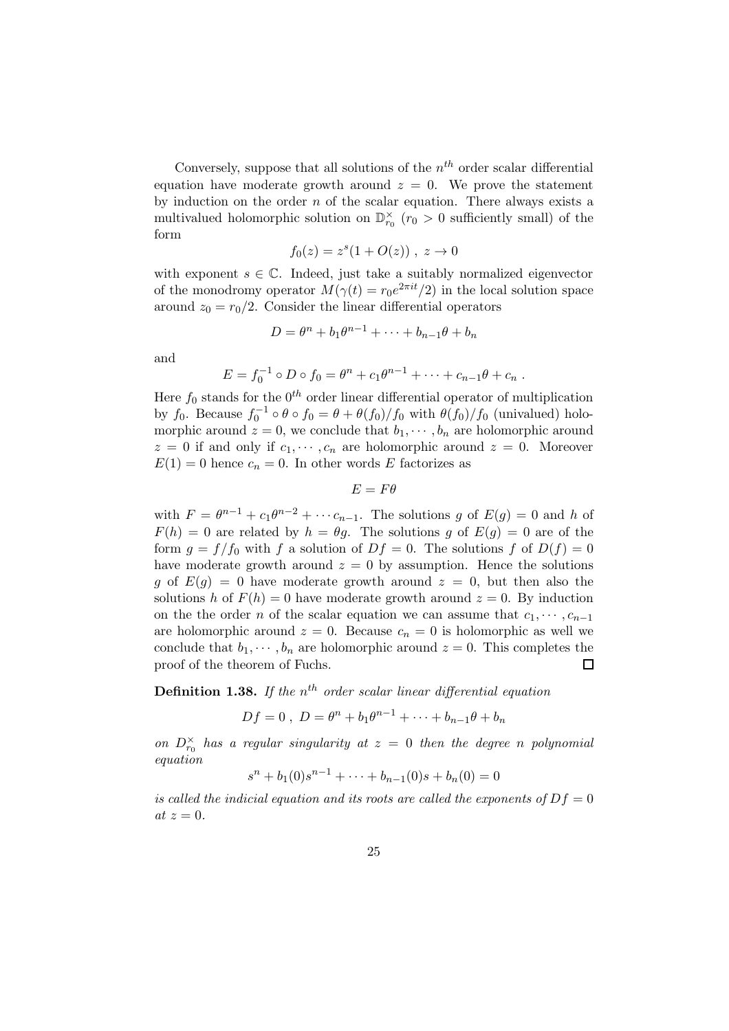Conversely, suppose that all solutions of the $n^{th}$ order scalar differential equation have moderate growth around $z = 0$. We prove the statement by induction on the order $n$ of the scalar equation. There always exists a multivalued holomorphic solution on $\mathbb{D}_{r_0}^{\times}$ ($r_0 > 0$ sufficiently small) of the form

$$f_0(z) = z^s(1 + O(z)) \ , \ z \to 0$$

with exponent $s \in \mathbb{C}$. Indeed, just take a suitably normalized eigenvector of the monodromy operator $M(\gamma(t) = r_0 e^{2\pi i t}/2)$ in the local solution space around $z_0 = r_0/2$. Consider the linear differential operators

$$D = \theta^n + b_1\theta^{n-1} + \cdots + b_{n-1}\theta + b_n$$

and

$$E = f_0^{-1} \circ D \circ f_0 = \theta^n + c_1\theta^{n-1} + \cdots + c_{n-1}\theta + c_n \ .$$

Here $f_0$ stands for the $0^{th}$ order linear differential operator of multiplication by $f_0$. Because $f_0^{-1} \circ \theta \circ f_0 = \theta + \theta(f_0)/f_0$ with $\theta(f_0)/f_0$ (univalued) holomorphic around $z = 0$, we conclude that $b_1, \cdots, b_n$ are holomorphic around $z = 0$ if and only if $c_1, \cdots, c_n$ are holomorphic around $z = 0$. Moreover $E(1) = 0$ hence $c_n = 0$. In other words $E$ factorizes as

$$E = F\theta$$

with $F = \theta^{n-1} + c_1\theta^{n-2} + \cdots c_{n-1}$. The solutions $g$ of $E(g) = 0$ and $h$ of $F(h) = 0$ are related by $h = \theta g$. The solutions $g$ of $E(g) = 0$ are of the form $g = f/f_0$ with $f$ a solution of $Df = 0$. The solutions $f$ of $D(f) = 0$ have moderate growth around $z = 0$ by assumption. Hence the solutions $g$ of $E(g) = 0$ have moderate growth around $z = 0$, but then also the solutions $h$ of $F(h) = 0$ have moderate growth around $z = 0$. By induction on the the order $n$ of the scalar equation we can assume that $c_1, \cdots, c_{n-1}$ are holomorphic around $z = 0$. Because $c_n = 0$ is holomorphic as well we conclude that $b_1, \cdots, b_n$ are holomorphic around $z = 0$. This completes the proof of the theorem of Fuchs. □

**Definition 1.38.** *If the $n^{th}$ order scalar linear differential equation*

$$Df = 0 \ , \ D = \theta^n + b_1\theta^{n-1} + \cdots + b_{n-1}\theta + b_n$$

*on $D_{r_0}^{\times}$ has a regular singularity at $z = 0$ then the degree $n$ polynomial equation*

$$s^n + b_1(0)s^{n-1} + \cdots + b_{n-1}(0)s + b_n(0) = 0$$

*is called the indicial equation and its roots are called the exponents of $Df = 0$ at $z = 0$.*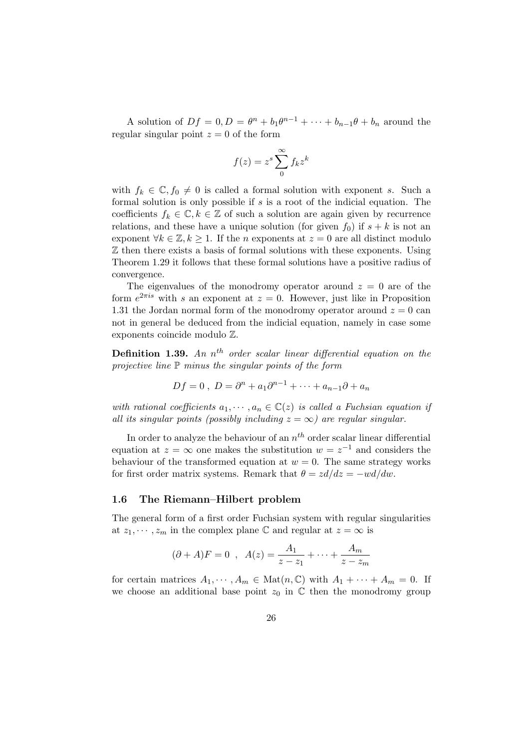A solution of $Df = 0, D = \theta^n + b_1\theta^{n-1} + \cdots + b_{n-1}\theta + b_n$ around the regular singular point $z = 0$ of the form

$$f(z) = z^s \sum_0^\infty f_k z^k$$

with $f_k \in \mathbb{C}, f_0 \neq 0$ is called a formal solution with exponent $s$. Such a formal solution is only possible if $s$ is a root of the indicial equation. The coefficients $f_k \in \mathbb{C}, k \in \mathbb{Z}$ of such a solution are again given by recurrence relations, and these have a unique solution (for given $f_0$) if $s + k$ is not an exponent $\forall k \in \mathbb{Z}, k \geq 1$. If the $n$ exponents at $z = 0$ are all distinct modulo $\mathbb{Z}$ then there exists a basis of formal solutions with these exponents. Using Theorem 1.29 it follows that these formal solutions have a positive radius of convergence.

The eigenvalues of the monodromy operator around $z = 0$ are of the form $e^{2\pi i s}$ with $s$ an exponent at $z = 0$. However, just like in Proposition 1.31 the Jordan normal form of the monodromy operator around $z = 0$ can not in general be deduced from the indicial equation, namely in case some exponents coincide modulo $\mathbb{Z}$.

**Definition 1.39.** *An $n^{th}$ order scalar linear differential equation on the projective line $\mathbb{P}$ minus the singular points of the form*

$$Df = 0 \ , \ D = \partial^n + a_1\partial^{n-1} + \cdots + a_{n-1}\partial + a_n$$

*with rational coefficients $a_1, \cdots, a_n \in \mathbb{C}(z)$ is called a Fuchsian equation if all its singular points (possibly including $z = \infty$) are regular singular.*

In order to analyze the behaviour of an $n^{th}$ order scalar linear differential equation at $z = \infty$ one makes the substitution $w = z^{-1}$ and considers the behaviour of the transformed equation at $w = 0$. The same strategy works for first order matrix systems. Remark that $\theta = zd/dz = -wd/dw$.

### 1.6 The Riemann–Hilbert problem

The general form of a first order Fuchsian system with regular singularities at $z_1, \cdots, z_m$ in the complex plane $\mathbb{C}$ and regular at $z = \infty$ is

$$(\partial + A)F = 0 \ \ , \ \ A(z) = \frac{A_1}{z - z_1} + \cdots + \frac{A_m}{z - z_m}$$

for certain matrices $A_1, \cdots, A_m \in \mathrm{Mat}(n, \mathbb{C})$ with $A_1 + \cdots + A_m = 0$. If we choose an additional base point $z_0$ in $\mathbb{C}$ then the monodromy group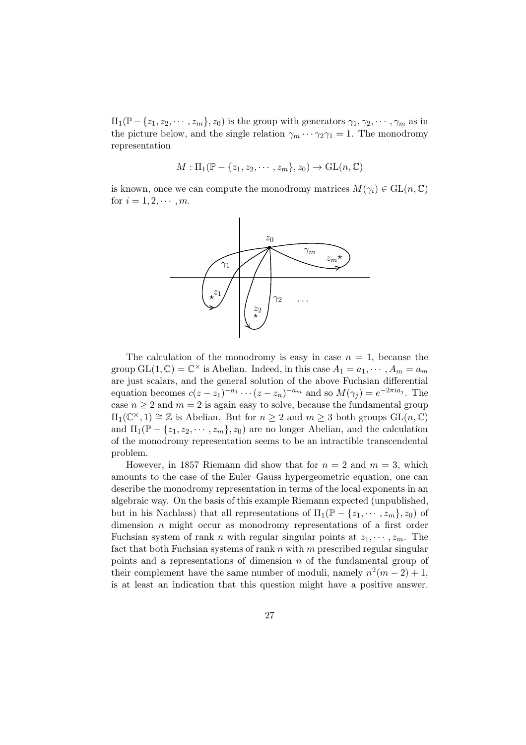$\Pi_1(\mathbb{P} - \{z_1, z_2, \cdots, z_m\}, z_0)$ is the group with generators $\gamma_1, \gamma_2, \cdots, \gamma_m$ as in the picture below, and the single relation $\gamma_m \cdots \gamma_2 \gamma_1 = 1$. The monodromy representation

$$M : \Pi_1(\mathbb{P} - \{z_1, z_2, \cdots, z_m\}, z_0) \to \mathrm{GL}(n, \mathbb{C})$$

is known, once we can compute the monodromy matrices $M(\gamma_i) \in \mathrm{GL}(n, \mathbb{C})$ for $i = 1, 2, \cdots, m$.

The calculation of the monodromy is easy in case $n = 1$, because the group $\mathrm{GL}(1, \mathbb{C}) = \mathbb{C}^\times$ is Abelian. Indeed, in this case $A_1 = a_1, \cdots, A_m = a_m$ are just scalars, and the general solution of the above Fuchsian differential equation becomes $c(z - z_1)^{-a_1} \cdots (z - z_n)^{-a_m}$ and so $M(\gamma_j) = e^{-2\pi i a_j}$. The case $n \geq 2$ and $m = 2$ is again easy to solve, because the fundamental group $\Pi_1(\mathbb{C}^\times, 1) \cong \mathbb{Z}$ is Abelian. But for $n \geq 2$ and $m \geq 3$ both groups $\mathrm{GL}(n, \mathbb{C})$ and $\Pi_1(\mathbb{P} - \{z_1, z_2, \cdots, z_m\}, z_0)$ are no longer Abelian, and the calculation of the monodromy representation seems to be an intractible transcendental problem.

However, in 1857 Riemann did show that for $n = 2$ and $m = 3$, which amounts to the case of the Euler–Gauss hypergeometric equation, one can describe the monodromy representation in terms of the local exponents in an algebraic way. On the basis of this example Riemann expected (unpublished, but in his Nachlass) that all representations of $\Pi_1(\mathbb{P} - \{z_1, \cdots, z_m\}, z_0)$ of dimension $n$ might occur as monodromy representations of a first order Fuchsian system of rank $n$ with regular singular points at $z_1, \cdots, z_m$. The fact that both Fuchsian systems of rank $n$ with $m$ prescribed regular singular points and a representations of dimension $n$ of the fundamental group of their complement have the same number of moduli, namely $n^2(m - 2) + 1$, is at least an indication that this question might have a positive answer.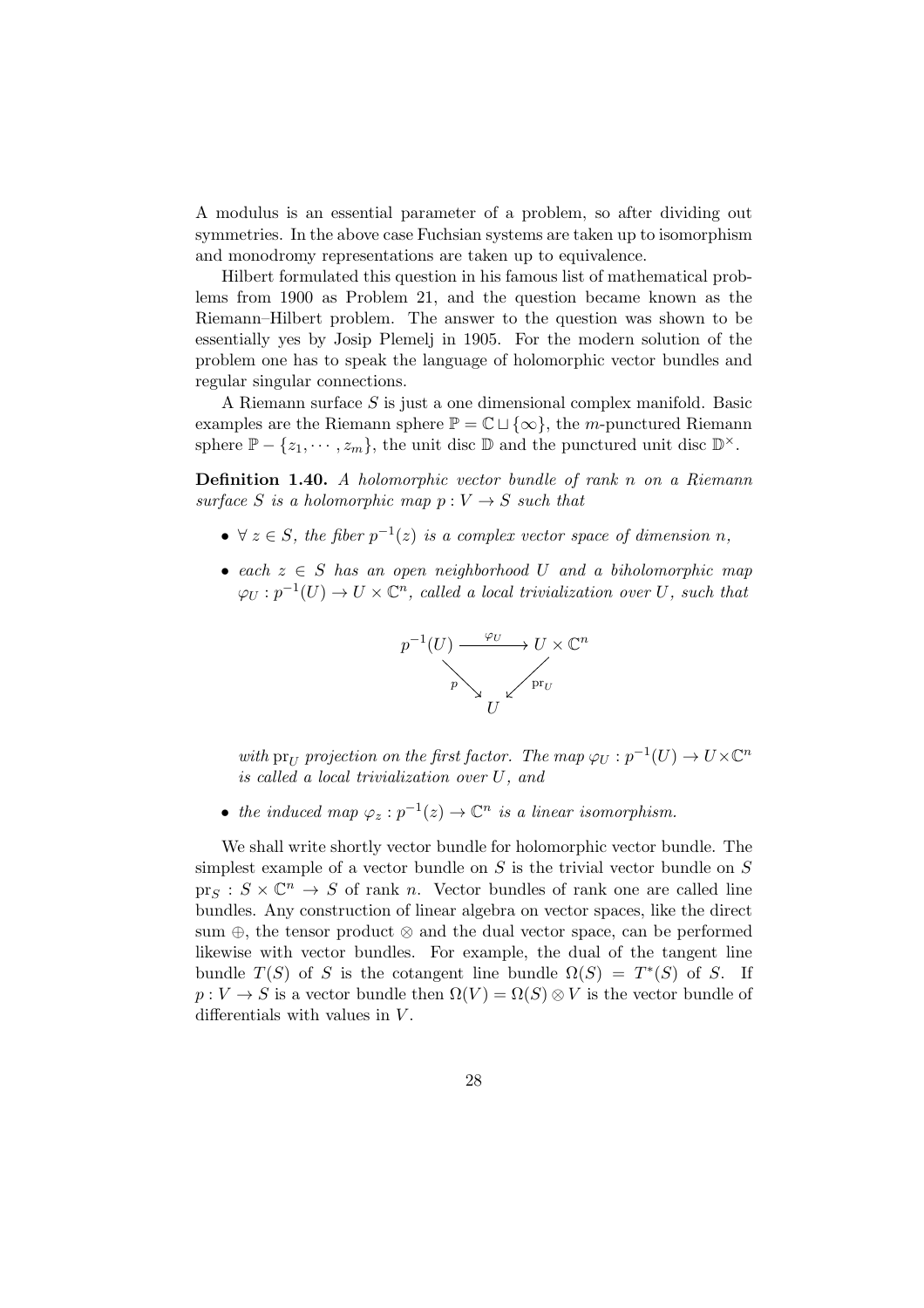A modulus is an essential parameter of a problem, so after dividing out symmetries. In the above case Fuchsian systems are taken up to isomorphism and monodromy representations are taken up to equivalence.

Hilbert formulated this question in his famous list of mathematical problems from 1900 as Problem 21, and the question became known as the Riemann–Hilbert problem. The answer to the question was shown to be essentially yes by Josip Plemelj in 1905. For the modern solution of the problem one has to speak the language of holomorphic vector bundles and regular singular connections.

A Riemann surface $S$ is just a one dimensional complex manifold. Basic examples are the Riemann sphere $\mathbb{P} = \mathbb{C} \sqcup \{\infty\}$, the $m$-punctured Riemann sphere $\mathbb{P} - \{z_1, \cdots, z_m\}$, the unit disc $\mathbb{D}$ and the punctured unit disc $\mathbb{D}^\times$.

**Definition 1.40.** *A holomorphic vector bundle of rank $n$ on a Riemann surface $S$ is a holomorphic map $p : V \to S$ such that*

- *$\forall\, z \in S$, the fiber $p^{-1}(z)$ is a complex vector space of dimension $n$,*
- *each $z \in S$ has an open neighborhood $U$ and a biholomorphic map $\varphi_U : p^{-1}(U) \to U \times \mathbb{C}^n$, called a local trivialization over $U$, such that*

$$
\begin{array}{ccc}
p^{-1}(U) & \xrightarrow{\;\varphi_U\;} & U \times \mathbb{C}^n \\
& {\scriptstyle p}\searrow \quad \swarrow{\scriptstyle \mathrm{pr}_U} & \\
& U &
\end{array}
$$

  *with $\mathrm{pr}_U$ projection on the first factor. The map $\varphi_U : p^{-1}(U) \to U \times \mathbb{C}^n$ is called a local trivialization over $U$, and*

- *the induced map $\varphi_z : p^{-1}(z) \to \mathbb{C}^n$ is a linear isomorphism.*

We shall write shortly vector bundle for holomorphic vector bundle. The simplest example of a vector bundle on $S$ is the trivial vector bundle on $S$ $\mathrm{pr}_S : S \times \mathbb{C}^n \to S$ of rank $n$. Vector bundles of rank one are called line bundles. Any construction of linear algebra on vector spaces, like the direct sum $\oplus$, the tensor product $\otimes$ and the dual vector space, can be performed likewise with vector bundles. For example, the dual of the tangent line bundle $T(S)$ of $S$ is the cotangent line bundle $\Omega(S) = T^*(S)$ of $S$. If $p : V \to S$ is a vector bundle then $\Omega(V) = \Omega(S) \otimes V$ is the vector bundle of differentials with values in $V$.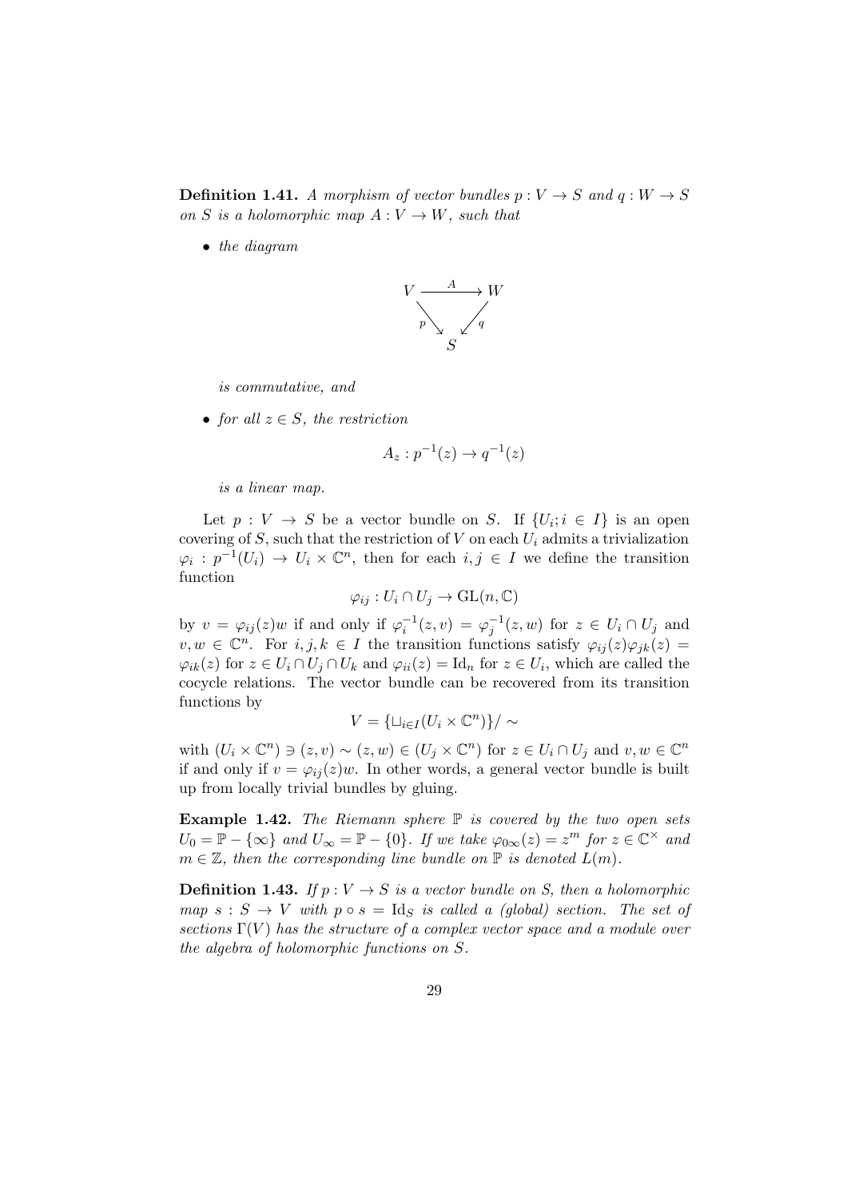**Definition 1.41.** *A morphism of vector bundles $p : V \to S$ and $q : W \to S$ on $S$ is a holomorphic map $A : V \to W$, such that*

- *the diagram*

$$\begin{array}{ccc} V & \xrightarrow{\;A\;} & W \\ & {\scriptstyle p}\searrow \quad \swarrow{\scriptstyle q} & \\ & S & \end{array}$$

  *is commutative, and*

- *for all $z \in S$, the restriction*

$$A_z : p^{-1}(z) \to q^{-1}(z)$$

  *is a linear map.*

Let $p : V \to S$ be a vector bundle on $S$. If $\{U_i; i \in I\}$ is an open covering of $S$, such that the restriction of $V$ on each $U_i$ admits a trivialization $\varphi_i : p^{-1}(U_i) \to U_i \times \mathbb{C}^n$, then for each $i, j \in I$ we define the transition function

$$\varphi_{ij} : U_i \cap U_j \to \mathrm{GL}(n, \mathbb{C})$$

by $v = \varphi_{ij}(z)w$ if and only if $\varphi_i^{-1}(z, v) = \varphi_j^{-1}(z, w)$ for $z \in U_i \cap U_j$ and $v, w \in \mathbb{C}^n$. For $i, j, k \in I$ the transition functions satisfy $\varphi_{ij}(z)\varphi_{jk}(z) = \varphi_{ik}(z)$ for $z \in U_i \cap U_j \cap U_k$ and $\varphi_{ii}(z) = \mathrm{Id}_n$ for $z \in U_i$, which are called the cocycle relations. The vector bundle can be recovered from its transition functions by

$$V = \{\sqcup_{i \in I}(U_i \times \mathbb{C}^n)\}/\sim$$

with $(U_i \times \mathbb{C}^n) \ni (z, v) \sim (z, w) \in (U_j \times \mathbb{C}^n)$ for $z \in U_i \cap U_j$ and $v, w \in \mathbb{C}^n$ if and only if $v = \varphi_{ij}(z)w$. In other words, a general vector bundle is built up from locally trivial bundles by gluing.

**Example 1.42.** *The Riemann sphere $\mathbb{P}$ is covered by the two open sets $U_0 = \mathbb{P} - \{\infty\}$ and $U_\infty = \mathbb{P} - \{0\}$. If we take $\varphi_{0\infty}(z) = z^m$ for $z \in \mathbb{C}^\times$ and $m \in \mathbb{Z}$, then the corresponding line bundle on $\mathbb{P}$ is denoted $L(m)$.*

**Definition 1.43.** *If $p : V \to S$ is a vector bundle on $S$, then a holomorphic map $s : S \to V$ with $p \circ s = \mathrm{Id}_S$ is called a (global) section. The set of sections $\Gamma(V)$ has the structure of a complex vector space and a module over the algebra of holomorphic functions on $S$.*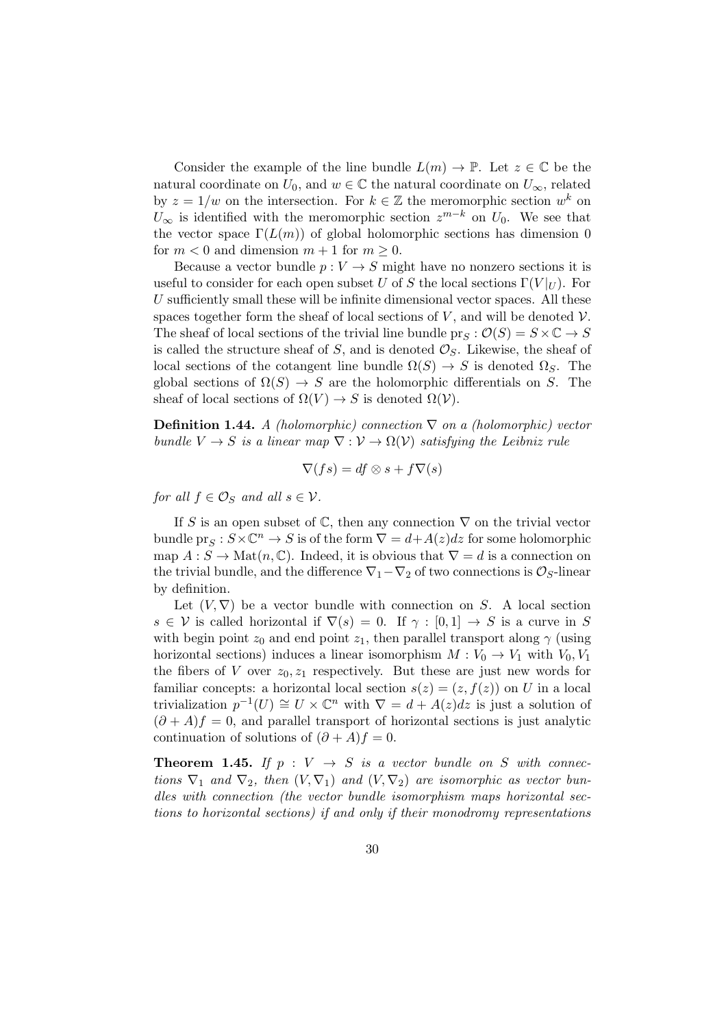Consider the example of the line bundle $L(m) \to \mathbb{P}$. Let $z \in \mathbb{C}$ be the natural coordinate on $U_0$, and $w \in \mathbb{C}$ the natural coordinate on $U_\infty$, related by $z = 1/w$ on the intersection. For $k \in \mathbb{Z}$ the meromorphic section $w^k$ on $U_\infty$ is identified with the meromorphic section $z^{m-k}$ on $U_0$. We see that the vector space $\Gamma(L(m))$ of global holomorphic sections has dimension 0 for $m < 0$ and dimension $m + 1$ for $m \geq 0$.

Because a vector bundle $p : V \to S$ might have no nonzero sections it is useful to consider for each open subset $U$ of $S$ the local sections $\Gamma(V|_U)$. For $U$ sufficiently small these will be infinite dimensional vector spaces. All these spaces together form the sheaf of local sections of $V$, and will be denoted $\mathcal{V}$. The sheaf of local sections of the trivial line bundle $\mathrm{pr}_S : \mathcal{O}(S) = S \times \mathbb{C} \to S$ is called the structure sheaf of $S$, and is denoted $\mathcal{O}_S$. Likewise, the sheaf of local sections of the cotangent line bundle $\Omega(S) \to S$ is denoted $\Omega_S$. The global sections of $\Omega(S) \to S$ are the holomorphic differentials on $S$. The sheaf of local sections of $\Omega(V) \to S$ is denoted $\Omega(\mathcal{V})$.

**Definition 1.44.** *A (holomorphic) connection $\nabla$ on a (holomorphic) vector bundle $V \to S$ is a linear map $\nabla : \mathcal{V} \to \Omega(\mathcal{V})$ satisfying the Leibniz rule*

$$\nabla(fs) = df \otimes s + f\nabla(s)$$

*for all $f \in \mathcal{O}_S$ and all $s \in \mathcal{V}$.*

If $S$ is an open subset of $\mathbb{C}$, then any connection $\nabla$ on the trivial vector bundle $\mathrm{pr}_S : S \times \mathbb{C}^n \to S$ is of the form $\nabla = d + A(z)dz$ for some holomorphic map $A : S \to \mathrm{Mat}(n, \mathbb{C})$. Indeed, it is obvious that $\nabla = d$ is a connection on the trivial bundle, and the difference $\nabla_1 - \nabla_2$ of two connections is $\mathcal{O}_S$-linear by definition.

Let $(V, \nabla)$ be a vector bundle with connection on $S$. A local section $s \in \mathcal{V}$ is called horizontal if $\nabla(s) = 0$. If $\gamma : [0, 1] \to S$ is a curve in $S$ with begin point $z_0$ and end point $z_1$, then parallel transport along $\gamma$ (using horizontal sections) induces a linear isomorphism $M : V_0 \to V_1$ with $V_0, V_1$ the fibers of $V$ over $z_0, z_1$ respectively. But these are just new words for familiar concepts: a horizontal local section $s(z) = (z, f(z))$ on $U$ in a local trivialization $p^{-1}(U) \cong U \times \mathbb{C}^n$ with $\nabla = d + A(z)dz$ is just a solution of $(\partial + A)f = 0$, and parallel transport of horizontal sections is just analytic continuation of solutions of $(\partial + A)f = 0$.

**Theorem 1.45.** *If $p : V \to S$ is a vector bundle on $S$ with connections $\nabla_1$ and $\nabla_2$, then $(V, \nabla_1)$ and $(V, \nabla_2)$ are isomorphic as vector bundles with connection (the vector bundle isomorphism maps horizontal sections to horizontal sections) if and only if their monodromy representations*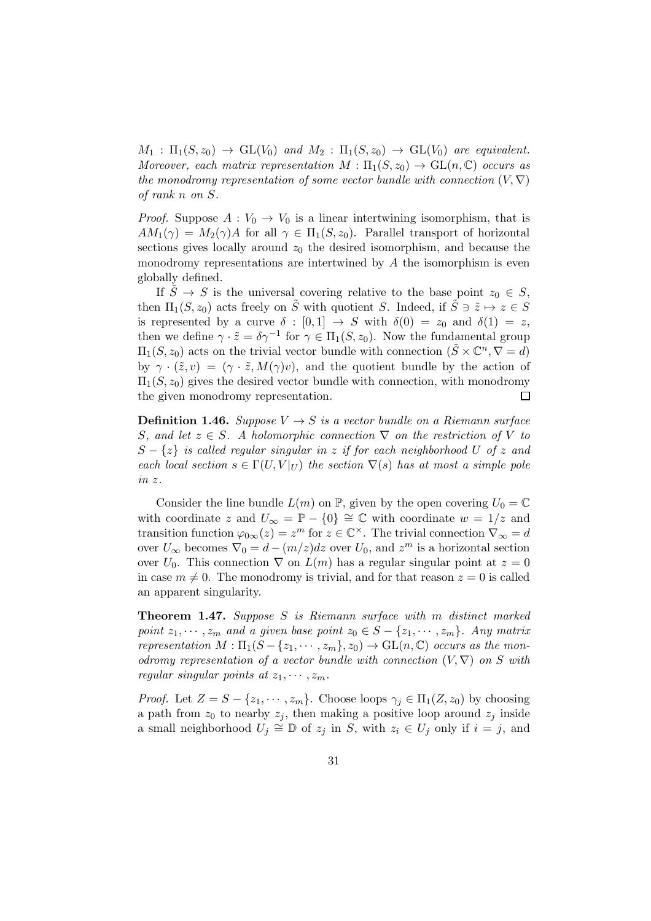*$M_1 : \Pi_1(S, z_0) \to \mathrm{GL}(V_0)$ and $M_2 : \Pi_1(S, z_0) \to \mathrm{GL}(V_0)$ are equivalent. Moreover, each matrix representation $M : \Pi_1(S, z_0) \to \mathrm{GL}(n, \mathbb{C})$ occurs as the monodromy representation of some vector bundle with connection $(V, \nabla)$ of rank $n$ on $S$.*

*Proof.* Suppose $A : V_0 \to V_0$ is a linear intertwining isomorphism, that is $AM_1(\gamma) = M_2(\gamma)A$ for all $\gamma \in \Pi_1(S, z_0)$. Parallel transport of horizontal sections gives locally around $z_0$ the desired isomorphism, and because the monodromy representations are intertwined by $A$ the isomorphism is even globally defined.

If $\tilde{S} \to S$ is the universal covering relative to the base point $z_0 \in S$, then $\Pi_1(S, z_0)$ acts freely on $\tilde{S}$ with quotient $S$. Indeed, if $\tilde{S} \ni \tilde{z} \mapsto z \in S$ is represented by a curve $\delta : [0, 1] \to S$ with $\delta(0) = z_0$ and $\delta(1) = z$, then we define $\gamma \cdot \tilde{z} = \delta\gamma^{-1}$ for $\gamma \in \Pi_1(S, z_0)$. Now the fundamental group $\Pi_1(S, z_0)$ acts on the trivial vector bundle with connection $(\tilde{S} \times \mathbb{C}^n, \nabla = d)$ by $\gamma \cdot (\tilde{z}, v) = (\gamma \cdot \tilde{z}, M(\gamma)v)$, and the quotient bundle by the action of $\Pi_1(S, z_0)$ gives the desired vector bundle with connection, with monodromy the given monodromy representation. $\square$

**Definition 1.46.** *Suppose $V \to S$ is a vector bundle on a Riemann surface $S$, and let $z \in S$. A holomorphic connection $\nabla$ on the restriction of $V$ to $S - \{z\}$ is called regular singular in $z$ if for each neighborhood $U$ of $z$ and each local section $s \in \Gamma(U, V|_U)$ the section $\nabla(s)$ has at most a simple pole in $z$.*

Consider the line bundle $L(m)$ on $\mathbb{P}$, given by the open covering $U_0 = \mathbb{C}$ with coordinate $z$ and $U_\infty = \mathbb{P} - \{0\} \cong \mathbb{C}$ with coordinate $w = 1/z$ and transition function $\varphi_{0\infty}(z) = z^m$ for $z \in \mathbb{C}^\times$. The trivial connection $\nabla_\infty = d$ over $U_\infty$ becomes $\nabla_0 = d - (m/z)dz$ over $U_0$, and $z^m$ is a horizontal section over $U_0$. This connection $\nabla$ on $L(m)$ has a regular singular point at $z = 0$ in case $m \neq 0$. The monodromy is trivial, and for that reason $z = 0$ is called an apparent singularity.

**Theorem 1.47.** *Suppose $S$ is Riemann surface with $m$ distinct marked point $z_1, \cdots, z_m$ and a given base point $z_0 \in S - \{z_1, \cdots, z_m\}$. Any matrix representation $M : \Pi_1(S - \{z_1, \cdots, z_m\}, z_0) \to \mathrm{GL}(n, \mathbb{C})$ occurs as the monodromy representation of a vector bundle with connection $(V, \nabla)$ on $S$ with regular singular points at $z_1, \cdots, z_m$.*

*Proof.* Let $Z = S - \{z_1, \cdots, z_m\}$. Choose loops $\gamma_j \in \Pi_1(Z, z_0)$ by choosing a path from $z_0$ to nearby $z_j$, then making a positive loop around $z_j$ inside a small neighborhood $U_j \cong \mathbb{D}$ of $z_j$ in $S$, with $z_i \in U_j$ only if $i = j$, and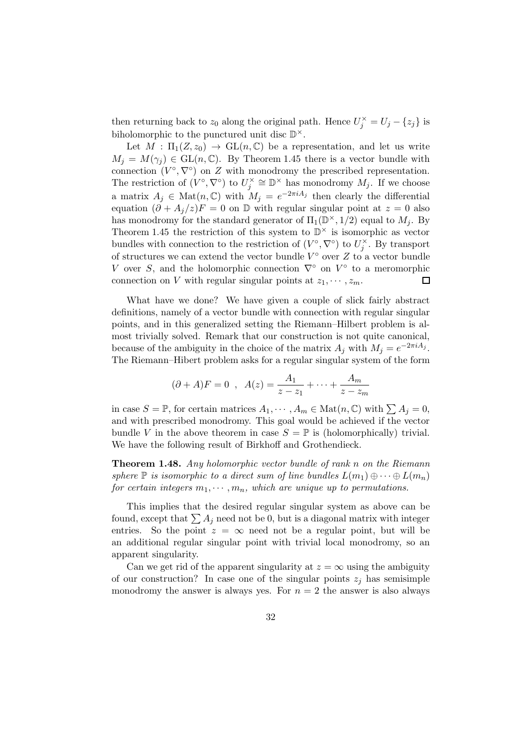then returning back to $z_0$ along the original path. Hence $U_j^\times = U_j - \{z_j\}$ is biholomorphic to the punctured unit disc $\mathbb{D}^\times$.

Let $M : \Pi_1(Z, z_0) \to \mathrm{GL}(n, \mathbb{C})$ be a representation, and let us write $M_j = M(\gamma_j) \in \mathrm{GL}(n, \mathbb{C})$. By Theorem 1.45 there is a vector bundle with connection $(V^\circ, \nabla^\circ)$ on $Z$ with monodromy the prescribed representation. The restriction of $(V^\circ, \nabla^\circ)$ to $U_j^\times \cong \mathbb{D}^\times$ has monodromy $M_j$. If we choose a matrix $A_j \in \mathrm{Mat}(n, \mathbb{C})$ with $M_j = e^{-2\pi i A_j}$ then clearly the differential equation $(\partial + A_j/z)F = 0$ on $\mathbb{D}$ with regular singular point at $z = 0$ also has monodromy for the standard generator of $\Pi_1(\mathbb{D}^\times, 1/2)$ equal to $M_j$. By Theorem 1.45 the restriction of this system to $\mathbb{D}^\times$ is isomorphic as vector bundles with connection to the restriction of $(V^\circ, \nabla^\circ)$ to $U_j^\times$. By transport of structures we can extend the vector bundle $V^\circ$ over $Z$ to a vector bundle $V$ over $S$, and the holomorphic connection $\nabla^\circ$ on $V^\circ$ to a meromorphic connection on $V$ with regular singular points at $z_1, \cdots, z_m$. $\square$

What have we done? We have given a couple of slick fairly abstract definitions, namely of a vector bundle with connection with regular singular points, and in this generalized setting the Riemann–Hilbert problem is almost trivially solved. Remark that our construction is not quite canonical, because of the ambiguity in the choice of the matrix $A_j$ with $M_j = e^{-2\pi i A_j}$. The Riemann–Hibert problem asks for a regular singular system of the form

$$(\partial + A)F = 0 \ , \ A(z) = \frac{A_1}{z - z_1} + \cdots + \frac{A_m}{z - z_m}$$

in case $S = \mathbb{P}$, for certain matrices $A_1, \cdots, A_m \in \mathrm{Mat}(n, \mathbb{C})$ with $\sum A_j = 0$, and with prescribed monodromy. This goal would be achieved if the vector bundle $V$ in the above theorem in case $S = \mathbb{P}$ is (holomorphically) trivial. We have the following result of Birkhoff and Grothendieck.

**Theorem 1.48.** *Any holomorphic vector bundle of rank $n$ on the Riemann sphere $\mathbb{P}$ is isomorphic to a direct sum of line bundles $L(m_1) \oplus \cdots \oplus L(m_n)$ for certain integers $m_1, \cdots, m_n$, which are unique up to permutations.*

This implies that the desired regular singular system as above can be found, except that $\sum A_j$ need not be 0, but is a diagonal matrix with integer entries. So the point $z = \infty$ need not be a regular point, but will be an additional regular singular point with trivial local monodromy, so an apparent singularity.

Can we get rid of the apparent singularity at $z = \infty$ using the ambiguity of our construction? In case one of the singular points $z_j$ has semisimple monodromy the answer is always yes. For $n = 2$ the answer is also always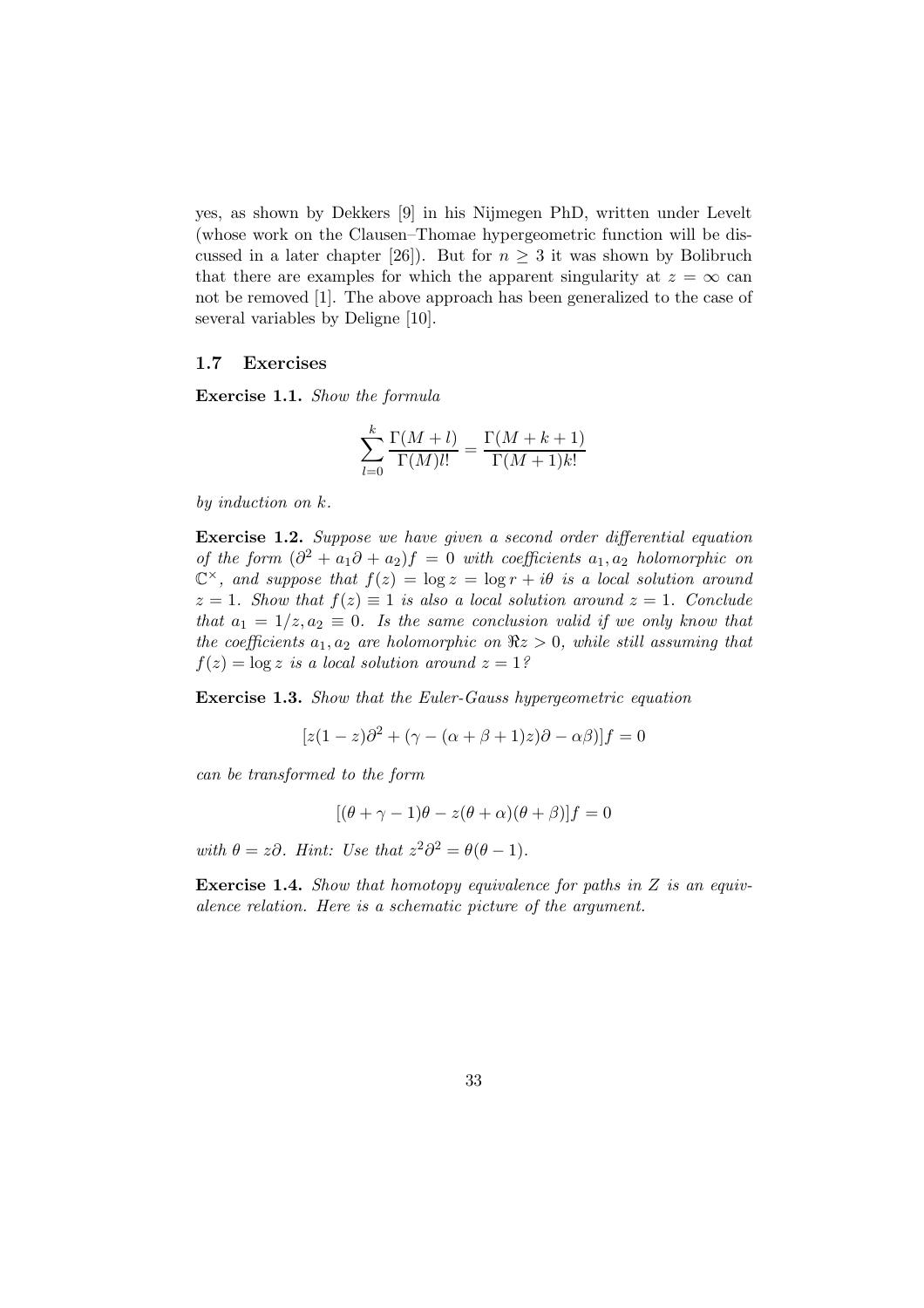yes, as shown by Dekkers [9] in his Nijmegen PhD, written under Levelt (whose work on the Clausen–Thomae hypergeometric function will be discussed in a later chapter [26]). But for $n \geq 3$ it was shown by Bolibruch that there are examples for which the apparent singularity at $z = \infty$ can not be removed [1]. The above approach has been generalized to the case of several variables by Deligne [10].

### 1.7 Exercises

**Exercise 1.1.** *Show the formula*

$$\sum_{l=0}^{k} \frac{\Gamma(M+l)}{\Gamma(M)l!} = \frac{\Gamma(M+k+1)}{\Gamma(M+1)k!}$$

*by induction on* $k$.

**Exercise 1.2.** *Suppose we have given a second order differential equation of the form* $(\partial^2 + a_1\partial + a_2)f = 0$ *with coefficients* $a_1, a_2$ *holomorphic on* $\mathbb{C}^\times$, *and suppose that* $f(z) = \log z = \log r + i\theta$ *is a local solution around* $z = 1$. *Show that* $f(z) \equiv 1$ *is also a local solution around* $z = 1$. *Conclude that* $a_1 = 1/z, a_2 \equiv 0$. *Is the same conclusion valid if we only know that the coefficients* $a_1, a_2$ *are holomorphic on* $\Re z > 0$, *while still assuming that* $f(z) = \log z$ *is a local solution around* $z = 1$?

**Exercise 1.3.** *Show that the Euler-Gauss hypergeometric equation*

$$[z(1-z)\partial^2 + (\gamma - (\alpha+\beta+1)z)\partial - \alpha\beta)]f = 0$$

*can be transformed to the form*

$$[(\theta + \gamma - 1)\theta - z(\theta+\alpha)(\theta+\beta)]f = 0$$

*with* $\theta = z\partial$. *Hint: Use that* $z^2\partial^2 = \theta(\theta - 1)$.

**Exercise 1.4.** *Show that homotopy equivalence for paths in* $Z$ *is an equivalence relation. Here is a schematic picture of the argument.*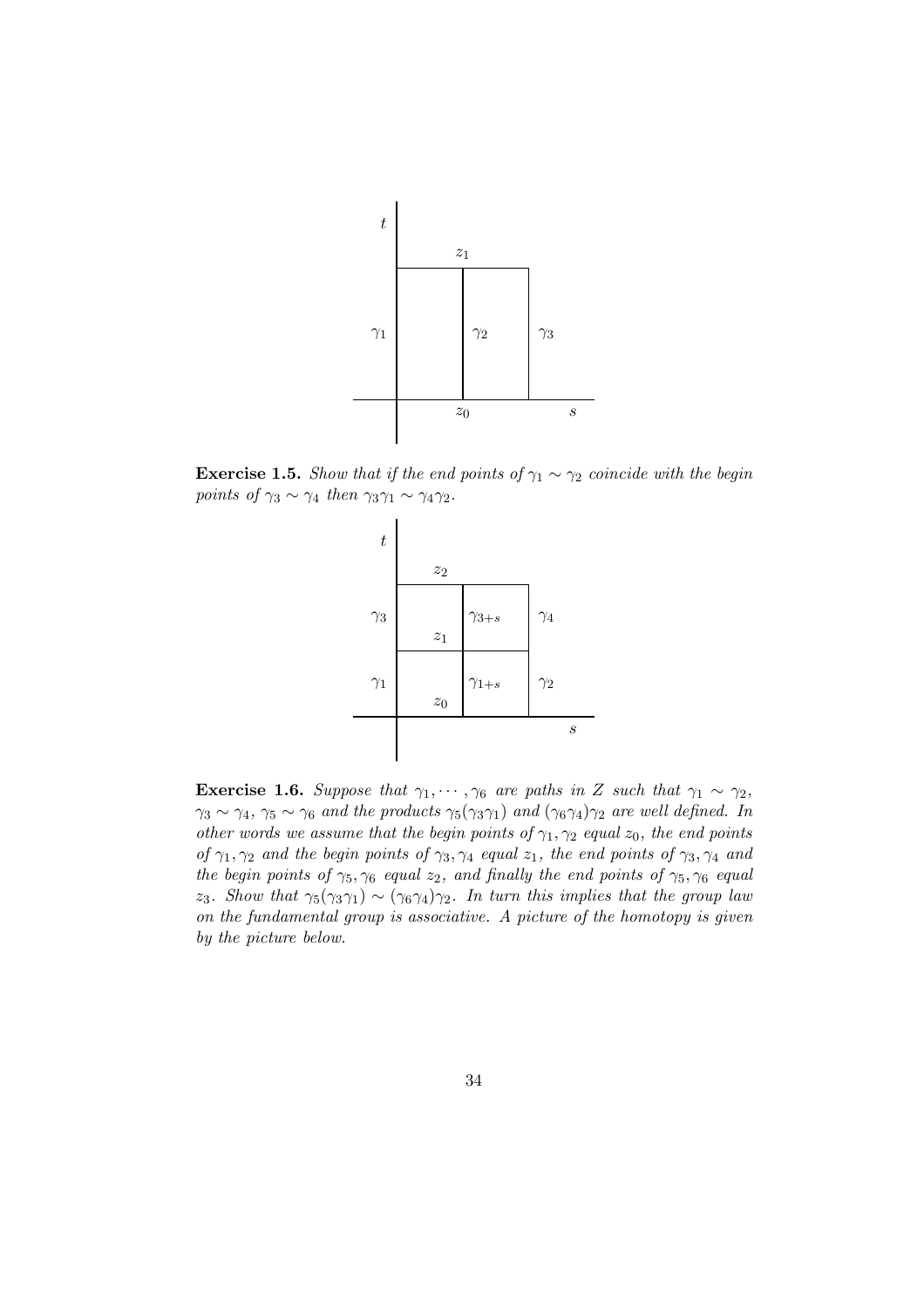**Exercise 1.5.** *Show that if the end points of $\gamma_1 \sim \gamma_2$ coincide with the begin points of $\gamma_3 \sim \gamma_4$ then $\gamma_3\gamma_1 \sim \gamma_4\gamma_2$.*

**Exercise 1.6.** *Suppose that $\gamma_1, \cdots, \gamma_6$ are paths in $Z$ such that $\gamma_1 \sim \gamma_2$, $\gamma_3 \sim \gamma_4$, $\gamma_5 \sim \gamma_6$ and the products $\gamma_5(\gamma_3\gamma_1)$ and $(\gamma_6\gamma_4)\gamma_2$ are well defined. In other words we assume that the begin points of $\gamma_1, \gamma_2$ equal $z_0$, the end points of $\gamma_1, \gamma_2$ and the begin points of $\gamma_3, \gamma_4$ equal $z_1$, the end points of $\gamma_3, \gamma_4$ and the begin points of $\gamma_5, \gamma_6$ equal $z_2$, and finally the end points of $\gamma_5, \gamma_6$ equal $z_3$. Show that $\gamma_5(\gamma_3\gamma_1) \sim (\gamma_6\gamma_4)\gamma_2$. In turn this implies that the group law on the fundamental group is associative. A picture of the homotopy is given by the picture below.*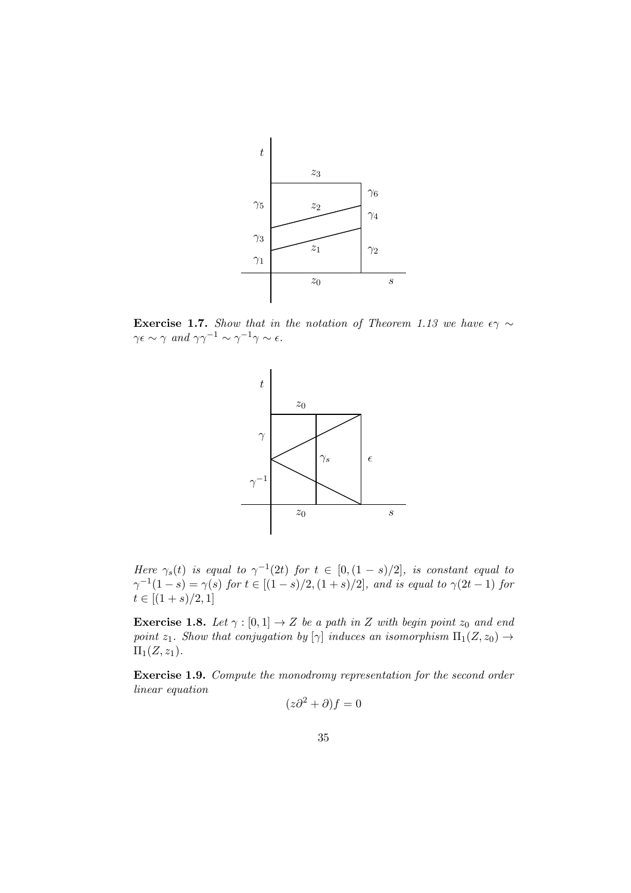**Exercise 1.7.** *Show that in the notation of Theorem 1.13 we have $\epsilon\gamma \sim \gamma\epsilon \sim \gamma$ and $\gamma\gamma^{-1} \sim \gamma^{-1}\gamma \sim \epsilon$.*

*Here $\gamma_s(t)$ is equal to $\gamma^{-1}(2t)$ for $t \in [0, (1-s)/2]$, is constant equal to $\gamma^{-1}(1-s) = \gamma(s)$ for $t \in [(1-s)/2, (1+s)/2]$, and is equal to $\gamma(2t-1)$ for $t \in [(1+s)/2, 1]$*

**Exercise 1.8.** *Let $\gamma : [0,1] \to Z$ be a path in $Z$ with begin point $z_0$ and end point $z_1$. Show that conjugation by $[\gamma]$ induces an isomorphism $\Pi_1(Z, z_0) \to \Pi_1(Z, z_1)$.*

**Exercise 1.9.** *Compute the monodromy representation for the second order linear equation*

$$(z\partial^2 + \partial)f = 0$$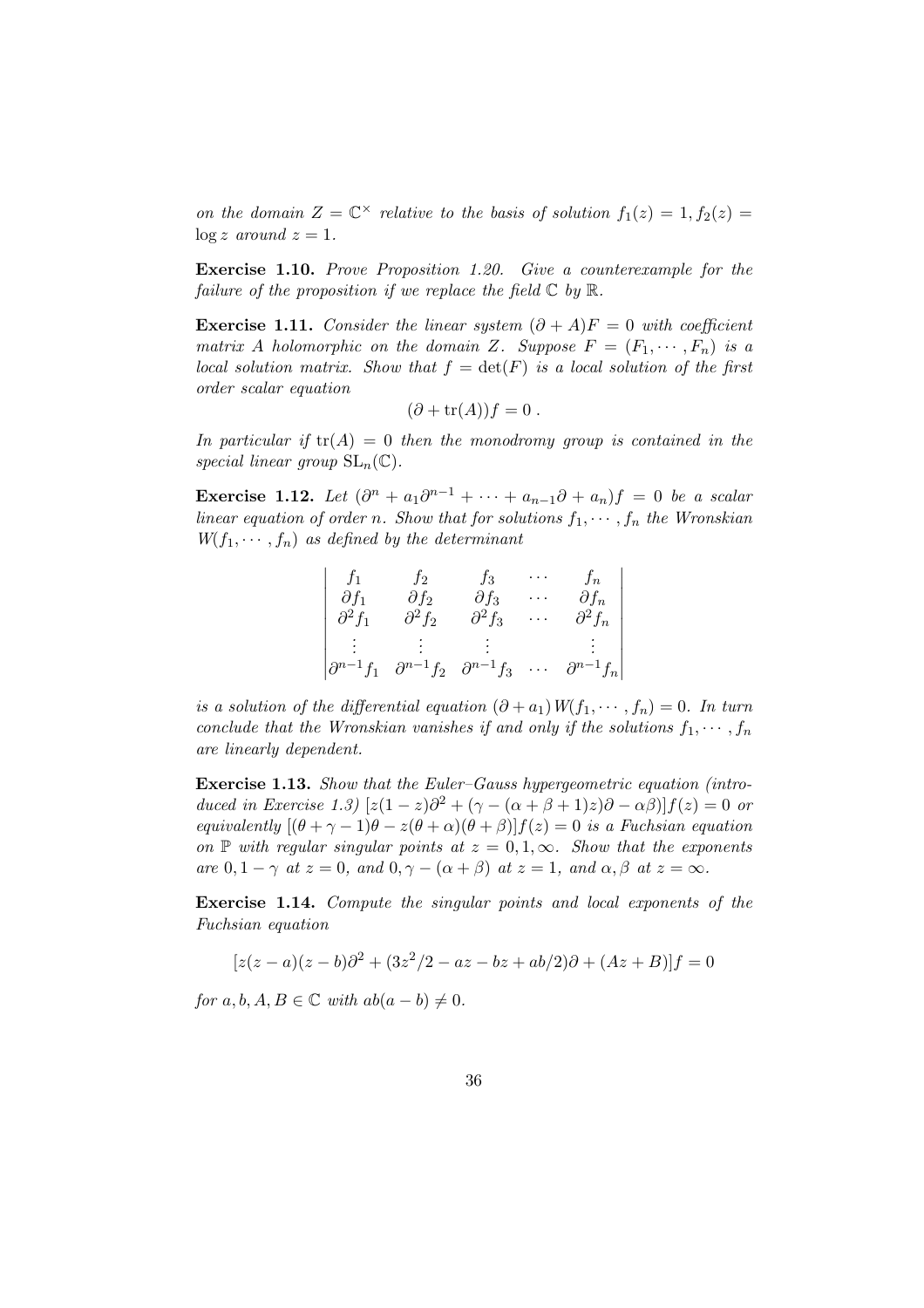*on the domain $Z = \mathbb{C}^\times$ relative to the basis of solution $f_1(z) = 1, f_2(z) = \log z$ around $z = 1$.*

**Exercise 1.10.** *Prove Proposition 1.20. Give a counterexample for the failure of the proposition if we replace the field $\mathbb{C}$ by $\mathbb{R}$.*

**Exercise 1.11.** *Consider the linear system $(\partial + A)F = 0$ with coefficient matrix $A$ holomorphic on the domain $Z$. Suppose $F = (F_1, \cdots, F_n)$ is a local solution matrix. Show that $f = \det(F)$ is a local solution of the first order scalar equation*

$$(\partial + \mathrm{tr}(A))f = 0 \ .$$

*In particular if $\mathrm{tr}(A) = 0$ then the monodromy group is contained in the special linear group $\mathrm{SL}_n(\mathbb{C})$.*

**Exercise 1.12.** *Let $(\partial^n + a_1\partial^{n-1} + \cdots + a_{n-1}\partial + a_n)f = 0$ be a scalar linear equation of order $n$. Show that for solutions $f_1, \cdots, f_n$ the Wronskian $W(f_1, \cdots, f_n)$ as defined by the determinant*

$$\begin{vmatrix} f_1 & f_2 & f_3 & \cdots & f_n \\ \partial f_1 & \partial f_2 & \partial f_3 & \cdots & \partial f_n \\ \partial^2 f_1 & \partial^2 f_2 & \partial^2 f_3 & \cdots & \partial^2 f_n \\ \vdots & \vdots & \vdots & & \vdots \\ \partial^{n-1} f_1 & \partial^{n-1} f_2 & \partial^{n-1} f_3 & \cdots & \partial^{n-1} f_n \end{vmatrix}$$

*is a solution of the differential equation $(\partial + a_1) W(f_1, \cdots, f_n) = 0$. In turn conclude that the Wronskian vanishes if and only if the solutions $f_1, \cdots, f_n$ are linearly dependent.*

**Exercise 1.13.** *Show that the Euler–Gauss hypergeometric equation (introduced in Exercise 1.3) $[z(1-z)\partial^2 + (\gamma - (\alpha+\beta+1)z)\partial - \alpha\beta)]f(z) = 0$ or equivalently $[(\theta + \gamma - 1)\theta - z(\theta + \alpha)(\theta + \beta)]f(z) = 0$ is a Fuchsian equation on $\mathbb{P}$ with regular singular points at $z = 0, 1, \infty$. Show that the exponents are $0, 1-\gamma$ at $z = 0$, and $0, \gamma - (\alpha + \beta)$ at $z = 1$, and $\alpha, \beta$ at $z = \infty$.*

**Exercise 1.14.** *Compute the singular points and local exponents of the Fuchsian equation*

$$[z(z-a)(z-b)\partial^2 + (3z^2/2 - az - bz + ab/2)\partial + (Az + B)]f = 0$$

*for $a, b, A, B \in \mathbb{C}$ with $ab(a-b) \neq 0$.*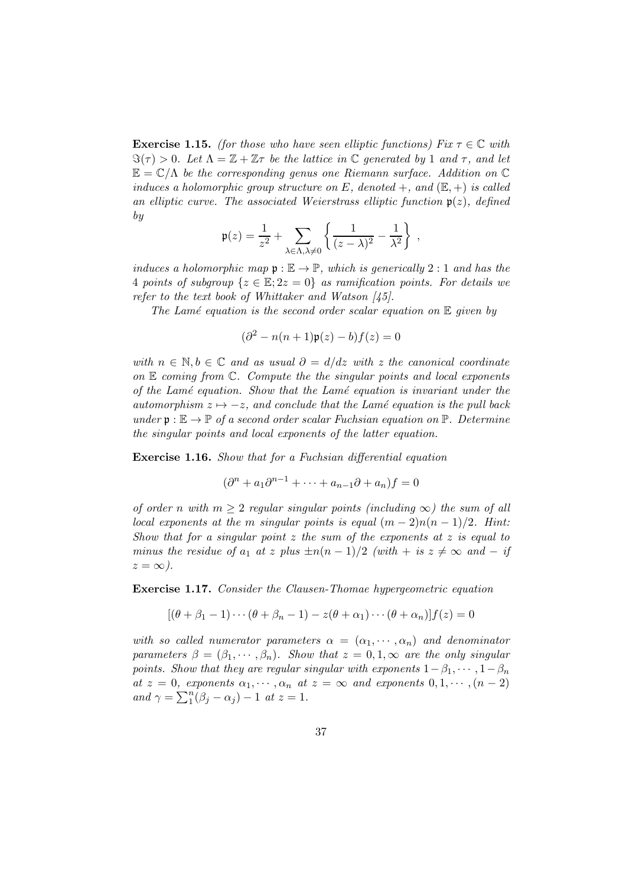**Exercise 1.15.** *(for those who have seen elliptic functions) Fix $\tau \in \mathbb{C}$ with $\Im(\tau) > 0$. Let $\Lambda = \mathbb{Z} + \mathbb{Z}\tau$ be the lattice in $\mathbb{C}$ generated by 1 and $\tau$, and let $\mathbb{E} = \mathbb{C}/\Lambda$ be the corresponding genus one Riemann surface. Addition on $\mathbb{C}$ induces a holomorphic group structure on $E$, denoted $+$, and $(\mathbb{E}, +)$ is called an elliptic curve. The associated Weierstrass elliptic function $\mathfrak{p}(z)$, defined by*

$$\mathfrak{p}(z) = \frac{1}{z^2} + \sum_{\lambda \in \Lambda, \lambda \neq 0} \left\{ \frac{1}{(z-\lambda)^2} - \frac{1}{\lambda^2} \right\} ,$$

*induces a holomorphic map $\mathfrak{p} : \mathbb{E} \to \mathbb{P}$, which is generically $2:1$ and has the 4 points of subgroup $\{z \in \mathbb{E}; 2z = 0\}$ as ramification points. For details we refer to the text book of Whittaker and Watson [45].*

*The Lamé equation is the second order scalar equation on $\mathbb{E}$ given by*

$$(\partial^2 - n(n+1)\mathfrak{p}(z) - b)f(z) = 0$$

*with $n \in \mathbb{N}, b \in \mathbb{C}$ and as usual $\partial = d/dz$ with $z$ the canonical coordinate on $\mathbb{E}$ coming from $\mathbb{C}$. Compute the the singular points and local exponents of the Lamé equation. Show that the Lamé equation is invariant under the automorphism $z \mapsto -z$, and conclude that the Lamé equation is the pull back under $\mathfrak{p} : \mathbb{E} \to \mathbb{P}$ of a second order scalar Fuchsian equation on $\mathbb{P}$. Determine the singular points and local exponents of the latter equation.*

**Exercise 1.16.** *Show that for a Fuchsian differential equation*

$$(\partial^n + a_1 \partial^{n-1} + \cdots + a_{n-1}\partial + a_n)f = 0$$

*of order $n$ with $m \geq 2$ regular singular points (including $\infty$) the sum of all local exponents at the $m$ singular points is equal $(m-2)n(n-1)/2$. Hint: Show that for a singular point $z$ the sum of the exponents at $z$ is equal to minus the residue of $a_1$ at $z$ plus $\pm n(n-1)/2$ (with $+$ is $z \neq \infty$ and $-$ if $z = \infty$).*

**Exercise 1.17.** *Consider the Clausen-Thomae hypergeometric equation*

$$[(\theta + \beta_1 - 1) \cdots (\theta + \beta_n - 1) - z(\theta + \alpha_1) \cdots (\theta + \alpha_n)]f(z) = 0$$

*with so called numerator parameters $\alpha = (\alpha_1, \cdots, \alpha_n)$ and denominator parameters $\beta = (\beta_1, \cdots, \beta_n)$. Show that $z = 0, 1, \infty$ are the only singular points. Show that they are regular singular with exponents $1 - \beta_1, \cdots, 1 - \beta_n$ at $z = 0$, exponents $\alpha_1, \cdots, \alpha_n$ at $z = \infty$ and exponents $0, 1, \cdots, (n-2)$ and $\gamma = \sum_1^n (\beta_j - \alpha_j) - 1$ at $z = 1$.*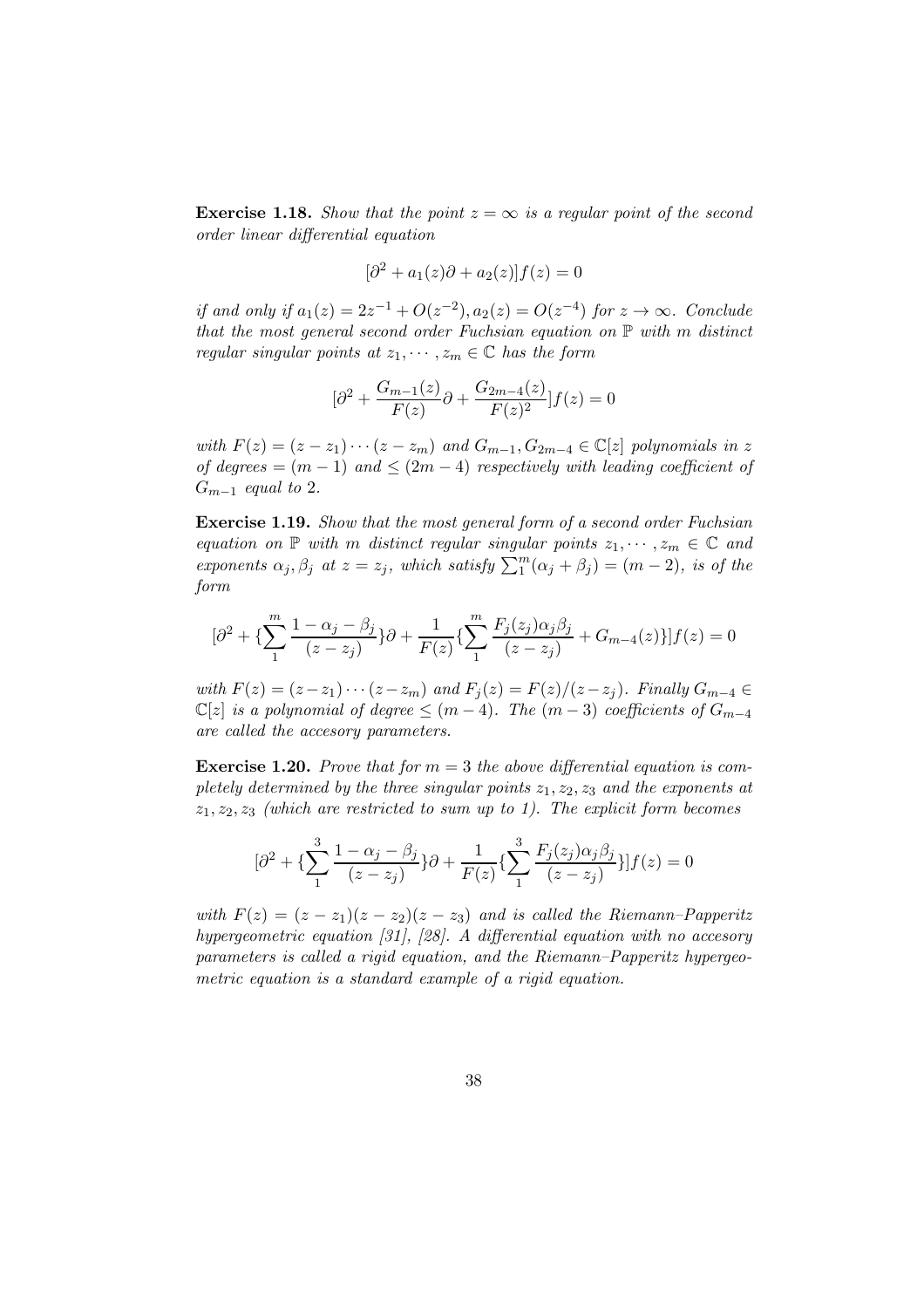**Exercise 1.18.** *Show that the point $z = \infty$ is a regular point of the second order linear differential equation*

$$[\partial^2 + a_1(z)\partial + a_2(z)]f(z) = 0$$

*if and only if $a_1(z) = 2z^{-1} + O(z^{-2}), a_2(z) = O(z^{-4})$ for $z \to \infty$. Conclude that the most general second order Fuchsian equation on $\mathbb{P}$ with $m$ distinct regular singular points at $z_1, \cdots, z_m \in \mathbb{C}$ has the form*

$$[\partial^2 + \frac{G_{m-1}(z)}{F(z)}\partial + \frac{G_{2m-4}(z)}{F(z)^2}]f(z) = 0$$

*with $F(z) = (z - z_1)\cdots(z - z_m)$ and $G_{m-1}, G_{2m-4} \in \mathbb{C}[z]$ polynomials in $z$ of degrees $= (m-1)$ and $\leq (2m-4)$ respectively with leading coefficient of $G_{m-1}$ equal to 2.*

**Exercise 1.19.** *Show that the most general form of a second order Fuchsian equation on $\mathbb{P}$ with $m$ distinct regular singular points $z_1, \cdots, z_m \in \mathbb{C}$ and exponents $\alpha_j, \beta_j$ at $z = z_j$, which satisfy $\sum_1^m(\alpha_j + \beta_j) = (m-2)$, is of the form*

$$[\partial^2 + \{\sum_1^m \frac{1 - \alpha_j - \beta_j}{(z - z_j)}\}\partial + \frac{1}{F(z)}\{\sum_1^m \frac{F_j(z_j)\alpha_j\beta_j}{(z - z_j)} + G_{m-4}(z)\}]f(z) = 0$$

*with $F(z) = (z - z_1)\cdots(z - z_m)$ and $F_j(z) = F(z)/(z - z_j)$. Finally $G_{m-4} \in \mathbb{C}[z]$ is a polynomial of degree $\leq (m-4)$. The $(m-3)$ coefficients of $G_{m-4}$ are called the accesory parameters.*

**Exercise 1.20.** *Prove that for $m = 3$ the above differential equation is completely determined by the three singular points $z_1, z_2, z_3$ and the exponents at $z_1, z_2, z_3$ (which are restricted to sum up to 1). The explicit form becomes*

$$[\partial^2 + \{\sum_1^3 \frac{1 - \alpha_j - \beta_j}{(z - z_j)}\}\partial + \frac{1}{F(z)}\{\sum_1^3 \frac{F_j(z_j)\alpha_j\beta_j}{(z - z_j)}\}]f(z) = 0$$

*with $F(z) = (z - z_1)(z - z_2)(z - z_3)$ and is called the Riemann–Papperitz hypergeometric equation [31], [28]. A differential equation with no accesory parameters is called a rigid equation, and the Riemann–Papperitz hypergeometric equation is a standard example of a rigid equation.*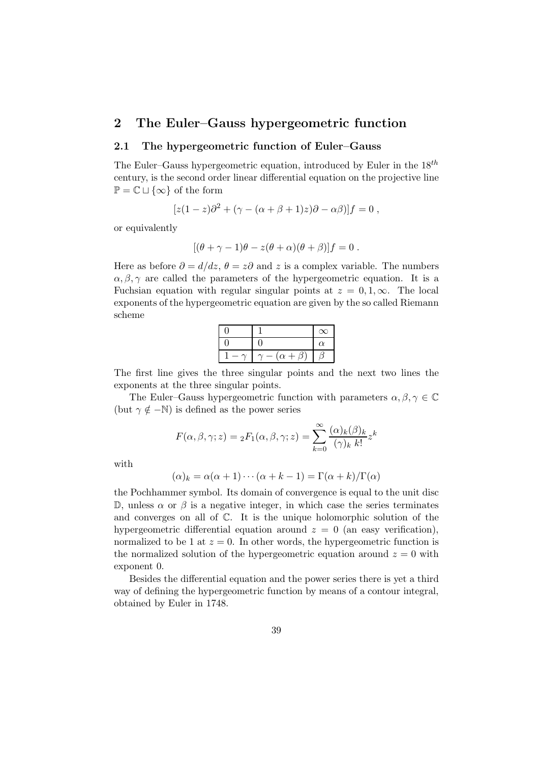# 2 The Euler–Gauss hypergeometric function

## 2.1 The hypergeometric function of Euler–Gauss

The Euler–Gauss hypergeometric equation, introduced by Euler in the $18^{th}$ century, is the second order linear differential equation on the projective line $\mathbb{P} = \mathbb{C} \sqcup \{\infty\}$ of the form

$$[z(1-z)\partial^2 + (\gamma - (\alpha+\beta+1)z)\partial - \alpha\beta)]f = 0 \; ,$$

or equivalently

$$[(\theta+\gamma-1)\theta - z(\theta+\alpha)(\theta+\beta)]f = 0 \; .$$

Here as before $\partial = d/dz$, $\theta = z\partial$ and $z$ is a complex variable. The numbers $\alpha, \beta, \gamma$ are called the parameters of the hypergeometric equation. It is a Fuchsian equation with regular singular points at $z = 0, 1, \infty$. The local exponents of the hypergeometric equation are given by the so called Riemann scheme

| $0$ | $1$ | $\infty$ |
|---|---|---|
| $0$ | $0$ | $\alpha$ |
| $1-\gamma$ | $\gamma - (\alpha+\beta)$ | $\beta$ |

The first line gives the three singular points and the next two lines the exponents at the three singular points.

The Euler–Gauss hypergeometric function with parameters $\alpha, \beta, \gamma \in \mathbb{C}$ (but $\gamma \notin -\mathbb{N}$) is defined as the power series

$$F(\alpha,\beta,\gamma;z) = {}_2F_1(\alpha,\beta,\gamma;z) = \sum_{k=0}^{\infty} \frac{(\alpha)_k(\beta)_k}{(\gamma)_k \; k!} z^k$$

with

$$(\alpha)_k = \alpha(\alpha+1)\cdots(\alpha+k-1) = \Gamma(\alpha+k)/\Gamma(\alpha)$$

the Pochhammer symbol. Its domain of convergence is equal to the unit disc $\mathbb{D}$, unless $\alpha$ or $\beta$ is a negative integer, in which case the series terminates and converges on all of $\mathbb{C}$. It is the unique holomorphic solution of the hypergeometric differential equation around $z = 0$ (an easy verification), normalized to be 1 at $z = 0$. In other words, the hypergeometric function is the normalized solution of the hypergeometric equation around $z = 0$ with exponent 0.

Besides the differential equation and the power series there is yet a third way of defining the hypergeometric function by means of a contour integral, obtained by Euler in 1748.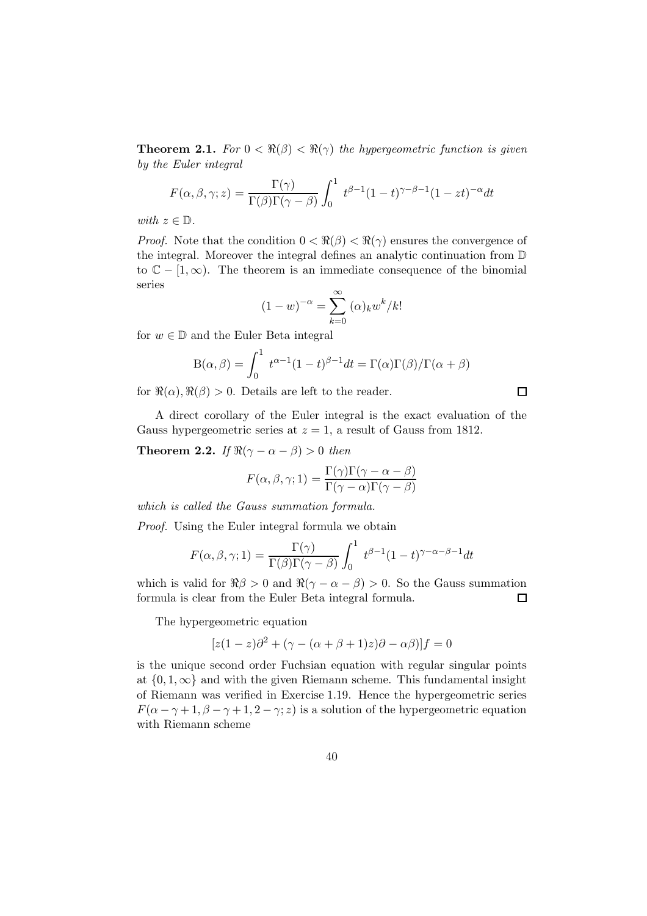**Theorem 2.1.** *For $0 < \Re(\beta) < \Re(\gamma)$ the hypergeometric function is given by the Euler integral*

$$F(\alpha, \beta, \gamma; z) = \frac{\Gamma(\gamma)}{\Gamma(\beta)\Gamma(\gamma - \beta)} \int_0^1 t^{\beta-1}(1-t)^{\gamma-\beta-1}(1-zt)^{-\alpha} dt$$

*with $z \in \mathbb{D}$.*

*Proof.* Note that the condition $0 < \Re(\beta) < \Re(\gamma)$ ensures the convergence of the integral. Moreover the integral defines an analytic continuation from $\mathbb{D}$ to $\mathbb{C} - [1, \infty)$. The theorem is an immediate consequence of the binomial series

$$(1 - w)^{-\alpha} = \sum_{k=0}^{\infty} (\alpha)_k w^k / k!$$

for $w \in \mathbb{D}$ and the Euler Beta integral

$$\mathrm{B}(\alpha, \beta) = \int_0^1 t^{\alpha-1}(1-t)^{\beta-1} dt = \Gamma(\alpha)\Gamma(\beta)/\Gamma(\alpha + \beta)$$

for $\Re(\alpha), \Re(\beta) > 0$. Details are left to the reader. $\square$

A direct corollary of the Euler integral is the exact evaluation of the Gauss hypergeometric series at $z = 1$, a result of Gauss from 1812.

**Theorem 2.2.** *If $\Re(\gamma - \alpha - \beta) > 0$ then*

$$F(\alpha, \beta, \gamma; 1) = \frac{\Gamma(\gamma)\Gamma(\gamma - \alpha - \beta)}{\Gamma(\gamma - \alpha)\Gamma(\gamma - \beta)}$$

*which is called the Gauss summation formula.*

*Proof.* Using the Euler integral formula we obtain

$$F(\alpha, \beta, \gamma; 1) = \frac{\Gamma(\gamma)}{\Gamma(\beta)\Gamma(\gamma - \beta)} \int_0^1 t^{\beta-1}(1-t)^{\gamma-\alpha-\beta-1} dt$$

which is valid for $\Re\beta > 0$ and $\Re(\gamma - \alpha - \beta) > 0$. So the Gauss summation formula is clear from the Euler Beta integral formula. $\square$

The hypergeometric equation

$$[z(1-z)\partial^2 + (\gamma - (\alpha + \beta + 1)z)\partial - \alpha\beta)]f = 0$$

is the unique second order Fuchsian equation with regular singular points at $\{0, 1, \infty\}$ and with the given Riemann scheme. This fundamental insight of Riemann was verified in Exercise 1.19. Hence the hypergeometric series $F(\alpha - \gamma + 1, \beta - \gamma + 1, 2 - \gamma; z)$ is a solution of the hypergeometric equation with Riemann scheme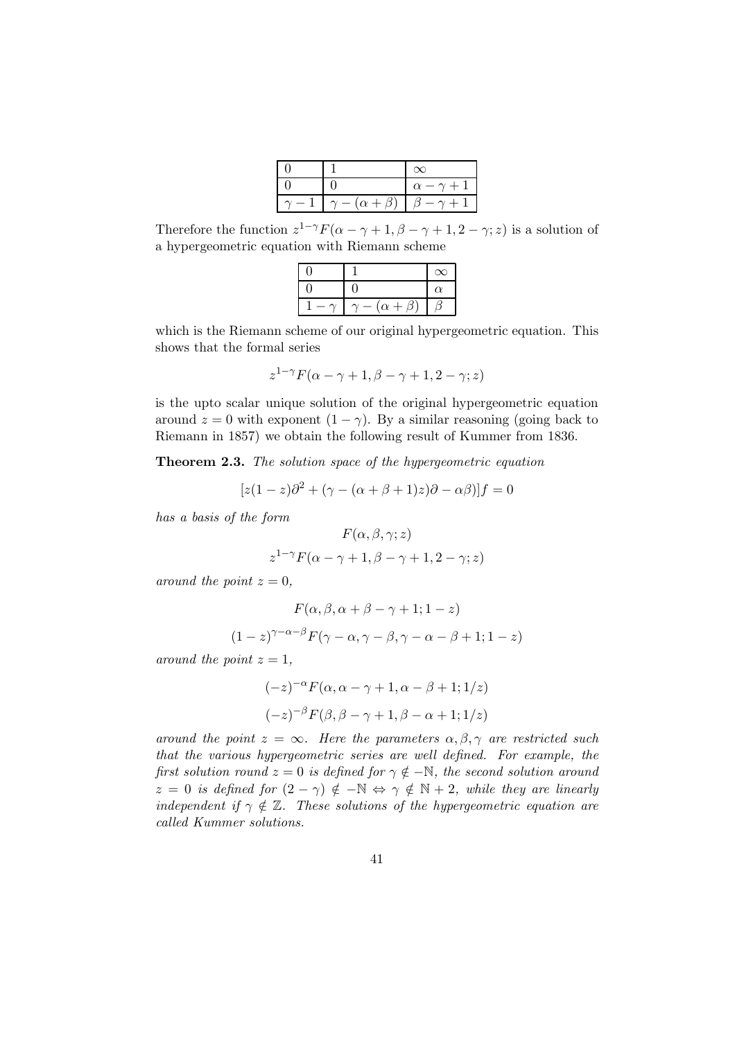| $0$ | $1$ | $\infty$ |
|---|---|---|
| $0$ | $0$ | $\alpha-\gamma+1$ |
| $\gamma-1$ | $\gamma-(\alpha+\beta)$ | $\beta-\gamma+1$ |

Therefore the function $z^{1-\gamma}F(\alpha-\gamma+1,\beta-\gamma+1,2-\gamma;z)$ is a solution of a hypergeometric equation with Riemann scheme

| $0$ | $1$ | $\infty$ |
|---|---|---|
| $0$ | $0$ | $\alpha$ |
| $1-\gamma$ | $\gamma-(\alpha+\beta)$ | $\beta$ |

which is the Riemann scheme of our original hypergeometric equation. This shows that the formal series

$$z^{1-\gamma}F(\alpha-\gamma+1,\beta-\gamma+1,2-\gamma;z)$$

is the upto scalar unique solution of the original hypergeometric equation around $z=0$ with exponent $(1-\gamma)$. By a similar reasoning (going back to Riemann in 1857) we obtain the following result of Kummer from 1836.

**Theorem 2.3.** *The solution space of the hypergeometric equation*

$$[z(1-z)\partial^2+(\gamma-(\alpha+\beta+1)z)\partial-\alpha\beta)]f=0$$

*has a basis of the form*

$$F(\alpha,\beta,\gamma;z)$$

$$z^{1-\gamma}F(\alpha-\gamma+1,\beta-\gamma+1,2-\gamma;z)$$

*around the point $z=0$,*

$$F(\alpha,\beta,\alpha+\beta-\gamma+1;1-z)$$

$$(1-z)^{\gamma-\alpha-\beta}F(\gamma-\alpha,\gamma-\beta,\gamma-\alpha-\beta+1;1-z)$$

*around the point $z=1$,*

$$(-z)^{-\alpha}F(\alpha,\alpha-\gamma+1,\alpha-\beta+1;1/z)$$

$$(-z)^{-\beta}F(\beta,\beta-\gamma+1,\beta-\alpha+1;1/z)$$

*around the point $z=\infty$. Here the parameters $\alpha,\beta,\gamma$ are restricted such that the various hypergeometric series are well defined. For example, the first solution round $z=0$ is defined for $\gamma\notin-\mathbb{N}$, the second solution around $z=0$ is defined for $(2-\gamma)\notin-\mathbb{N}\Leftrightarrow\gamma\notin\mathbb{N}+2$, while they are linearly independent if $\gamma\notin\mathbb{Z}$. These solutions of the hypergeometric equation are called Kummer solutions.*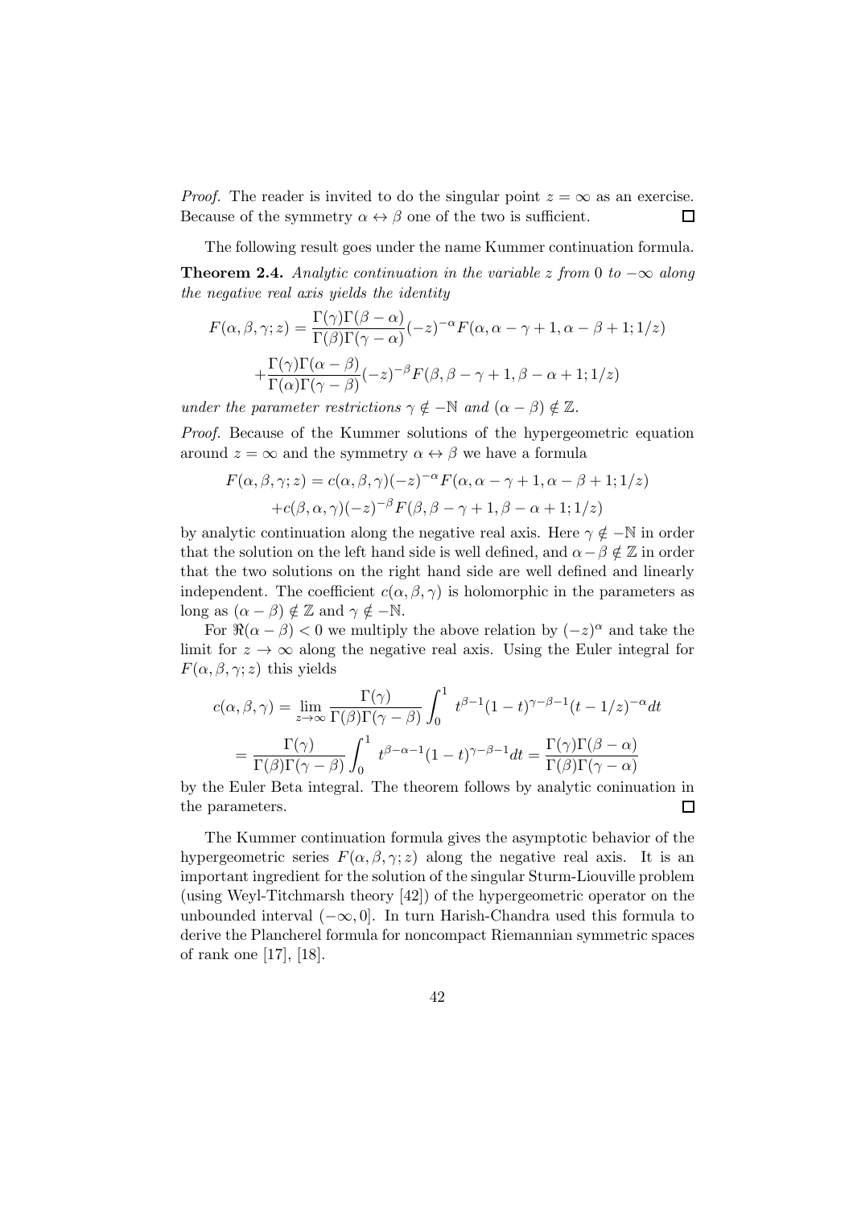*Proof.* The reader is invited to do the singular point $z = \infty$ as an exercise. Because of the symmetry $\alpha \leftrightarrow \beta$ one of the two is sufficient. $\square$

The following result goes under the name Kummer continuation formula.

**Theorem 2.4.** *Analytic continuation in the variable $z$ from $0$ to $-\infty$ along the negative real axis yields the identity*

$$F(\alpha, \beta, \gamma; z) = \frac{\Gamma(\gamma)\Gamma(\beta - \alpha)}{\Gamma(\beta)\Gamma(\gamma - \alpha)}(-z)^{-\alpha} F(\alpha, \alpha - \gamma + 1, \alpha - \beta + 1; 1/z)$$
$$+ \frac{\Gamma(\gamma)\Gamma(\alpha - \beta)}{\Gamma(\alpha)\Gamma(\gamma - \beta)}(-z)^{-\beta} F(\beta, \beta - \gamma + 1, \beta - \alpha + 1; 1/z)$$

*under the parameter restrictions $\gamma \notin -\mathbb{N}$ and $(\alpha - \beta) \notin \mathbb{Z}$.*

*Proof.* Because of the Kummer solutions of the hypergeometric equation around $z = \infty$ and the symmetry $\alpha \leftrightarrow \beta$ we have a formula

$$F(\alpha, \beta, \gamma; z) = c(\alpha, \beta, \gamma)(-z)^{-\alpha} F(\alpha, \alpha - \gamma + 1, \alpha - \beta + 1; 1/z)$$
$$+ c(\beta, \alpha, \gamma)(-z)^{-\beta} F(\beta, \beta - \gamma + 1, \beta - \alpha + 1; 1/z)$$

by analytic continuation along the negative real axis. Here $\gamma \notin -\mathbb{N}$ in order that the solution on the left hand side is well defined, and $\alpha - \beta \notin \mathbb{Z}$ in order that the two solutions on the right hand side are well defined and linearly independent. The coefficient $c(\alpha, \beta, \gamma)$ is holomorphic in the parameters as long as $(\alpha - \beta) \notin \mathbb{Z}$ and $\gamma \notin -\mathbb{N}$.

For $\Re(\alpha - \beta) < 0$ we multiply the above relation by $(-z)^{\alpha}$ and take the limit for $z \to \infty$ along the negative real axis. Using the Euler integral for $F(\alpha, \beta, \gamma; z)$ this yields

$$c(\alpha, \beta, \gamma) = \lim_{z \to \infty} \frac{\Gamma(\gamma)}{\Gamma(\beta)\Gamma(\gamma - \beta)} \int_0^1 t^{\beta - 1}(1 - t)^{\gamma - \beta - 1}(t - 1/z)^{-\alpha} dt$$
$$= \frac{\Gamma(\gamma)}{\Gamma(\beta)\Gamma(\gamma - \beta)} \int_0^1 t^{\beta - \alpha - 1}(1 - t)^{\gamma - \beta - 1} dt = \frac{\Gamma(\gamma)\Gamma(\beta - \alpha)}{\Gamma(\beta)\Gamma(\gamma - \alpha)}$$

by the Euler Beta integral. The theorem follows by analytic coninuation in the parameters. $\square$

The Kummer continuation formula gives the asymptotic behavior of the hypergeometric series $F(\alpha, \beta, \gamma; z)$ along the negative real axis. It is an important ingredient for the solution of the singular Sturm-Liouville problem (using Weyl-Titchmarsh theory [42]) of the hypergeometric operator on the unbounded interval $(-\infty, 0]$. In turn Harish-Chandra used this formula to derive the Plancherel formula for noncompact Riemannian symmetric spaces of rank one [17], [18].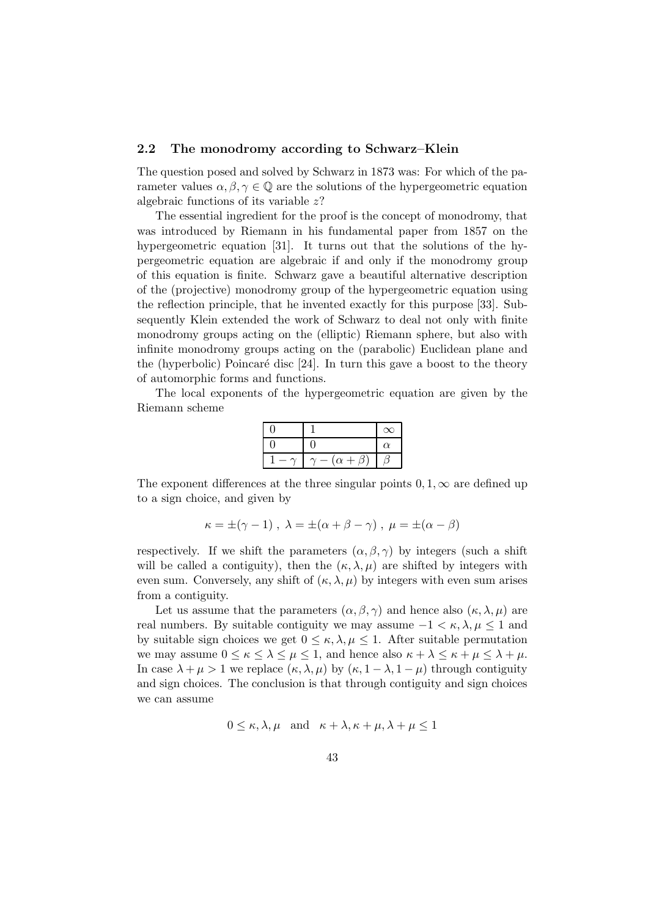### 2.2 The monodromy according to Schwarz–Klein

The question posed and solved by Schwarz in 1873 was: For which of the parameter values $\alpha, \beta, \gamma \in \mathbb{Q}$ are the solutions of the hypergeometric equation algebraic functions of its variable $z$?

The essential ingredient for the proof is the concept of monodromy, that was introduced by Riemann in his fundamental paper from 1857 on the hypergeometric equation [31]. It turns out that the solutions of the hypergeometric equation are algebraic if and only if the monodromy group of this equation is finite. Schwarz gave a beautiful alternative description of the (projective) monodromy group of the hypergeometric equation using the reflection principle, that he invented exactly for this purpose [33]. Subsequently Klein extended the work of Schwarz to deal not only with finite monodromy groups acting on the (elliptic) Riemann sphere, but also with infinite monodromy groups acting on the (parabolic) Euclidean plane and the (hyperbolic) Poincaré disc [24]. In turn this gave a boost to the theory of automorphic forms and functions.

The local exponents of the hypergeometric equation are given by the Riemann scheme

| $0$ | $1$ | $\infty$ |
|---|---|---|
| $0$ | $0$ | $\alpha$ |
| $1-\gamma$ | $\gamma-(\alpha+\beta)$ | $\beta$ |

The exponent differences at the three singular points $0, 1, \infty$ are defined up to a sign choice, and given by

$$\kappa = \pm(\gamma - 1)\ ,\ \lambda = \pm(\alpha + \beta - \gamma)\ ,\ \mu = \pm(\alpha - \beta)$$

respectively. If we shift the parameters $(\alpha, \beta, \gamma)$ by integers (such a shift will be called a contiguity), then the $(\kappa, \lambda, \mu)$ are shifted by integers with even sum. Conversely, any shift of $(\kappa, \lambda, \mu)$ by integers with even sum arises from a contiguity.

Let us assume that the parameters $(\alpha, \beta, \gamma)$ and hence also $(\kappa, \lambda, \mu)$ are real numbers. By suitable contiguity we may assume $-1 < \kappa, \lambda, \mu \leq 1$ and by suitable sign choices we get $0 \leq \kappa, \lambda, \mu \leq 1$. After suitable permutation we may assume $0 \leq \kappa \leq \lambda \leq \mu \leq 1$, and hence also $\kappa + \lambda \leq \kappa + \mu \leq \lambda + \mu$. In case $\lambda + \mu > 1$ we replace $(\kappa, \lambda, \mu)$ by $(\kappa, 1 - \lambda, 1 - \mu)$ through contiguity and sign choices. The conclusion is that through contiguity and sign choices we can assume

$$0 \leq \kappa, \lambda, \mu \quad \text{and} \quad \kappa + \lambda, \kappa + \mu, \lambda + \mu \leq 1$$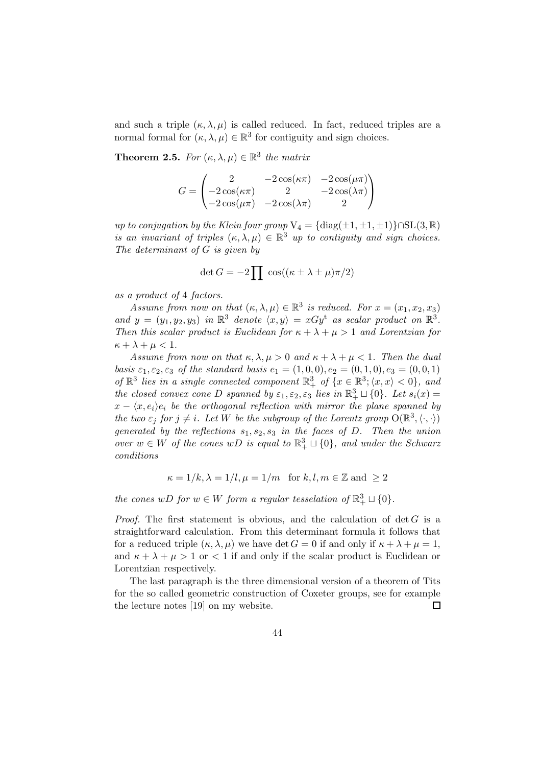and such a triple $(\kappa, \lambda, \mu)$ is called reduced. In fact, reduced triples are a normal formal for $(\kappa, \lambda, \mu) \in \mathbb{R}^3$ for contiguity and sign choices.

**Theorem 2.5.** *For $(\kappa, \lambda, \mu) \in \mathbb{R}^3$ the matrix*

$$G = \begin{pmatrix} 2 & -2\cos(\kappa\pi) & -2\cos(\mu\pi) \\ -2\cos(\kappa\pi) & 2 & -2\cos(\lambda\pi) \\ -2\cos(\mu\pi) & -2\cos(\lambda\pi) & 2 \end{pmatrix}$$

*up to conjugation by the Klein four group $\mathrm{V}_4 = \{\mathrm{diag}(\pm 1, \pm 1, \pm 1)\} \cap \mathrm{SL}(3, \mathbb{R})$ is an invariant of triples $(\kappa, \lambda, \mu) \in \mathbb{R}^3$ up to contiguity and sign choices. The determinant of $G$ is given by*

$$\det G = -2 \prod \cos((\kappa \pm \lambda \pm \mu)\pi/2)$$

*as a product of 4 factors.*

*Assume from now on that $(\kappa, \lambda, \mu) \in \mathbb{R}^3$ is reduced. For $x = (x_1, x_2, x_3)$ and $y = (y_1, y_2, y_3)$ in $\mathbb{R}^3$ denote $\langle x, y \rangle = xGy^{\mathrm{t}}$ as scalar product on $\mathbb{R}^3$. Then this scalar product is Euclidean for $\kappa + \lambda + \mu > 1$ and Lorentzian for $\kappa + \lambda + \mu < 1$.*

*Assume from now on that $\kappa, \lambda, \mu > 0$ and $\kappa + \lambda + \mu < 1$. Then the dual basis $\varepsilon_1, \varepsilon_2, \varepsilon_3$ of the standard basis $e_1 = (1,0,0), e_2 = (0,1,0), e_3 = (0,0,1)$ of $\mathbb{R}^3$ lies in a single connected component $\mathbb{R}^3_+$ of $\{x \in \mathbb{R}^3; \langle x, x \rangle < 0\}$, and the closed convex cone $D$ spanned by $\varepsilon_1, \varepsilon_2, \varepsilon_3$ lies in $\mathbb{R}^3_+ \sqcup \{0\}$. Let $s_i(x) = x - \langle x, e_i \rangle e_i$ be the orthogonal reflection with mirror the plane spanned by the two $\varepsilon_j$ for $j \neq i$. Let $W$ be the subgroup of the Lorentz group $\mathrm{O}(\mathbb{R}^3, \langle \cdot, \cdot \rangle)$ generated by the reflections $s_1, s_2, s_3$ in the faces of $D$. Then the union over $w \in W$ of the cones $wD$ is equal to $\mathbb{R}^3_+ \sqcup \{0\}$, and under the Schwarz conditions*

$$\kappa = 1/k, \lambda = 1/l, \mu = 1/m \quad \text{for } k, l, m \in \mathbb{Z} \text{ and } \geq 2$$

*the cones $wD$ for $w \in W$ form a regular tesselation of $\mathbb{R}^3_+ \sqcup \{0\}$.*

*Proof.* The first statement is obvious, and the calculation of $\det G$ is a straightforward calculation. From this determinant formula it follows that for a reduced triple $(\kappa, \lambda, \mu)$ we have $\det G = 0$ if and only if $\kappa + \lambda + \mu = 1$, and $\kappa + \lambda + \mu > 1$ or $< 1$ if and only if the scalar product is Euclidean or Lorentzian respectively.

The last paragraph is the three dimensional version of a theorem of Tits for the so called geometric construction of Coxeter groups, see for example the lecture notes [19] on my website. $\square$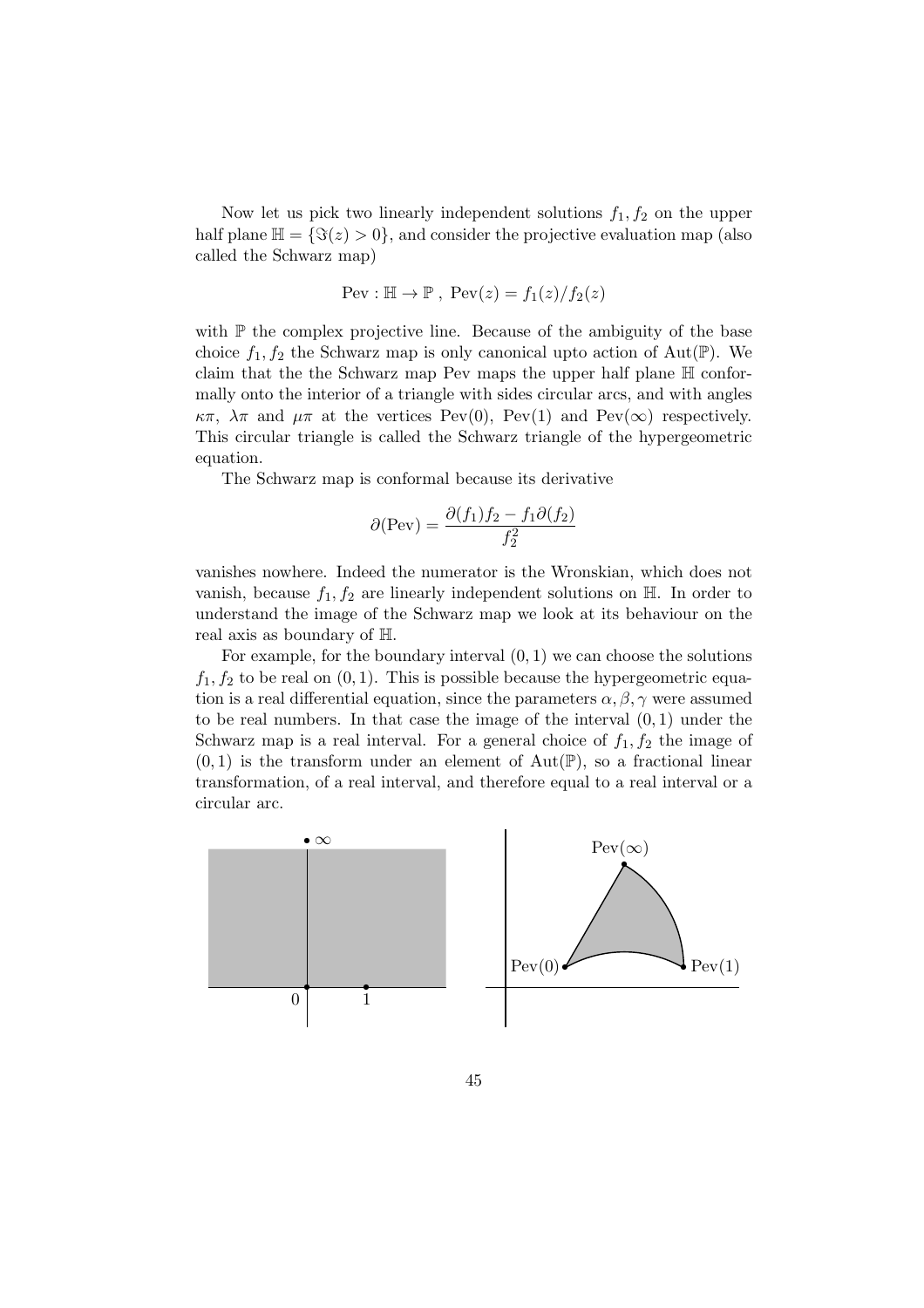Now let us pick two linearly independent solutions $f_1, f_2$ on the upper half plane $\mathbb{H} = \{\Im(z) > 0\}$, and consider the projective evaluation map (also called the Schwarz map)

$$\mathrm{Pev} : \mathbb{H} \to \mathbb{P} \ , \ \mathrm{Pev}(z) = f_1(z)/f_2(z)$$

with $\mathbb{P}$ the complex projective line. Because of the ambiguity of the base choice $f_1, f_2$ the Schwarz map is only canonical upto action of $\mathrm{Aut}(\mathbb{P})$. We claim that the the Schwarz map Pev maps the upper half plane $\mathbb{H}$ conformally onto the interior of a triangle with sides circular arcs, and with angles $\kappa\pi$, $\lambda\pi$ and $\mu\pi$ at the vertices $\mathrm{Pev}(0)$, $\mathrm{Pev}(1)$ and $\mathrm{Pev}(\infty)$ respectively. This circular triangle is called the Schwarz triangle of the hypergeometric equation.

The Schwarz map is conformal because its derivative

$$\partial(\mathrm{Pev}) = \frac{\partial(f_1)f_2 - f_1\partial(f_2)}{f_2^2}$$

vanishes nowhere. Indeed the numerator is the Wronskian, which does not vanish, because $f_1, f_2$ are linearly independent solutions on $\mathbb{H}$. In order to understand the image of the Schwarz map we look at its behaviour on the real axis as boundary of $\mathbb{H}$.

For example, for the boundary interval $(0, 1)$ we can choose the solutions $f_1, f_2$ to be real on $(0, 1)$. This is possible because the hypergeometric equation is a real differential equation, since the parameters $\alpha, \beta, \gamma$ were assumed to be real numbers. In that case the image of the interval $(0, 1)$ under the Schwarz map is a real interval. For a general choice of $f_1, f_2$ the image of $(0, 1)$ is the transform under an element of $\mathrm{Aut}(\mathbb{P})$, so a fractional linear transformation, of a real interval, and therefore equal to a real interval or a circular arc.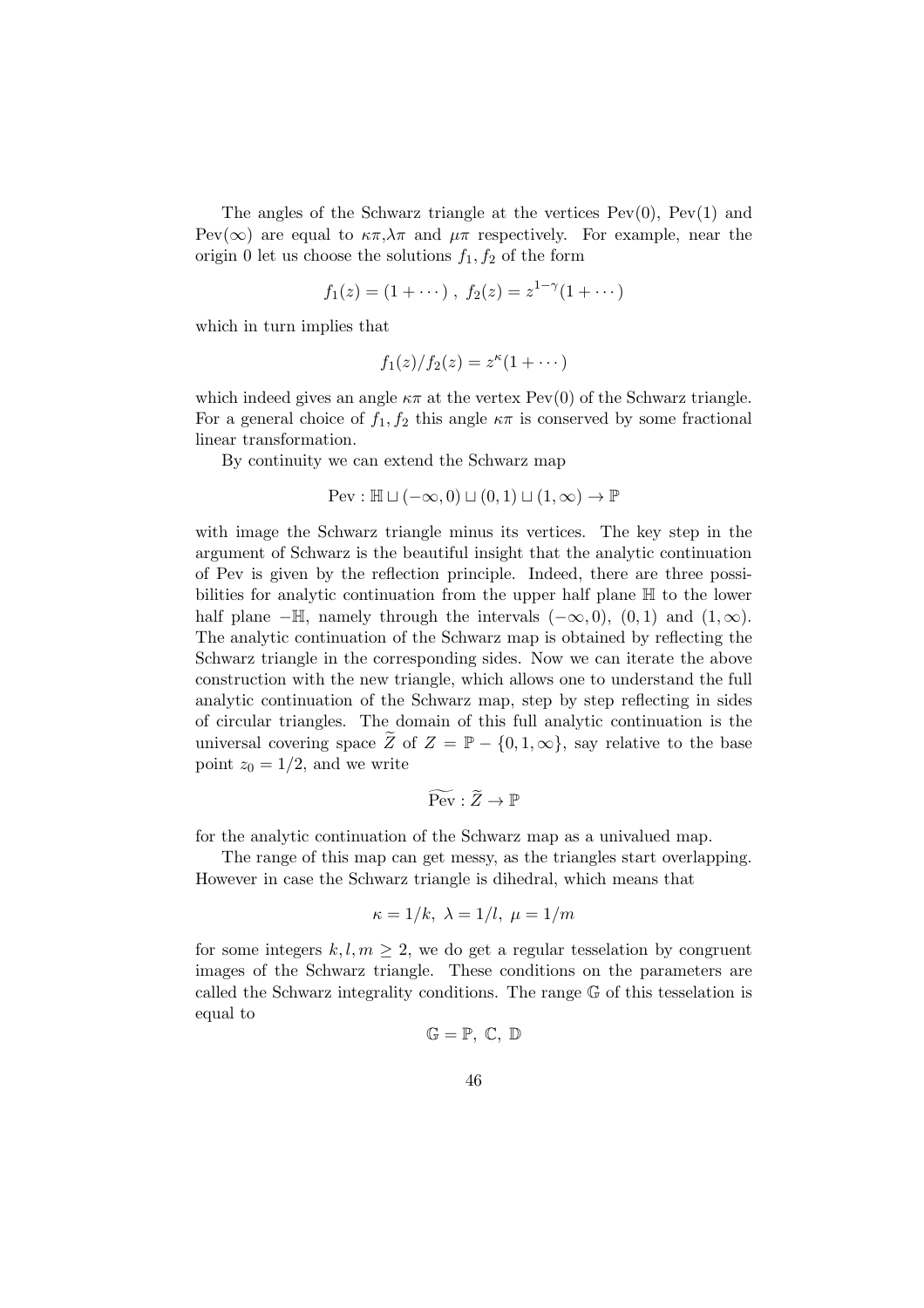The angles of the Schwarz triangle at the vertices $\mathrm{Pev}(0)$, $\mathrm{Pev}(1)$ and $\mathrm{Pev}(\infty)$ are equal to $\kappa\pi$,$\lambda\pi$ and $\mu\pi$ respectively. For example, near the origin 0 let us choose the solutions $f_1, f_2$ of the form

$$f_1(z) = (1 + \cdots)\ ,\ f_2(z) = z^{1-\gamma}(1 + \cdots)$$

which in turn implies that

$$f_1(z)/f_2(z) = z^{\kappa}(1 + \cdots)$$

which indeed gives an angle $\kappa\pi$ at the vertex $\mathrm{Pev}(0)$ of the Schwarz triangle. For a general choice of $f_1, f_2$ this angle $\kappa\pi$ is conserved by some fractional linear transformation.

By continuity we can extend the Schwarz map

$$\mathrm{Pev} : \mathbb{H} \sqcup (-\infty, 0) \sqcup (0, 1) \sqcup (1, \infty) \to \mathbb{P}$$

with image the Schwarz triangle minus its vertices. The key step in the argument of Schwarz is the beautiful insight that the analytic continuation of Pev is given by the reflection principle. Indeed, there are three possibilities for analytic continuation from the upper half plane $\mathbb{H}$ to the lower half plane $-\mathbb{H}$, namely through the intervals $(-\infty, 0)$, $(0, 1)$ and $(1, \infty)$. The analytic continuation of the Schwarz map is obtained by reflecting the Schwarz triangle in the corresponding sides. Now we can iterate the above construction with the new triangle, which allows one to understand the full analytic continuation of the Schwarz map, step by step reflecting in sides of circular triangles. The domain of this full analytic continuation is the universal covering space $\widetilde{Z}$ of $Z = \mathbb{P} - \{0, 1, \infty\}$, say relative to the base point $z_0 = 1/2$, and we write

$$\widetilde{\mathrm{Pev}} : \widetilde{Z} \to \mathbb{P}$$

for the analytic continuation of the Schwarz map as a univalued map.

The range of this map can get messy, as the triangles start overlapping. However in case the Schwarz triangle is dihedral, which means that

$$\kappa = 1/k,\ \lambda = 1/l,\ \mu = 1/m$$

for some integers $k, l, m \geq 2$, we do get a regular tesselation by congruent images of the Schwarz triangle. These conditions on the parameters are called the Schwarz integrality conditions. The range $\mathbb{G}$ of this tesselation is equal to

$$\mathbb{G} = \mathbb{P},\ \mathbb{C},\ \mathbb{D}$$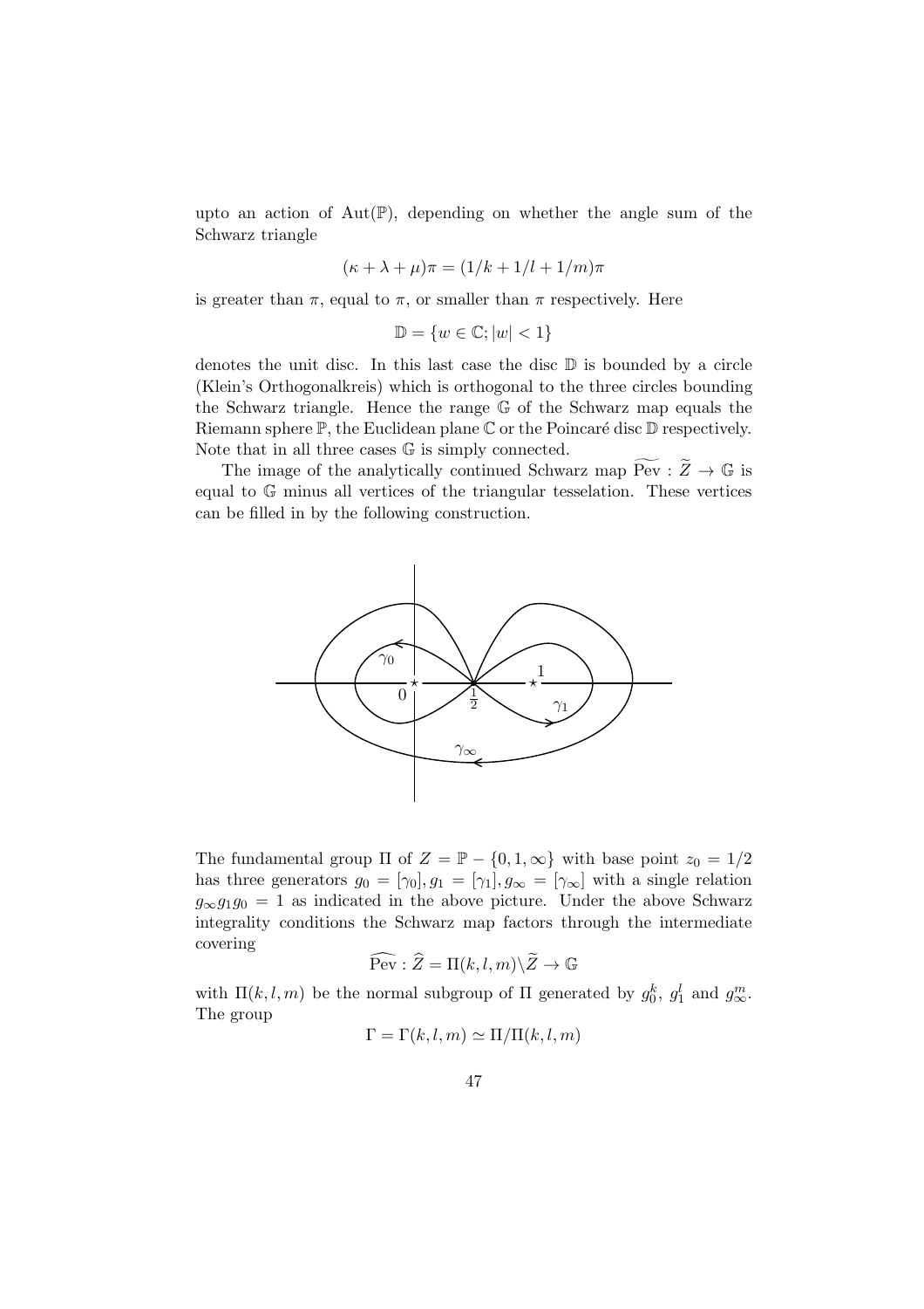upto an action of $\mathrm{Aut}(\mathbb{P})$, depending on whether the angle sum of the Schwarz triangle

$$(\kappa + \lambda + \mu)\pi = (1/k + 1/l + 1/m)\pi$$

is greater than $\pi$, equal to $\pi$, or smaller than $\pi$ respectively. Here

$$\mathbb{D} = \{w \in \mathbb{C}; |w| < 1\}$$

denotes the unit disc. In this last case the disc $\mathbb{D}$ is bounded by a circle (Klein's Orthogonalkreis) which is orthogonal to the three circles bounding the Schwarz triangle. Hence the range $\mathbb{G}$ of the Schwarz map equals the Riemann sphere $\mathbb{P}$, the Euclidean plane $\mathbb{C}$ or the Poincaré disc $\mathbb{D}$ respectively. Note that in all three cases $\mathbb{G}$ is simply connected.

The image of the analytically continued Schwarz map $\widetilde{\mathrm{Pev}} : \widetilde{Z} \to \mathbb{G}$ is equal to $\mathbb{G}$ minus all vertices of the triangular tesselation. These vertices can be filled in by the following construction.

The fundamental group $\Pi$ of $Z = \mathbb{P} - \{0, 1, \infty\}$ with base point $z_0 = 1/2$ has three generators $g_0 = [\gamma_0], g_1 = [\gamma_1], g_\infty = [\gamma_\infty]$ with a single relation $g_\infty g_1 g_0 = 1$ as indicated in the above picture. Under the above Schwarz integrality conditions the Schwarz map factors through the intermediate covering

$$\widehat{\mathrm{Pev}} : \widehat{Z} = \Pi(k, l, m)\backslash\widetilde{Z} \to \mathbb{G}$$

with $\Pi(k, l, m)$ be the normal subgroup of $\Pi$ generated by $g_0^k$, $g_1^l$ and $g_\infty^m$. The group

$$\Gamma = \Gamma(k, l, m) \simeq \Pi/\Pi(k, l, m)$$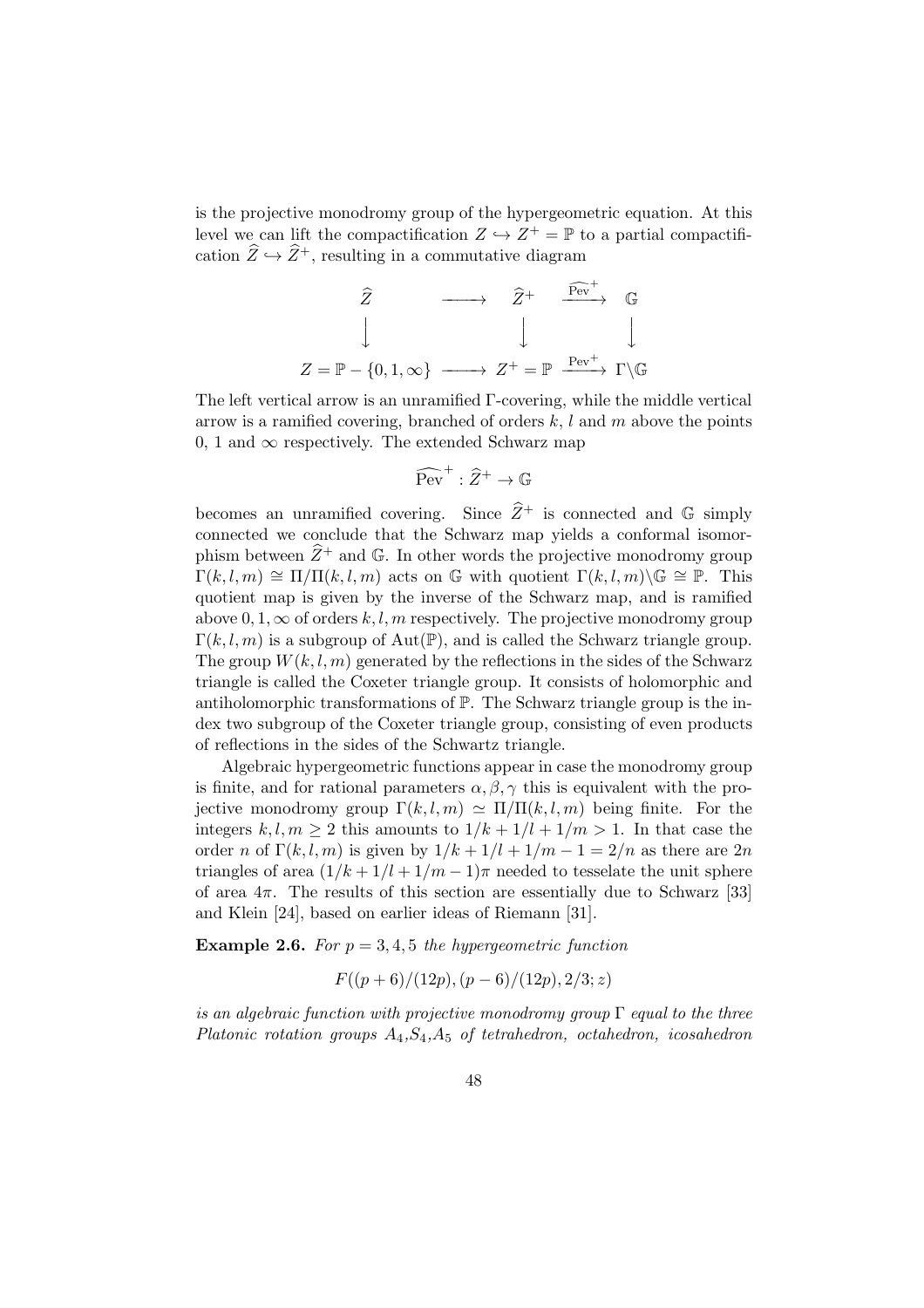is the projective monodromy group of the hypergeometric equation. At this level we can lift the compactification $Z \hookrightarrow Z^+ = \mathbb{P}$ to a partial compactification $\widehat{Z} \hookrightarrow \widehat{Z}^+$, resulting in a commutative diagram

$$\begin{array}{ccccc} \widehat{Z} & \longrightarrow & \widehat{Z}^+ & \xrightarrow{\widehat{\mathrm{Pev}}^+} & \mathbb{G} \\ \Big\downarrow & & \Big\downarrow & & \Big\downarrow \\ Z = \mathbb{P} - \{0,1,\infty\} & \longrightarrow & Z^+ = \mathbb{P} & \xrightarrow{\mathrm{Pev}^+} & \Gamma\backslash\mathbb{G} \end{array}$$

The left vertical arrow is an unramified $\Gamma$-covering, while the middle vertical arrow is a ramified covering, branched of orders $k$, $l$ and $m$ above the points 0, 1 and $\infty$ respectively. The extended Schwarz map

$$\widehat{\mathrm{Pev}}^+ : \widehat{Z}^+ \to \mathbb{G}$$

becomes an unramified covering. Since $\widehat{Z}^+$ is connected and $\mathbb{G}$ simply connected we conclude that the Schwarz map yields a conformal isomorphism between $\widehat{Z}^+$ and $\mathbb{G}$. In other words the projective monodromy group $\Gamma(k,l,m) \cong \Pi/\Pi(k,l,m)$ acts on $\mathbb{G}$ with quotient $\Gamma(k,l,m)\backslash\mathbb{G} \cong \mathbb{P}$. This quotient map is given by the inverse of the Schwarz map, and is ramified above $0, 1, \infty$ of orders $k, l, m$ respectively. The projective monodromy group $\Gamma(k,l,m)$ is a subgroup of $\mathrm{Aut}(\mathbb{P})$, and is called the Schwarz triangle group. The group $W(k,l,m)$ generated by the reflections in the sides of the Schwarz triangle is called the Coxeter triangle group. It consists of holomorphic and antiholomorphic transformations of $\mathbb{P}$. The Schwarz triangle group is the index two subgroup of the Coxeter triangle group, consisting of even products of reflections in the sides of the Schwartz triangle.

Algebraic hypergeometric functions appear in case the monodromy group is finite, and for rational parameters $\alpha, \beta, \gamma$ this is equivalent with the projective monodromy group $\Gamma(k,l,m) \simeq \Pi/\Pi(k,l,m)$ being finite. For the integers $k, l, m \geq 2$ this amounts to $1/k + 1/l + 1/m > 1$. In that case the order $n$ of $\Gamma(k,l,m)$ is given by $1/k + 1/l + 1/m - 1 = 2/n$ as there are $2n$ triangles of area $(1/k + 1/l + 1/m - 1)\pi$ needed to tesselate the unit sphere of area $4\pi$. The results of this section are essentially due to Schwarz [33] and Klein [24], based on earlier ideas of Riemann [31].

**Example 2.6.** *For $p = 3, 4, 5$ the hypergeometric function*

$$F((p+6)/(12p), (p-6)/(12p), 2/3; z)$$

*is an algebraic function with projective monodromy group $\Gamma$ equal to the three Platonic rotation groups $A_4$,$S_4$,$A_5$ of tetrahedron, octahedron, icosahedron*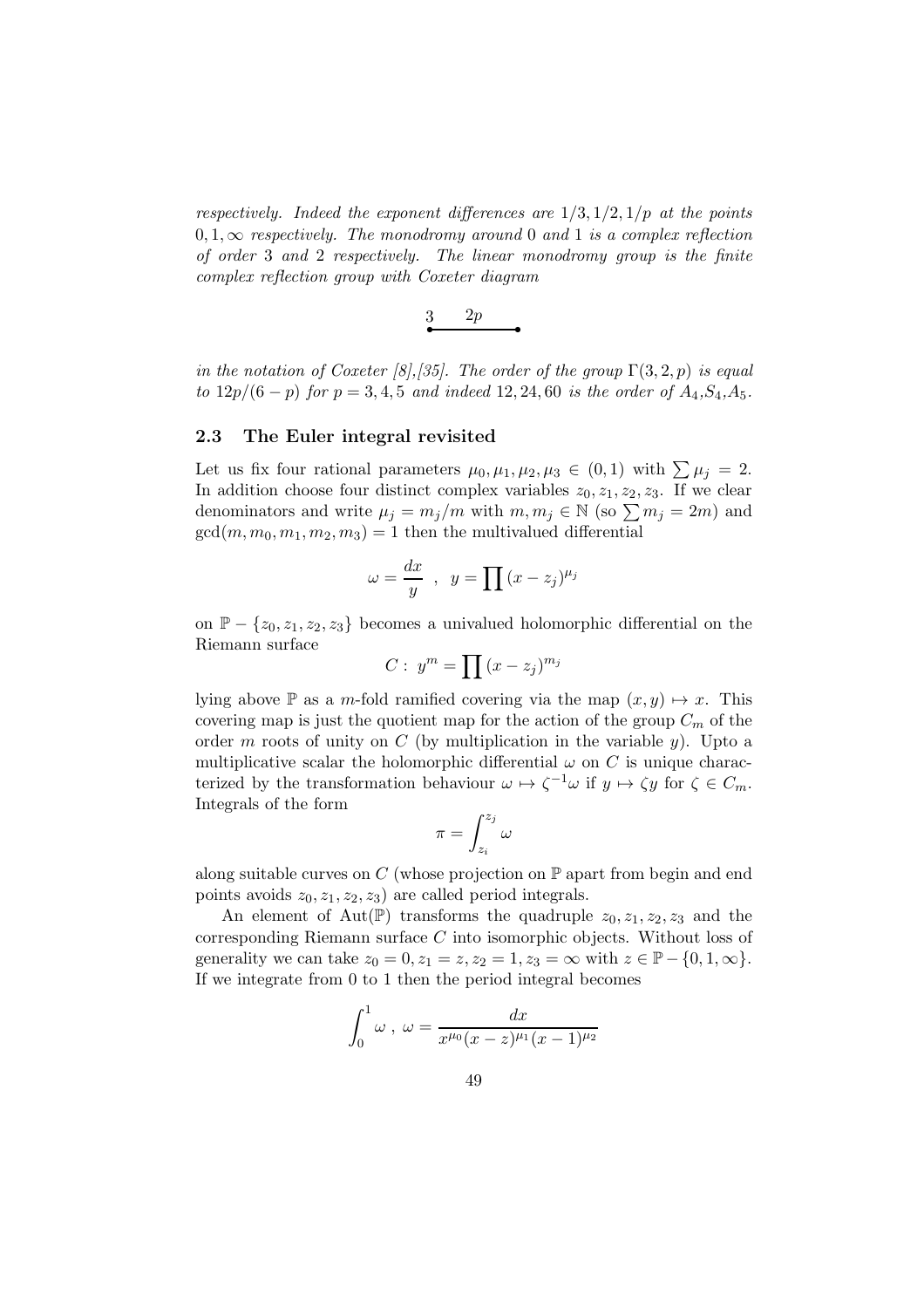*respectively. Indeed the exponent differences are $1/3, 1/2, 1/p$ at the points $0, 1, \infty$ respectively. The monodromy around 0 and 1 is a complex reflection of order 3 and 2 respectively. The linear monodromy group is the finite complex reflection group with Coxeter diagram*

$$\overset{3}{\bullet}\overset{2p}{\text{———}}\bullet$$

*in the notation of Coxeter [8],[35]. The order of the group $\Gamma(3, 2, p)$ is equal to $12p/(6-p)$ for $p = 3, 4, 5$ and indeed $12, 24, 60$ is the order of $A_4$,$S_4$,$A_5$.*

### 2.3 The Euler integral revisited

Let us fix four rational parameters $\mu_0, \mu_1, \mu_2, \mu_3 \in (0, 1)$ with $\sum \mu_j = 2$. In addition choose four distinct complex variables $z_0, z_1, z_2, z_3$. If we clear denominators and write $\mu_j = m_j/m$ with $m, m_j \in \mathbb{N}$ (so $\sum m_j = 2m$) and $\gcd(m, m_0, m_1, m_2, m_3) = 1$ then the multivalued differential

$$\omega = \frac{dx}{y} \ , \ \ y = \prod (x - z_j)^{\mu_j}$$

on $\mathbb{P} - \{z_0, z_1, z_2, z_3\}$ becomes a univalued holomorphic differential on the Riemann surface

$$C : \ y^m = \prod (x - z_j)^{m_j}$$

lying above $\mathbb{P}$ as a $m$-fold ramified covering via the map $(x, y) \mapsto x$. This covering map is just the quotient map for the action of the group $C_m$ of the order $m$ roots of unity on $C$ (by multiplication in the variable $y$). Upto a multiplicative scalar the holomorphic differential $\omega$ on $C$ is unique characterized by the transformation behaviour $\omega \mapsto \zeta^{-1}\omega$ if $y \mapsto \zeta y$ for $\zeta \in C_m$. Integrals of the form

$$\pi = \int_{z_i}^{z_j} \omega$$

along suitable curves on $C$ (whose projection on $\mathbb{P}$ apart from begin and end points avoids $z_0, z_1, z_2, z_3$) are called period integrals.

An element of $\mathrm{Aut}(\mathbb{P})$ transforms the quadruple $z_0, z_1, z_2, z_3$ and the corresponding Riemann surface $C$ into isomorphic objects. Without loss of generality we can take $z_0 = 0, z_1 = z, z_2 = 1, z_3 = \infty$ with $z \in \mathbb{P} - \{0, 1, \infty\}$. If we integrate from 0 to 1 then the period integral becomes

$$\int_0^1 \omega \ , \ \omega = \frac{dx}{x^{\mu_0}(x - z)^{\mu_1}(x - 1)^{\mu_2}}$$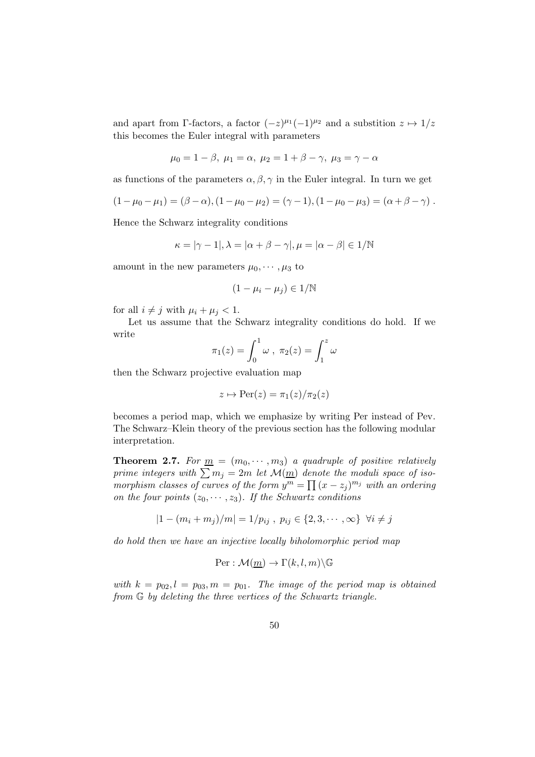and apart from Γ-factors, a factor $(-z)^{\mu_1}(-1)^{\mu_2}$ and a substition $z \mapsto 1/z$ this becomes the Euler integral with parameters

$$\mu_0 = 1-\beta,\ \mu_1 = \alpha,\ \mu_2 = 1+\beta-\gamma,\ \mu_3 = \gamma - \alpha$$

as functions of the parameters $\alpha, \beta, \gamma$ in the Euler integral. In turn we get

$$(1-\mu_0-\mu_1) = (\beta-\alpha), (1-\mu_0-\mu_2) = (\gamma-1), (1-\mu_0-\mu_3) = (\alpha+\beta-\gamma)\ .$$

Hence the Schwarz integrality conditions

$$\kappa = |\gamma - 1|, \lambda = |\alpha+\beta-\gamma|, \mu = |\alpha - \beta| \in 1/\mathbb{N}$$

amount in the new parameters $\mu_0, \cdots, \mu_3$ to

$$(1-\mu_i-\mu_j) \in 1/\mathbb{N}$$

for all $i \neq j$ with $\mu_i + \mu_j < 1$.

Let us assume that the Schwarz integrality conditions do hold. If we write

$$\pi_1(z) = \int_0^1 \omega\ ,\ \pi_2(z) = \int_1^z \omega$$

then the Schwarz projective evaluation map

$$z \mapsto \mathrm{Per}(z) = \pi_1(z)/\pi_2(z)$$

becomes a period map, which we emphasize by writing Per instead of Pev. The Schwarz–Klein theory of the previous section has the following modular interpretation.

**Theorem 2.7.** *For $\underline{m} = (m_0, \cdots, m_3)$ a quadruple of positive relatively prime integers with $\sum m_j = 2m$ let $\mathcal{M}(\underline{m})$ denote the moduli space of isomorphism classes of curves of the form $y^m = \prod (x-z_j)^{m_j}$ with an ordering on the four points $(z_0, \cdots, z_3)$. If the Schwartz conditions*

$$|1-(m_i+m_j)/m| = 1/p_{ij}\ ,\ p_{ij} \in \{2, 3, \cdots, \infty\}\ \ \forall i \neq j$$

*do hold then we have an injective locally biholomorphic period map*

$$\mathrm{Per} : \mathcal{M}(\underline{m}) \to \Gamma(k,l,m)\backslash \mathbb{G}$$

*with $k = p_{02}, l = p_{03}, m = p_{01}$. The image of the period map is obtained from $\mathbb{G}$ by deleting the three vertices of the Schwartz triangle.*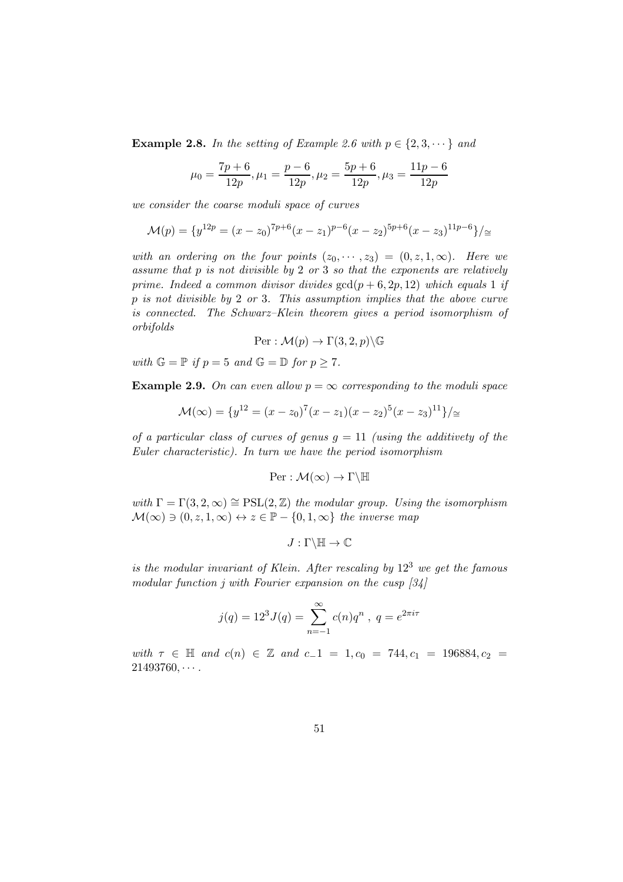**Example 2.8.** *In the setting of Example 2.6 with $p \in \{2, 3, \cdots\}$ and*

$$\mu_0 = \frac{7p+6}{12p}, \mu_1 = \frac{p-6}{12p}, \mu_2 = \frac{5p+6}{12p}, \mu_3 = \frac{11p-6}{12p}$$

*we consider the coarse moduli space of curves*

$$\mathcal{M}(p) = \{y^{12p} = (x-z_0)^{7p+6}(x-z_1)^{p-6}(x-z_2)^{5p+6}(x-z_3)^{11p-6}\}/_{\cong}$$

*with an ordering on the four points $(z_0, \cdots, z_3) = (0, z, 1, \infty)$. Here we assume that $p$ is not divisible by 2 or 3 so that the exponents are relatively prime. Indeed a common divisor divides $\gcd(p+6, 2p, 12)$ which equals 1 if $p$ is not divisible by 2 or 3. This assumption implies that the above curve is connected. The Schwarz–Klein theorem gives a period isomorphism of orbifolds*

$$\mathrm{Per} : \mathcal{M}(p) \to \Gamma(3, 2, p)\backslash\mathbb{G}$$

*with $\mathbb{G} = \mathbb{P}$ if $p = 5$ and $\mathbb{G} = \mathbb{D}$ for $p \geq 7$.*

**Example 2.9.** *On can even allow $p = \infty$ corresponding to the moduli space*

$$\mathcal{M}(\infty) = \{y^{12} = (x-z_0)^7(x-z_1)(x-z_2)^5(x-z_3)^{11}\}/_{\cong}$$

*of a particular class of curves of genus $g = 11$ (using the additivety of the Euler characteristic). In turn we have the period isomorphism*

$$\mathrm{Per} : \mathcal{M}(\infty) \to \Gamma\backslash\mathbb{H}$$

*with $\Gamma = \Gamma(3, 2, \infty) \cong \mathrm{PSL}(2, \mathbb{Z})$ the modular group. Using the isomorphism $\mathcal{M}(\infty) \ni (0, z, 1, \infty) \leftrightarrow z \in \mathbb{P} - \{0, 1, \infty\}$ the inverse map*

$$J : \Gamma\backslash\mathbb{H} \to \mathbb{C}$$

*is the modular invariant of Klein. After rescaling by $12^3$ we get the famous modular function $j$ with Fourier expansion on the cusp [34]*

$$j(q) = 12^3 J(q) = \sum_{n=-1}^{\infty} c(n)q^n \ , \ q = e^{2\pi i \tau}$$

*with $\tau \in \mathbb{H}$ and $c(n) \in \mathbb{Z}$ and $c_-1 = 1, c_0 = 744, c_1 = 196884, c_2 = 21493760, \cdots$.*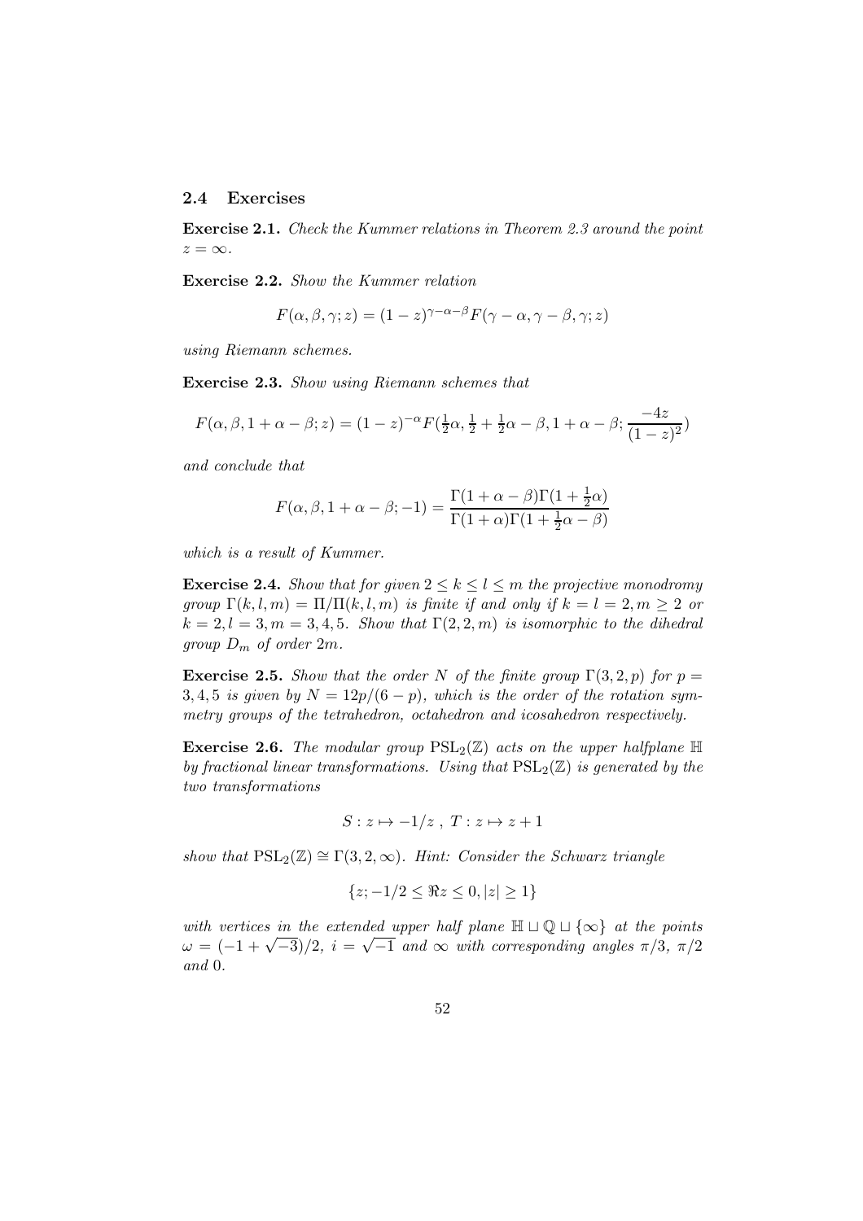### 2.4 Exercises

**Exercise 2.1.** *Check the Kummer relations in Theorem 2.3 around the point $z = \infty$.*

**Exercise 2.2.** *Show the Kummer relation*

$$F(\alpha, \beta, \gamma; z) = (1-z)^{\gamma-\alpha-\beta} F(\gamma-\alpha, \gamma-\beta, \gamma; z)$$

*using Riemann schemes.*

**Exercise 2.3.** *Show using Riemann schemes that*

$$F(\alpha, \beta, 1+\alpha-\beta; z) = (1-z)^{-\alpha} F(\tfrac{1}{2}\alpha, \tfrac{1}{2}+\tfrac{1}{2}\alpha-\beta, 1+\alpha-\beta; \frac{-4z}{(1-z)^2})$$

*and conclude that*

$$F(\alpha, \beta, 1+\alpha-\beta; -1) = \frac{\Gamma(1+\alpha-\beta)\Gamma(1+\frac{1}{2}\alpha)}{\Gamma(1+\alpha)\Gamma(1+\frac{1}{2}\alpha-\beta)}$$

*which is a result of Kummer.*

**Exercise 2.4.** *Show that for given $2 \le k \le l \le m$ the projective monodromy group $\Gamma(k, l, m) = \Pi/\Pi(k, l, m)$ is finite if and only if $k = l = 2, m \ge 2$ or $k = 2, l = 3, m = 3, 4, 5$. Show that $\Gamma(2, 2, m)$ is isomorphic to the dihedral group $D_m$ of order $2m$.*

**Exercise 2.5.** *Show that the order $N$ of the finite group $\Gamma(3, 2, p)$ for $p = 3, 4, 5$ is given by $N = 12p/(6-p)$, which is the order of the rotation symmetry groups of the tetrahedron, octahedron and icosahedron respectively.*

**Exercise 2.6.** *The modular group $\mathrm{PSL}_2(\mathbb{Z})$ acts on the upper halfplane $\mathbb{H}$ by fractional linear transformations. Using that $\mathrm{PSL}_2(\mathbb{Z})$ is generated by the two transformations*

$$S : z \mapsto -1/z \;,\; T : z \mapsto z+1$$

*show that $\mathrm{PSL}_2(\mathbb{Z}) \cong \Gamma(3, 2, \infty)$. Hint: Consider the Schwarz triangle*

$$\{z; -1/2 \le \Re z \le 0, |z| \ge 1\}$$

*with vertices in the extended upper half plane $\mathbb{H} \sqcup \mathbb{Q} \sqcup \{\infty\}$ at the points $\omega = (-1+\sqrt{-3})/2$, $i = \sqrt{-1}$ and $\infty$ with corresponding angles $\pi/3$, $\pi/2$ and $0$.*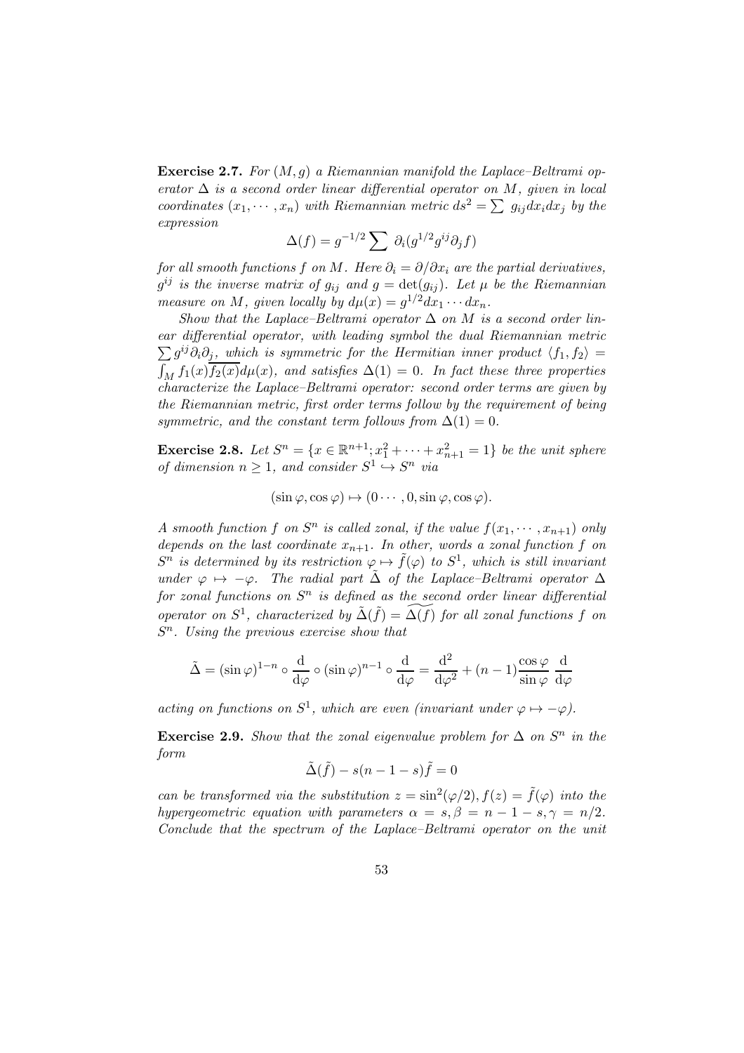**Exercise 2.7.** *For $(M, g)$ a Riemannian manifold the Laplace–Beltrami operator $\Delta$ is a second order linear differential operator on $M$, given in local coordinates $(x_1, \cdots, x_n)$ with Riemannian metric $ds^2 = \sum g_{ij} dx_i dx_j$ by the expression*

$$\Delta(f) = g^{-1/2} \sum \partial_i (g^{1/2} g^{ij} \partial_j f)$$

*for all smooth functions $f$ on $M$. Here $\partial_i = \partial/\partial x_i$ are the partial derivatives, $g^{ij}$ is the inverse matrix of $g_{ij}$ and $g = \det(g_{ij})$. Let $\mu$ be the Riemannian measure on $M$, given locally by $d\mu(x) = g^{1/2} dx_1 \cdots dx_n$.*

*Show that the Laplace–Beltrami operator $\Delta$ on $M$ is a second order linear differential operator, with leading symbol the dual Riemannian metric $\sum g^{ij} \partial_i \partial_j$, which is symmetric for the Hermitian inner product $\langle f_1, f_2 \rangle = \int_M f_1(x) \overline{f_2(x)} d\mu(x)$, and satisfies $\Delta(1) = 0$. In fact these three properties characterize the Laplace–Beltrami operator: second order terms are given by the Riemannian metric, first order terms follow by the requirement of being symmetric, and the constant term follows from $\Delta(1) = 0$.*

**Exercise 2.8.** *Let $S^n = \{x \in \mathbb{R}^{n+1}; x_1^2 + \cdots + x_{n+1}^2 = 1\}$ be the unit sphere of dimension $n \geq 1$, and consider $S^1 \hookrightarrow S^n$ via*

$$(\sin\varphi, \cos\varphi) \mapsto (0 \cdots, 0, \sin\varphi, \cos\varphi).$$

*A smooth function $f$ on $S^n$ is called zonal, if the value $f(x_1, \cdots, x_{n+1})$ only depends on the last coordinate $x_{n+1}$. In other, words a zonal function $f$ on $S^n$ is determined by its restriction $\varphi \mapsto \tilde{f}(\varphi)$ to $S^1$, which is still invariant under $\varphi \mapsto -\varphi$. The radial part $\tilde{\Delta}$ of the Laplace–Beltrami operator $\Delta$ for zonal functions on $S^n$ is defined as the second order linear differential operator on $S^1$, characterized by $\tilde{\Delta}(\tilde{f}) = \widetilde{\Delta(f)}$ for all zonal functions $f$ on $S^n$. Using the previous exercise show that*

$$\tilde{\Delta} = (\sin\varphi)^{1-n} \circ \frac{\mathrm{d}}{\mathrm{d}\varphi} \circ (\sin\varphi)^{n-1} \circ \frac{\mathrm{d}}{\mathrm{d}\varphi} = \frac{\mathrm{d}^2}{\mathrm{d}\varphi^2} + (n-1)\frac{\cos\varphi}{\sin\varphi}\frac{\mathrm{d}}{\mathrm{d}\varphi}$$

*acting on functions on $S^1$, which are even (invariant under $\varphi \mapsto -\varphi$).*

**Exercise 2.9.** *Show that the zonal eigenvalue problem for $\Delta$ on $S^n$ in the form*

$$\tilde{\Delta}(\tilde{f}) - s(n-1-s)\tilde{f} = 0$$

*can be transformed via the substitution $z = \sin^2(\varphi/2), f(z) = \tilde{f}(\varphi)$ into the hypergeometric equation with parameters $\alpha = s, \beta = n-1-s, \gamma = n/2$. Conclude that the spectrum of the Laplace–Beltrami operator on the unit*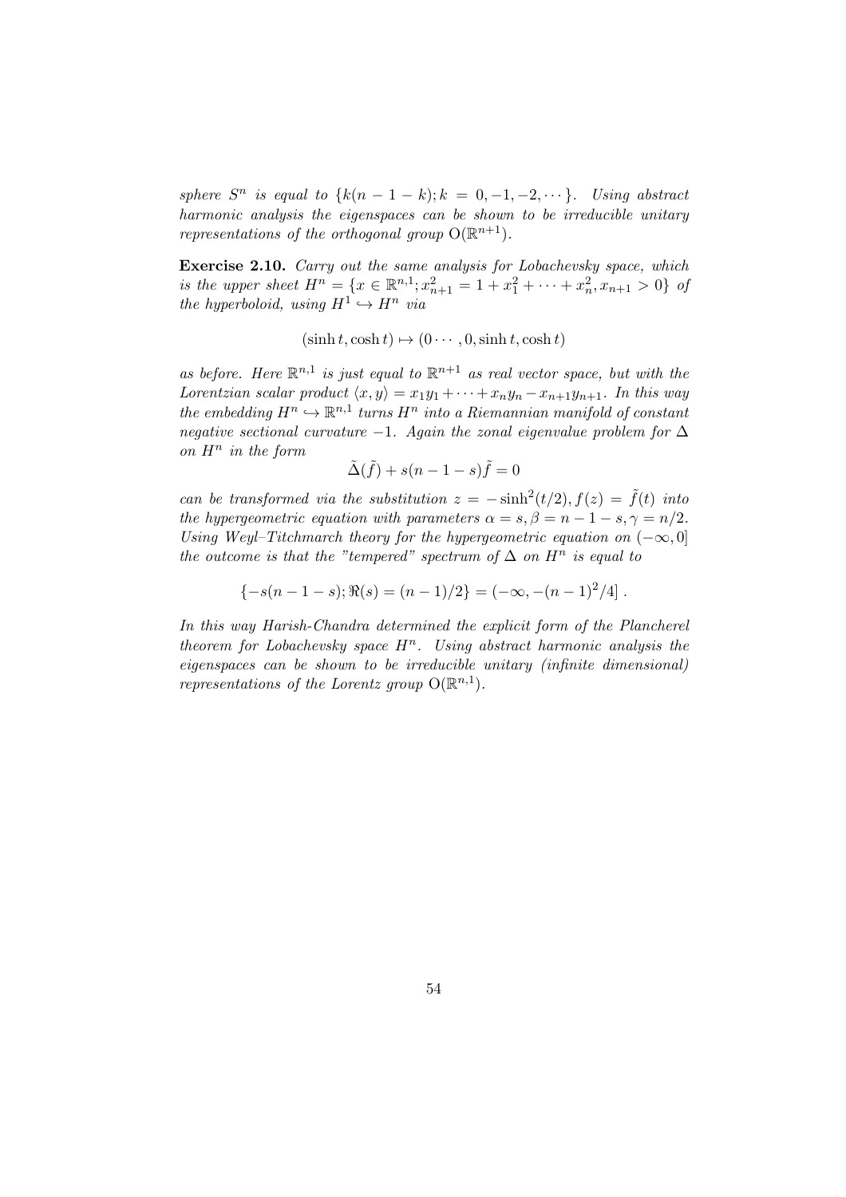*sphere $S^n$ is equal to $\{k(n-1-k); k = 0, -1, -2, \cdots\}$. Using abstract harmonic analysis the eigenspaces can be shown to be irreducible unitary representations of the orthogonal group $\mathrm{O}(\mathbb{R}^{n+1})$.*

**Exercise 2.10.** *Carry out the same analysis for Lobachevsky space, which is the upper sheet $H^n = \{x \in \mathbb{R}^{n,1}; x_{n+1}^2 = 1 + x_1^2 + \cdots + x_n^2, x_{n+1} > 0\}$ of the hyperboloid, using $H^1 \hookrightarrow H^n$ via*

$$(\sinh t, \cosh t) \mapsto (0 \cdots, 0, \sinh t, \cosh t)$$

*as before. Here $\mathbb{R}^{n,1}$ is just equal to $\mathbb{R}^{n+1}$ as real vector space, but with the Lorentzian scalar product $\langle x, y \rangle = x_1 y_1 + \cdots + x_n y_n - x_{n+1} y_{n+1}$. In this way the embedding $H^n \hookrightarrow \mathbb{R}^{n,1}$ turns $H^n$ into a Riemannian manifold of constant negative sectional curvature $-1$. Again the zonal eigenvalue problem for $\Delta$ on $H^n$ in the form*

$$\tilde{\Delta}(\tilde{f}) + s(n-1-s)\tilde{f} = 0$$

*can be transformed via the substitution $z = -\sinh^2(t/2), f(z) = \tilde{f}(t)$ into the hypergeometric equation with parameters $\alpha = s, \beta = n-1-s, \gamma = n/2$. Using Weyl–Titchmarch theory for the hypergeometric equation on $(-\infty, 0]$ the outcome is that the "tempered" spectrum of $\Delta$ on $H^n$ is equal to*

$$\{-s(n-1-s); \Re(s) = (n-1)/2\} = (-\infty, -(n-1)^2/4] \ .$$

*In this way Harish-Chandra determined the explicit form of the Plancherel theorem for Lobachevsky space $H^n$. Using abstract harmonic analysis the eigenspaces can be shown to be irreducible unitary (infinite dimensional) representations of the Lorentz group $\mathrm{O}(\mathbb{R}^{n,1})$.*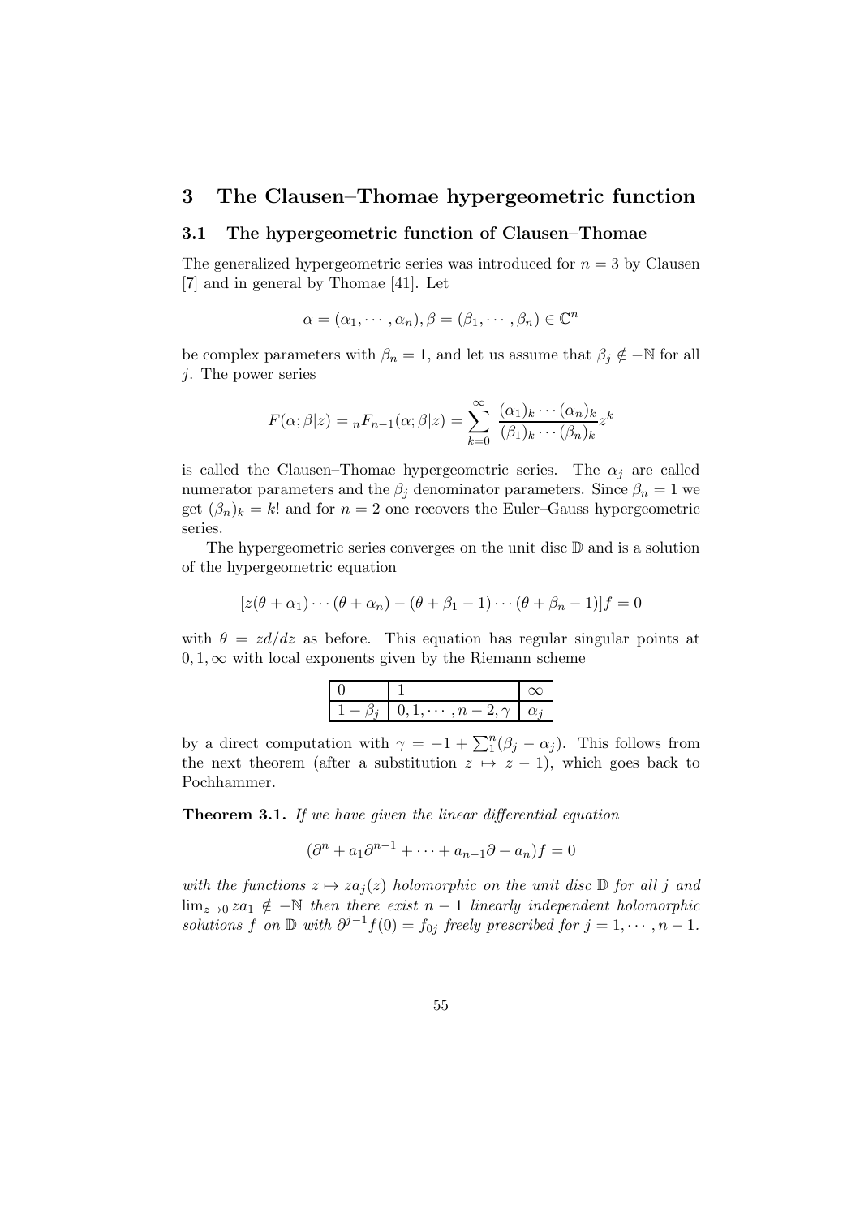# 3 The Clausen–Thomae hypergeometric function

## 3.1 The hypergeometric function of Clausen–Thomae

The generalized hypergeometric series was introduced for $n = 3$ by Clausen [7] and in general by Thomae [41]. Let

$$\alpha = (\alpha_1, \cdots, \alpha_n), \beta = (\beta_1, \cdots, \beta_n) \in \mathbb{C}^n$$

be complex parameters with $\beta_n = 1$, and let us assume that $\beta_j \notin -\mathbb{N}$ for all $j$. The power series

$$F(\alpha; \beta|z) = {}_nF_{n-1}(\alpha; \beta|z) = \sum_{k=0}^{\infty} \frac{(\alpha_1)_k \cdots (\alpha_n)_k}{(\beta_1)_k \cdots (\beta_n)_k} z^k$$

is called the Clausen–Thomae hypergeometric series. The $\alpha_j$ are called numerator parameters and the $\beta_j$ denominator parameters. Since $\beta_n = 1$ we get $(\beta_n)_k = k!$ and for $n = 2$ one recovers the Euler–Gauss hypergeometric series.

The hypergeometric series converges on the unit disc $\mathbb{D}$ and is a solution of the hypergeometric equation

$$[z(\theta + \alpha_1) \cdots (\theta + \alpha_n) - (\theta + \beta_1 - 1) \cdots (\theta + \beta_n - 1)]f = 0$$

with $\theta = zd/dz$ as before. This equation has regular singular points at $0, 1, \infty$ with local exponents given by the Riemann scheme

| $0$ | $1$ | $\infty$ |
|---|---|---|
| $1 - \beta_j$ | $0, 1, \cdots, n-2, \gamma$ | $\alpha_j$ |

by a direct computation with $\gamma = -1 + \sum_1^n (\beta_j - \alpha_j)$. This follows from the next theorem (after a substitution $z \mapsto z - 1$), which goes back to Pochhammer.

**Theorem 3.1.** *If we have given the linear differential equation*

$$(\partial^n + a_1 \partial^{n-1} + \cdots + a_{n-1}\partial + a_n)f = 0$$

*with the functions $z \mapsto za_j(z)$ holomorphic on the unit disc $\mathbb{D}$ for all $j$ and $\lim_{z \to 0} za_1 \notin -\mathbb{N}$ then there exist $n - 1$ linearly independent holomorphic solutions $f$ on $\mathbb{D}$ with $\partial^{j-1}f(0) = f_{0j}$ freely prescribed for $j = 1, \cdots, n - 1$.*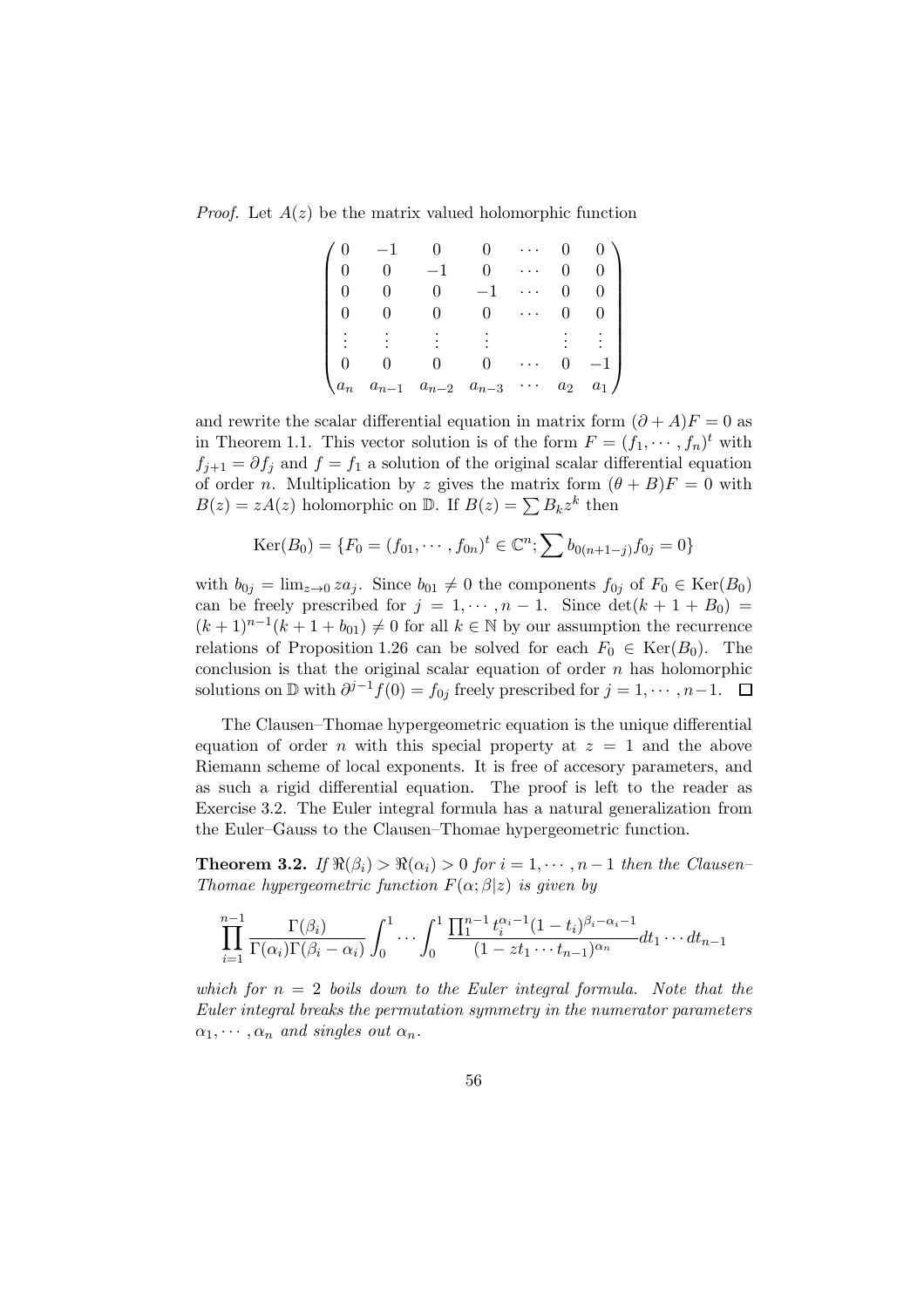*Proof.* Let $A(z)$ be the matrix valued holomorphic function

$$\begin{pmatrix} 0 & -1 & 0 & 0 & \cdots & 0 & 0 \\ 0 & 0 & -1 & 0 & \cdots & 0 & 0 \\ 0 & 0 & 0 & -1 & \cdots & 0 & 0 \\ 0 & 0 & 0 & 0 & \cdots & 0 & 0 \\ \vdots & \vdots & \vdots & \vdots & & \vdots & \vdots \\ 0 & 0 & 0 & 0 & \cdots & 0 & -1 \\ a_n & a_{n-1} & a_{n-2} & a_{n-3} & \cdots & a_2 & a_1 \end{pmatrix}$$

and rewrite the scalar differential equation in matrix form $(\partial + A)F = 0$ as in Theorem 1.1. This vector solution is of the form $F = (f_1, \cdots, f_n)^t$ with $f_{j+1} = \partial f_j$ and $f = f_1$ a solution of the original scalar differential equation of order $n$. Multiplication by $z$ gives the matrix form $(\theta + B)F = 0$ with $B(z) = zA(z)$ holomorphic on $\mathbb{D}$. If $B(z) = \sum B_k z^k$ then

$$\mathrm{Ker}(B_0) = \{F_0 = (f_{01}, \cdots, f_{0n})^t \in \mathbb{C}^n; \sum b_{0(n+1-j)} f_{0j} = 0\}$$

with $b_{0j} = \lim_{z \to 0} z a_j$. Since $b_{01} \neq 0$ the components $f_{0j}$ of $F_0 \in \mathrm{Ker}(B_0)$ can be freely prescribed for $j = 1, \cdots, n-1$. Since $\det(k + 1 + B_0) = (k+1)^{n-1}(k + 1 + b_{01}) \neq 0$ for all $k \in \mathbb{N}$ by our assumption the recurrence relations of Proposition 1.26 can be solved for each $F_0 \in \mathrm{Ker}(B_0)$. The conclusion is that the original scalar equation of order $n$ has holomorphic solutions on $\mathbb{D}$ with $\partial^{j-1} f(0) = f_{0j}$ freely prescribed for $j = 1, \cdots, n-1$. $\square$

The Clausen–Thomae hypergeometric equation is the unique differential equation of order $n$ with this special property at $z = 1$ and the above Riemann scheme of local exponents. It is free of accesory parameters, and as such a rigid differential equation. The proof is left to the reader as Exercise 3.2. The Euler integral formula has a natural generalization from the Euler–Gauss to the Clausen–Thomae hypergeometric function.

**Theorem 3.2.** *If $\Re(\beta_i) > \Re(\alpha_i) > 0$ for $i = 1, \cdots, n-1$ then the Clausen–Thomae hypergeometric function $F(\alpha; \beta | z)$ is given by*

$$\prod_{i=1}^{n-1} \frac{\Gamma(\beta_i)}{\Gamma(\alpha_i)\Gamma(\beta_i - \alpha_i)} \int_0^1 \cdots \int_0^1 \frac{\prod_1^{n-1} t_i^{\alpha_i - 1}(1 - t_i)^{\beta_i - \alpha_i - 1}}{(1 - z t_1 \cdots t_{n-1})^{\alpha_n}} dt_1 \cdots dt_{n-1}$$

*which for $n = 2$ boils down to the Euler integral formula. Note that the Euler integral breaks the permutation symmetry in the numerator parameters $\alpha_1, \cdots, \alpha_n$ and singles out $\alpha_n$.*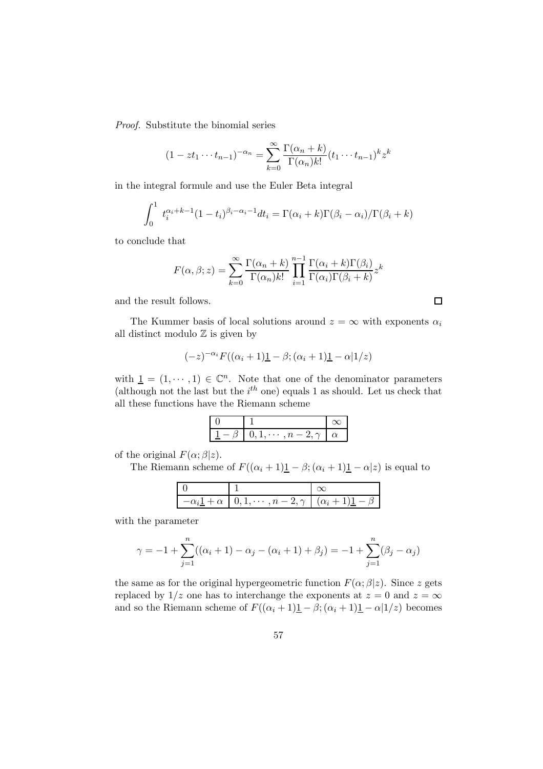*Proof.* Substitute the binomial series

$$(1 - zt_1 \cdots t_{n-1})^{-\alpha_n} = \sum_{k=0}^{\infty} \frac{\Gamma(\alpha_n + k)}{\Gamma(\alpha_n) k!} (t_1 \cdots t_{n-1})^k z^k$$

in the integral formule and use the Euler Beta integral

$$\int_0^1 t_i^{\alpha_i + k - 1} (1 - t_i)^{\beta_i - \alpha_i - 1} dt_i = \Gamma(\alpha_i + k)\Gamma(\beta_i - \alpha_i)/\Gamma(\beta_i + k)$$

to conclude that

$$F(\alpha, \beta; z) = \sum_{k=0}^{\infty} \frac{\Gamma(\alpha_n + k)}{\Gamma(\alpha_n) k!} \prod_{i=1}^{n-1} \frac{\Gamma(\alpha_i + k)\Gamma(\beta_i)}{\Gamma(\alpha_i)\Gamma(\beta_i + k)} z^k$$

and the result follows. □

The Kummer basis of local solutions around $z = \infty$ with exponents $\alpha_i$ all distinct modulo $\mathbb{Z}$ is given by

$$(-z)^{-\alpha_i} F((\alpha_i + 1)\underline{1} - \beta; (\alpha_i + 1)\underline{1} - \alpha | 1/z)$$

with $\underline{1} = (1, \cdots, 1) \in \mathbb{C}^n$. Note that one of the denominator parameters (although not the last but the $i^{th}$ one) equals 1 as should. Let us check that all these functions have the Riemann scheme

| $0$ | $1$ | $\infty$ |
|---|---|---|
| $\underline{1} - \beta$ | $0, 1, \cdots, n-2, \gamma$ | $\alpha$ |

of the original $F(\alpha; \beta | z)$.

The Riemann scheme of $F((\alpha_i + 1)\underline{1} - \beta; (\alpha_i + 1)\underline{1} - \alpha | z)$ is equal to

| $0$ | $1$ | $\infty$ |
|---|---|---|
| $-\alpha_i \underline{1} + \alpha$ | $0, 1, \cdots, n-2, \gamma$ | $(\alpha_i + 1)\underline{1} - \beta$ |

with the parameter

$$\gamma = -1 + \sum_{j=1}^{n} ((\alpha_i + 1) - \alpha_j - (\alpha_i + 1) + \beta_j) = -1 + \sum_{j=1}^{n} (\beta_j - \alpha_j)$$

the same as for the original hypergeometric function $F(\alpha; \beta | z)$. Since $z$ gets replaced by $1/z$ one has to interchange the exponents at $z = 0$ and $z = \infty$ and so the Riemann scheme of $F((\alpha_i + 1)\underline{1} - \beta; (\alpha_i + 1)\underline{1} - \alpha | 1/z)$ becomes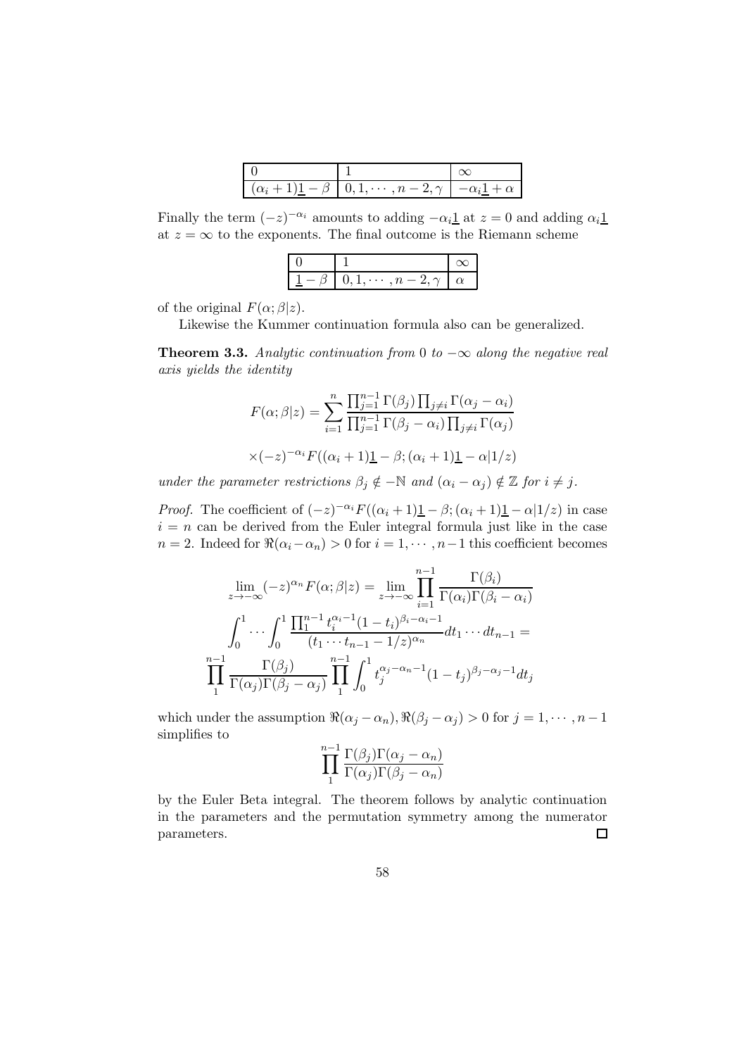| $0$ | $1$ | $\infty$ |
|---|---|---|
| $(\alpha_i+1)\underline{1}-\beta$ | $0,1,\cdots,n-2,\gamma$ | $-\alpha_i\underline{1}+\alpha$ |

Finally the term $(-z)^{-\alpha_i}$ amounts to adding $-\alpha_i\underline{1}$ at $z=0$ and adding $\alpha_i\underline{1}$ at $z=\infty$ to the exponents. The final outcome is the Riemann scheme

| $0$ | $1$ | $\infty$ |
|---|---|---|
| $\underline{1}-\beta$ | $0,1,\cdots,n-2,\gamma$ | $\alpha$ |

of the original $F(\alpha;\beta|z)$.

Likewise the Kummer continuation formula also can be generalized.

**Theorem 3.3.** *Analytic continuation from 0 to $-\infty$ along the negative real axis yields the identity*

$$F(\alpha;\beta|z)=\sum_{i=1}^{n}\frac{\prod_{j=1}^{n-1}\Gamma(\beta_j)\prod_{j\neq i}\Gamma(\alpha_j-\alpha_i)}{\prod_{j=1}^{n-1}\Gamma(\beta_j-\alpha_i)\prod_{j\neq i}\Gamma(\alpha_j)}$$

$$\times(-z)^{-\alpha_i}F((\alpha_i+1)\underline{1}-\beta;(\alpha_i+1)\underline{1}-\alpha|1/z)$$

*under the parameter restrictions $\beta_j\notin-\mathbb{N}$ and $(\alpha_i-\alpha_j)\notin\mathbb{Z}$ for $i\neq j$.*

*Proof.* The coefficient of $(-z)^{-\alpha_i}F((\alpha_i+1)\underline{1}-\beta;(\alpha_i+1)\underline{1}-\alpha|1/z)$ in case $i=n$ can be derived from the Euler integral formula just like in the case $n=2$. Indeed for $\Re(\alpha_i-\alpha_n)>0$ for $i=1,\cdots,n-1$ this coefficient becomes

$$\lim_{z\to-\infty}(-z)^{\alpha_n}F(\alpha;\beta|z)=\lim_{z\to-\infty}\prod_{i=1}^{n-1}\frac{\Gamma(\beta_i)}{\Gamma(\alpha_i)\Gamma(\beta_i-\alpha_i)}$$

$$\int_0^1\cdots\int_0^1\frac{\prod_1^{n-1}t_i^{\alpha_i-1}(1-t_i)^{\beta_i-\alpha_i-1}}{(t_1\cdots t_{n-1}-1/z)^{\alpha_n}}dt_1\cdots dt_{n-1}=$$

$$\prod_1^{n-1}\frac{\Gamma(\beta_j)}{\Gamma(\alpha_j)\Gamma(\beta_j-\alpha_j)}\prod_1^{n-1}\int_0^1 t_j^{\alpha_j-\alpha_n-1}(1-t_j)^{\beta_j-\alpha_j-1}dt_j$$

which under the assumption $\Re(\alpha_j-\alpha_n),\Re(\beta_j-\alpha_j)>0$ for $j=1,\cdots,n-1$ simplifies to

$$\prod_1^{n-1}\frac{\Gamma(\beta_j)\Gamma(\alpha_j-\alpha_n)}{\Gamma(\alpha_j)\Gamma(\beta_j-\alpha_n)}$$

by the Euler Beta integral. The theorem follows by analytic continuation in the parameters and the permutation symmetry among the numerator parameters. $\square$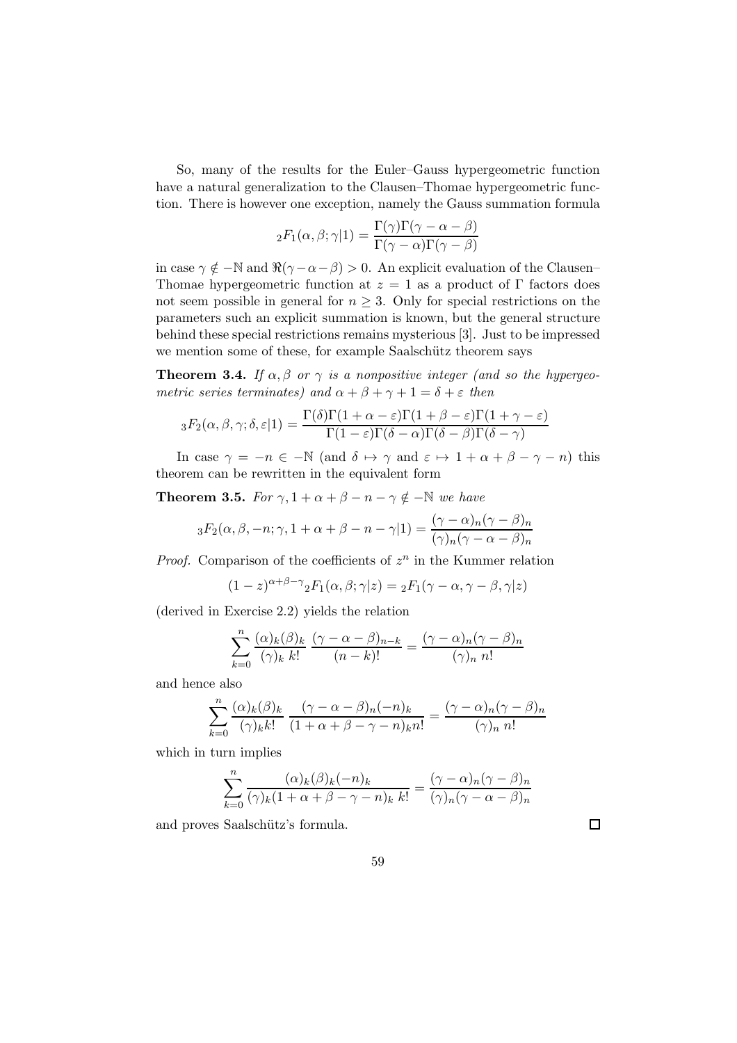So, many of the results for the Euler–Gauss hypergeometric function have a natural generalization to the Clausen–Thomae hypergeometric function. There is however one exception, namely the Gauss summation formula

$$
{}_2F_1(\alpha, \beta; \gamma|1) = \frac{\Gamma(\gamma)\Gamma(\gamma - \alpha - \beta)}{\Gamma(\gamma - \alpha)\Gamma(\gamma - \beta)}
$$

in case $\gamma \notin -\mathbb{N}$ and $\Re(\gamma - \alpha - \beta) > 0$. An explicit evaluation of the Clausen–Thomae hypergeometric function at $z = 1$ as a product of $\Gamma$ factors does not seem possible in general for $n \geq 3$. Only for special restrictions on the parameters such an explicit summation is known, but the general structure behind these special restrictions remains mysterious [3]. Just to be impressed we mention some of these, for example Saalschütz theorem says

**Theorem 3.4.** *If $\alpha, \beta$ or $\gamma$ is a nonpositive integer (and so the hypergeometric series terminates) and $\alpha + \beta + \gamma + 1 = \delta + \varepsilon$ then*

$$
{}_3F_2(\alpha, \beta, \gamma; \delta, \varepsilon|1) = \frac{\Gamma(\delta)\Gamma(1 + \alpha - \varepsilon)\Gamma(1 + \beta - \varepsilon)\Gamma(1 + \gamma - \varepsilon)}{\Gamma(1 - \varepsilon)\Gamma(\delta - \alpha)\Gamma(\delta - \beta)\Gamma(\delta - \gamma)}
$$

In case $\gamma = -n \in -\mathbb{N}$ (and $\delta \mapsto \gamma$ and $\varepsilon \mapsto 1 + \alpha + \beta - \gamma - n$) this theorem can be rewritten in the equivalent form

**Theorem 3.5.** *For $\gamma, 1 + \alpha + \beta - n - \gamma \notin -\mathbb{N}$ we have*

$$
{}_3F_2(\alpha, \beta, -n; \gamma, 1 + \alpha + \beta - n - \gamma|1) = \frac{(\gamma - \alpha)_n(\gamma - \beta)_n}{(\gamma)_n(\gamma - \alpha - \beta)_n}
$$

*Proof.* Comparison of the coefficients of $z^n$ in the Kummer relation

$$
(1 - z)^{\alpha + \beta - \gamma}{}_2F_1(\alpha, \beta; \gamma|z) = {}_2F_1(\gamma - \alpha, \gamma - \beta, \gamma|z)
$$

(derived in Exercise 2.2) yields the relation

$$
\sum_{k=0}^{n} \frac{(\alpha)_k(\beta)_k}{(\gamma)_k\, k!} \, \frac{(\gamma - \alpha - \beta)_{n-k}}{(n-k)!} = \frac{(\gamma - \alpha)_n(\gamma - \beta)_n}{(\gamma)_n\, n!}
$$

and hence also

$$
\sum_{k=0}^{n} \frac{(\alpha)_k(\beta)_k}{(\gamma)_k k!} \, \frac{(\gamma - \alpha - \beta)_n(-n)_k}{(1 + \alpha + \beta - \gamma - n)_k n!} = \frac{(\gamma - \alpha)_n(\gamma - \beta)_n}{(\gamma)_n\, n!}
$$

which in turn implies

$$
\sum_{k=0}^{n} \frac{(\alpha)_k(\beta)_k(-n)_k}{(\gamma)_k(1 + \alpha + \beta - \gamma - n)_k\, k!} = \frac{(\gamma - \alpha)_n(\gamma - \beta)_n}{(\gamma)_n(\gamma - \alpha - \beta)_n}
$$

and proves Saalschütz's formula. $\square$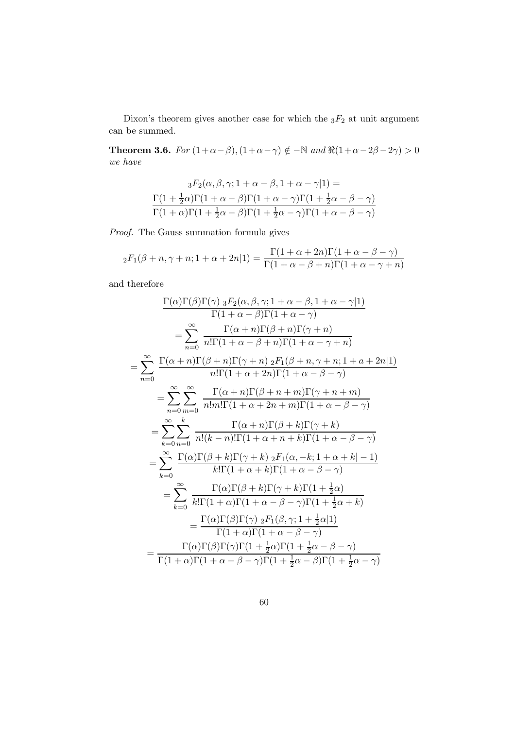Dixon's theorem gives another case for which the ${}_3F_2$ at unit argument can be summed.

**Theorem 3.6.** *For* $(1+\alpha-\beta),(1+\alpha-\gamma) \notin -\mathbb{N}$ *and* $\Re(1+\alpha-2\beta-2\gamma)>0$ *we have*

$$
\begin{gathered}
{}_3F_2(\alpha,\beta,\gamma;1+\alpha-\beta,1+\alpha-\gamma|1) = \\
\frac{\Gamma(1+\frac{1}{2}\alpha)\Gamma(1+\alpha-\beta)\Gamma(1+\alpha-\gamma)\Gamma(1+\frac{1}{2}\alpha-\beta-\gamma)}{\Gamma(1+\alpha)\Gamma(1+\frac{1}{2}\alpha-\beta)\Gamma(1+\frac{1}{2}\alpha-\gamma)\Gamma(1+\alpha-\beta-\gamma)}
\end{gathered}
$$

*Proof.* The Gauss summation formula gives

$$
{}_2F_1(\beta+n,\gamma+n;1+\alpha+2n|1) = \frac{\Gamma(1+\alpha+2n)\Gamma(1+\alpha-\beta-\gamma)}{\Gamma(1+\alpha-\beta+n)\Gamma(1+\alpha-\gamma+n)}
$$

and therefore

$$
\begin{aligned}
&\frac{\Gamma(\alpha)\Gamma(\beta)\Gamma(\gamma)\ {}_3F_2(\alpha,\beta,\gamma;1+\alpha-\beta,1+\alpha-\gamma|1)}{\Gamma(1+\alpha-\beta)\Gamma(1+\alpha-\gamma)} \\
&= \sum_{n=0}^{\infty} \frac{\Gamma(\alpha+n)\Gamma(\beta+n)\Gamma(\gamma+n)}{n!\Gamma(1+\alpha-\beta+n)\Gamma(1+\alpha-\gamma+n)} \\
&= \sum_{n=0}^{\infty} \frac{\Gamma(\alpha+n)\Gamma(\beta+n)\Gamma(\gamma+n)\ {}_2F_1(\beta+n,\gamma+n;1+a+2n|1)}{n!\Gamma(1+\alpha+2n)\Gamma(1+\alpha-\beta-\gamma)} \\
&= \sum_{n=0}^{\infty}\sum_{m=0}^{\infty} \frac{\Gamma(\alpha+n)\Gamma(\beta+n+m)\Gamma(\gamma+n+m)}{n!m!\Gamma(1+\alpha+2n+m)\Gamma(1+\alpha-\beta-\gamma)} \\
&= \sum_{k=0}^{\infty}\sum_{n=0}^{k} \frac{\Gamma(\alpha+n)\Gamma(\beta+k)\Gamma(\gamma+k)}{n!(k-n)!\Gamma(1+\alpha+n+k)\Gamma(1+\alpha-\beta-\gamma)} \\
&= \sum_{k=0}^{\infty} \frac{\Gamma(\alpha)\Gamma(\beta+k)\Gamma(\gamma+k)\ {}_2F_1(\alpha,-k;1+\alpha+k|-1)}{k!\Gamma(1+\alpha+k)\Gamma(1+\alpha-\beta-\gamma)} \\
&= \sum_{k=0}^{\infty} \frac{\Gamma(\alpha)\Gamma(\beta+k)\Gamma(\gamma+k)\Gamma(1+\frac{1}{2}\alpha)}{k!\Gamma(1+\alpha)\Gamma(1+\alpha-\beta-\gamma)\Gamma(1+\frac{1}{2}\alpha+k)} \\
&= \frac{\Gamma(\alpha)\Gamma(\beta)\Gamma(\gamma)\ {}_2F_1(\beta,\gamma;1+\frac{1}{2}\alpha|1)}{\Gamma(1+\alpha)\Gamma(1+\alpha-\beta-\gamma)} \\
&= \frac{\Gamma(\alpha)\Gamma(\beta)\Gamma(\gamma)\Gamma(1+\frac{1}{2}\alpha)\Gamma(1+\frac{1}{2}\alpha-\beta-\gamma)}{\Gamma(1+\alpha)\Gamma(1+\alpha-\beta-\gamma)\Gamma(1+\frac{1}{2}\alpha-\beta)\Gamma(1+\frac{1}{2}\alpha-\gamma)}
\end{aligned}
$$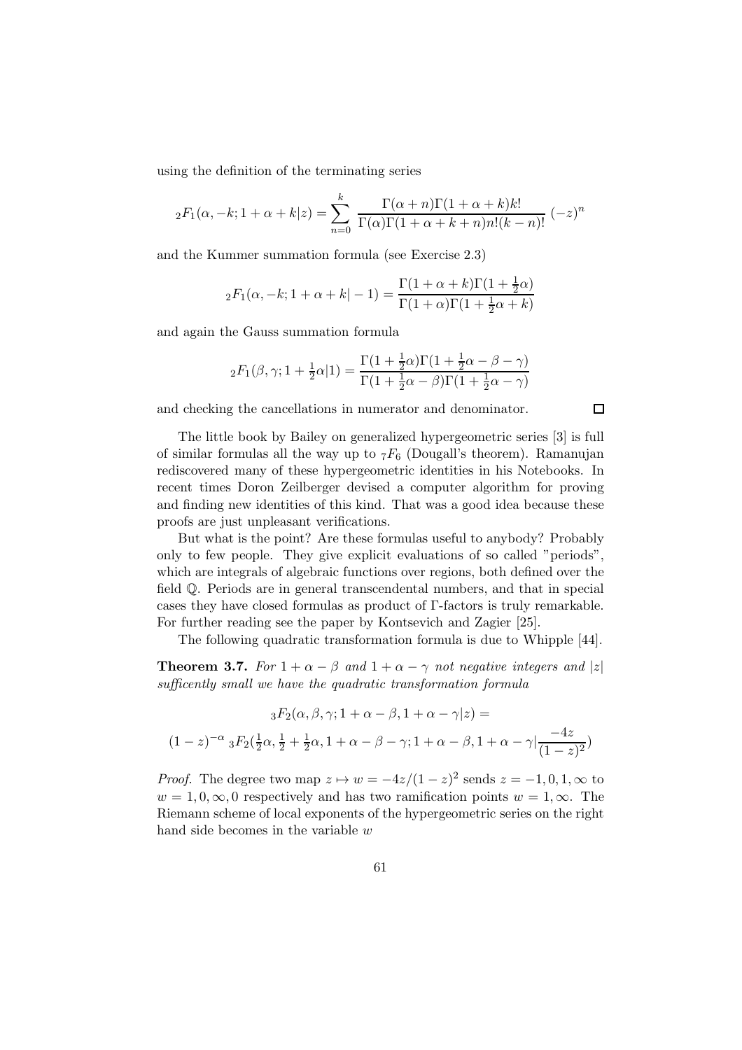using the definition of the terminating series

$$ {}_2F_1(\alpha,-k;1+\alpha+k|z)=\sum_{n=0}^{k}\frac{\Gamma(\alpha+n)\Gamma(1+\alpha+k)k!}{\Gamma(\alpha)\Gamma(1+\alpha+k+n)n!(k-n)!}\,(-z)^n $$

and the Kummer summation formula (see Exercise 2.3)

$$ {}_2F_1(\alpha,-k;1+\alpha+k|-1)=\frac{\Gamma(1+\alpha+k)\Gamma(1+\frac{1}{2}\alpha)}{\Gamma(1+\alpha)\Gamma(1+\frac{1}{2}\alpha+k)} $$

and again the Gauss summation formula

$$ {}_2F_1(\beta,\gamma;1+\tfrac{1}{2}\alpha|1)=\frac{\Gamma(1+\frac{1}{2}\alpha)\Gamma(1+\frac{1}{2}\alpha-\beta-\gamma)}{\Gamma(1+\frac{1}{2}\alpha-\beta)\Gamma(1+\frac{1}{2}\alpha-\gamma)} $$

and checking the cancellations in numerator and denominator. □

The little book by Bailey on generalized hypergeometric series [3] is full of similar formulas all the way up to ${}_7F_6$ (Dougall's theorem). Ramanujan rediscovered many of these hypergeometric identities in his Notebooks. In recent times Doron Zeilberger devised a computer algorithm for proving and finding new identities of this kind. That was a good idea because these proofs are just unpleasant verifications.

But what is the point? Are these formulas useful to anybody? Probably only to few people. They give explicit evaluations of so called "periods", which are integrals of algebraic functions over regions, both defined over the field $\mathbb{Q}$. Periods are in general transcendental numbers, and that in special cases they have closed formulas as product of $\Gamma$-factors is truly remarkable. For further reading see the paper by Kontsevich and Zagier [25].

The following quadratic transformation formula is due to Whipple [44].

**Theorem 3.7.** *For $1+\alpha-\beta$ and $1+\alpha-\gamma$ not negative integers and $|z|$ sufficently small we have the quadratic transformation formula*

$$ {}_3F_2(\alpha,\beta,\gamma;1+\alpha-\beta,1+\alpha-\gamma|z)= $$
$$ (1-z)^{-\alpha}\,{}_3F_2(\tfrac{1}{2}\alpha,\tfrac{1}{2}+\tfrac{1}{2}\alpha,1+\alpha-\beta-\gamma;1+\alpha-\beta,1+\alpha-\gamma|\frac{-4z}{(1-z)^2}) $$

*Proof.* The degree two map $z\mapsto w=-4z/(1-z)^2$ sends $z=-1,0,1,\infty$ to $w=1,0,\infty,0$ respectively and has two ramification points $w=1,\infty$. The Riemann scheme of local exponents of the hypergeometric series on the right hand side becomes in the variable $w$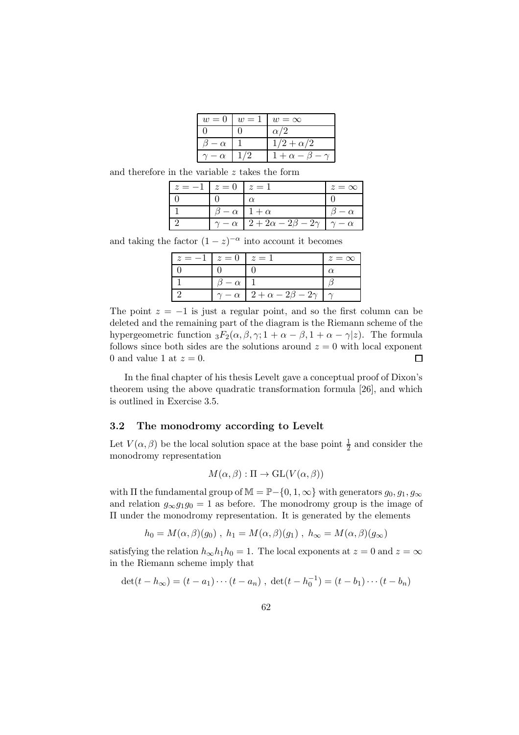| $w=0$ | $w=1$ | $w=\infty$ |
|---|---|---|
| $0$ | $0$ | $\alpha/2$ |
| $\beta-\alpha$ | $1$ | $1/2+\alpha/2$ |
| $\gamma-\alpha$ | $1/2$ | $1+\alpha-\beta-\gamma$ |

and therefore in the variable $z$ takes the form

| $z=-1$ | $z=0$ | $z=1$ | $z=\infty$ |
|---|---|---|---|
| $0$ | $0$ | $\alpha$ | $0$ |
| $1$ | $\beta-\alpha$ | $1+\alpha$ | $\beta-\alpha$ |
| $2$ | $\gamma-\alpha$ | $2+2\alpha-2\beta-2\gamma$ | $\gamma-\alpha$ |

and taking the factor $(1-z)^{-\alpha}$ into account it becomes

| $z=-1$ | $z=0$ | $z=1$ | $z=\infty$ |
|---|---|---|---|
| $0$ | $0$ | $0$ | $\alpha$ |
| $1$ | $\beta-\alpha$ | $1$ | $\beta$ |
| $2$ | $\gamma-\alpha$ | $2+\alpha-2\beta-2\gamma$ | $\gamma$ |

The point $z=-1$ is just a regular point, and so the first column can be deleted and the remaining part of the diagram is the Riemann scheme of the hypergeometric function ${}_3F_2(\alpha,\beta,\gamma;1+\alpha-\beta,1+\alpha-\gamma|z)$. The formula follows since both sides are the solutions around $z=0$ with local exponent 0 and value 1 at $z=0$. $\square$

In the final chapter of his thesis Levelt gave a conceptual proof of Dixon's theorem using the above quadratic transformation formula [26], and which is outlined in Exercise 3.5.

### 3.2 The monodromy according to Levelt

Let $V(\alpha,\beta)$ be the local solution space at the base point $\frac{1}{2}$ and consider the monodromy representation

$$M(\alpha,\beta):\Pi\to \mathrm{GL}(V(\alpha,\beta))$$

with $\Pi$ the fundamental group of $\mathbb{M}=\mathbb{P}-\{0,1,\infty\}$ with generators $g_0,g_1,g_\infty$ and relation $g_\infty g_1 g_0=1$ as before. The monodromy group is the image of $\Pi$ under the monodromy representation. It is generated by the elements

$$h_0=M(\alpha,\beta)(g_0)\ ,\ h_1=M(\alpha,\beta)(g_1)\ ,\ h_\infty=M(\alpha,\beta)(g_\infty)$$

satisfying the relation $h_\infty h_1 h_0=1$. The local exponents at $z=0$ and $z=\infty$ in the Riemann scheme imply that

$$\det(t-h_\infty)=(t-a_1)\cdots(t-a_n)\ ,\ \det(t-h_0^{-1})=(t-b_1)\cdots(t-b_n)$$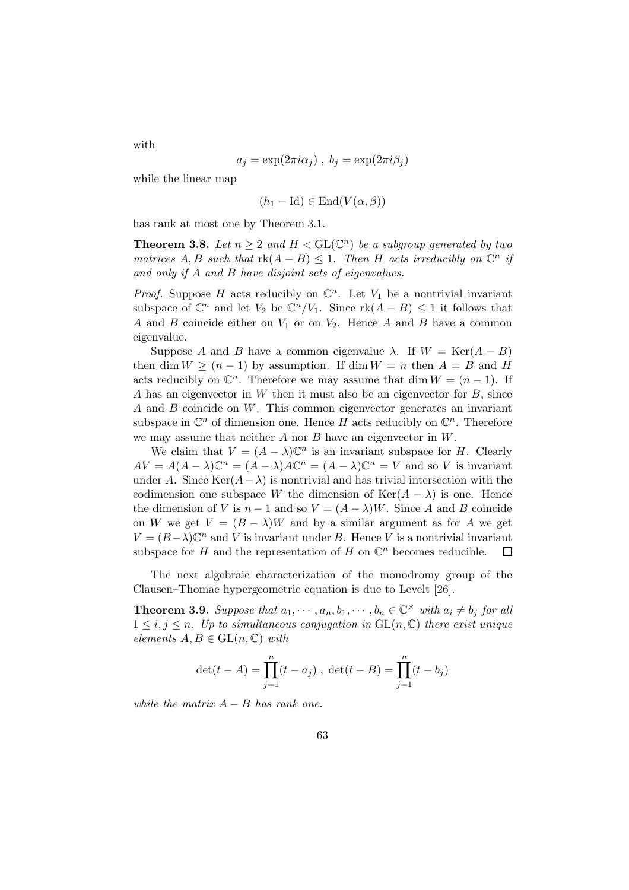with

$$a_j = \exp(2\pi i\alpha_j)\ ,\ b_j = \exp(2\pi i\beta_j)$$

while the linear map

$$(h_1 - \mathrm{Id}) \in \mathrm{End}(V(\alpha,\beta))$$

has rank at most one by Theorem 3.1.

**Theorem 3.8.** *Let $n \geq 2$ and $H < \mathrm{GL}(\mathbb{C}^n)$ be a subgroup generated by two matrices $A, B$ such that $\mathrm{rk}(A - B) \leq 1$. Then $H$ acts irreducibly on $\mathbb{C}^n$ if and only if $A$ and $B$ have disjoint sets of eigenvalues.*

*Proof.* Suppose $H$ acts reducibly on $\mathbb{C}^n$. Let $V_1$ be a nontrivial invariant subspace of $\mathbb{C}^n$ and let $V_2$ be $\mathbb{C}^n/V_1$. Since $\mathrm{rk}(A - B) \leq 1$ it follows that $A$ and $B$ coincide either on $V_1$ or on $V_2$. Hence $A$ and $B$ have a common eigenvalue.

Suppose $A$ and $B$ have a common eigenvalue $\lambda$. If $W = \mathrm{Ker}(A - B)$ then $\dim W \geq (n-1)$ by assumption. If $\dim W = n$ then $A = B$ and $H$ acts reducibly on $\mathbb{C}^n$. Therefore we may assume that $\dim W = (n-1)$. If $A$ has an eigenvector in $W$ then it must also be an eigenvector for $B$, since $A$ and $B$ coincide on $W$. This common eigenvector generates an invariant subspace in $\mathbb{C}^n$ of dimension one. Hence $H$ acts reducibly on $\mathbb{C}^n$. Therefore we may assume that neither $A$ nor $B$ have an eigenvector in $W$.

We claim that $V = (A - \lambda)\mathbb{C}^n$ is an invariant subspace for $H$. Clearly $AV = A(A-\lambda)\mathbb{C}^n = (A-\lambda)A\mathbb{C}^n = (A-\lambda)\mathbb{C}^n = V$ and so $V$ is invariant under $A$. Since $\mathrm{Ker}(A - \lambda)$ is nontrivial and has trivial intersection with the codimension one subspace $W$ the dimension of $\mathrm{Ker}(A-\lambda)$ is one. Hence the dimension of $V$ is $n-1$ and so $V = (A-\lambda)W$. Since $A$ and $B$ coincide on $W$ we get $V = (B - \lambda)W$ and by a similar argument as for $A$ we get $V = (B-\lambda)\mathbb{C}^n$ and $V$ is invariant under $B$. Hence $V$ is a nontrivial invariant subspace for $H$ and the representation of $H$ on $\mathbb{C}^n$ becomes reducible. $\square$

The next algebraic characterization of the monodromy group of the Clausen–Thomae hypergeometric equation is due to Levelt [26].

**Theorem 3.9.** *Suppose that $a_1, \cdots, a_n, b_1, \cdots, b_n \in \mathbb{C}^\times$ with $a_i \neq b_j$ for all $1 \leq i, j \leq n$. Up to simultaneous conjugation in $\mathrm{GL}(n, \mathbb{C})$ there exist unique elements $A, B \in \mathrm{GL}(n, \mathbb{C})$ with*

$$\det(t - A) = \prod_{j=1}^{n}(t - a_j)\ ,\ \det(t - B) = \prod_{j=1}^{n}(t - b_j)$$

*while the matrix $A - B$ has rank one.*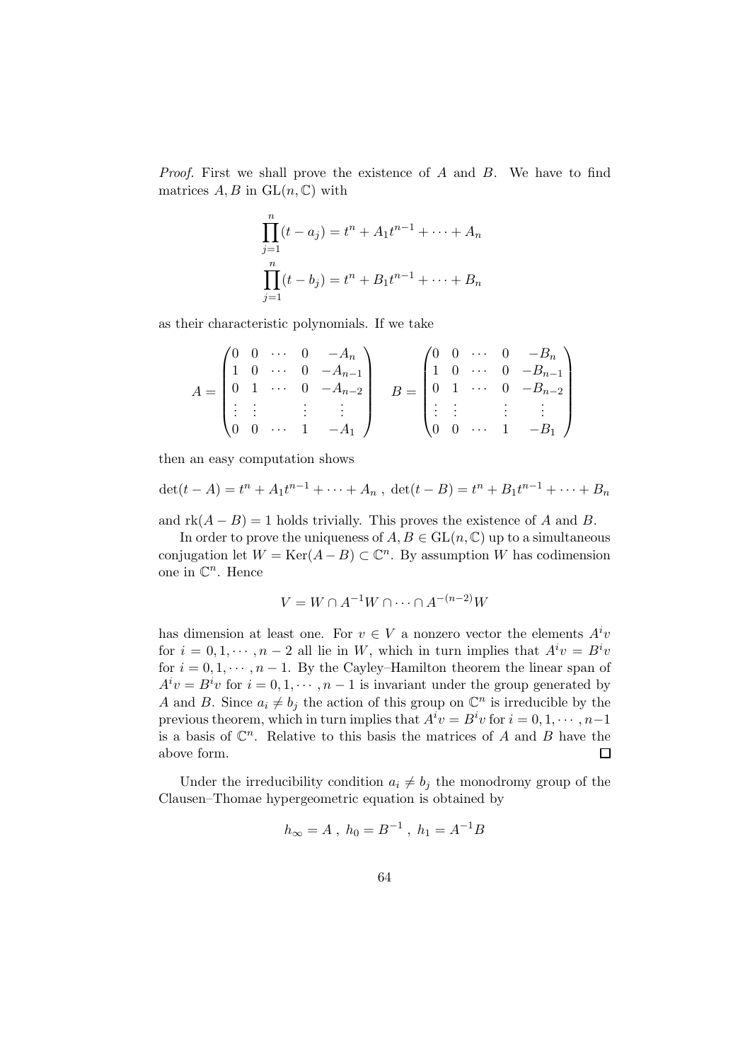*Proof.* First we shall prove the existence of $A$ and $B$. We have to find matrices $A, B$ in $\mathrm{GL}(n, \mathbb{C})$ with

$$
\begin{aligned}
\prod_{j=1}^{n}(t - a_j) &= t^n + A_1 t^{n-1} + \cdots + A_n \\
\prod_{j=1}^{n}(t - b_j) &= t^n + B_1 t^{n-1} + \cdots + B_n
\end{aligned}
$$

as their characteristic polynomials. If we take

$$
A = \begin{pmatrix}
0 & 0 & \cdots & 0 & -A_n \\
1 & 0 & \cdots & 0 & -A_{n-1} \\
0 & 1 & \cdots & 0 & -A_{n-2} \\
\vdots & \vdots & & \vdots & \vdots \\
0 & 0 & \cdots & 1 & -A_1
\end{pmatrix}
\quad
B = \begin{pmatrix}
0 & 0 & \cdots & 0 & -B_n \\
1 & 0 & \cdots & 0 & -B_{n-1} \\
0 & 1 & \cdots & 0 & -B_{n-2} \\
\vdots & \vdots & & \vdots & \vdots \\
0 & 0 & \cdots & 1 & -B_1
\end{pmatrix}
$$

then an easy computation shows

$$
\det(t - A) = t^n + A_1 t^{n-1} + \cdots + A_n \ , \ \det(t - B) = t^n + B_1 t^{n-1} + \cdots + B_n
$$

and $\mathrm{rk}(A - B) = 1$ holds trivially. This proves the existence of $A$ and $B$.

In order to prove the uniqueness of $A, B \in \mathrm{GL}(n, \mathbb{C})$ up to a simultaneous conjugation let $W = \mathrm{Ker}(A - B) \subset \mathbb{C}^n$. By assumption $W$ has codimension one in $\mathbb{C}^n$. Hence

$$
V = W \cap A^{-1}W \cap \cdots \cap A^{-(n-2)}W
$$

has dimension at least one. For $v \in V$ a nonzero vector the elements $A^i v$ for $i = 0, 1, \cdots, n-2$ all lie in $W$, which in turn implies that $A^i v = B^i v$ for $i = 0, 1, \cdots, n-1$. By the Cayley–Hamilton theorem the linear span of $A^i v = B^i v$ for $i = 0, 1, \cdots, n-1$ is invariant under the group generated by $A$ and $B$. Since $a_i \neq b_j$ the action of this group on $\mathbb{C}^n$ is irreducible by the previous theorem, which in turn implies that $A^i v = B^i v$ for $i = 0, 1, \cdots, n-1$ is a basis of $\mathbb{C}^n$. Relative to this basis the matrices of $A$ and $B$ have the above form. $\square$

Under the irreducibility condition $a_i \neq b_j$ the monodromy group of the Clausen–Thomae hypergeometric equation is obtained by

$$
h_\infty = A \ , \ h_0 = B^{-1} \ , \ h_1 = A^{-1}B
$$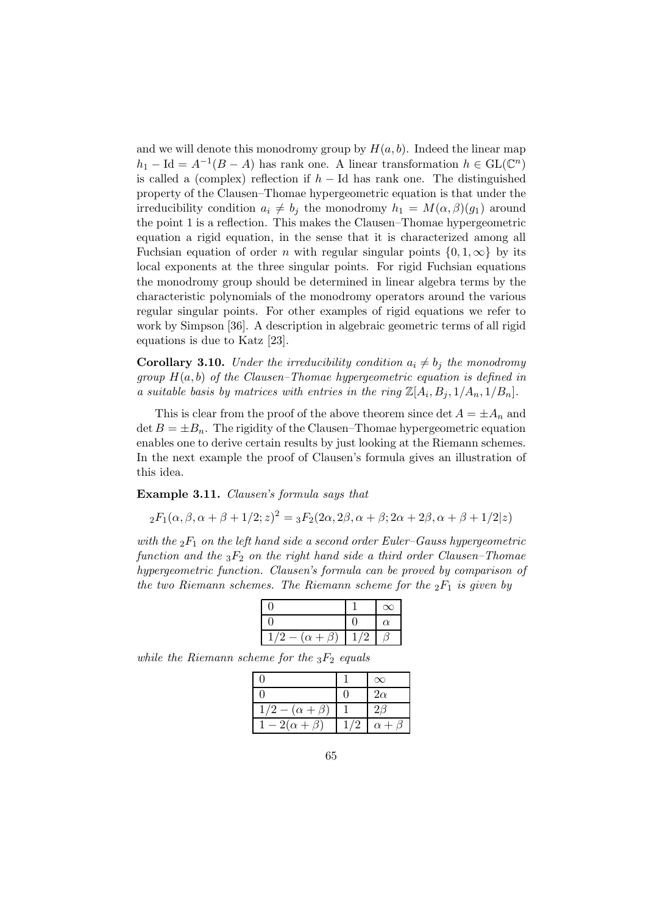and we will denote this monodromy group by $H(a,b)$. Indeed the linear map $h_1 - \mathrm{Id} = A^{-1}(B-A)$ has rank one. A linear transformation $h \in \mathrm{GL}(\mathbb{C}^n)$ is called a (complex) reflection if $h - \mathrm{Id}$ has rank one. The distinguished property of the Clausen–Thomae hypergeometric equation is that under the irreducibility condition $a_i \neq b_j$ the monodromy $h_1 = M(\alpha,\beta)(g_1)$ around the point 1 is a reflection. This makes the Clausen–Thomae hypergeometric equation a rigid equation, in the sense that it is characterized among all Fuchsian equation of order $n$ with regular singular points $\{0,1,\infty\}$ by its local exponents at the three singular points. For rigid Fuchsian equations the monodromy group should be determined in linear algebra terms by the characteristic polynomials of the monodromy operators around the various regular singular points. For other examples of rigid equations we refer to work by Simpson [36]. A description in algebraic geometric terms of all rigid equations is due to Katz [23].

**Corollary 3.10.** *Under the irreducibility condition $a_i \neq b_j$ the monodromy group $H(a,b)$ of the Clausen–Thomae hypergeometric equation is defined in a suitable basis by matrices with entries in the ring $\mathbb{Z}[A_i, B_j, 1/A_n, 1/B_n]$.*

This is clear from the proof of the above theorem since $\det A = \pm A_n$ and $\det B = \pm B_n$. The rigidity of the Clausen–Thomae hypergeometric equation enables one to derive certain results by just looking at the Riemann schemes. In the next example the proof of Clausen's formula gives an illustration of this idea.

**Example 3.11.** *Clausen's formula says that*

$$ {}_2F_1(\alpha,\beta,\alpha+\beta+1/2;z)^2 = {}_3F_2(2\alpha,2\beta,\alpha+\beta;2\alpha+2\beta,\alpha+\beta+1/2|z) $$

*with the ${}_2F_1$ on the left hand side a second order Euler–Gauss hypergeometric function and the ${}_3F_2$ on the right hand side a third order Clausen–Thomae hypergeometric function. Clausen's formula can be proved by comparison of the two Riemann schemes. The Riemann scheme for the ${}_2F_1$ is given by*

| $0$ | $1$ | $\infty$ |
|---|---|---|
| $0$ | $0$ | $\alpha$ |
| $1/2-(\alpha+\beta)$ | $1/2$ | $\beta$ |

*while the Riemann scheme for the ${}_3F_2$ equals*

| $0$ | $1$ | $\infty$ |
|---|---|---|
| $0$ | $0$ | $2\alpha$ |
| $1/2-(\alpha+\beta)$ | $1$ | $2\beta$ |
| $1-2(\alpha+\beta)$ | $1/2$ | $\alpha+\beta$ |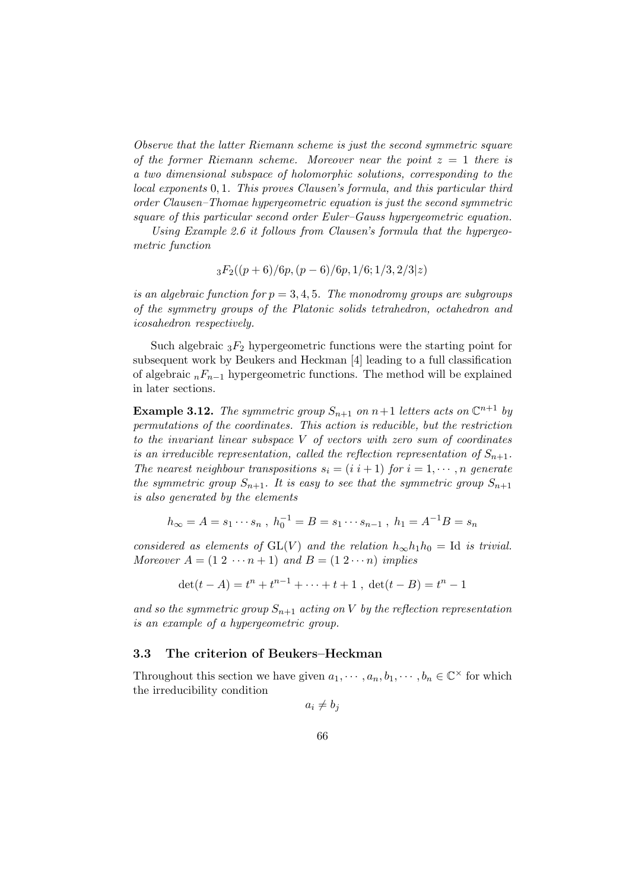*Observe that the latter Riemann scheme is just the second symmetric square of the former Riemann scheme. Moreover near the point $z = 1$ there is a two dimensional subspace of holomorphic solutions, corresponding to the local exponents $0, 1$. This proves Clausen's formula, and this particular third order Clausen–Thomae hypergeometric equation is just the second symmetric square of this particular second order Euler–Gauss hypergeometric equation.*

*Using Example 2.6 it follows from Clausen's formula that the hypergeometric function*

$$_3F_2((p+6)/6p, (p-6)/6p, 1/6; 1/3, 2/3|z)$$

*is an algebraic function for $p = 3, 4, 5$. The monodromy groups are subgroups of the symmetry groups of the Platonic solids tetrahedron, octahedron and icosahedron respectively.*

Such algebraic $_3F_2$ hypergeometric functions were the starting point for subsequent work by Beukers and Heckman [4] leading to a full classification of algebraic $_nF_{n-1}$ hypergeometric functions. The method will be explained in later sections.

**Example 3.12.** *The symmetric group $S_{n+1}$ on $n+1$ letters acts on $\mathbb{C}^{n+1}$ by permutations of the coordinates. This action is reducible, but the restriction to the invariant linear subspace $V$ of vectors with zero sum of coordinates is an irreducible representation, called the reflection representation of $S_{n+1}$. The nearest neighbour transpositions $s_i = (i\ i+1)$ for $i = 1, \cdots, n$ generate the symmetric group $S_{n+1}$. It is easy to see that the symmetric group $S_{n+1}$ is also generated by the elements*

$$h_\infty = A = s_1 \cdots s_n \ , \ h_0^{-1} = B = s_1 \cdots s_{n-1} \ , \ h_1 = A^{-1}B = s_n$$

*considered as elements of $\mathrm{GL}(V)$ and the relation $h_\infty h_1 h_0 = \mathrm{Id}$ is trivial. Moreover $A = (1\ 2\ \cdots n+1)$ and $B = (1\ 2 \cdots n)$ implies*

$$\det(t - A) = t^n + t^{n-1} + \cdots + t + 1 \ , \ \det(t - B) = t^n - 1$$

*and so the symmetric group $S_{n+1}$ acting on $V$ by the reflection representation is an example of a hypergeometric group.*

### 3.3 The criterion of Beukers–Heckman

Throughout this section we have given $a_1, \cdots, a_n, b_1, \cdots, b_n \in \mathbb{C}^\times$ for which the irreducibility condition

$$a_i \neq b_j$$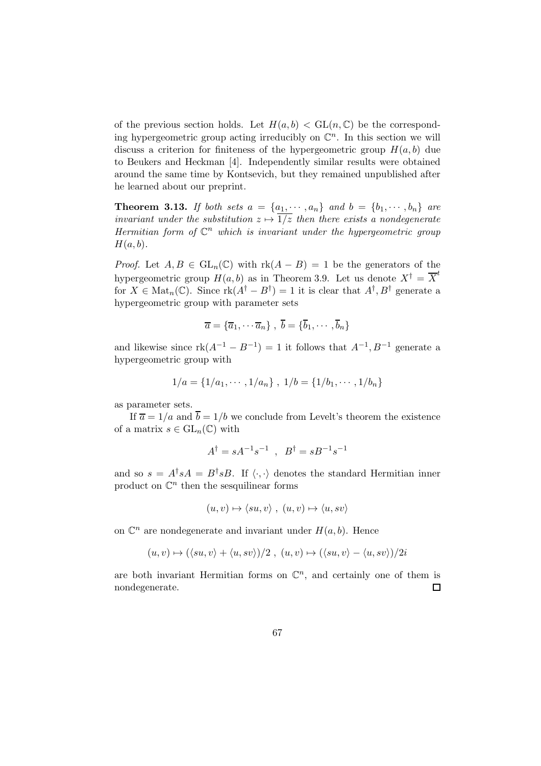of the previous section holds. Let $H(a,b) < \mathrm{GL}(n,\mathbb{C})$ be the corresponding hypergeometric group acting irreducibly on $\mathbb{C}^n$. In this section we will discuss a criterion for finiteness of the hypergeometric group $H(a,b)$ due to Beukers and Heckman [4]. Independently similar results were obtained around the same time by Kontsevich, but they remained unpublished after he learned about our preprint.

**Theorem 3.13.** *If both sets $a = \{a_1, \cdots, a_n\}$ and $b = \{b_1, \cdots, b_n\}$ are invariant under the substitution $z \mapsto \overline{1/z}$ then there exists a nondegenerate Hermitian form of $\mathbb{C}^n$ which is invariant under the hypergeometric group $H(a,b)$.*

*Proof.* Let $A, B \in \mathrm{GL}_n(\mathbb{C})$ with $\mathrm{rk}(A - B) = 1$ be the generators of the hypergeometric group $H(a,b)$ as in Theorem 3.9. Let us denote $X^\dagger = \overline{X}^t$ for $X \in \mathrm{Mat}_n(\mathbb{C})$. Since $\mathrm{rk}(A^\dagger - B^\dagger) = 1$ it is clear that $A^\dagger, B^\dagger$ generate a hypergeometric group with parameter sets

$$\overline{a} = \{\overline{a}_1, \cdots \overline{a}_n\} \ , \ \overline{b} = \{\overline{b}_1, \cdots, \overline{b}_n\}$$

and likewise since $\mathrm{rk}(A^{-1} - B^{-1}) = 1$ it follows that $A^{-1}, B^{-1}$ generate a hypergeometric group with

$$1/a = \{1/a_1, \cdots, 1/a_n\} \ , \ 1/b = \{1/b_1, \cdots, 1/b_n\}$$

as parameter sets.

If $\overline{a} = 1/a$ and $\overline{b} = 1/b$ we conclude from Levelt's theorem the existence of a matrix $s \in \mathrm{GL}_n(\mathbb{C})$ with

$$A^\dagger = sA^{-1}s^{-1} \ \ , \ \ B^\dagger = sB^{-1}s^{-1}$$

and so $s = A^\dagger s A = B^\dagger s B$. If $\langle \cdot, \cdot \rangle$ denotes the standard Hermitian inner product on $\mathbb{C}^n$ then the sesquilinear forms

$$(u,v) \mapsto \langle su, v \rangle \ , \ (u,v) \mapsto \langle u, sv \rangle$$

on $\mathbb{C}^n$ are nondegenerate and invariant under $H(a,b)$. Hence

$$(u,v) \mapsto (\langle su, v \rangle + \langle u, sv \rangle)/2 \ , \ (u,v) \mapsto (\langle su, v \rangle - \langle u, sv \rangle)/2i$$

are both invariant Hermitian forms on $\mathbb{C}^n$, and certainly one of them is nondegenerate. $\square$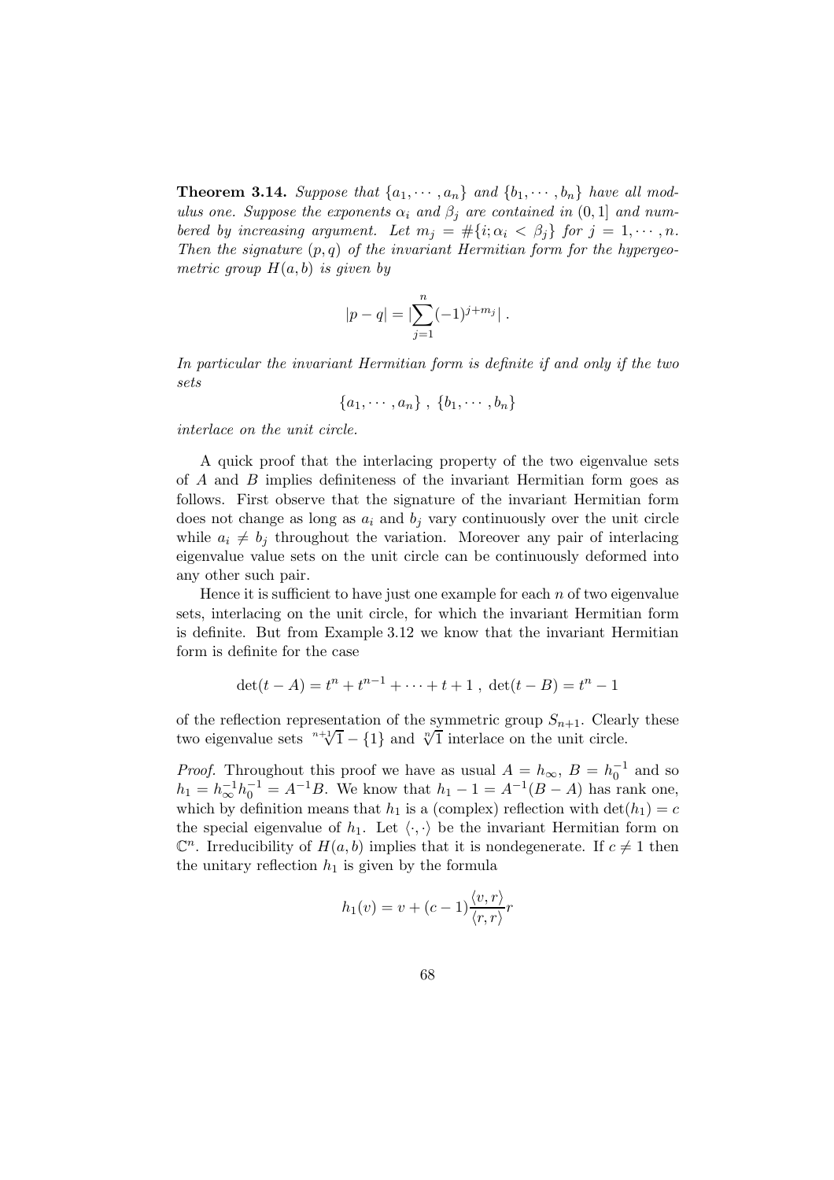**Theorem 3.14.** *Suppose that $\{a_1, \cdots, a_n\}$ and $\{b_1, \cdots, b_n\}$ have all modulus one. Suppose the exponents $\alpha_i$ and $\beta_j$ are contained in $(0,1]$ and numbered by increasing argument. Let $m_j = \#\{i; \alpha_i < \beta_j\}$ for $j = 1, \cdots, n$. Then the signature $(p,q)$ of the invariant Hermitian form for the hypergeometric group $H(a,b)$ is given by*

$$|p - q| = |\sum_{j=1}^{n} (-1)^{j+m_j}| \ .$$

*In particular the invariant Hermitian form is definite if and only if the two sets*

$$\{a_1, \cdots, a_n\} \ , \ \{b_1, \cdots, b_n\}$$

*interlace on the unit circle.*

A quick proof that the interlacing property of the two eigenvalue sets of $A$ and $B$ implies definiteness of the invariant Hermitian form goes as follows. First observe that the signature of the invariant Hermitian form does not change as long as $a_i$ and $b_j$ vary continuously over the unit circle while $a_i \neq b_j$ throughout the variation. Moreover any pair of interlacing eigenvalue value sets on the unit circle can be continuously deformed into any other such pair.

Hence it is sufficient to have just one example for each $n$ of two eigenvalue sets, interlacing on the unit circle, for which the invariant Hermitian form is definite. But from Example 3.12 we know that the invariant Hermitian form is definite for the case

$$\det(t - A) = t^n + t^{n-1} + \cdots + t + 1 \ , \ \det(t - B) = t^n - 1$$

of the reflection representation of the symmetric group $S_{n+1}$. Clearly these two eigenvalue sets $\sqrt[n+1]{1} - \{1\}$ and $\sqrt[n]{1}$ interlace on the unit circle.

*Proof.* Throughout this proof we have as usual $A = h_\infty$, $B = h_0^{-1}$ and so $h_1 = h_\infty^{-1} h_0^{-1} = A^{-1}B$. We know that $h_1 - 1 = A^{-1}(B - A)$ has rank one, which by definition means that $h_1$ is a (complex) reflection with $\det(h_1) = c$ the special eigenvalue of $h_1$. Let $\langle \cdot, \cdot \rangle$ be the invariant Hermitian form on $\mathbb{C}^n$. Irreducibility of $H(a,b)$ implies that it is nondegenerate. If $c \neq 1$ then the unitary reflection $h_1$ is given by the formula

$$h_1(v) = v + (c - 1)\frac{\langle v, r \rangle}{\langle r, r \rangle} r$$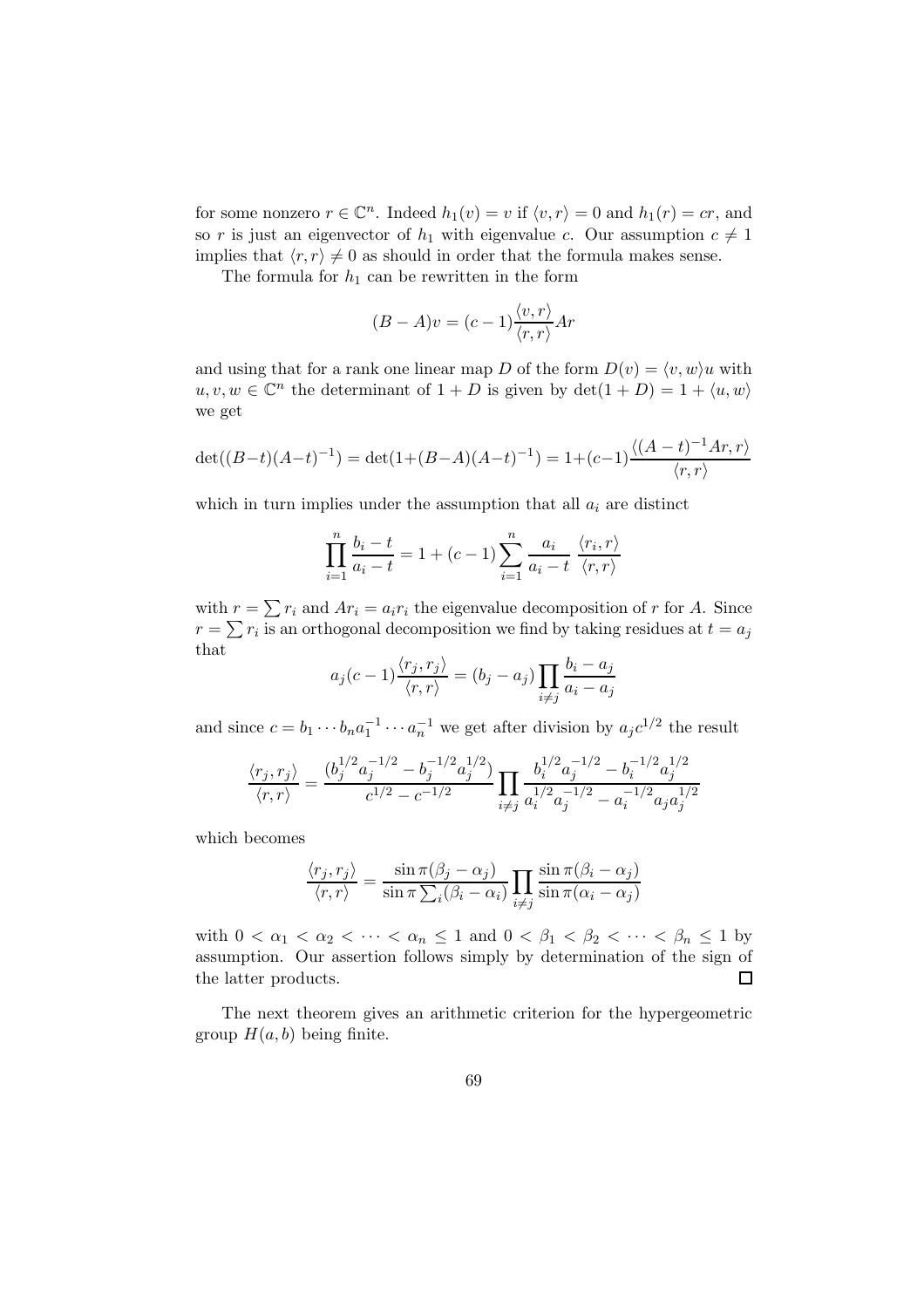for some nonzero $r \in \mathbb{C}^n$. Indeed $h_1(v) = v$ if $\langle v, r\rangle = 0$ and $h_1(r) = cr$, and so $r$ is just an eigenvector of $h_1$ with eigenvalue $c$. Our assumption $c \neq 1$ implies that $\langle r, r\rangle \neq 0$ as should in order that the formula makes sense.

The formula for $h_1$ can be rewritten in the form

$$(B - A)v = (c-1)\frac{\langle v, r\rangle}{\langle r, r\rangle} Ar$$

and using that for a rank one linear map $D$ of the form $D(v) = \langle v, w\rangle u$ with $u, v, w \in \mathbb{C}^n$ the determinant of $1 + D$ is given by $\det(1 + D) = 1 + \langle u, w\rangle$ we get

$$\det((B-t)(A-t)^{-1}) = \det(1+(B-A)(A-t)^{-1}) = 1+(c-1)\frac{\langle (A-t)^{-1}Ar, r\rangle}{\langle r, r\rangle}$$

which in turn implies under the assumption that all $a_i$ are distinct

$$\prod_{i=1}^{n} \frac{b_i - t}{a_i - t} = 1 + (c-1)\sum_{i=1}^{n} \frac{a_i}{a_i - t}\ \frac{\langle r_i, r\rangle}{\langle r, r\rangle}$$

with $r = \sum r_i$ and $Ar_i = a_i r_i$ the eigenvalue decomposition of $r$ for $A$. Since $r = \sum r_i$ is an orthogonal decomposition we find by taking residues at $t = a_j$ that

$$a_j(c-1)\frac{\langle r_j, r_j\rangle}{\langle r, r\rangle} = (b_j - a_j)\prod_{i \neq j} \frac{b_i - a_j}{a_i - a_j}$$

and since $c = b_1 \cdots b_n a_1^{-1} \cdots a_n^{-1}$ we get after division by $a_j c^{1/2}$ the result

$$\frac{\langle r_j, r_j\rangle}{\langle r, r\rangle} = \frac{(b_j^{1/2}a_j^{-1/2} - b_j^{-1/2}a_j^{1/2})}{c^{1/2} - c^{-1/2}}\prod_{i \neq j} \frac{b_i^{1/2}a_j^{-1/2} - b_i^{-1/2}a_j^{1/2}}{a_i^{1/2}a_j^{-1/2} - a_i^{-1/2}a_j a_j^{1/2}}$$

which becomes

$$\frac{\langle r_j, r_j\rangle}{\langle r, r\rangle} = \frac{\sin \pi(\beta_j - \alpha_j)}{\sin \pi \sum_i(\beta_i - \alpha_i)}\prod_{i \neq j} \frac{\sin \pi(\beta_i - \alpha_j)}{\sin \pi(\alpha_i - \alpha_j)}$$

with $0 < \alpha_1 < \alpha_2 < \cdots < \alpha_n \leq 1$ and $0 < \beta_1 < \beta_2 < \cdots < \beta_n \leq 1$ by assumption. Our assertion follows simply by determination of the sign of the latter products. $\square$

The next theorem gives an arithmetic criterion for the hypergeometric group $H(a, b)$ being finite.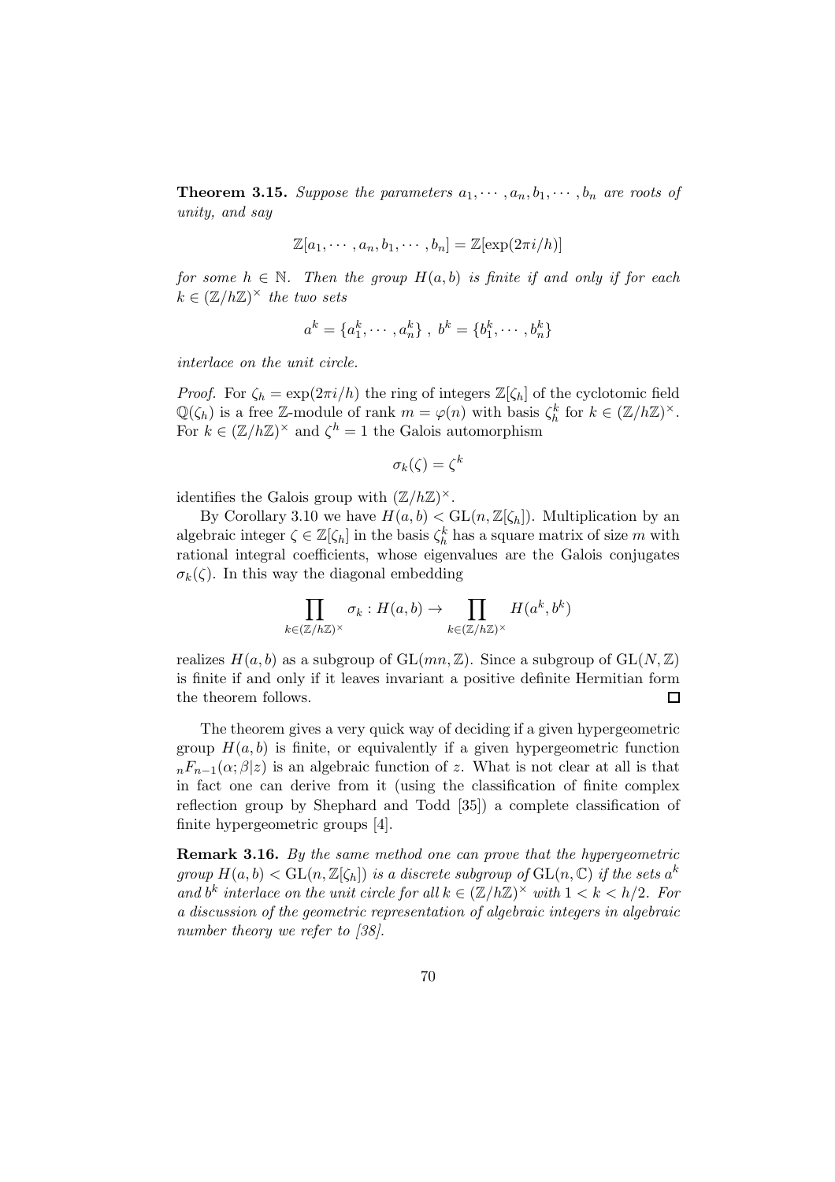**Theorem 3.15.** *Suppose the parameters $a_1, \cdots, a_n, b_1, \cdots, b_n$ are roots of unity, and say*

$$\mathbb{Z}[a_1, \cdots, a_n, b_1, \cdots, b_n] = \mathbb{Z}[\exp(2\pi i/h)]$$

*for some $h \in \mathbb{N}$. Then the group $H(a, b)$ is finite if and only if for each $k \in (\mathbb{Z}/h\mathbb{Z})^\times$ the two sets*

$$a^k = \{a_1^k, \cdots, a_n^k\}\ ,\ b^k = \{b_1^k, \cdots, b_n^k\}$$

*interlace on the unit circle.*

*Proof.* For $\zeta_h = \exp(2\pi i/h)$ the ring of integers $\mathbb{Z}[\zeta_h]$ of the cyclotomic field $\mathbb{Q}(\zeta_h)$ is a free $\mathbb{Z}$-module of rank $m = \varphi(n)$ with basis $\zeta_h^k$ for $k \in (\mathbb{Z}/h\mathbb{Z})^\times$. For $k \in (\mathbb{Z}/h\mathbb{Z})^\times$ and $\zeta^h = 1$ the Galois automorphism

$$\sigma_k(\zeta) = \zeta^k$$

identifies the Galois group with $(\mathbb{Z}/h\mathbb{Z})^\times$.

By Corollary 3.10 we have $H(a, b) < \mathrm{GL}(n, \mathbb{Z}[\zeta_h])$. Multiplication by an algebraic integer $\zeta \in \mathbb{Z}[\zeta_h]$ in the basis $\zeta_h^k$ has a square matrix of size $m$ with rational integral coefficients, whose eigenvalues are the Galois conjugates $\sigma_k(\zeta)$. In this way the diagonal embedding

$$\prod_{k \in (\mathbb{Z}/h\mathbb{Z})^\times} \sigma_k : H(a, b) \to \prod_{k \in (\mathbb{Z}/h\mathbb{Z})^\times} H(a^k, b^k)$$

realizes $H(a, b)$ as a subgroup of $\mathrm{GL}(mn, \mathbb{Z})$. Since a subgroup of $\mathrm{GL}(N, \mathbb{Z})$ is finite if and only if it leaves invariant a positive definite Hermitian form the theorem follows. $\square$

The theorem gives a very quick way of deciding if a given hypergeometric group $H(a, b)$ is finite, or equivalently if a given hypergeometric function ${}_nF_{n-1}(\alpha; \beta|z)$ is an algebraic function of $z$. What is not clear at all is that in fact one can derive from it (using the classification of finite complex reflection group by Shephard and Todd [35]) a complete classification of finite hypergeometric groups [4].

**Remark 3.16.** *By the same method one can prove that the hypergeometric group $H(a, b) < \mathrm{GL}(n, \mathbb{Z}[\zeta_h])$ is a discrete subgroup of $\mathrm{GL}(n, \mathbb{C})$ if the sets $a^k$ and $b^k$ interlace on the unit circle for all $k \in (\mathbb{Z}/h\mathbb{Z})^\times$ with $1 < k < h/2$. For a discussion of the geometric representation of algebraic integers in algebraic number theory we refer to [38].*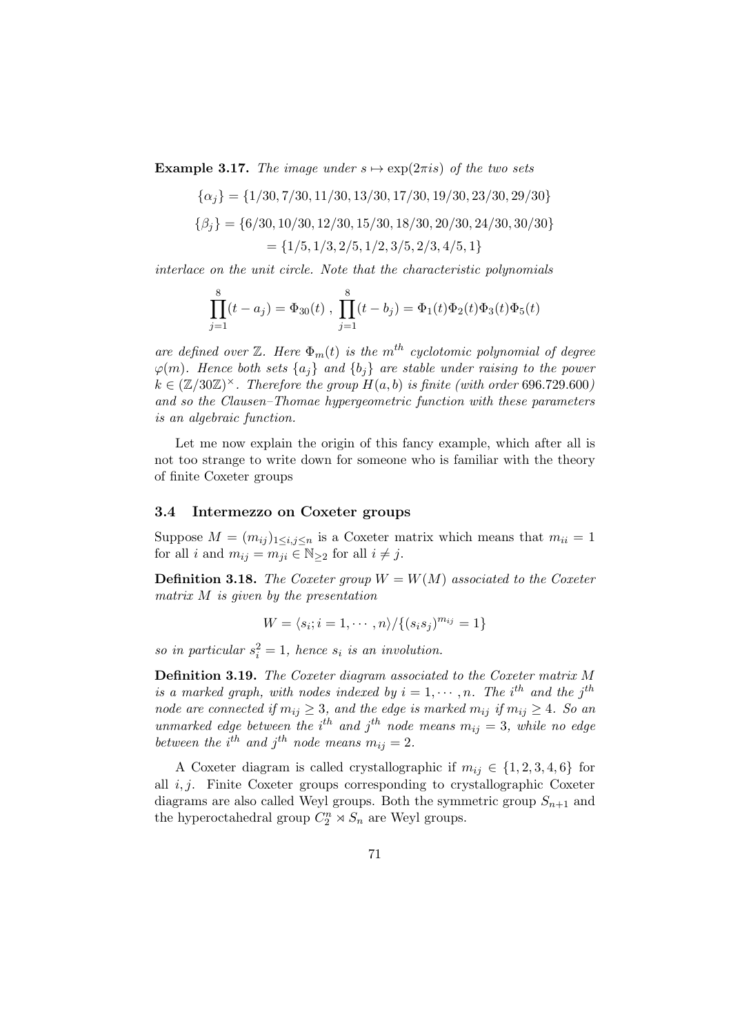**Example 3.17.** *The image under $s \mapsto \exp(2\pi i s)$ of the two sets*

$$\{\alpha_j\} = \{1/30, 7/30, 11/30, 13/30, 17/30, 19/30, 23/30, 29/30\}$$

$$\{\beta_j\} = \{6/30, 10/30, 12/30, 15/30, 18/30, 20/30, 24/30, 30/30\}$$

$$= \{1/5, 1/3, 2/5, 1/2, 3/5, 2/3, 4/5, 1\}$$

*interlace on the unit circle. Note that the characteristic polynomials*

$$\prod_{j=1}^{8}(t - a_j) = \Phi_{30}(t) \ , \ \prod_{j=1}^{8}(t - b_j) = \Phi_1(t)\Phi_2(t)\Phi_3(t)\Phi_5(t)$$

*are defined over $\mathbb{Z}$. Here $\Phi_m(t)$ is the $m^{th}$ cyclotomic polynomial of degree $\varphi(m)$. Hence both sets $\{a_j\}$ and $\{b_j\}$ are stable under raising to the power $k \in (\mathbb{Z}/30\mathbb{Z})^\times$. Therefore the group $H(a, b)$ is finite (with order 696.729.600) and so the Clausen–Thomae hypergeometric function with these parameters is an algebraic function.*

Let me now explain the origin of this fancy example, which after all is not too strange to write down for someone who is familiar with the theory of finite Coxeter groups

### 3.4 Intermezzo on Coxeter groups

Suppose $M = (m_{ij})_{1 \le i,j \le n}$ is a Coxeter matrix which means that $m_{ii} = 1$ for all $i$ and $m_{ij} = m_{ji} \in \mathbb{N}_{\ge 2}$ for all $i \ne j$.

**Definition 3.18.** *The Coxeter group $W = W(M)$ associated to the Coxeter matrix $M$ is given by the presentation*

$$W = \langle s_i; i = 1, \cdots, n \rangle / \{(s_i s_j)^{m_{ij}} = 1\}$$

*so in particular $s_i^2 = 1$, hence $s_i$ is an involution.*

**Definition 3.19.** *The Coxeter diagram associated to the Coxeter matrix $M$ is a marked graph, with nodes indexed by $i = 1, \cdots, n$. The $i^{th}$ and the $j^{th}$ node are connected if $m_{ij} \ge 3$, and the edge is marked $m_{ij}$ if $m_{ij} \ge 4$. So an unmarked edge between the $i^{th}$ and $j^{th}$ node means $m_{ij} = 3$, while no edge between the $i^{th}$ and $j^{th}$ node means $m_{ij} = 2$.*

A Coxeter diagram is called crystallographic if $m_{ij} \in \{1, 2, 3, 4, 6\}$ for all $i, j$. Finite Coxeter groups corresponding to crystallographic Coxeter diagrams are also called Weyl groups. Both the symmetric group $S_{n+1}$ and the hyperoctahedral group $C_2^n \rtimes S_n$ are Weyl groups.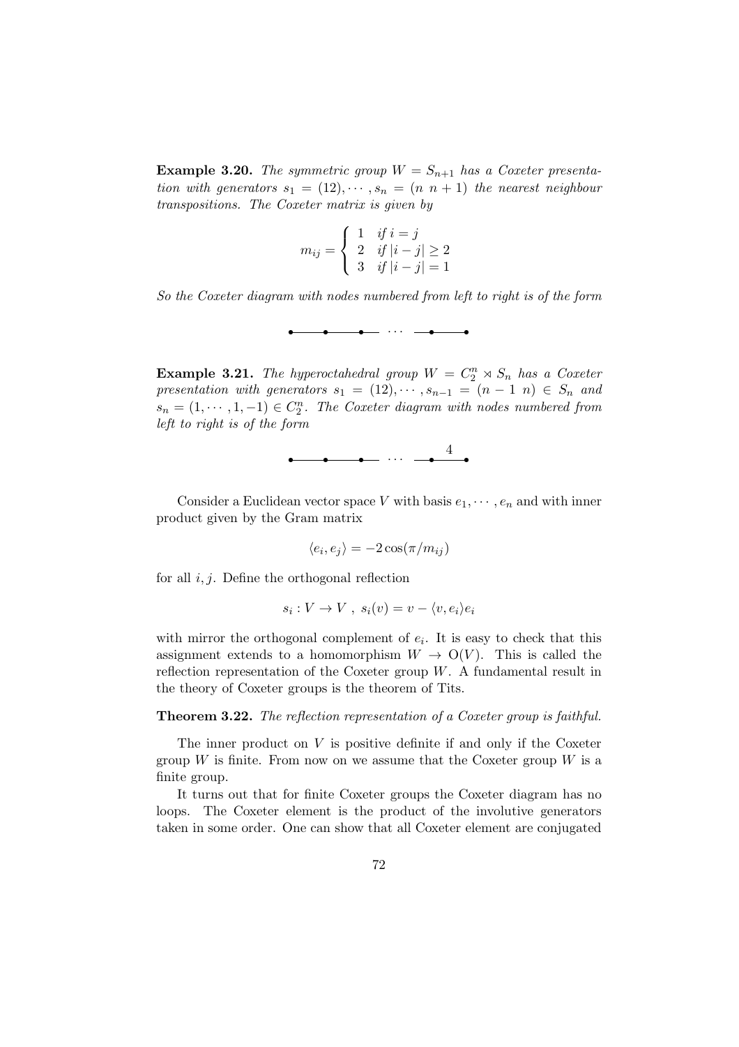**Example 3.20.** *The symmetric group $W = S_{n+1}$ has a Coxeter presentation with generators $s_1 = (12), \cdots, s_n = (n\ n+1)$ the nearest neighbour transpositions. The Coxeter matrix is given by*

$$m_{ij} = \begin{cases} 1 & \text{if } i = j \\ 2 & \text{if } |i-j| \geq 2 \\ 3 & \text{if } |i-j| = 1 \end{cases}$$

*So the Coxeter diagram with nodes numbered from left to right is of the form*

$$\bullet\!\!-\!\!\!-\!\!\!-\!\!\bullet\!\!-\!\!\!-\!\!\!-\!\!\bullet\!\!-\!\!- \;\cdots\; -\!\!-\!\!\bullet\!\!-\!\!\!-\!\!\!-\!\!\bullet$$

**Example 3.21.** *The hyperoctahedral group $W = C_2^n \rtimes S_n$ has a Coxeter presentation with generators $s_1 = (12), \cdots, s_{n-1} = (n-1\ n) \in S_n$ and $s_n = (1, \cdots, 1, -1) \in C_2^n$. The Coxeter diagram with nodes numbered from left to right is of the form*

$$\bullet\!\!-\!\!\!-\!\!\!-\!\!\bullet\!\!-\!\!\!-\!\!\!-\!\!\bullet\!\!-\!\!- \;\cdots\; -\!\!-\!\!\bullet\!\!\overset{4}{-\!\!\!-\!\!\!-}\!\!\bullet$$

Consider a Euclidean vector space $V$ with basis $e_1, \cdots, e_n$ and with inner product given by the Gram matrix

$$\langle e_i, e_j \rangle = -2\cos(\pi/m_{ij})$$

for all $i, j$. Define the orthogonal reflection

$$s_i : V \to V\ ,\ s_i(v) = v - \langle v, e_i \rangle e_i$$

with mirror the orthogonal complement of $e_i$. It is easy to check that this assignment extends to a homomorphism $W \to \mathrm{O}(V)$. This is called the reflection representation of the Coxeter group $W$. A fundamental result in the theory of Coxeter groups is the theorem of Tits.

**Theorem 3.22.** *The reflection representation of a Coxeter group is faithful.*

The inner product on $V$ is positive definite if and only if the Coxeter group $W$ is finite. From now on we assume that the Coxeter group $W$ is a finite group.

It turns out that for finite Coxeter groups the Coxeter diagram has no loops. The Coxeter element is the product of the involutive generators taken in some order. One can show that all Coxeter element are conjugated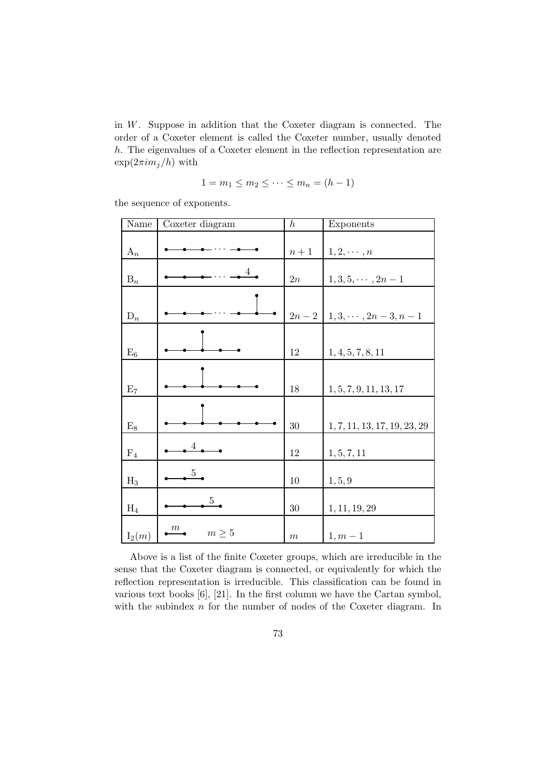in $W$. Suppose in addition that the Coxeter diagram is connected. The order of a Coxeter element is called the Coxeter number, usually denoted $h$. The eigenvalues of a Coxeter element in the reflection representation are $\exp(2\pi i m_j/h)$ with

$$1 = m_1 \leq m_2 \leq \cdots \leq m_n = (h-1)$$

the sequence of exponents.

| Name | Coxeter diagram | $h$ | Exponents |
|---|---|---|---|
| $\mathrm{A}_n$ | | $n+1$ | $1, 2, \cdots, n$ |
| $\mathrm{B}_n$ | | $2n$ | $1, 3, 5, \cdots, 2n-1$ |
| $\mathrm{D}_n$ | | $2n-2$ | $1, 3, \cdots, 2n-3, n-1$ |
| $\mathrm{E}_6$ | | $12$ | $1, 4, 5, 7, 8, 11$ |
| $\mathrm{E}_7$ | | $18$ | $1, 5, 7, 9, 11, 13, 17$ |
| $\mathrm{E}_8$ | | $30$ | $1, 7, 11, 13, 17, 19, 23, 29$ |
| $\mathrm{F}_4$ | | $12$ | $1, 5, 7, 11$ |
| $\mathrm{H}_3$ | | $10$ | $1, 5, 9$ |
| $\mathrm{H}_4$ | | $30$ | $1, 11, 19, 29$ |
| $\mathrm{I}_2(m)$ | $m \geq 5$ | $m$ | $1, m-1$ |

Above is a list of the finite Coxeter groups, which are irreducible in the sense that the Coxeter diagram is connected, or equivalently for which the reflection representation is irreducible. This classification can be found in various text books [6], [21]. In the first column we have the Cartan symbol, with the subindex $n$ for the number of nodes of the Coxeter diagram. In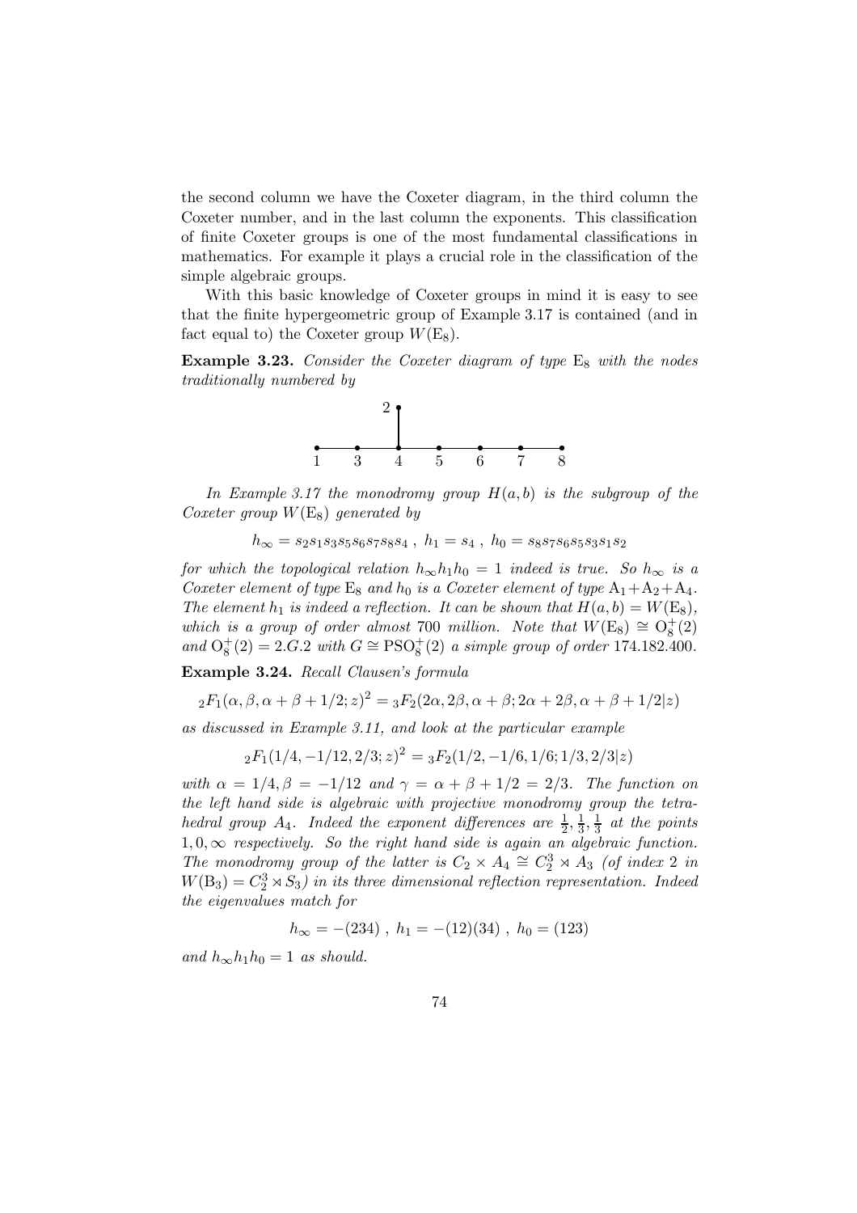the second column we have the Coxeter diagram, in the third column the Coxeter number, and in the last column the exponents. This classification of finite Coxeter groups is one of the most fundamental classifications in mathematics. For example it plays a crucial role in the classification of the simple algebraic groups.

With this basic knowledge of Coxeter groups in mind it is easy to see that the finite hypergeometric group of Example 3.17 is contained (and in fact equal to) the Coxeter group $W(\mathrm{E}_8)$.

**Example 3.23.** *Consider the Coxeter diagram of type* $\mathrm{E}_8$ *with the nodes traditionally numbered by*

```
            2
            |
1 -- 3 -- 4 -- 5 -- 6 -- 7 -- 8
```

*In Example 3.17 the monodromy group* $H(a,b)$ *is the subgroup of the Coxeter group* $W(\mathrm{E}_8)$ *generated by*

$$h_\infty = s_2 s_1 s_3 s_5 s_6 s_7 s_8 s_4 \ , \ h_1 = s_4 \ , \ h_0 = s_8 s_7 s_6 s_5 s_3 s_1 s_2$$

*for which the topological relation* $h_\infty h_1 h_0 = 1$ *indeed is true. So* $h_\infty$ *is a Coxeter element of type* $\mathrm{E}_8$ *and* $h_0$ *is a Coxeter element of type* $\mathrm{A}_1 + \mathrm{A}_2 + \mathrm{A}_4$*. The element* $h_1$ *is indeed a reflection. It can be shown that* $H(a,b) = W(\mathrm{E}_8)$*, which is a group of order almost* 700 *million. Note that* $W(\mathrm{E}_8) \cong \mathrm{O}_8^+(2)$ *and* $\mathrm{O}_8^+(2) = 2.G.2$ *with* $G \cong \mathrm{PSO}_8^+(2)$ *a simple group of order* 174.182.400*.*

**Example 3.24.** *Recall Clausen's formula*

$${}_2F_1(\alpha, \beta, \alpha + \beta + 1/2; z)^2 = {}_3F_2(2\alpha, 2\beta, \alpha + \beta; 2\alpha + 2\beta, \alpha + \beta + 1/2|z)$$

*as discussed in Example 3.11, and look at the particular example*

$${}_2F_1(1/4, -1/12, 2/3; z)^2 = {}_3F_2(1/2, -1/6, 1/6; 1/3, 2/3|z)$$

*with* $\alpha = 1/4, \beta = -1/12$ *and* $\gamma = \alpha + \beta + 1/2 = 2/3$*. The function on the left hand side is algebraic with projective monodromy group the tetrahedral group* $A_4$*. Indeed the exponent differences are* $\frac{1}{2}, \frac{1}{3}, \frac{1}{3}$ *at the points* $1, 0, \infty$ *respectively. So the right hand side is again an algebraic function. The monodromy group of the latter is* $C_2 \times A_4 \cong C_2^3 \rtimes A_3$ *(of index 2 in* $W(\mathrm{B}_3) = C_2^3 \rtimes S_3$*) in its three dimensional reflection representation. Indeed the eigenvalues match for*

$$h_\infty = -(234) \ , \ h_1 = -(12)(34) \ , \ h_0 = (123)$$

*and* $h_\infty h_1 h_0 = 1$ *as should.*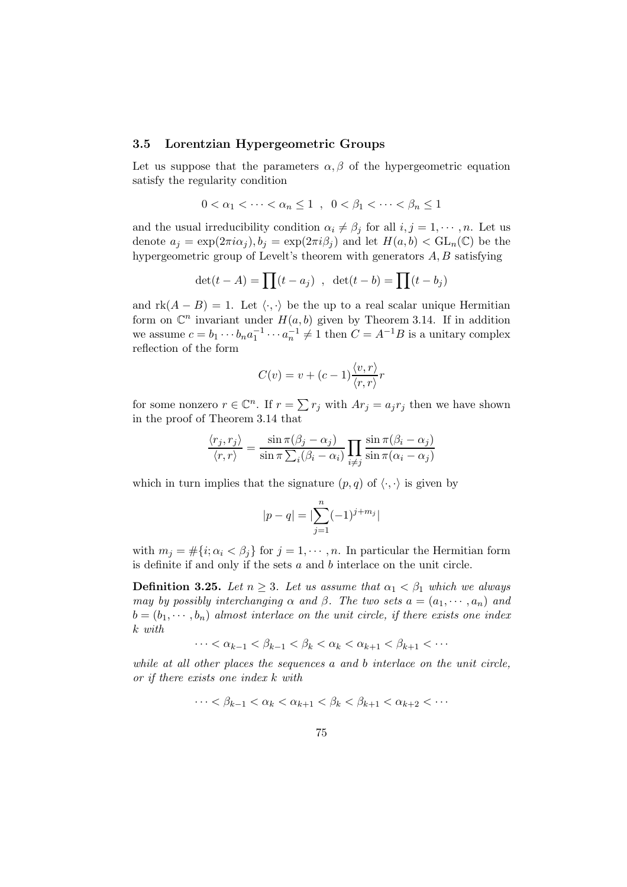### 3.5 Lorentzian Hypergeometric Groups

Let us suppose that the parameters $\alpha, \beta$ of the hypergeometric equation satisfy the regularity condition

$$0 < \alpha_1 < \cdots < \alpha_n \leq 1 \ \ , \ \ 0 < \beta_1 < \cdots < \beta_n \leq 1$$

and the usual irreducibility condition $\alpha_i \neq \beta_j$ for all $i, j = 1, \cdots, n$. Let us denote $a_j = \exp(2\pi i \alpha_j), b_j = \exp(2\pi i \beta_j)$ and let $H(a,b) < \mathrm{GL}_n(\mathbb{C})$ be the hypergeometric group of Levelt's theorem with generators $A, B$ satisfying

$$\det(t - A) = \prod (t - a_j) \ \ , \ \ \det(t - b) = \prod (t - b_j)$$

and $\mathrm{rk}(A - B) = 1$. Let $\langle \cdot, \cdot \rangle$ be the up to a real scalar unique Hermitian form on $\mathbb{C}^n$ invariant under $H(a,b)$ given by Theorem 3.14. If in addition we assume $c = b_1 \cdots b_n a_1^{-1} \cdots a_n^{-1} \neq 1$ then $C = A^{-1}B$ is a unitary complex reflection of the form

$$C(v) = v + (c-1)\frac{\langle v, r \rangle}{\langle r, r \rangle} r$$

for some nonzero $r \in \mathbb{C}^n$. If $r = \sum r_j$ with $Ar_j = a_j r_j$ then we have shown in the proof of Theorem 3.14 that

$$\frac{\langle r_j, r_j \rangle}{\langle r, r \rangle} = \frac{\sin \pi(\beta_j - \alpha_j)}{\sin \pi \sum_i (\beta_i - \alpha_i)} \prod_{i \neq j} \frac{\sin \pi(\beta_i - \alpha_j)}{\sin \pi(\alpha_i - \alpha_j)}$$

which in turn implies that the signature $(p,q)$ of $\langle \cdot, \cdot \rangle$ is given by

$$|p - q| = |\sum_{j=1}^{n} (-1)^{j + m_j}|$$

with $m_j = \#\{i; \alpha_i < \beta_j\}$ for $j = 1, \cdots, n$. In particular the Hermitian form is definite if and only if the sets $a$ and $b$ interlace on the unit circle.

**Definition 3.25.** *Let $n \geq 3$. Let us assume that $\alpha_1 < \beta_1$ which we always may by possibly interchanging $\alpha$ and $\beta$. The two sets $a = (a_1, \cdots, a_n)$ and $b = (b_1, \cdots, b_n)$ almost interlace on the unit circle, if there exists one index $k$ with*

$$\cdots < \alpha_{k-1} < \beta_{k-1} < \beta_k < \alpha_k < \alpha_{k+1} < \beta_{k+1} < \cdots$$

*while at all other places the sequences $a$ and $b$ interlace on the unit circle, or if there exists one index $k$ with*

$$\cdots < \beta_{k-1} < \alpha_k < \alpha_{k+1} < \beta_k < \beta_{k+1} < \alpha_{k+2} < \cdots$$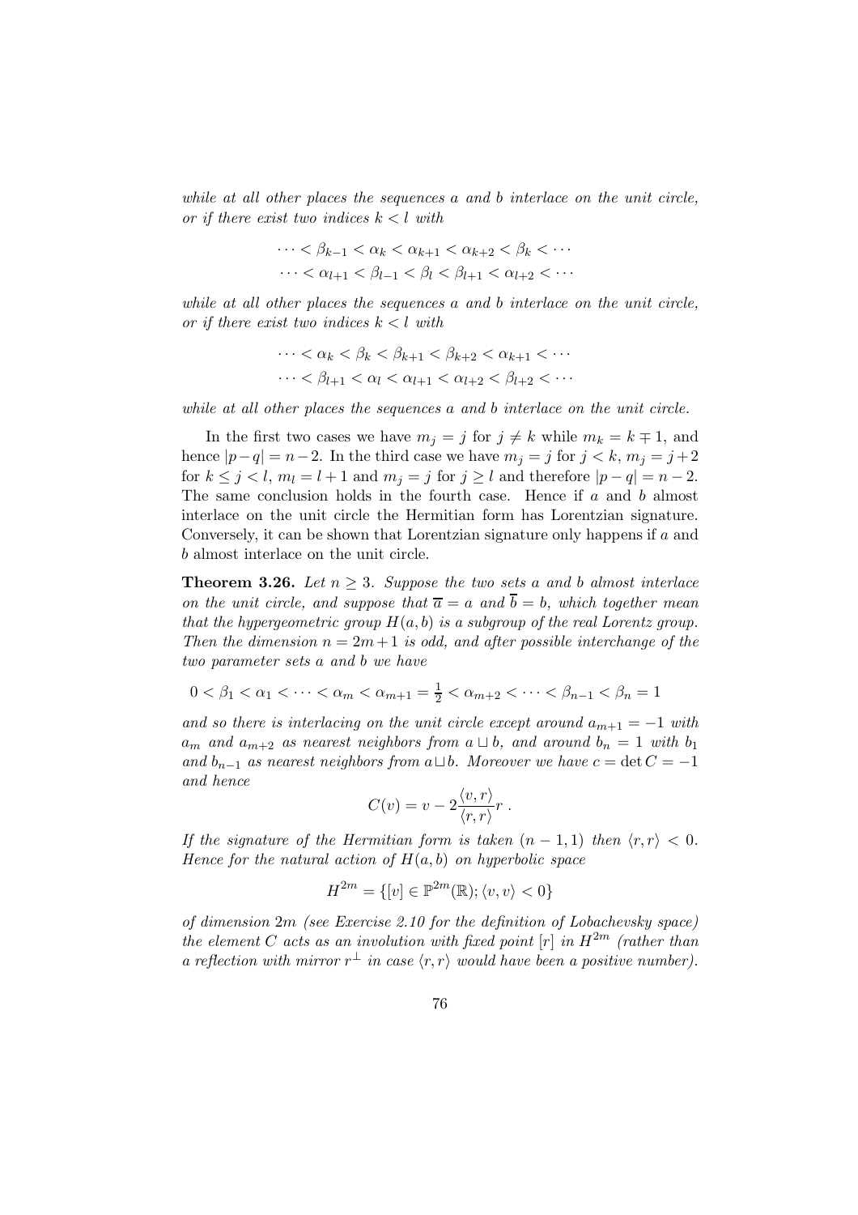*while at all other places the sequences $a$ and $b$ interlace on the unit circle, or if there exist two indices $k < l$ with*

$$\cdots < \beta_{k-1} < \alpha_k < \alpha_{k+1} < \alpha_{k+2} < \beta_k < \cdots$$
$$\cdots < \alpha_{l+1} < \beta_{l-1} < \beta_l < \beta_{l+1} < \alpha_{l+2} < \cdots$$

*while at all other places the sequences $a$ and $b$ interlace on the unit circle, or if there exist two indices $k < l$ with*

$$\cdots < \alpha_k < \beta_k < \beta_{k+1} < \beta_{k+2} < \alpha_{k+1} < \cdots$$
$$\cdots < \beta_{l+1} < \alpha_l < \alpha_{l+1} < \alpha_{l+2} < \beta_{l+2} < \cdots$$

*while at all other places the sequences $a$ and $b$ interlace on the unit circle.*

In the first two cases we have $m_j = j$ for $j \neq k$ while $m_k = k \mp 1$, and hence $|p-q| = n-2$. In the third case we have $m_j = j$ for $j < k$, $m_j = j+2$ for $k \leq j < l$, $m_l = l+1$ and $m_j = j$ for $j \geq l$ and therefore $|p-q| = n-2$. The same conclusion holds in the fourth case. Hence if $a$ and $b$ almost interlace on the unit circle the Hermitian form has Lorentzian signature. Conversely, it can be shown that Lorentzian signature only happens if $a$ and $b$ almost interlace on the unit circle.

**Theorem 3.26.** *Let $n \geq 3$. Suppose the two sets $a$ and $b$ almost interlace on the unit circle, and suppose that $\overline{a} = a$ and $\overline{b} = b$, which together mean that the hypergeometric group $H(a, b)$ is a subgroup of the real Lorentz group. Then the dimension $n = 2m+1$ is odd, and after possible interchange of the two parameter sets $a$ and $b$ we have*

$$0 < \beta_1 < \alpha_1 < \cdots < \alpha_m < \alpha_{m+1} = \tfrac{1}{2} < \alpha_{m+2} < \cdots < \beta_{n-1} < \beta_n = 1$$

*and so there is interlacing on the unit circle except around $a_{m+1} = -1$ with $a_m$ and $a_{m+2}$ as nearest neighbors from $a \sqcup b$, and around $b_n = 1$ with $b_1$ and $b_{n-1}$ as nearest neighbors from $a \sqcup b$. Moreover we have $c = \det C = -1$ and hence*

$$C(v) = v - 2\frac{\langle v, r\rangle}{\langle r, r\rangle} r \, .$$

*If the signature of the Hermitian form is taken $(n-1, 1)$ then $\langle r, r\rangle < 0$. Hence for the natural action of $H(a, b)$ on hyperbolic space*

$$H^{2m} = \{[v] \in \mathbb{P}^{2m}(\mathbb{R}); \langle v, v\rangle < 0\}$$

*of dimension $2m$ (see Exercise 2.10 for the definition of Lobachevsky space) the element $C$ acts as an involution with fixed point $[r]$ in $H^{2m}$ (rather than a reflection with mirror $r^\perp$ in case $\langle r, r\rangle$ would have been a positive number).*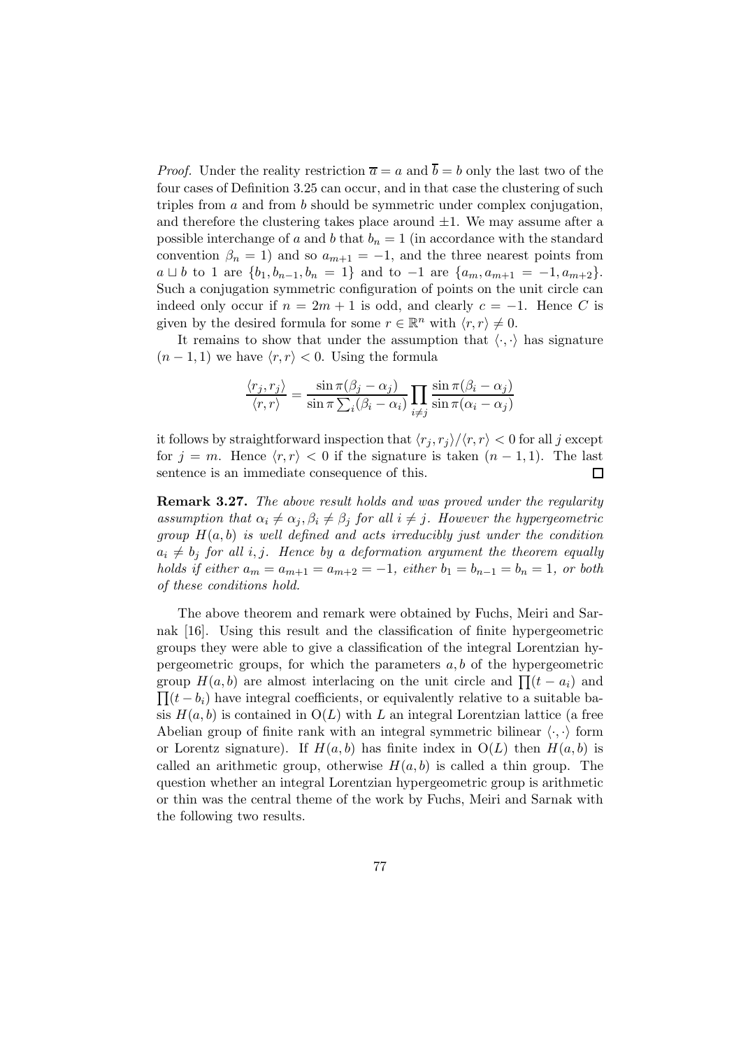*Proof.* Under the reality restriction $\overline{a} = a$ and $\overline{b} = b$ only the last two of the four cases of Definition 3.25 can occur, and in that case the clustering of such triples from $a$ and from $b$ should be symmetric under complex conjugation, and therefore the clustering takes place around $\pm 1$. We may assume after a possible interchange of $a$ and $b$ that $b_n = 1$ (in accordance with the standard convention $\beta_n = 1$) and so $a_{m+1} = -1$, and the three nearest points from $a \sqcup b$ to 1 are $\{b_1, b_{n-1}, b_n = 1\}$ and to $-1$ are $\{a_m, a_{m+1} = -1, a_{m+2}\}$. Such a conjugation symmetric configuration of points on the unit circle can indeed only occur if $n = 2m + 1$ is odd, and clearly $c = -1$. Hence $C$ is given by the desired formula for some $r \in \mathbb{R}^n$ with $\langle r, r\rangle \neq 0$.

It remains to show that under the assumption that $\langle \cdot, \cdot \rangle$ has signature $(n-1, 1)$ we have $\langle r, r\rangle < 0$. Using the formula

$$\frac{\langle r_j, r_j\rangle}{\langle r, r\rangle} = \frac{\sin \pi(\beta_j - \alpha_j)}{\sin \pi \sum_i (\beta_i - \alpha_i)} \prod_{i \neq j} \frac{\sin \pi(\beta_i - \alpha_j)}{\sin \pi(\alpha_i - \alpha_j)}$$

it follows by straightforward inspection that $\langle r_j, r_j\rangle / \langle r, r\rangle < 0$ for all $j$ except for $j = m$. Hence $\langle r, r\rangle < 0$ if the signature is taken $(n-1, 1)$. The last sentence is an immediate consequence of this. $\square$

**Remark 3.27.** *The above result holds and was proved under the regularity assumption that $\alpha_i \neq \alpha_j, \beta_i \neq \beta_j$ for all $i \neq j$. However the hypergeometric group $H(a, b)$ is well defined and acts irreducibly just under the condition $a_i \neq b_j$ for all $i, j$. Hence by a deformation argument the theorem equally holds if either $a_m = a_{m+1} = a_{m+2} = -1$, either $b_1 = b_{n-1} = b_n = 1$, or both of these conditions hold.*

The above theorem and remark were obtained by Fuchs, Meiri and Sarnak [16]. Using this result and the classification of finite hypergeometric groups they were able to give a classification of the integral Lorentzian hypergeometric groups, for which the parameters $a, b$ of the hypergeometric group $H(a, b)$ are almost interlacing on the unit circle and $\prod(t - a_i)$ and $\prod(t - b_i)$ have integral coefficients, or equivalently relative to a suitable basis $H(a, b)$ is contained in $\mathrm{O}(L)$ with $L$ an integral Lorentzian lattice (a free Abelian group of finite rank with an integral symmetric bilinear $\langle \cdot, \cdot \rangle$ form or Lorentz signature). If $H(a, b)$ has finite index in $\mathrm{O}(L)$ then $H(a, b)$ is called an arithmetic group, otherwise $H(a, b)$ is called a thin group. The question whether an integral Lorentzian hypergeometric group is arithmetic or thin was the central theme of the work by Fuchs, Meiri and Sarnak with the following two results.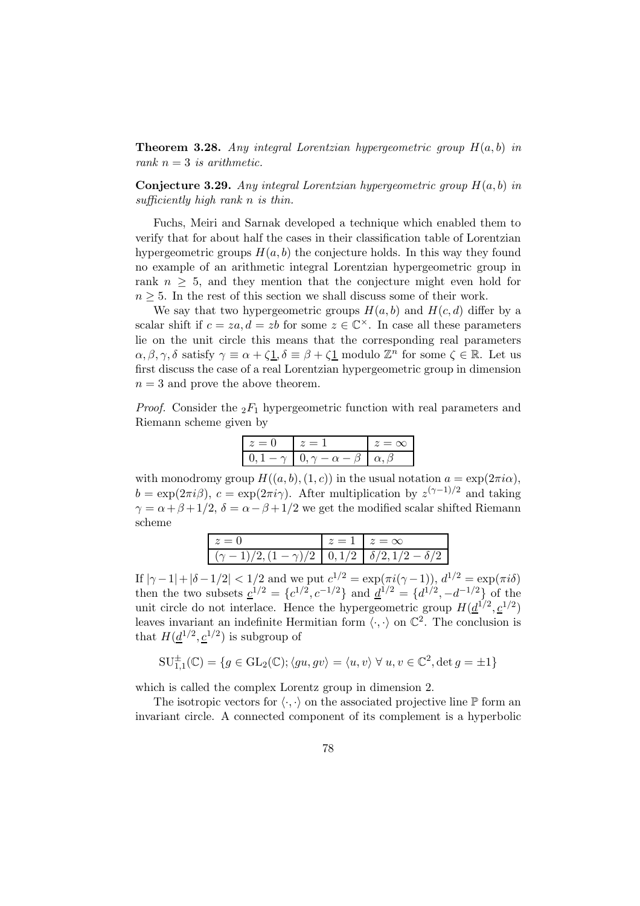**Theorem 3.28.** *Any integral Lorentzian hypergeometric group $H(a, b)$ in rank $n = 3$ is arithmetic.*

**Conjecture 3.29.** *Any integral Lorentzian hypergeometric group $H(a, b)$ in sufficiently high rank $n$ is thin.*

Fuchs, Meiri and Sarnak developed a technique which enabled them to verify that for about half the cases in their classification table of Lorentzian hypergeometric groups $H(a, b)$ the conjecture holds. In this way they found no example of an arithmetic integral Lorentzian hypergeometric group in rank $n \geq 5$, and they mention that the conjecture might even hold for $n \geq 5$. In the rest of this section we shall discuss some of their work.

We say that two hypergeometric groups $H(a, b)$ and $H(c, d)$ differ by a scalar shift if $c = za, d = zb$ for some $z \in \mathbb{C}^\times$. In case all these parameters lie on the unit circle this means that the corresponding real parameters $\alpha, \beta, \gamma, \delta$ satisfy $\gamma \equiv \alpha + \zeta\underline{1}, \delta \equiv \beta + \zeta\underline{1}$ modulo $\mathbb{Z}^n$ for some $\zeta \in \mathbb{R}$. Let us first discuss the case of a real Lorentzian hypergeometric group in dimension $n = 3$ and prove the above theorem.

*Proof.* Consider the ${}_2F_1$ hypergeometric function with real parameters and Riemann scheme given by

| $z = 0$ | $z = 1$ | $z = \infty$ |
|---|---|---|
| $0, 1 - \gamma$ | $0, \gamma - \alpha - \beta$ | $\alpha, \beta$ |

with monodromy group $H((a, b), (1, c))$ in the usual notation $a = \exp(2\pi i\alpha)$, $b = \exp(2\pi i\beta)$, $c = \exp(2\pi i\gamma)$. After multiplication by $z^{(\gamma-1)/2}$ and taking $\gamma = \alpha + \beta + 1/2$, $\delta = \alpha - \beta + 1/2$ we get the modified scalar shifted Riemann scheme

| $z = 0$ | $z = 1$ | $z = \infty$ |
|---|---|---|
| $(\gamma - 1)/2, (1 - \gamma)/2$ | $0, 1/2$ | $\delta/2, 1/2 - \delta/2$ |

If $|\gamma - 1| + |\delta - 1/2| < 1/2$ and we put $c^{1/2} = \exp(\pi i(\gamma - 1))$, $d^{1/2} = \exp(\pi i\delta)$ then the two subsets $\underline{c}^{1/2} = \{c^{1/2}, c^{-1/2}\}$ and $\underline{d}^{1/2} = \{d^{1/2}, -d^{-1/2}\}$ of the unit circle do not interlace. Hence the hypergeometric group $H(\underline{d}^{1/2}, \underline{c}^{1/2})$ leaves invariant an indefinite Hermitian form $\langle\cdot, \cdot\rangle$ on $\mathbb{C}^2$. The conclusion is that $H(\underline{d}^{1/2}, \underline{c}^{1/2})$ is subgroup of

$$\mathrm{SU}^{\pm}_{1,1}(\mathbb{C}) = \{g \in \mathrm{GL}_2(\mathbb{C}); \langle gu, gv\rangle = \langle u, v\rangle \; \forall \; u, v \in \mathbb{C}^2, \det g = \pm 1\}$$

which is called the complex Lorentz group in dimension 2.

The isotropic vectors for $\langle\cdot, \cdot\rangle$ on the associated projective line $\mathbb{P}$ form an invariant circle. A connected component of its complement is a hyperbolic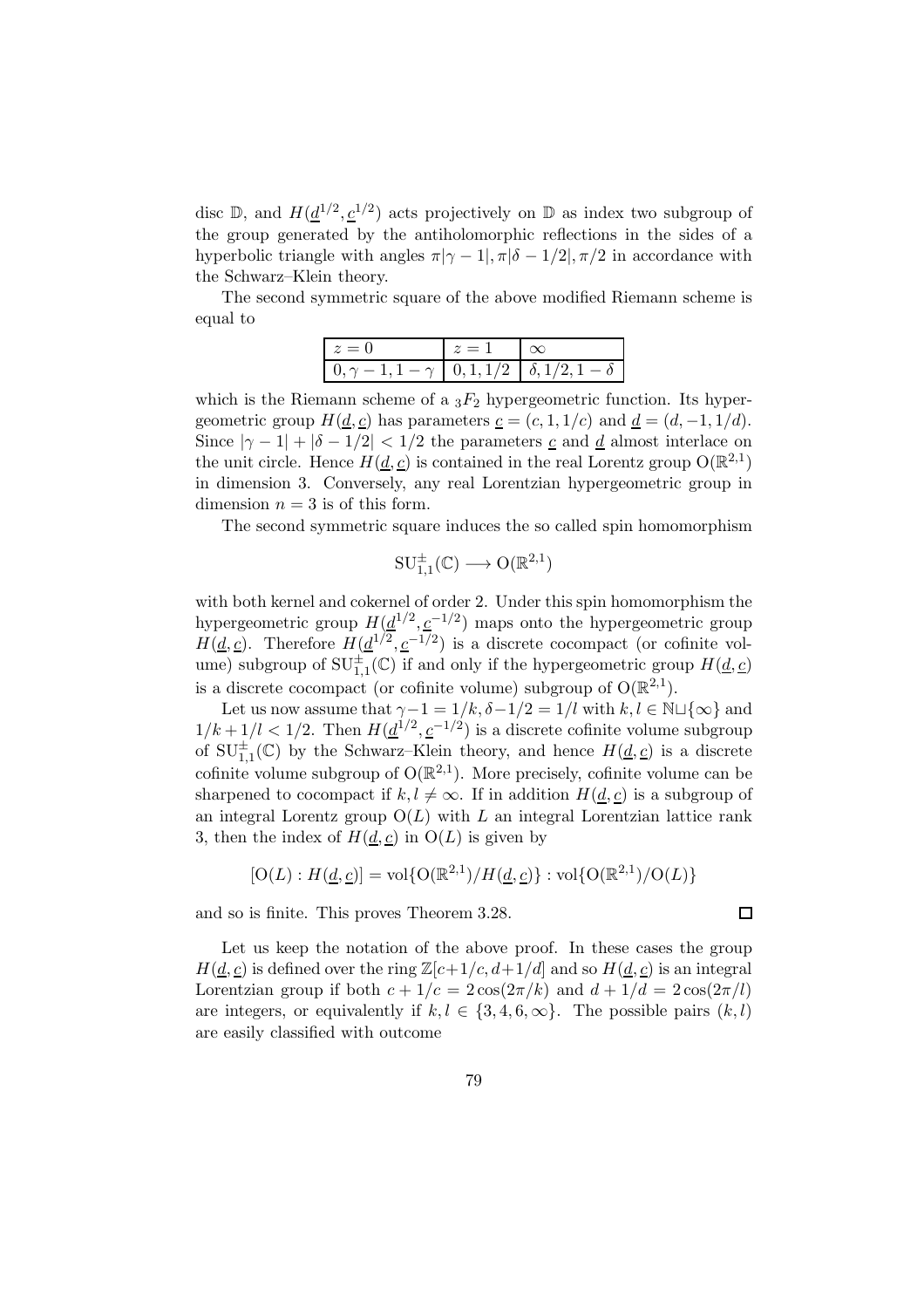disc $\mathbb{D}$, and $H(\underline{d}^{1/2}, \underline{c}^{1/2})$ acts projectively on $\mathbb{D}$ as index two subgroup of the group generated by the antiholomorphic reflections in the sides of a hyperbolic triangle with angles $\pi|\gamma - 1|, \pi|\delta - 1/2|, \pi/2$ in accordance with the Schwarz–Klein theory.

The second symmetric square of the above modified Riemann scheme is equal to

| $z = 0$ | $z = 1$ | $\infty$ |
|---|---|---|
| $0, \gamma - 1, 1 - \gamma$ | $0, 1, 1/2$ | $\delta, 1/2, 1 - \delta$ |

which is the Riemann scheme of a ${}_3F_2$ hypergeometric function. Its hypergeometric group $H(\underline{d}, \underline{c})$ has parameters $\underline{c} = (c, 1, 1/c)$ and $\underline{d} = (d, -1, 1/d)$. Since $|\gamma - 1| + |\delta - 1/2| < 1/2$ the parameters $\underline{c}$ and $\underline{d}$ almost interlace on the unit circle. Hence $H(\underline{d}, \underline{c})$ is contained in the real Lorentz group $\mathrm{O}(\mathbb{R}^{2,1})$ in dimension 3. Conversely, any real Lorentzian hypergeometric group in dimension $n = 3$ is of this form.

The second symmetric square induces the so called spin homomorphism

$$\mathrm{SU}^{\pm}_{1,1}(\mathbb{C}) \longrightarrow \mathrm{O}(\mathbb{R}^{2,1})$$

with both kernel and cokernel of order 2. Under this spin homomorphism the hypergeometric group $H(\underline{d}^{1/2}, \underline{c}^{-1/2})$ maps onto the hypergeometric group $H(\underline{d}, \underline{c})$. Therefore $H(\underline{d}^{1/2}, \underline{c}^{-1/2})$ is a discrete cocompact (or cofinite volume) subgroup of $\mathrm{SU}^{\pm}_{1,1}(\mathbb{C})$ if and only if the hypergeometric group $H(\underline{d}, \underline{c})$ is a discrete cocompact (or cofinite volume) subgroup of $\mathrm{O}(\mathbb{R}^{2,1})$.

Let us now assume that $\gamma - 1 = 1/k, \delta - 1/2 = 1/l$ with $k, l \in \mathbb{N} \sqcup \{\infty\}$ and $1/k + 1/l < 1/2$. Then $H(\underline{d}^{1/2}, \underline{c}^{-1/2})$ is a discrete cofinite volume subgroup of $\mathrm{SU}^{\pm}_{1,1}(\mathbb{C})$ by the Schwarz–Klein theory, and hence $H(\underline{d}, \underline{c})$ is a discrete cofinite volume subgroup of $\mathrm{O}(\mathbb{R}^{2,1})$. More precisely, cofinite volume can be sharpened to cocompact if $k, l \neq \infty$. If in addition $H(\underline{d}, \underline{c})$ is a subgroup of an integral Lorentz group $\mathrm{O}(L)$ with $L$ an integral Lorentzian lattice rank 3, then the index of $H(\underline{d}, \underline{c})$ in $\mathrm{O}(L)$ is given by

$$[\mathrm{O}(L) : H(\underline{d}, \underline{c})] = \mathrm{vol}\{\mathrm{O}(\mathbb{R}^{2,1})/H(\underline{d}, \underline{c})\} : \mathrm{vol}\{\mathrm{O}(\mathbb{R}^{2,1})/\mathrm{O}(L)\}$$

and so is finite. This proves Theorem 3.28. $\square$

Let us keep the notation of the above proof. In these cases the group $H(\underline{d}, \underline{c})$ is defined over the ring $\mathbb{Z}[c+1/c, d+1/d]$ and so $H(\underline{d}, \underline{c})$ is an integral Lorentzian group if both $c + 1/c = 2\cos(2\pi/k)$ and $d + 1/d = 2\cos(2\pi/l)$ are integers, or equivalently if $k, l \in \{3, 4, 6, \infty\}$. The possible pairs $(k, l)$ are easily classified with outcome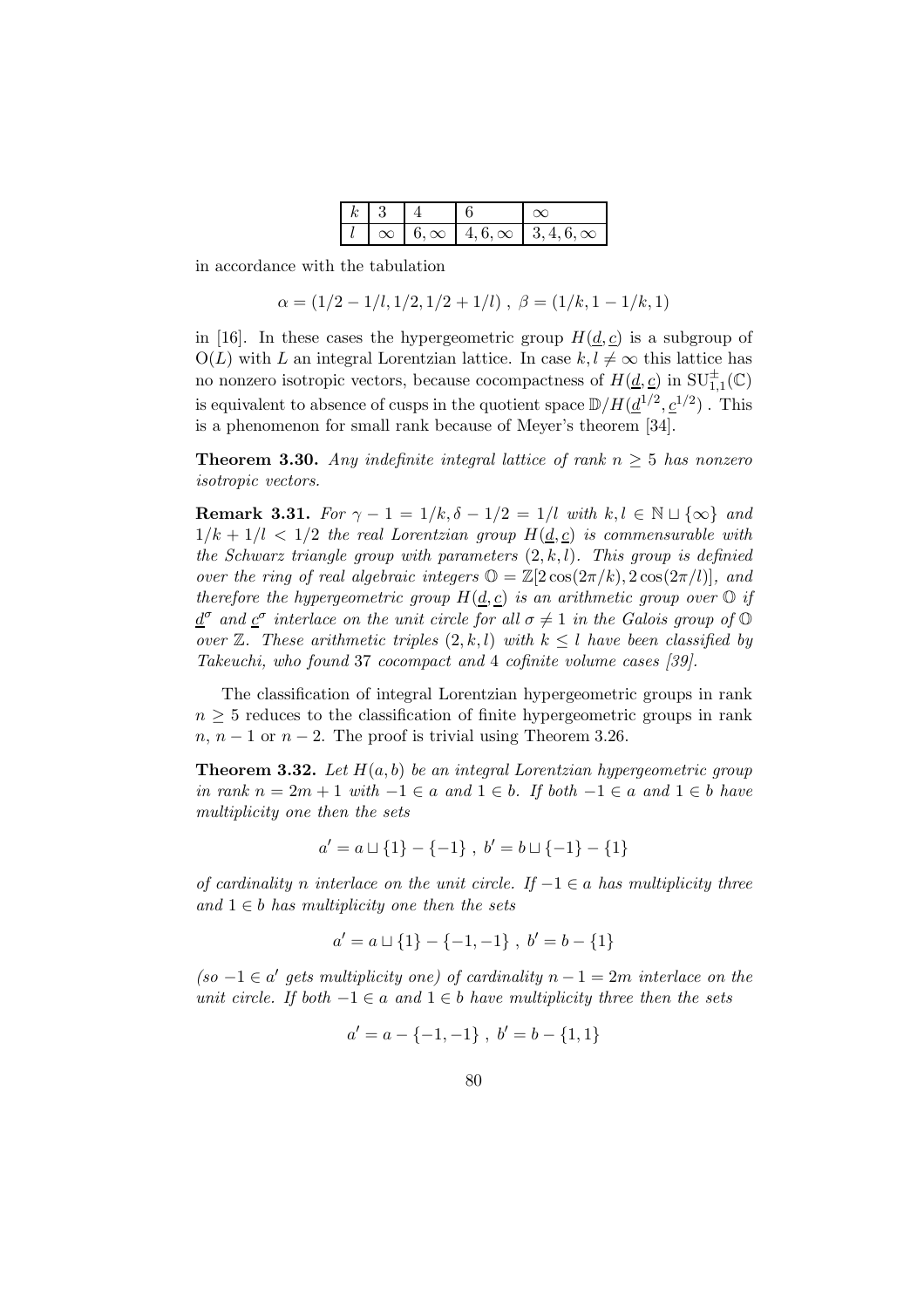| $k$ | $3$ | $4$ | $6$ | $\infty$ |
|---|---|---|---|---|
| $l$ | $\infty$ | $6, \infty$ | $4, 6, \infty$ | $3, 4, 6, \infty$ |

in accordance with the tabulation

$$\alpha = (1/2 - 1/l, 1/2, 1/2 + 1/l) \ , \ \beta = (1/k, 1 - 1/k, 1)$$

in [16]. In these cases the hypergeometric group $H(\underline{d}, \underline{c})$ is a subgroup of $\mathrm{O}(L)$ with $L$ an integral Lorentzian lattice. In case $k, l \neq \infty$ this lattice has no nonzero isotropic vectors, because cocompactness of $H(\underline{d}, \underline{c})$ in $\mathrm{SU}^{\pm}_{1,1}(\mathbb{C})$ is equivalent to absence of cusps in the quotient space $\mathbb{D}/H(\underline{d}^{1/2}, \underline{c}^{1/2})$ . This is a phenomenon for small rank because of Meyer's theorem [34].

**Theorem 3.30.** *Any indefinite integral lattice of rank $n \geq 5$ has nonzero isotropic vectors.*

**Remark 3.31.** *For $\gamma - 1 = 1/k, \delta - 1/2 = 1/l$ with $k, l \in \mathbb{N} \sqcup \{\infty\}$ and $1/k + 1/l < 1/2$ the real Lorentzian group $H(\underline{d}, \underline{c})$ is commensurable with the Schwarz triangle group with parameters $(2, k, l)$. This group is definied over the ring of real algebraic integers $\mathbb{O} = \mathbb{Z}[2\cos(2\pi/k), 2\cos(2\pi/l)]$, and therefore the hypergeometric group $H(\underline{d}, \underline{c})$ is an arithmetic group over $\mathbb{O}$ if $\underline{d}^{\sigma}$ and $\underline{c}^{\sigma}$ interlace on the unit circle for all $\sigma \neq 1$ in the Galois group of $\mathbb{O}$ over $\mathbb{Z}$. These arithmetic triples $(2, k, l)$ with $k \leq l$ have been classified by Takeuchi, who found 37 cocompact and 4 cofinite volume cases [39].*

The classification of integral Lorentzian hypergeometric groups in rank $n \geq 5$ reduces to the classification of finite hypergeometric groups in rank $n$, $n-1$ or $n-2$. The proof is trivial using Theorem 3.26.

**Theorem 3.32.** *Let $H(a, b)$ be an integral Lorentzian hypergeometric group in rank $n = 2m + 1$ with $-1 \in a$ and $1 \in b$. If both $-1 \in a$ and $1 \in b$ have multiplicity one then the sets*

$$a' = a \sqcup \{1\} - \{-1\} \ , \ b' = b \sqcup \{-1\} - \{1\}$$

*of cardinality $n$ interlace on the unit circle. If $-1 \in a$ has multiplicity three and $1 \in b$ has multiplicity one then the sets*

$$a' = a \sqcup \{1\} - \{-1, -1\} \ , \ b' = b - \{1\}$$

*(so $-1 \in a'$ gets multiplicity one) of cardinality $n - 1 = 2m$ interlace on the unit circle. If both $-1 \in a$ and $1 \in b$ have multiplicity three then the sets*

$$a' = a - \{-1, -1\} \ , \ b' = b - \{1, 1\}$$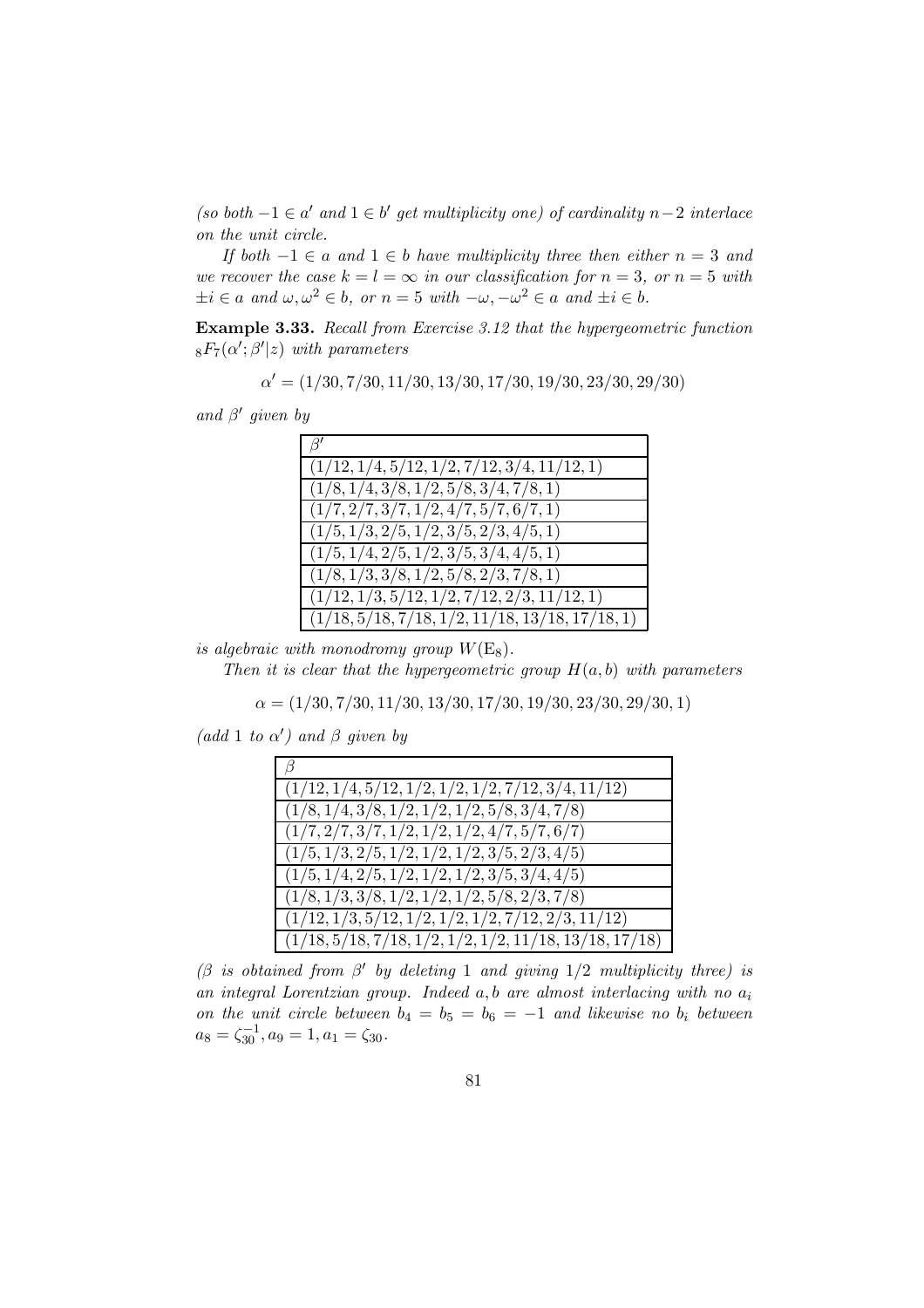*(so both $-1 \in a'$ and $1 \in b'$ get multiplicity one) of cardinality $n-2$ interlace on the unit circle.*

*If both $-1 \in a$ and $1 \in b$ have multiplicity three then either $n = 3$ and we recover the case $k = l = \infty$ in our classification for $n = 3$, or $n = 5$ with $\pm i \in a$ and $\omega, \omega^2 \in b$, or $n = 5$ with $-\omega, -\omega^2 \in a$ and $\pm i \in b$.*

**Example 3.33.** *Recall from Exercise 3.12 that the hypergeometric function ${}_8F_7(\alpha'; \beta'|z)$ with parameters*

$$\alpha' = (1/30, 7/30, 11/30, 13/30, 17/30, 19/30, 23/30, 29/30)$$

*and $\beta'$ given by*

| $\beta'$ |
|---|
| $(1/12, 1/4, 5/12, 1/2, 7/12, 3/4, 11/12, 1)$ |
| $(1/8, 1/4, 3/8, 1/2, 5/8, 3/4, 7/8, 1)$ |
| $(1/7, 2/7, 3/7, 1/2, 4/7, 5/7, 6/7, 1)$ |
| $(1/5, 1/3, 2/5, 1/2, 3/5, 2/3, 4/5, 1)$ |
| $(1/5, 1/4, 2/5, 1/2, 3/5, 3/4, 4/5, 1)$ |
| $(1/8, 1/3, 3/8, 1/2, 5/8, 2/3, 7/8, 1)$ |
| $(1/12, 1/3, 5/12, 1/2, 7/12, 2/3, 11/12, 1)$ |
| $(1/18, 5/18, 7/18, 1/2, 11/18, 13/18, 17/18, 1)$ |

*is algebraic with monodromy group $W(\mathrm{E}_8)$.*

*Then it is clear that the hypergeometric group $H(a, b)$ with parameters*

$$\alpha = (1/30, 7/30, 11/30, 13/30, 17/30, 19/30, 23/30, 29/30, 1)$$

*(add 1 to $\alpha'$) and $\beta$ given by*

| $\beta$ |
|---|
| $(1/12, 1/4, 5/12, 1/2, 1/2, 1/2, 7/12, 3/4, 11/12)$ |
| $(1/8, 1/4, 3/8, 1/2, 1/2, 1/2, 5/8, 3/4, 7/8)$ |
| $(1/7, 2/7, 3/7, 1/2, 1/2, 1/2, 4/7, 5/7, 6/7)$ |
| $(1/5, 1/3, 2/5, 1/2, 1/2, 1/2, 3/5, 2/3, 4/5)$ |
| $(1/5, 1/4, 2/5, 1/2, 1/2, 1/2, 3/5, 3/4, 4/5)$ |
| $(1/8, 1/3, 3/8, 1/2, 1/2, 1/2, 5/8, 2/3, 7/8)$ |
| $(1/12, 1/3, 5/12, 1/2, 1/2, 1/2, 7/12, 2/3, 11/12)$ |
| $(1/18, 5/18, 7/18, 1/2, 1/2, 1/2, 11/18, 13/18, 17/18)$ |

*($\beta$ is obtained from $\beta'$ by deleting 1 and giving $1/2$ multiplicity three) is an integral Lorentzian group. Indeed $a, b$ are almost interlacing with no $a_i$ on the unit circle between $b_4 = b_5 = b_6 = -1$ and likewise no $b_i$ between $a_8 = \zeta_{30}^{-1}, a_9 = 1, a_1 = \zeta_{30}$.*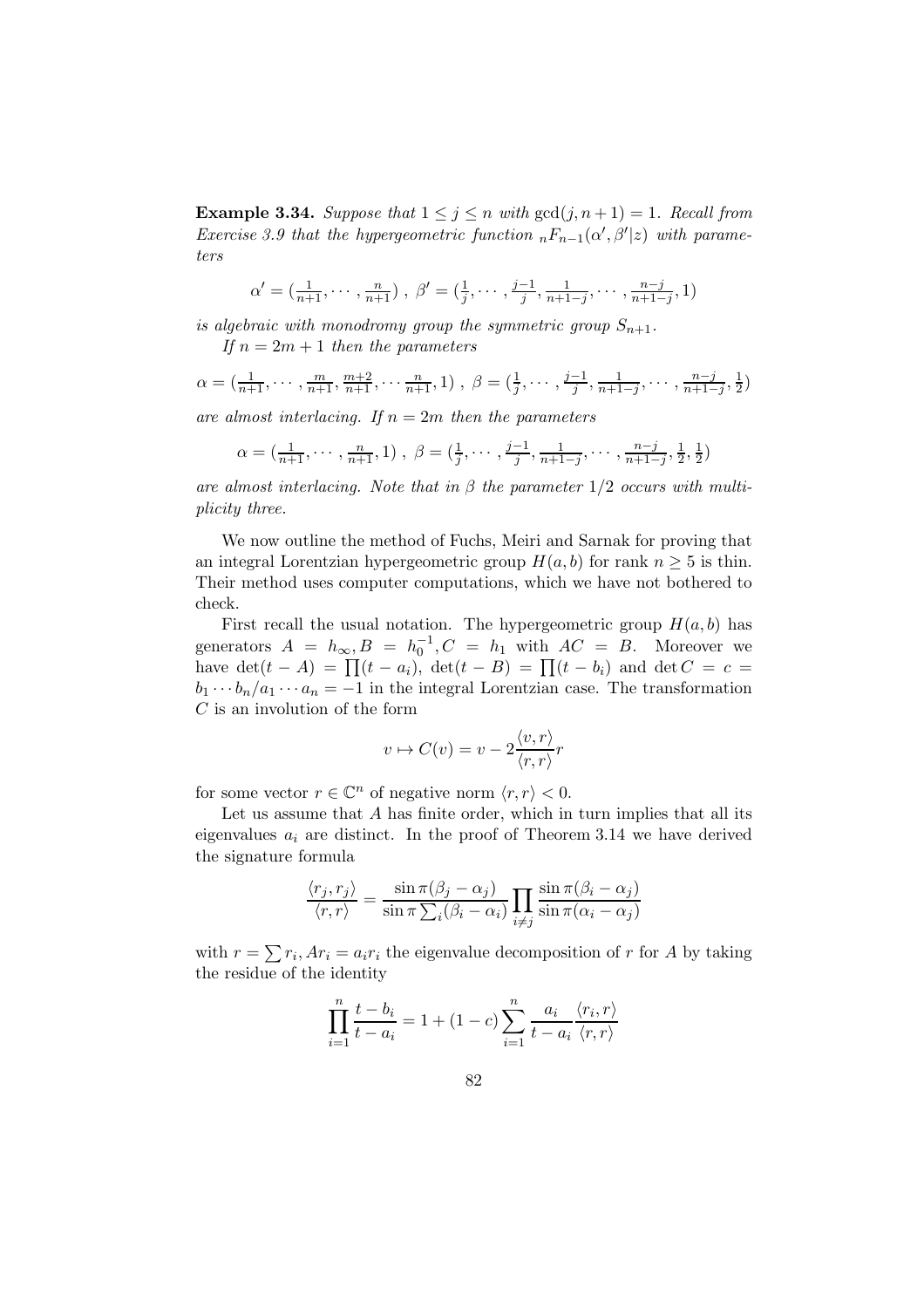**Example 3.34.** *Suppose that $1 \le j \le n$ with $\gcd(j, n+1) = 1$. Recall from Exercise 3.9 that the hypergeometric function ${}_nF_{n-1}(\alpha', \beta'|z)$ with parameters*

$$\alpha' = (\tfrac{1}{n+1}, \cdots, \tfrac{n}{n+1}) \ , \ \beta' = (\tfrac{1}{j}, \cdots, \tfrac{j-1}{j}, \tfrac{1}{n+1-j}, \cdots, \tfrac{n-j}{n+1-j}, 1)$$

*is algebraic with monodromy group the symmetric group $S_{n+1}$.*

*If $n = 2m+1$ then the parameters*

$$\alpha = (\tfrac{1}{n+1}, \cdots, \tfrac{m}{n+1}, \tfrac{m+2}{n+1}, \cdots \tfrac{n}{n+1}, 1) \ , \ \beta = (\tfrac{1}{j}, \cdots, \tfrac{j-1}{j}, \tfrac{1}{n+1-j}, \cdots, \tfrac{n-j}{n+1-j}, \tfrac{1}{2})$$

*are almost interlacing. If $n = 2m$ then the parameters*

$$\alpha = (\tfrac{1}{n+1}, \cdots, \tfrac{n}{n+1}, 1) \ , \ \beta = (\tfrac{1}{j}, \cdots, \tfrac{j-1}{j}, \tfrac{1}{n+1-j}, \cdots, \tfrac{n-j}{n+1-j}, \tfrac{1}{2}, \tfrac{1}{2})$$

*are almost interlacing. Note that in $\beta$ the parameter $1/2$ occurs with multiplicity three.*

We now outline the method of Fuchs, Meiri and Sarnak for proving that an integral Lorentzian hypergeometric group $H(a,b)$ for rank $n \ge 5$ is thin. Their method uses computer computations, which we have not bothered to check.

First recall the usual notation. The hypergeometric group $H(a,b)$ has generators $A = h_\infty, B = h_0^{-1}, C = h_1$ with $AC = B$. Moreover we have $\det(t - A) = \prod(t - a_i)$, $\det(t - B) = \prod(t - b_i)$ and $\det C = c = b_1 \cdots b_n / a_1 \cdots a_n = -1$ in the integral Lorentzian case. The transformation $C$ is an involution of the form

$$v \mapsto C(v) = v - 2\frac{\langle v, r\rangle}{\langle r, r\rangle} r$$

for some vector $r \in \mathbb{C}^n$ of negative norm $\langle r, r\rangle < 0$.

Let us assume that $A$ has finite order, which in turn implies that all its eigenvalues $a_i$ are distinct. In the proof of Theorem 3.14 we have derived the signature formula

$$\frac{\langle r_j, r_j\rangle}{\langle r, r\rangle} = \frac{\sin \pi(\beta_j - \alpha_j)}{\sin \pi \sum_i (\beta_i - \alpha_i)} \prod_{i \ne j} \frac{\sin \pi(\beta_i - \alpha_j)}{\sin \pi(\alpha_i - \alpha_j)}$$

with $r = \sum r_i, Ar_i = a_i r_i$ the eigenvalue decomposition of $r$ for $A$ by taking the residue of the identity

$$\prod_{i=1}^n \frac{t - b_i}{t - a_i} = 1 + (1 - c) \sum_{i=1}^n \frac{a_i}{t - a_i} \frac{\langle r_i, r\rangle}{\langle r, r\rangle}$$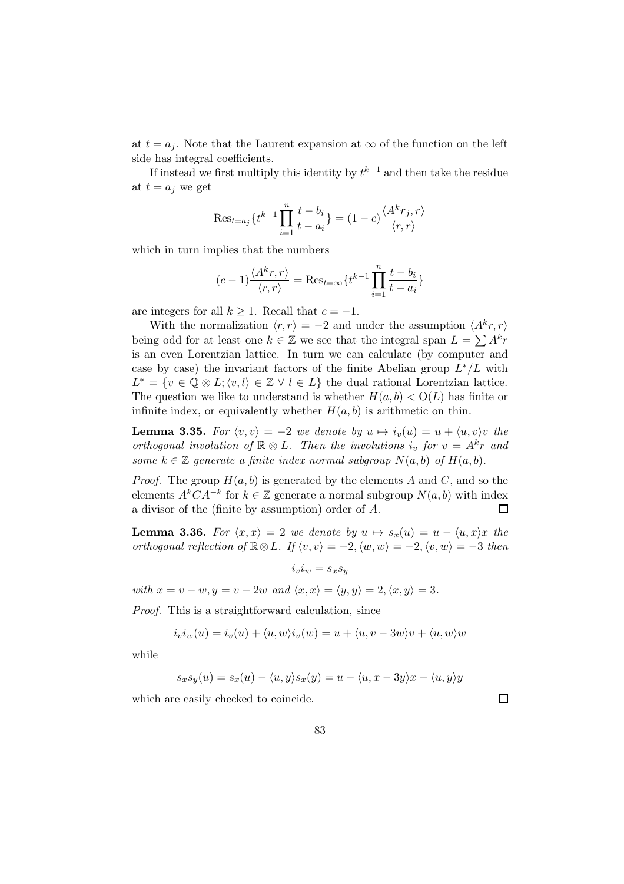at $t = a_j$. Note that the Laurent expansion at $\infty$ of the function on the left side has integral coefficients.

If instead we first multiply this identity by $t^{k-1}$ and then take the residue at $t = a_j$ we get

$$\text{Res}_{t=a_j}\{t^{k-1}\prod_{i=1}^{n}\frac{t-b_i}{t-a_i}\} = (1-c)\frac{\langle A^k r_j, r\rangle}{\langle r, r\rangle}$$

which in turn implies that the numbers

$$(c-1)\frac{\langle A^k r, r\rangle}{\langle r, r\rangle} = \text{Res}_{t=\infty}\{t^{k-1}\prod_{i=1}^{n}\frac{t-b_i}{t-a_i}\}$$

are integers for all $k \geq 1$. Recall that $c = -1$.

With the normalization $\langle r, r\rangle = -2$ and under the assumption $\langle A^k r, r\rangle$ being odd for at least one $k \in \mathbb{Z}$ we see that the integral span $L = \sum A^k r$ is an even Lorentzian lattice. In turn we can calculate (by computer and case by case) the invariant factors of the finite Abelian group $L^*/L$ with $L^* = \{v \in \mathbb{Q} \otimes L; \langle v, l\rangle \in \mathbb{Z}\ \forall\ l \in L\}$ the dual rational Lorentzian lattice. The question we like to understand is whether $H(a,b) < \mathrm{O}(L)$ has finite or infinite index, or equivalently whether $H(a,b)$ is arithmetic on thin.

**Lemma 3.35.** *For $\langle v, v\rangle = -2$ we denote by $u \mapsto i_v(u) = u + \langle u, v\rangle v$ the orthogonal involution of $\mathbb{R} \otimes L$. Then the involutions $i_v$ for $v = A^k r$ and some $k \in \mathbb{Z}$ generate a finite index normal subgroup $N(a,b)$ of $H(a,b)$.*

*Proof.* The group $H(a,b)$ is generated by the elements $A$ and $C$, and so the elements $A^k C A^{-k}$ for $k \in \mathbb{Z}$ generate a normal subgroup $N(a,b)$ with index a divisor of the (finite by assumption) order of $A$. $\square$

**Lemma 3.36.** *For $\langle x, x\rangle = 2$ we denote by $u \mapsto s_x(u) = u - \langle u, x\rangle x$ the orthogonal reflection of $\mathbb{R} \otimes L$. If $\langle v, v\rangle = -2, \langle w, w\rangle = -2, \langle v, w\rangle = -3$ then*

$$i_v i_w = s_x s_y$$

*with $x = v - w, y = v - 2w$ and $\langle x, x\rangle = \langle y, y\rangle = 2, \langle x, y\rangle = 3$.*

*Proof.* This is a straightforward calculation, since

$$i_v i_w(u) = i_v(u) + \langle u, w\rangle i_v(w) = u + \langle u, v - 3w\rangle v + \langle u, w\rangle w$$

while

$$s_x s_y(u) = s_x(u) - \langle u, y\rangle s_x(y) = u - \langle u, x - 3y\rangle x - \langle u, y\rangle y$$

which are easily checked to coincide. $\square$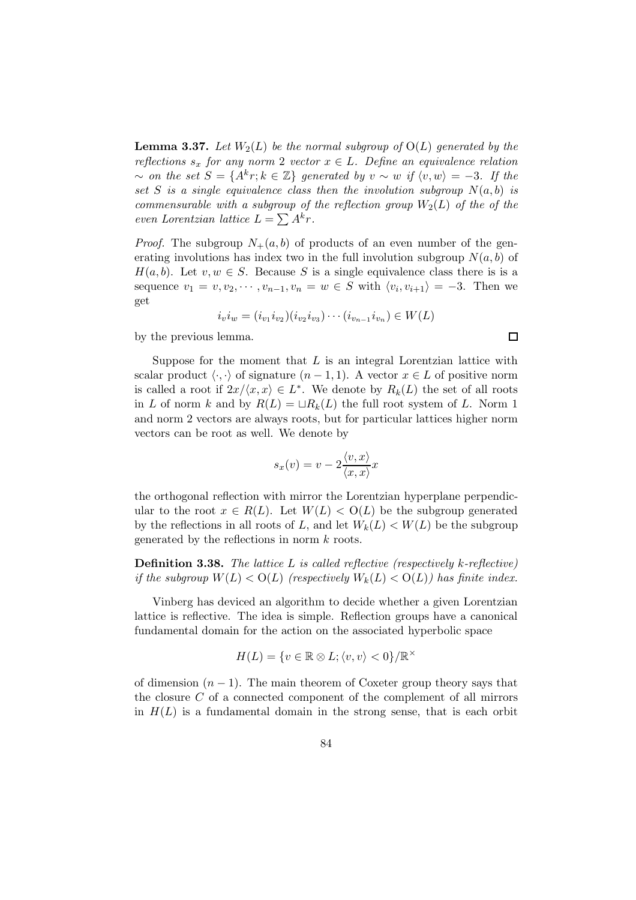**Lemma 3.37.** *Let $W_2(L)$ be the normal subgroup of $\mathrm{O}(L)$ generated by the reflections $s_x$ for any norm 2 vector $x \in L$. Define an equivalence relation $\sim$ on the set $S = \{A^k r; k \in \mathbb{Z}\}$ generated by $v \sim w$ if $\langle v, w \rangle = -3$. If the set $S$ is a single equivalence class then the involution subgroup $N(a,b)$ is commensurable with a subgroup of the reflection group $W_2(L)$ of the of the even Lorentzian lattice $L = \sum A^k r$.*

*Proof.* The subgroup $N_+(a,b)$ of products of an even number of the generating involutions has index two in the full involution subgroup $N(a,b)$ of $H(a,b)$. Let $v, w \in S$. Because $S$ is a single equivalence class there is is a sequence $v_1 = v, v_2, \cdots, v_{n-1}, v_n = w \in S$ with $\langle v_i, v_{i+1} \rangle = -3$. Then we get

$$i_v i_w = (i_{v_1} i_{v_2})(i_{v_2} i_{v_3}) \cdots (i_{v_{n-1}} i_{v_n}) \in W(L)$$

by the previous lemma. □

Suppose for the moment that $L$ is an integral Lorentzian lattice with scalar product $\langle \cdot, \cdot \rangle$ of signature $(n-1, 1)$. A vector $x \in L$ of positive norm is called a root if $2x/\langle x, x \rangle \in L^*$. We denote by $R_k(L)$ the set of all roots in $L$ of norm $k$ and by $R(L) = \sqcup R_k(L)$ the full root system of $L$. Norm 1 and norm 2 vectors are always roots, but for particular lattices higher norm vectors can be root as well. We denote by

$$s_x(v) = v - 2\frac{\langle v, x \rangle}{\langle x, x \rangle} x$$

the orthogonal reflection with mirror the Lorentzian hyperplane perpendicular to the root $x \in R(L)$. Let $W(L) < \mathrm{O}(L)$ be the subgroup generated by the reflections in all roots of $L$, and let $W_k(L) < W(L)$ be the subgroup generated by the reflections in norm $k$ roots.

**Definition 3.38.** *The lattice $L$ is called reflective (respectively $k$-reflective) if the subgroup $W(L) < \mathrm{O}(L)$ (respectively $W_k(L) < \mathrm{O}(L)$) has finite index.*

Vinberg has deviced an algorithm to decide whether a given Lorentzian lattice is reflective. The idea is simple. Reflection groups have a canonical fundamental domain for the action on the associated hyperbolic space

$$H(L) = \{v \in \mathbb{R} \otimes L; \langle v, v \rangle < 0\}/\mathbb{R}^\times$$

of dimension $(n-1)$. The main theorem of Coxeter group theory says that the closure $C$ of a connected component of the complement of all mirrors in $H(L)$ is a fundamental domain in the strong sense, that is each orbit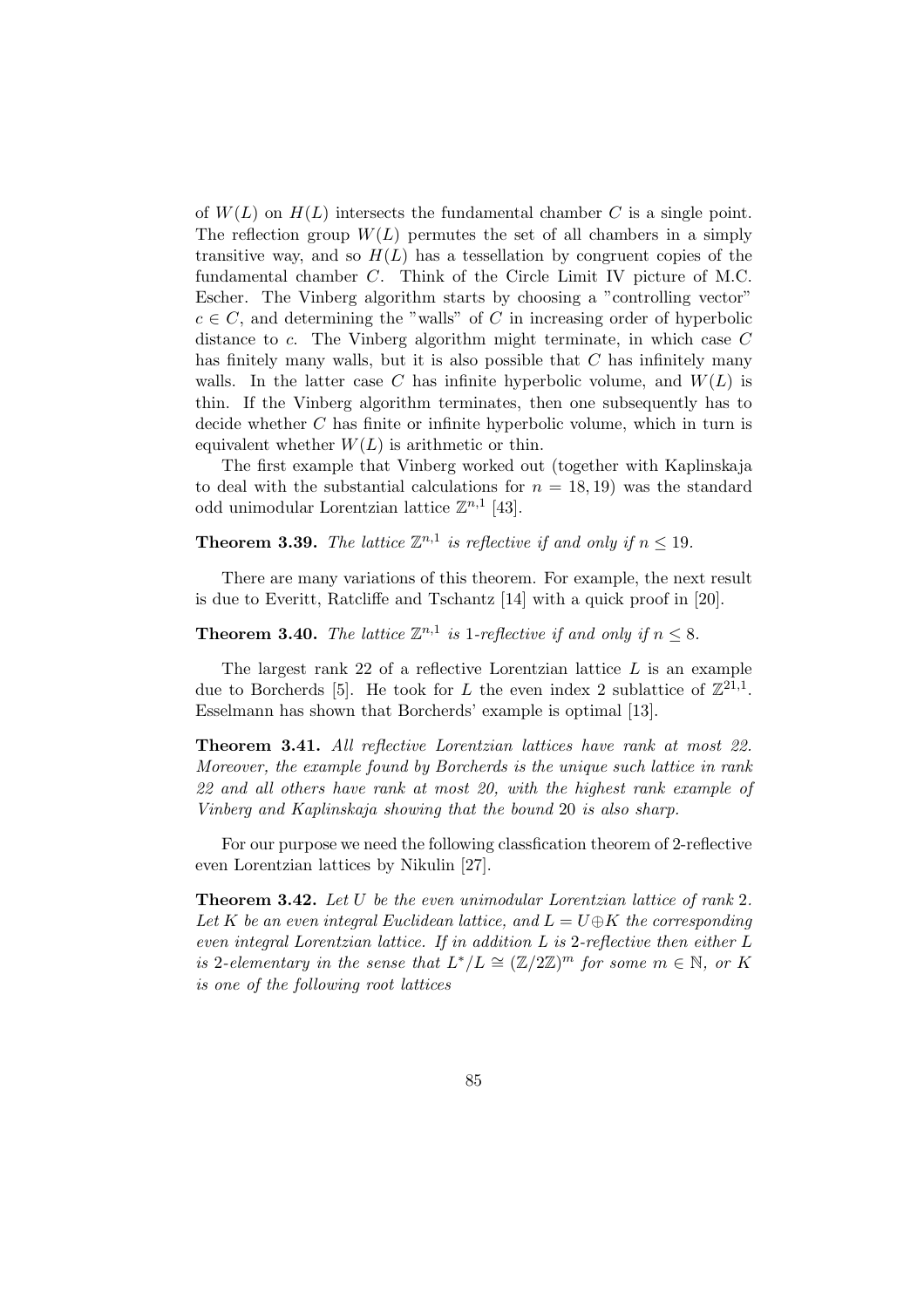of $W(L)$ on $H(L)$ intersects the fundamental chamber $C$ is a single point. The reflection group $W(L)$ permutes the set of all chambers in a simply transitive way, and so $H(L)$ has a tessellation by congruent copies of the fundamental chamber $C$. Think of the Circle Limit IV picture of M.C. Escher. The Vinberg algorithm starts by choosing a "controlling vector" $c \in C$, and determining the "walls" of $C$ in increasing order of hyperbolic distance to $c$. The Vinberg algorithm might terminate, in which case $C$ has finitely many walls, but it is also possible that $C$ has infinitely many walls. In the latter case $C$ has infinite hyperbolic volume, and $W(L)$ is thin. If the Vinberg algorithm terminates, then one subsequently has to decide whether $C$ has finite or infinite hyperbolic volume, which in turn is equivalent whether $W(L)$ is arithmetic or thin.

The first example that Vinberg worked out (together with Kaplinskaja to deal with the substantial calculations for $n = 18, 19$) was the standard odd unimodular Lorentzian lattice $\mathbb{Z}^{n,1}$ [43].

**Theorem 3.39.** *The lattice $\mathbb{Z}^{n,1}$ is reflective if and only if $n \leq 19$.*

There are many variations of this theorem. For example, the next result is due to Everitt, Ratcliffe and Tschantz [14] with a quick proof in [20].

**Theorem 3.40.** *The lattice $\mathbb{Z}^{n,1}$ is 1-reflective if and only if $n \leq 8$.*

The largest rank 22 of a reflective Lorentzian lattice $L$ is an example due to Borcherds [5]. He took for $L$ the even index 2 sublattice of $\mathbb{Z}^{21,1}$. Esselmann has shown that Borcherds' example is optimal [13].

**Theorem 3.41.** *All reflective Lorentzian lattices have rank at most 22. Moreover, the example found by Borcherds is the unique such lattice in rank 22 and all others have rank at most 20, with the highest rank example of Vinberg and Kaplinskaja showing that the bound 20 is also sharp.*

For our purpose we need the following classfication theorem of 2-reflective even Lorentzian lattices by Nikulin [27].

**Theorem 3.42.** *Let $U$ be the even unimodular Lorentzian lattice of rank 2. Let $K$ be an even integral Euclidean lattice, and $L = U \oplus K$ the corresponding even integral Lorentzian lattice. If in addition $L$ is 2-reflective then either $L$ is 2-elementary in the sense that $L^*/L \cong (\mathbb{Z}/2\mathbb{Z})^m$ for some $m \in \mathbb{N}$, or $K$ is one of the following root lattices*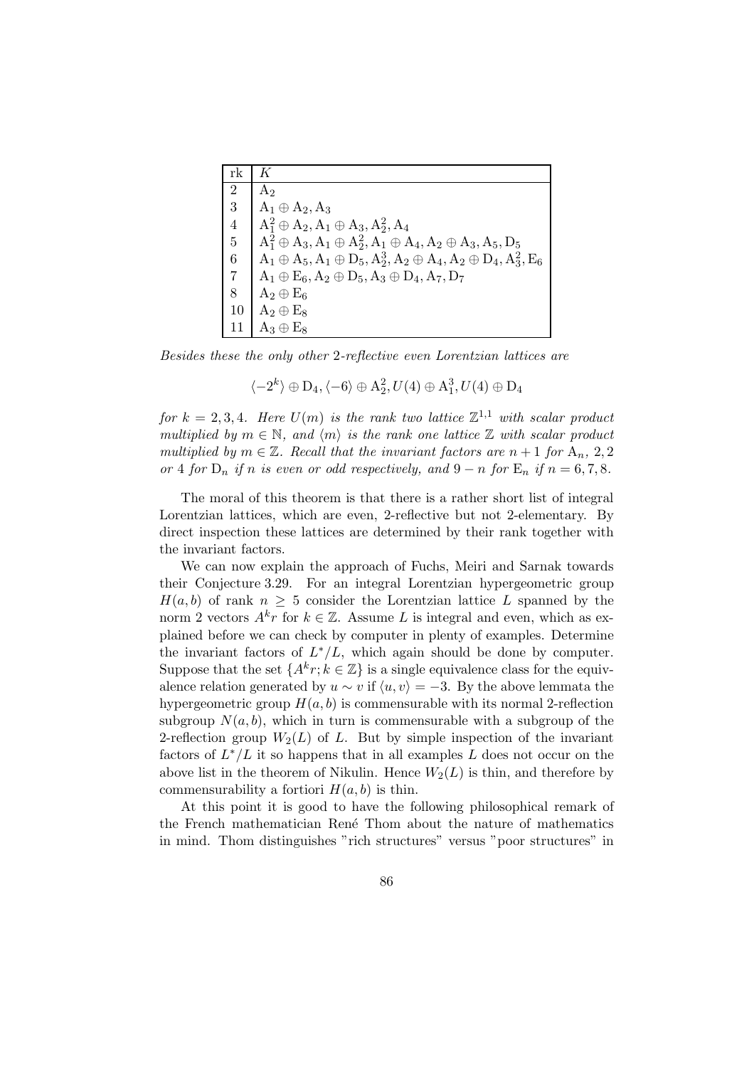| rk | $K$ |
|---|---|
| 2 | $\mathrm{A}_2$ |
| 3 | $\mathrm{A}_1 \oplus \mathrm{A}_2, \mathrm{A}_3$ |
| 4 | $\mathrm{A}_1^2 \oplus \mathrm{A}_2, \mathrm{A}_1 \oplus \mathrm{A}_3, \mathrm{A}_2^2, \mathrm{A}_4$ |
| 5 | $\mathrm{A}_1^2 \oplus \mathrm{A}_3, \mathrm{A}_1 \oplus \mathrm{A}_2^2, \mathrm{A}_1 \oplus \mathrm{A}_4, \mathrm{A}_2 \oplus \mathrm{A}_3, \mathrm{A}_5, \mathrm{D}_5$ |
| 6 | $\mathrm{A}_1 \oplus \mathrm{A}_5, \mathrm{A}_1 \oplus \mathrm{D}_5, \mathrm{A}_2^3, \mathrm{A}_2 \oplus \mathrm{A}_4, \mathrm{A}_2 \oplus \mathrm{D}_4, \mathrm{A}_3^2, \mathrm{E}_6$ |
| 7 | $\mathrm{A}_1 \oplus \mathrm{E}_6, \mathrm{A}_2 \oplus \mathrm{D}_5, \mathrm{A}_3 \oplus \mathrm{D}_4, \mathrm{A}_7, \mathrm{D}_7$ |
| 8 | $\mathrm{A}_2 \oplus \mathrm{E}_6$ |
| 10 | $\mathrm{A}_2 \oplus \mathrm{E}_8$ |
| 11 | $\mathrm{A}_3 \oplus \mathrm{E}_8$ |

*Besides these the only other 2-reflective even Lorentzian lattices are*

$$\langle -2^k \rangle \oplus \mathrm{D}_4, \langle -6 \rangle \oplus \mathrm{A}_2^2, U(4) \oplus \mathrm{A}_1^3, U(4) \oplus \mathrm{D}_4$$

*for $k = 2, 3, 4$. Here $U(m)$ is the rank two lattice $\mathbb{Z}^{1,1}$ with scalar product multiplied by $m \in \mathbb{N}$, and $\langle m \rangle$ is the rank one lattice $\mathbb{Z}$ with scalar product multiplied by $m \in \mathbb{Z}$. Recall that the invariant factors are $n+1$ for $\mathrm{A}_n$, $2, 2$ or $4$ for $\mathrm{D}_n$ if $n$ is even or odd respectively, and $9-n$ for $\mathrm{E}_n$ if $n = 6, 7, 8$.*

The moral of this theorem is that there is a rather short list of integral Lorentzian lattices, which are even, 2-reflective but not 2-elementary. By direct inspection these lattices are determined by their rank together with the invariant factors.

We can now explain the approach of Fuchs, Meiri and Sarnak towards their Conjecture 3.29. For an integral Lorentzian hypergeometric group $H(a,b)$ of rank $n \geq 5$ consider the Lorentzian lattice $L$ spanned by the norm 2 vectors $A^k r$ for $k \in \mathbb{Z}$. Assume $L$ is integral and even, which as explained before we can check by computer in plenty of examples. Determine the invariant factors of $L^*/L$, which again should be done by computer. Suppose that the set $\{A^k r; k \in \mathbb{Z}\}$ is a single equivalence class for the equivalence relation generated by $u \sim v$ if $\langle u, v \rangle = -3$. By the above lemmata the hypergeometric group $H(a,b)$ is commensurable with its normal 2-reflection subgroup $N(a,b)$, which in turn is commensurable with a subgroup of the 2-reflection group $W_2(L)$ of $L$. But by simple inspection of the invariant factors of $L^*/L$ it so happens that in all examples $L$ does not occur on the above list in the theorem of Nikulin. Hence $W_2(L)$ is thin, and therefore by commensurability a fortiori $H(a,b)$ is thin.

At this point it is good to have the following philosophical remark of the French mathematician René Thom about the nature of mathematics in mind. Thom distinguishes "rich structures" versus "poor structures" in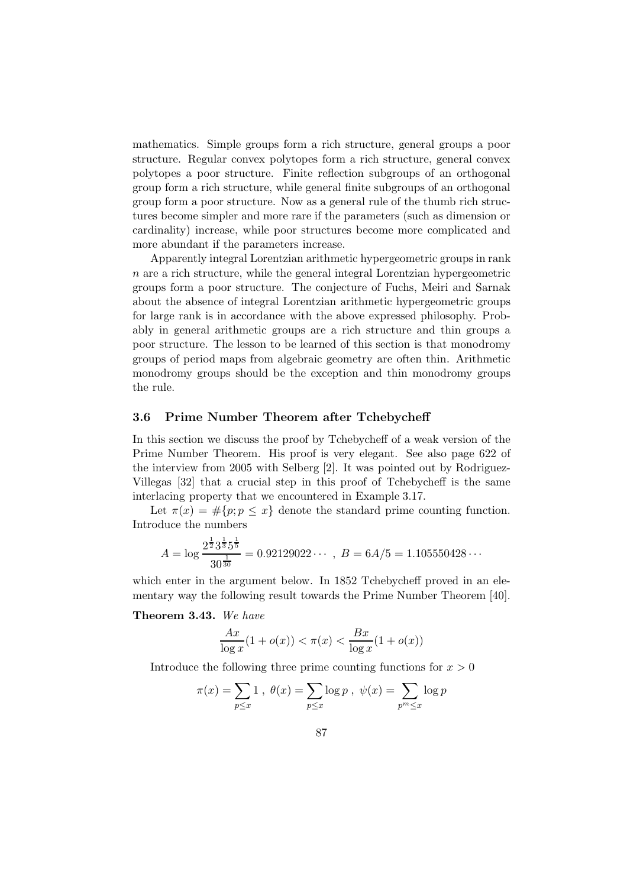mathematics. Simple groups form a rich structure, general groups a poor structure. Regular convex polytopes form a rich structure, general convex polytopes a poor structure. Finite reflection subgroups of an orthogonal group form a rich structure, while general finite subgroups of an orthogonal group form a poor structure. Now as a general rule of the thumb rich structures become simpler and more rare if the parameters (such as dimension or cardinality) increase, while poor structures become more complicated and more abundant if the parameters increase.

Apparently integral Lorentzian arithmetic hypergeometric groups in rank $n$ are a rich structure, while the general integral Lorentzian hypergeometric groups form a poor structure. The conjecture of Fuchs, Meiri and Sarnak about the absence of integral Lorentzian arithmetic hypergeometric groups for large rank is in accordance with the above expressed philosophy. Probably in general arithmetic groups are a rich structure and thin groups a poor structure. The lesson to be learned of this section is that monodromy groups of period maps from algebraic geometry are often thin. Arithmetic monodromy groups should be the exception and thin monodromy groups the rule.

### 3.6 Prime Number Theorem after Tchebycheff

In this section we discuss the proof by Tchebycheff of a weak version of the Prime Number Theorem. His proof is very elegant. See also page 622 of the interview from 2005 with Selberg [2]. It was pointed out by Rodriguez-Villegas [32] that a crucial step in this proof of Tchebycheff is the same interlacing property that we encountered in Example 3.17.

Let $\pi(x) = \#\{p; p \leq x\}$ denote the standard prime counting function. Introduce the numbers

$$A = \log \frac{2^{\frac{1}{2}} 3^{\frac{1}{3}} 5^{\frac{1}{5}}}{30^{\frac{1}{30}}} = 0.92129022\cdots \ , \ B = 6A/5 = 1.105550428\cdots$$

which enter in the argument below. In 1852 Tchebycheff proved in an elementary way the following result towards the Prime Number Theorem [40].

**Theorem 3.43.** *We have*

$$\frac{Ax}{\log x}(1 + o(x)) < \pi(x) < \frac{Bx}{\log x}(1 + o(x))$$

Introduce the following three prime counting functions for $x > 0$

$$\pi(x) = \sum_{p \leq x} 1 \ , \ \theta(x) = \sum_{p \leq x} \log p \ , \ \psi(x) = \sum_{p^m \leq x} \log p$$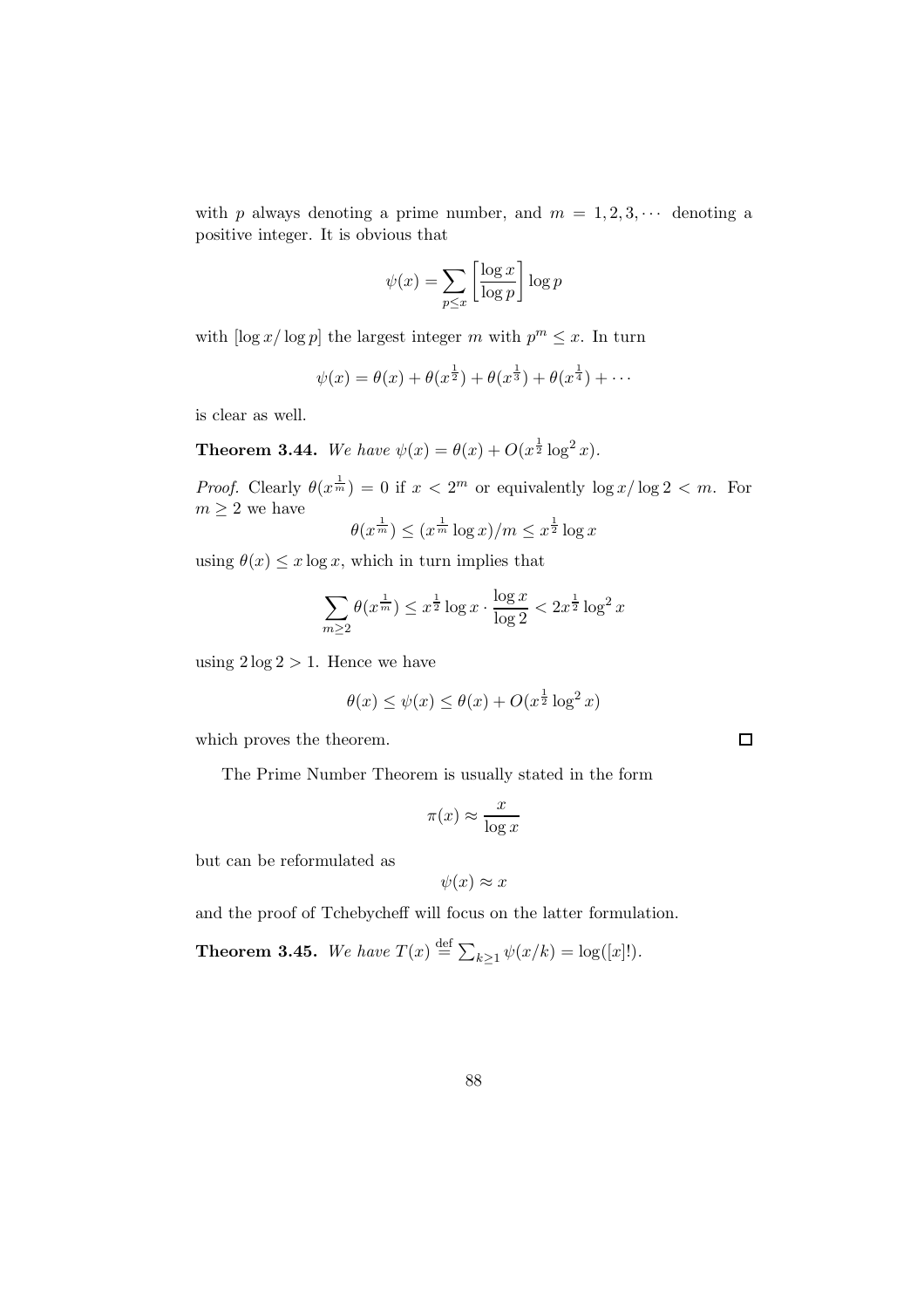with $p$ always denoting a prime number, and $m = 1, 2, 3, \cdots$ denoting a positive integer. It is obvious that

$$\psi(x) = \sum_{p \le x} \left[ \frac{\log x}{\log p} \right] \log p$$

with $[\log x / \log p]$ the largest integer $m$ with $p^m \le x$. In turn

$$\psi(x) = \theta(x) + \theta(x^{\frac{1}{2}}) + \theta(x^{\frac{1}{3}}) + \theta(x^{\frac{1}{4}}) + \cdots$$

is clear as well.

**Theorem 3.44.** *We have* $\psi(x) = \theta(x) + O(x^{\frac{1}{2}} \log^2 x)$.

*Proof.* Clearly $\theta(x^{\frac{1}{m}}) = 0$ if $x < 2^m$ or equivalently $\log x / \log 2 < m$. For $m \ge 2$ we have

$$\theta(x^{\frac{1}{m}}) \le (x^{\frac{1}{m}} \log x)/m \le x^{\frac{1}{2}} \log x$$

using $\theta(x) \le x \log x$, which in turn implies that

$$\sum_{m \ge 2} \theta(x^{\frac{1}{m}}) \le x^{\frac{1}{2}} \log x \cdot \frac{\log x}{\log 2} < 2x^{\frac{1}{2}} \log^2 x$$

using $2 \log 2 > 1$. Hence we have

$$\theta(x) \le \psi(x) \le \theta(x) + O(x^{\frac{1}{2}} \log^2 x)$$

which proves the theorem. □

The Prime Number Theorem is usually stated in the form

$$\pi(x) \approx \frac{x}{\log x}$$

but can be reformulated as

$$\psi(x) \approx x$$

and the proof of Tchebycheff will focus on the latter formulation.

**Theorem 3.45.** *We have* $T(x) \overset{\text{def}}{=} \sum_{k \ge 1} \psi(x/k) = \log([x]!)$.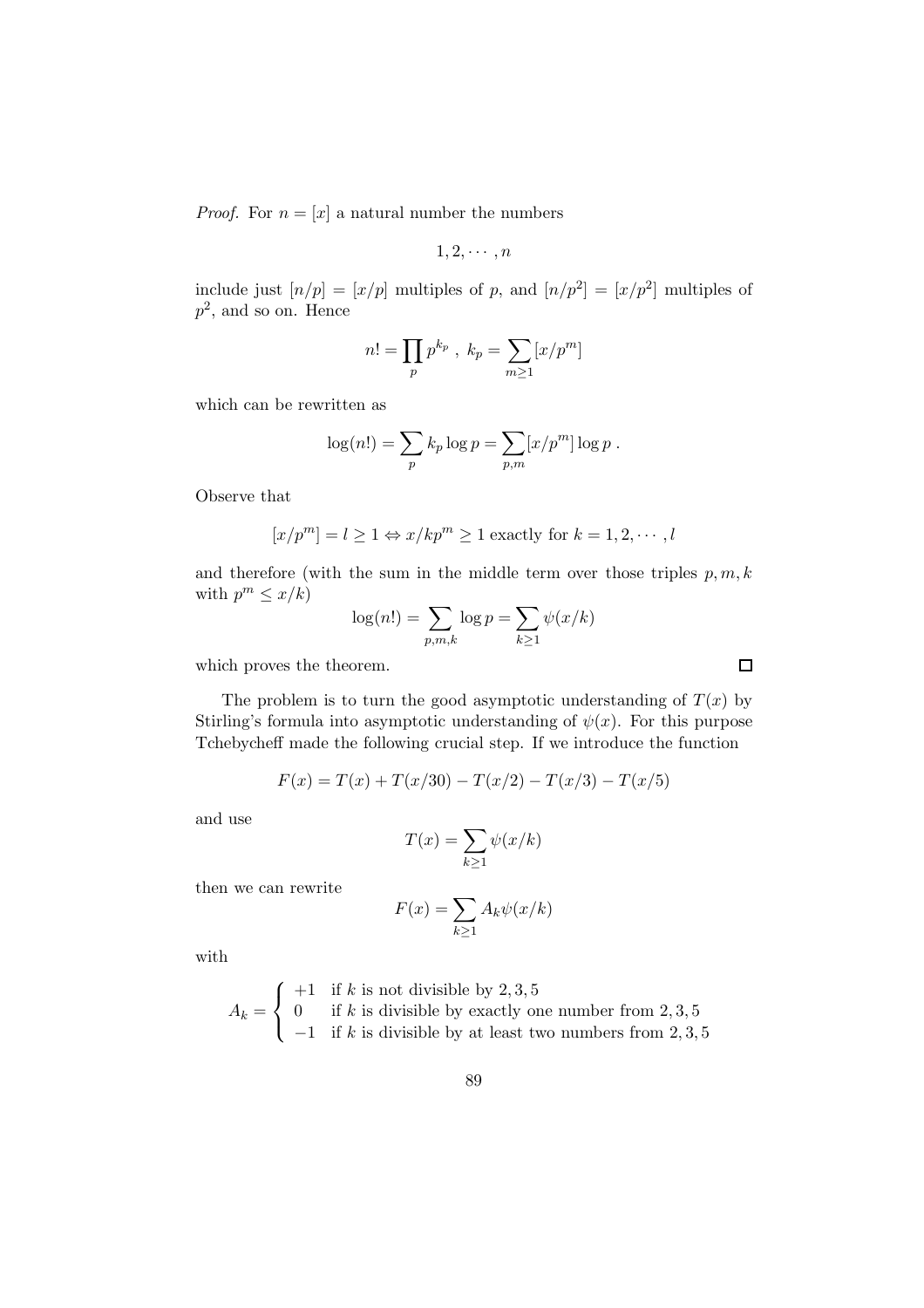*Proof.* For $n = [x]$ a natural number the numbers

$$1, 2, \cdots, n$$

include just $[n/p] = [x/p]$ multiples of $p$, and $[n/p^2] = [x/p^2]$ multiples of $p^2$, and so on. Hence

$$n! = \prod_p p^{k_p} \ , \ k_p = \sum_{m \geq 1} [x/p^m]$$

which can be rewritten as

$$\log(n!) = \sum_p k_p \log p = \sum_{p,m} [x/p^m] \log p \ .$$

Observe that

$$[x/p^m] = l \geq 1 \Leftrightarrow x/kp^m \geq 1 \text{ exactly for } k = 1, 2, \cdots, l$$

and therefore (with the sum in the middle term over those triples $p, m, k$ with $p^m \leq x/k$)

$$\log(n!) = \sum_{p,m,k} \log p = \sum_{k \geq 1} \psi(x/k)$$

which proves the theorem. □

The problem is to turn the good asymptotic understanding of $T(x)$ by Stirling's formula into asymptotic understanding of $\psi(x)$. For this purpose Tchebycheff made the following crucial step. If we introduce the function

$$F(x) = T(x) + T(x/30) - T(x/2) - T(x/3) - T(x/5)$$

and use

$$T(x) = \sum_{k \geq 1} \psi(x/k)$$

then we can rewrite

$$F(x) = \sum_{k \geq 1} A_k \psi(x/k)$$

with

$$A_k = \begin{cases} +1 & \text{if } k \text{ is not divisible by } 2, 3, 5 \\ 0 & \text{if } k \text{ is divisible by exactly one number from } 2, 3, 5 \\ -1 & \text{if } k \text{ is divisible by at least two numbers from } 2, 3, 5 \end{cases}$$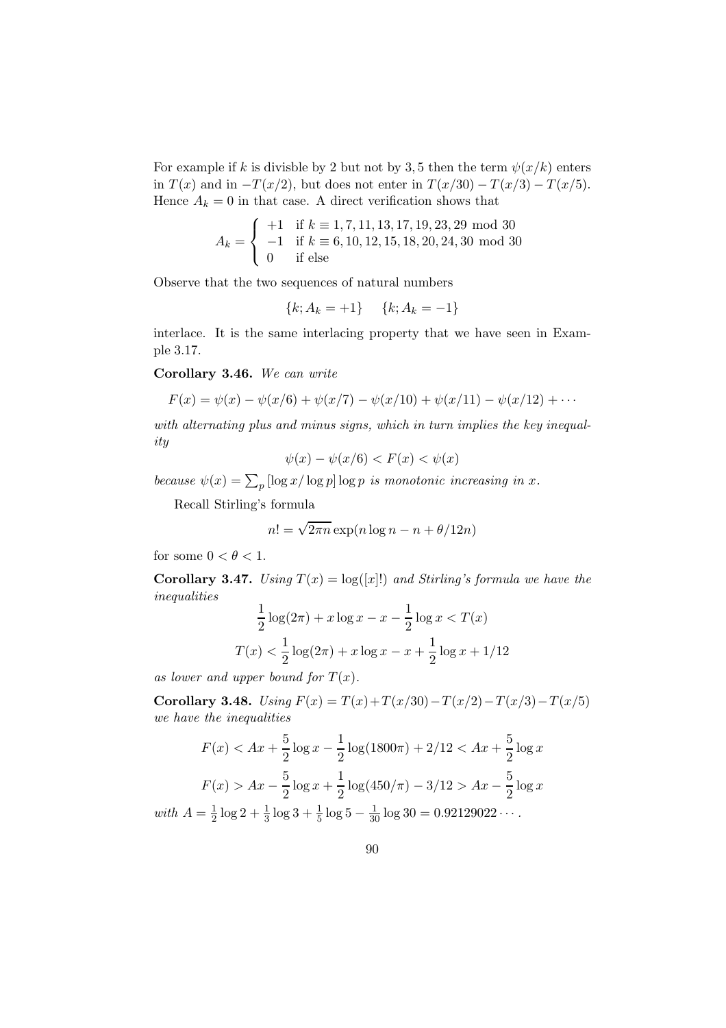For example if $k$ is divisble by 2 but not by 3, 5 then the term $\psi(x/k)$ enters in $T(x)$ and in $-T(x/2)$, but does not enter in $T(x/30) - T(x/3) - T(x/5)$. Hence $A_k = 0$ in that case. A direct verification shows that

$$A_k = \begin{cases} +1 & \text{if } k \equiv 1, 7, 11, 13, 17, 19, 23, 29 \bmod 30 \\ -1 & \text{if } k \equiv 6, 10, 12, 15, 18, 20, 24, 30 \bmod 30 \\ 0 & \text{if else} \end{cases}$$

Observe that the two sequences of natural numbers

$$\{k; A_k = +1\} \quad \{k; A_k = -1\}$$

interlace. It is the same interlacing property that we have seen in Example 3.17.

**Corollary 3.46.** *We can write*

$$F(x) = \psi(x) - \psi(x/6) + \psi(x/7) - \psi(x/10) + \psi(x/11) - \psi(x/12) + \cdots$$

*with alternating plus and minus signs, which in turn implies the key inequality*

$$\psi(x) - \psi(x/6) < F(x) < \psi(x)$$

*because* $\psi(x) = \sum_p [\log x/\log p] \log p$ *is monotonic increasing in* $x$.

Recall Stirling's formula

$$n! = \sqrt{2\pi n} \exp(n \log n - n + \theta/12n)$$

for some $0 < \theta < 1$.

**Corollary 3.47.** *Using* $T(x) = \log([x]!)$ *and Stirling's formula we have the inequalities*

$$\frac{1}{2}\log(2\pi) + x\log x - x - \frac{1}{2}\log x < T(x)$$

$$T(x) < \frac{1}{2}\log(2\pi) + x\log x - x + \frac{1}{2}\log x + 1/12$$

*as lower and upper bound for* $T(x)$.

**Corollary 3.48.** *Using* $F(x) = T(x) + T(x/30) - T(x/2) - T(x/3) - T(x/5)$ *we have the inequalities*

$$F(x) < Ax + \frac{5}{2}\log x - \frac{1}{2}\log(1800\pi) + 2/12 < Ax + \frac{5}{2}\log x$$

$$F(x) > Ax - \frac{5}{2}\log x + \frac{1}{2}\log(450/\pi) - 3/12 > Ax - \frac{5}{2}\log x$$

*with* $A = \frac{1}{2}\log 2 + \frac{1}{3}\log 3 + \frac{1}{5}\log 5 - \frac{1}{30}\log 30 = 0.92129022\cdots$.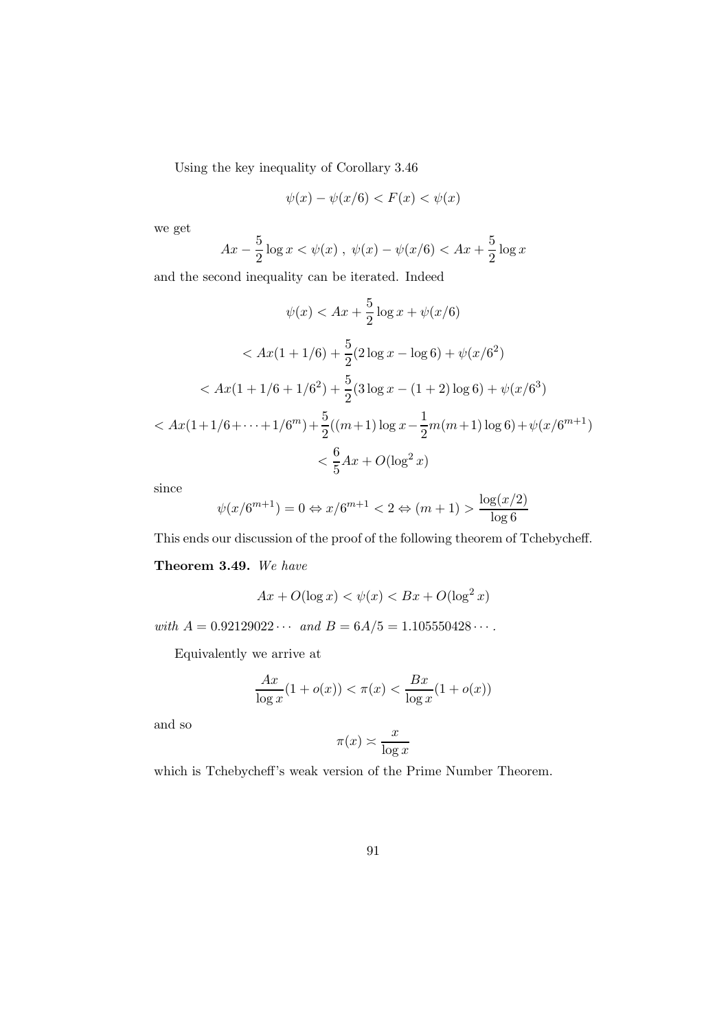Using the key inequality of Corollary 3.46

$$\psi(x) - \psi(x/6) < F(x) < \psi(x)$$

we get

$$Ax - \frac{5}{2}\log x < \psi(x)\ ,\ \psi(x) - \psi(x/6) < Ax + \frac{5}{2}\log x$$

and the second inequality can be iterated. Indeed

$$\psi(x) < Ax + \frac{5}{2}\log x + \psi(x/6)$$

$$< Ax(1 + 1/6) + \frac{5}{2}(2\log x - \log 6) + \psi(x/6^2)$$

$$< Ax(1 + 1/6 + 1/6^2) + \frac{5}{2}(3\log x - (1+2)\log 6) + \psi(x/6^3)$$

$$< Ax(1+1/6+\cdots+1/6^m) + \frac{5}{2}((m+1)\log x - \frac{1}{2}m(m+1)\log 6) + \psi(x/6^{m+1})$$

$$< \frac{6}{5}Ax + O(\log^2 x)$$

since

$$\psi(x/6^{m+1}) = 0 \Leftrightarrow x/6^{m+1} < 2 \Leftrightarrow (m+1) > \frac{\log(x/2)}{\log 6}$$

This ends our discussion of the proof of the following theorem of Tchebycheff.

**Theorem 3.49.** *We have*

$$Ax + O(\log x) < \psi(x) < Bx + O(\log^2 x)$$

*with* $A = 0.92129022\cdots$ *and* $B = 6A/5 = 1.105550428\cdots$.

Equivalently we arrive at

$$\frac{Ax}{\log x}(1 + o(x)) < \pi(x) < \frac{Bx}{\log x}(1 + o(x))$$

and so

$$\pi(x) \asymp \frac{x}{\log x}$$

which is Tchebycheff's weak version of the Prime Number Theorem.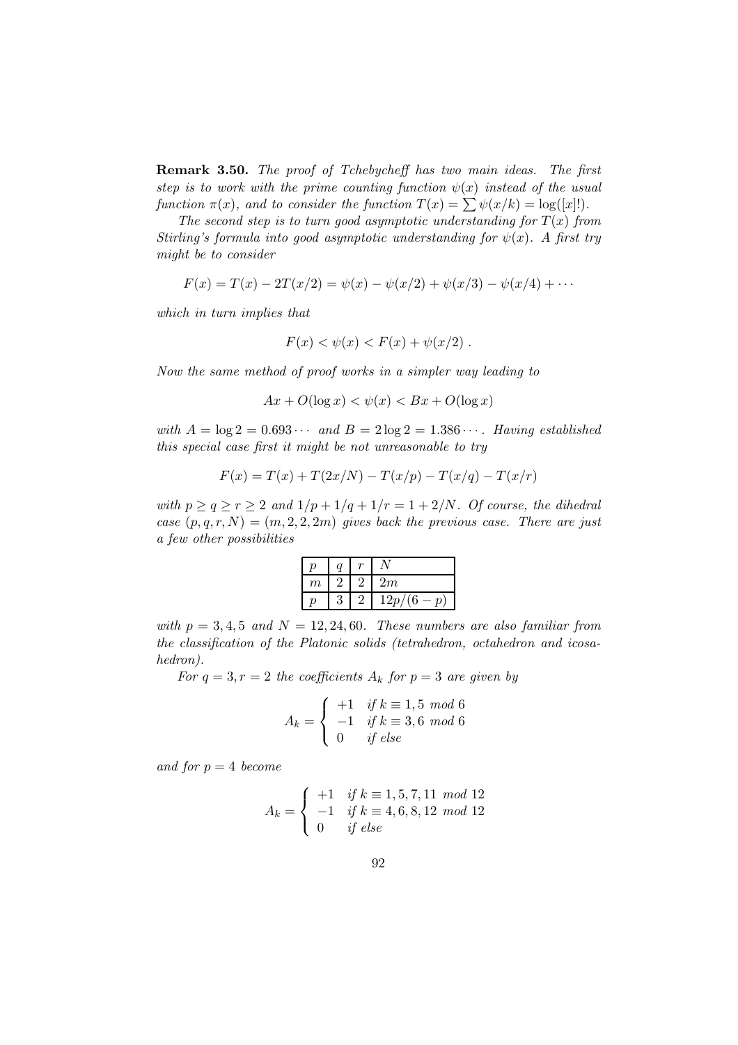**Remark 3.50.** *The proof of Tchebycheff has two main ideas. The first step is to work with the prime counting function $\psi(x)$ instead of the usual function $\pi(x)$, and to consider the function $T(x) = \sum \psi(x/k) = \log([x]!)$.*

*The second step is to turn good asymptotic understanding for $T(x)$ from Stirling's formula into good asymptotic understanding for $\psi(x)$. A first try might be to consider*

$$F(x) = T(x) - 2T(x/2) = \psi(x) - \psi(x/2) + \psi(x/3) - \psi(x/4) + \cdots$$

*which in turn implies that*

$$F(x) < \psi(x) < F(x) + \psi(x/2) \; .$$

*Now the same method of proof works in a simpler way leading to*

$$Ax + O(\log x) < \psi(x) < Bx + O(\log x)$$

*with $A = \log 2 = 0.693\cdots$ and $B = 2\log 2 = 1.386\cdots$. Having established this special case first it might be not unreasonable to try*

$$F(x) = T(x) + T(2x/N) - T(x/p) - T(x/q) - T(x/r)$$

*with $p \geq q \geq r \geq 2$ and $1/p + 1/q + 1/r = 1 + 2/N$. Of course, the dihedral case $(p, q, r, N) = (m, 2, 2, 2m)$ gives back the previous case. There are just a few other possibilities*

| $p$ | $q$ | $r$ | $N$ |
|---|---|---|---|
| $m$ | 2 | 2 | $2m$ |
| $p$ | 3 | 2 | $12p/(6-p)$ |

*with $p = 3, 4, 5$ and $N = 12, 24, 60$. These numbers are also familiar from the classification of the Platonic solids (tetrahedron, octahedron and icosahedron).*

*For $q = 3, r = 2$ the coefficients $A_k$ for $p = 3$ are given by*

$$A_k = \begin{cases} +1 & \text{if } k \equiv 1, 5 \text{ mod } 6 \\ -1 & \text{if } k \equiv 3, 6 \text{ mod } 6 \\ 0 & \text{if else} \end{cases}$$

*and for $p = 4$ become*

$$A_k = \begin{cases} +1 & \text{if } k \equiv 1, 5, 7, 11 \text{ mod } 12 \\ -1 & \text{if } k \equiv 4, 6, 8, 12 \text{ mod } 12 \\ 0 & \text{if else} \end{cases}$$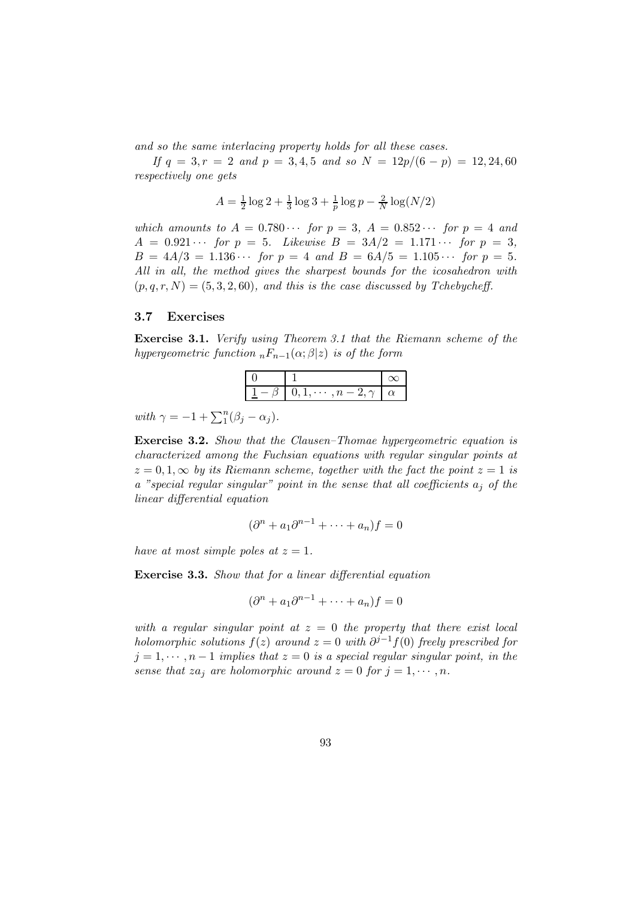*and so the same interlacing property holds for all these cases.*

*If $q = 3, r = 2$ and $p = 3, 4, 5$ and so $N = 12p/(6-p) = 12, 24, 60$ respectively one gets*

$$A = \tfrac{1}{2}\log 2 + \tfrac{1}{3}\log 3 + \tfrac{1}{p}\log p - \tfrac{2}{N}\log(N/2)$$

*which amounts to $A = 0.780\cdots$ for $p = 3$, $A = 0.852\cdots$ for $p = 4$ and $A = 0.921\cdots$ for $p = 5$. Likewise $B = 3A/2 = 1.171\cdots$ for $p = 3$, $B = 4A/3 = 1.136\cdots$ for $p = 4$ and $B = 6A/5 = 1.105\cdots$ for $p = 5$. All in all, the method gives the sharpest bounds for the icosahedron with $(p, q, r, N) = (5, 3, 2, 60)$, and this is the case discussed by Tchebycheff.*

### 3.7 Exercises

**Exercise 3.1.** *Verify using Theorem 3.1 that the Riemann scheme of the hypergeometric function ${}_nF_{n-1}(\alpha;\beta|z)$ is of the form*

| $0$ | $1$ | $\infty$ |
|---|---|---|
| $\underline{1} - \beta$ | $0, 1, \cdots, n-2, \gamma$ | $\alpha$ |

*with $\gamma = -1 + \sum_1^n(\beta_j - \alpha_j)$.*

**Exercise 3.2.** *Show that the Clausen–Thomae hypergeometric equation is characterized among the Fuchsian equations with regular singular points at $z = 0, 1, \infty$ by its Riemann scheme, together with the fact the point $z = 1$ is a "special regular singular" point in the sense that all coefficients $a_j$ of the linear differential equation*

$$(\partial^n + a_1\partial^{n-1} + \cdots + a_n)f = 0$$

*have at most simple poles at $z = 1$.*

**Exercise 3.3.** *Show that for a linear differential equation*

$$(\partial^n + a_1\partial^{n-1} + \cdots + a_n)f = 0$$

*with a regular singular point at $z = 0$ the property that there exist local holomorphic solutions $f(z)$ around $z = 0$ with $\partial^{j-1}f(0)$ freely prescribed for $j = 1, \cdots, n-1$ implies that $z = 0$ is a special regular singular point, in the sense that $za_j$ are holomorphic around $z = 0$ for $j = 1, \cdots, n$.*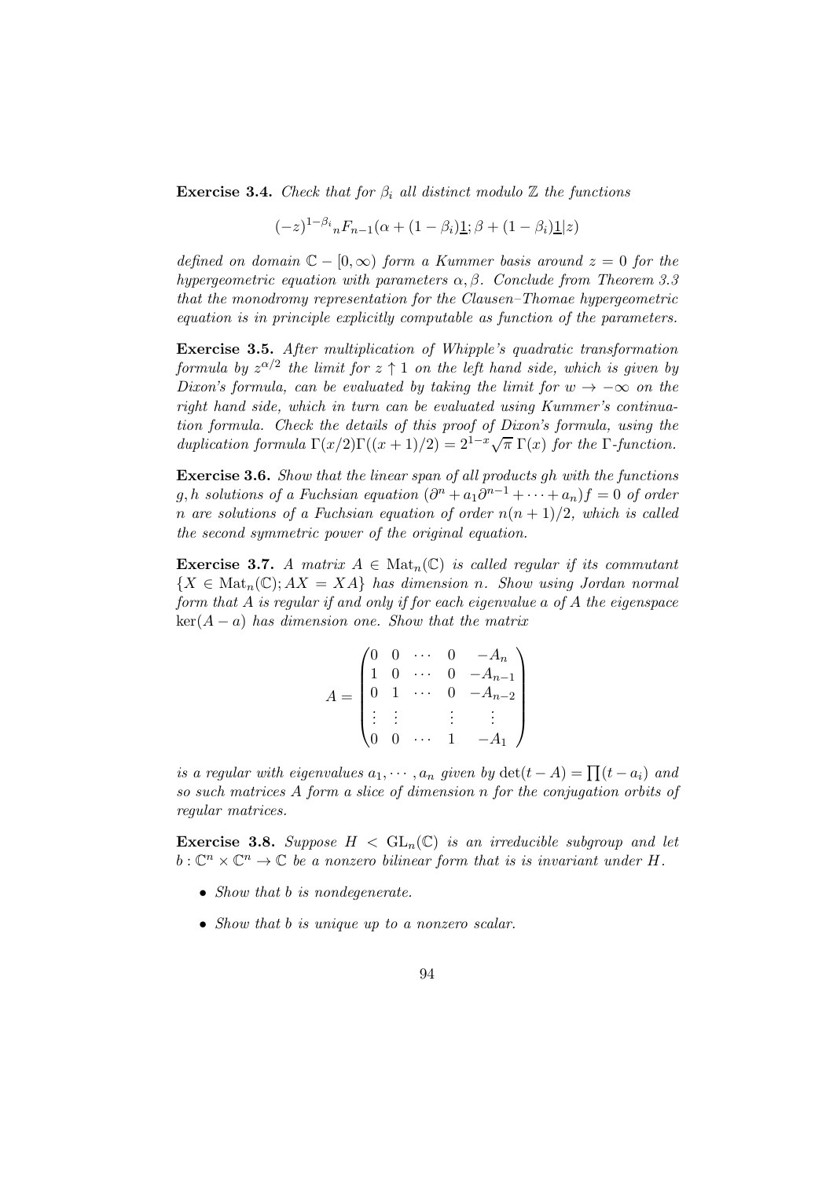**Exercise 3.4.** *Check that for $\beta_i$ all distinct modulo $\mathbb{Z}$ the functions*

$$(-z)^{1-\beta_i}{}_nF_{n-1}(\alpha + (1-\beta_i)\underline{1}; \beta + (1-\beta_i)\underline{1}|z)$$

*defined on domain $\mathbb{C} - [0, \infty)$ form a Kummer basis around $z = 0$ for the hypergeometric equation with parameters $\alpha, \beta$. Conclude from Theorem 3.3 that the monodromy representation for the Clausen–Thomae hypergeometric equation is in principle explicitly computable as function of the parameters.*

**Exercise 3.5.** *After multiplication of Whipple's quadratic transformation formula by $z^{\alpha/2}$ the limit for $z \uparrow 1$ on the left hand side, which is given by Dixon's formula, can be evaluated by taking the limit for $w \to -\infty$ on the right hand side, which in turn can be evaluated using Kummer's continuation formula. Check the details of this proof of Dixon's formula, using the duplication formula $\Gamma(x/2)\Gamma((x+1)/2) = 2^{1-x}\sqrt{\pi}\,\Gamma(x)$ for the $\Gamma$-function.*

**Exercise 3.6.** *Show that the linear span of all products $gh$ with the functions $g, h$ solutions of a Fuchsian equation $(\partial^n + a_1\partial^{n-1} + \cdots + a_n)f = 0$ of order $n$ are solutions of a Fuchsian equation of order $n(n+1)/2$, which is called the second symmetric power of the original equation.*

**Exercise 3.7.** *A matrix $A \in \mathrm{Mat}_n(\mathbb{C})$ is called regular if its commutant $\{X \in \mathrm{Mat}_n(\mathbb{C}); AX = XA\}$ has dimension $n$. Show using Jordan normal form that $A$ is regular if and only if for each eigenvalue $a$ of $A$ the eigenspace $\ker(A - a)$ has dimension one. Show that the matrix*

$$A = \begin{pmatrix} 0 & 0 & \cdots & 0 & -A_n \\ 1 & 0 & \cdots & 0 & -A_{n-1} \\ 0 & 1 & \cdots & 0 & -A_{n-2} \\ \vdots & \vdots & & \vdots & \vdots \\ 0 & 0 & \cdots & 1 & -A_1 \end{pmatrix}$$

*is a regular with eigenvalues $a_1, \cdots, a_n$ given by $\det(t - A) = \prod(t - a_i)$ and so such matrices $A$ form a slice of dimension $n$ for the conjugation orbits of regular matrices.*

**Exercise 3.8.** *Suppose $H < \mathrm{GL}_n(\mathbb{C})$ is an irreducible subgroup and let $b : \mathbb{C}^n \times \mathbb{C}^n \to \mathbb{C}$ be a nonzero bilinear form that is is invariant under $H$.*

- *Show that $b$ is nondegenerate.*
- *Show that $b$ is unique up to a nonzero scalar.*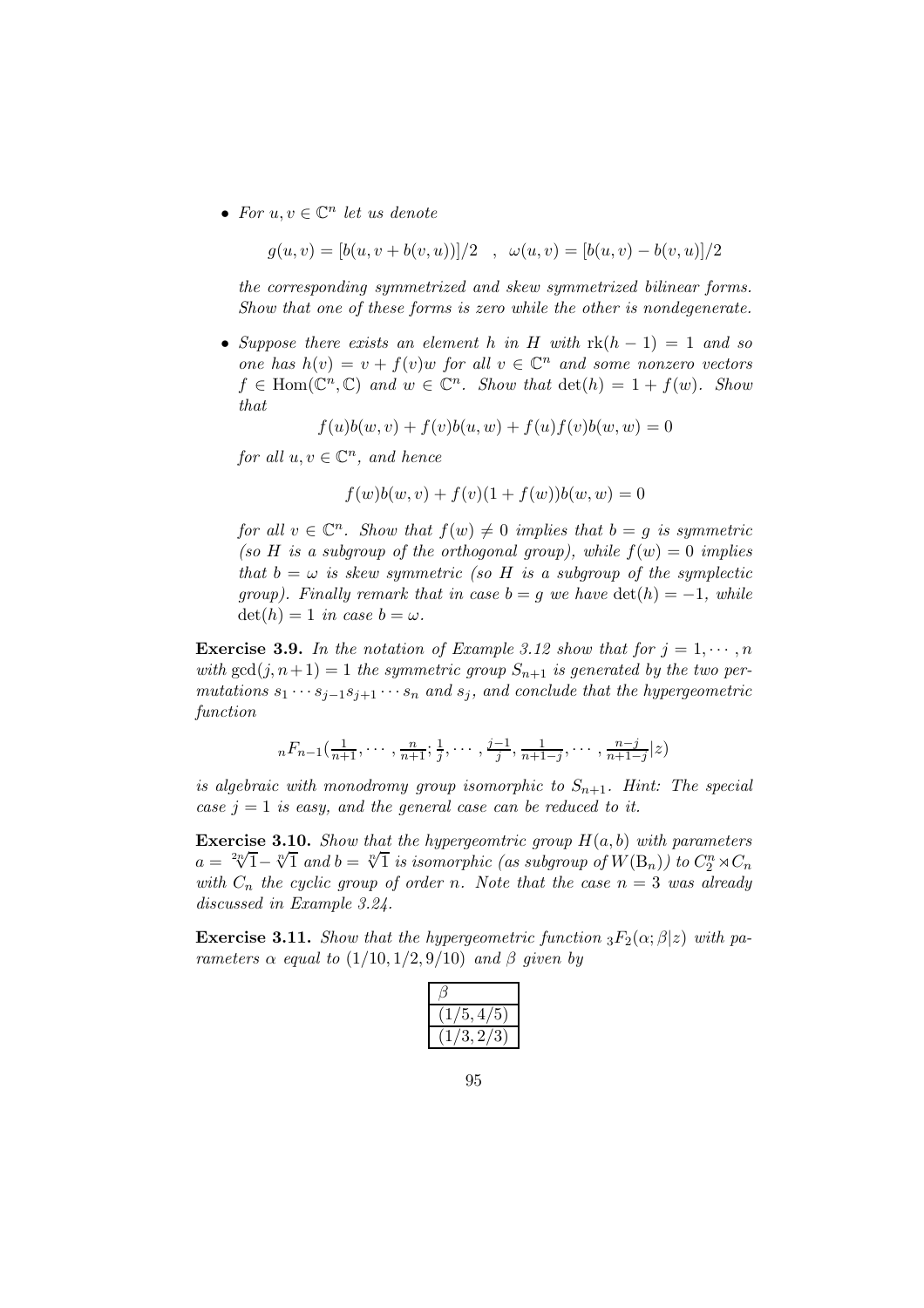- *For $u, v \in \mathbb{C}^n$ let us denote*

$$g(u,v) = [b(u, v + b(v,u))]/2 \quad , \quad \omega(u,v) = [b(u,v) - b(v,u)]/2$$

*the corresponding symmetrized and skew symmetrized bilinear forms. Show that one of these forms is zero while the other is nondegenerate.*

- *Suppose there exists an element $h$ in $H$ with $\mathrm{rk}(h-1) = 1$ and so one has $h(v) = v + f(v)w$ for all $v \in \mathbb{C}^n$ and some nonzero vectors $f \in \mathrm{Hom}(\mathbb{C}^n, \mathbb{C})$ and $w \in \mathbb{C}^n$. Show that $\det(h) = 1 + f(w)$. Show that*

$$f(u)b(w,v) + f(v)b(u,w) + f(u)f(v)b(w,w) = 0$$

*for all $u, v \in \mathbb{C}^n$, and hence*

$$f(w)b(w,v) + f(v)(1 + f(w))b(w,w) = 0$$

*for all $v \in \mathbb{C}^n$. Show that $f(w) \neq 0$ implies that $b = g$ is symmetric (so $H$ is a subgroup of the orthogonal group), while $f(w) = 0$ implies that $b = \omega$ is skew symmetric (so $H$ is a subgroup of the symplectic group). Finally remark that in case $b = g$ we have $\det(h) = -1$, while $\det(h) = 1$ in case $b = \omega$.*

**Exercise 3.9.** *In the notation of Example 3.12 show that for $j = 1, \cdots, n$ with $\gcd(j, n+1) = 1$ the symmetric group $S_{n+1}$ is generated by the two permutations $s_1 \cdots s_{j-1} s_{j+1} \cdots s_n$ and $s_j$, and conclude that the hypergeometric function*

$${}_nF_{n-1}(\tfrac{1}{n+1}, \cdots, \tfrac{n}{n+1}; \tfrac{1}{j}, \cdots, \tfrac{j-1}{j}, \tfrac{1}{n+1-j}, \cdots, \tfrac{n-j}{n+1-j}|z)$$

*is algebraic with monodromy group isomorphic to $S_{n+1}$. Hint: The special case $j = 1$ is easy, and the general case can be reduced to it.*

**Exercise 3.10.** *Show that the hypergeomtric group $H(a,b)$ with parameters $a = \sqrt[2n]{1} - \sqrt[n]{1}$ and $b = \sqrt[n]{1}$ is isomorphic (as subgroup of $W(\mathrm{B}_n)$) to $C_2^n \rtimes C_n$ with $C_n$ the cyclic group of order $n$. Note that the case $n = 3$ was already discussed in Example 3.24.*

**Exercise 3.11.** *Show that the hypergeometric function ${}_3F_2(\alpha; \beta|z)$ with parameters $\alpha$ equal to $(1/10, 1/2, 9/10)$ and $\beta$ given by*

| $\beta$ |
|---|
| $(1/5, 4/5)$ |
| $(1/3, 2/3)$ |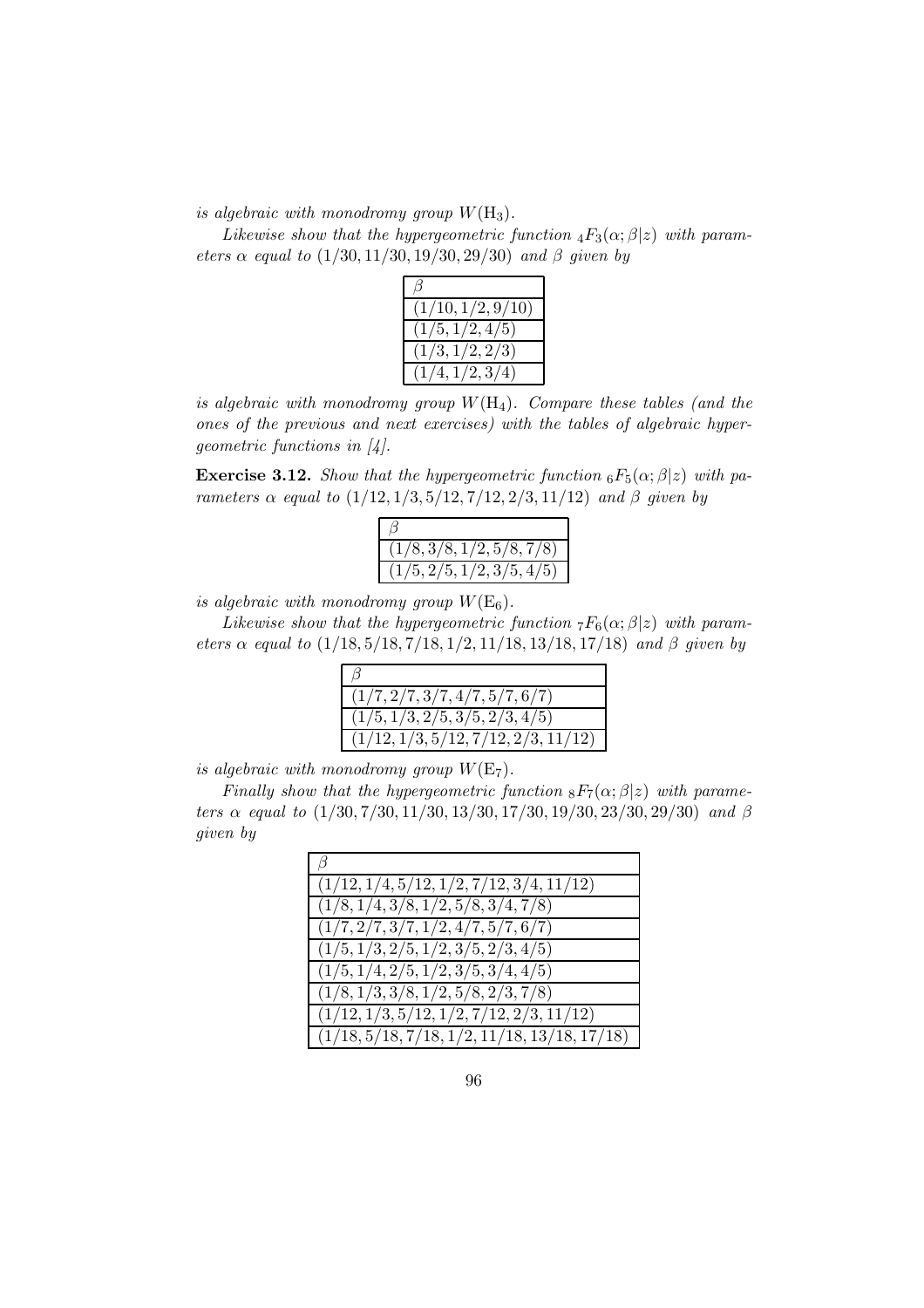*is algebraic with monodromy group $W(\mathrm{H}_3)$.*

*Likewise show that the hypergeometric function ${}_4F_3(\alpha;\beta|z)$ with parameters $\alpha$ equal to $(1/30, 11/30, 19/30, 29/30)$ and $\beta$ given by*

| $\beta$ |
|---|
| $(1/10, 1/2, 9/10)$ |
| $(1/5, 1/2, 4/5)$ |
| $(1/3, 1/2, 2/3)$ |
| $(1/4, 1/2, 3/4)$ |

*is algebraic with monodromy group $W(\mathrm{H}_4)$. Compare these tables (and the ones of the previous and next exercises) with the tables of algebraic hypergeometric functions in [4].*

**Exercise 3.12.** *Show that the hypergeometric function ${}_6F_5(\alpha;\beta|z)$ with parameters $\alpha$ equal to $(1/12, 1/3, 5/12, 7/12, 2/3, 11/12)$ and $\beta$ given by*

| $\beta$ |
|---|
| $(1/8, 3/8, 1/2, 5/8, 7/8)$ |
| $(1/5, 2/5, 1/2, 3/5, 4/5)$ |

*is algebraic with monodromy group $W(\mathrm{E}_6)$.*

*Likewise show that the hypergeometric function ${}_7F_6(\alpha;\beta|z)$ with parameters $\alpha$ equal to $(1/18, 5/18, 7/18, 1/2, 11/18, 13/18, 17/18)$ and $\beta$ given by*

| $\beta$ |
|---|
| $(1/7, 2/7, 3/7, 4/7, 5/7, 6/7)$ |
| $(1/5, 1/3, 2/5, 3/5, 2/3, 4/5)$ |
| $(1/12, 1/3, 5/12, 7/12, 2/3, 11/12)$ |

*is algebraic with monodromy group $W(\mathrm{E}_7)$.*

*Finally show that the hypergeometric function ${}_8F_7(\alpha;\beta|z)$ with parameters $\alpha$ equal to $(1/30, 7/30, 11/30, 13/30, 17/30, 19/30, 23/30, 29/30)$ and $\beta$ given by*

| $\beta$ |
|---|
| $(1/12, 1/4, 5/12, 1/2, 7/12, 3/4, 11/12)$ |
| $(1/8, 1/4, 3/8, 1/2, 5/8, 3/4, 7/8)$ |
| $(1/7, 2/7, 3/7, 1/2, 4/7, 5/7, 6/7)$ |
| $(1/5, 1/3, 2/5, 1/2, 3/5, 2/3, 4/5)$ |
| $(1/5, 1/4, 2/5, 1/2, 3/5, 3/4, 4/5)$ |
| $(1/8, 1/3, 3/8, 1/2, 5/8, 2/3, 7/8)$ |
| $(1/12, 1/3, 5/12, 1/2, 7/12, 2/3, 11/12)$ |
| $(1/18, 5/18, 7/18, 1/2, 11/18, 13/18, 17/18)$ |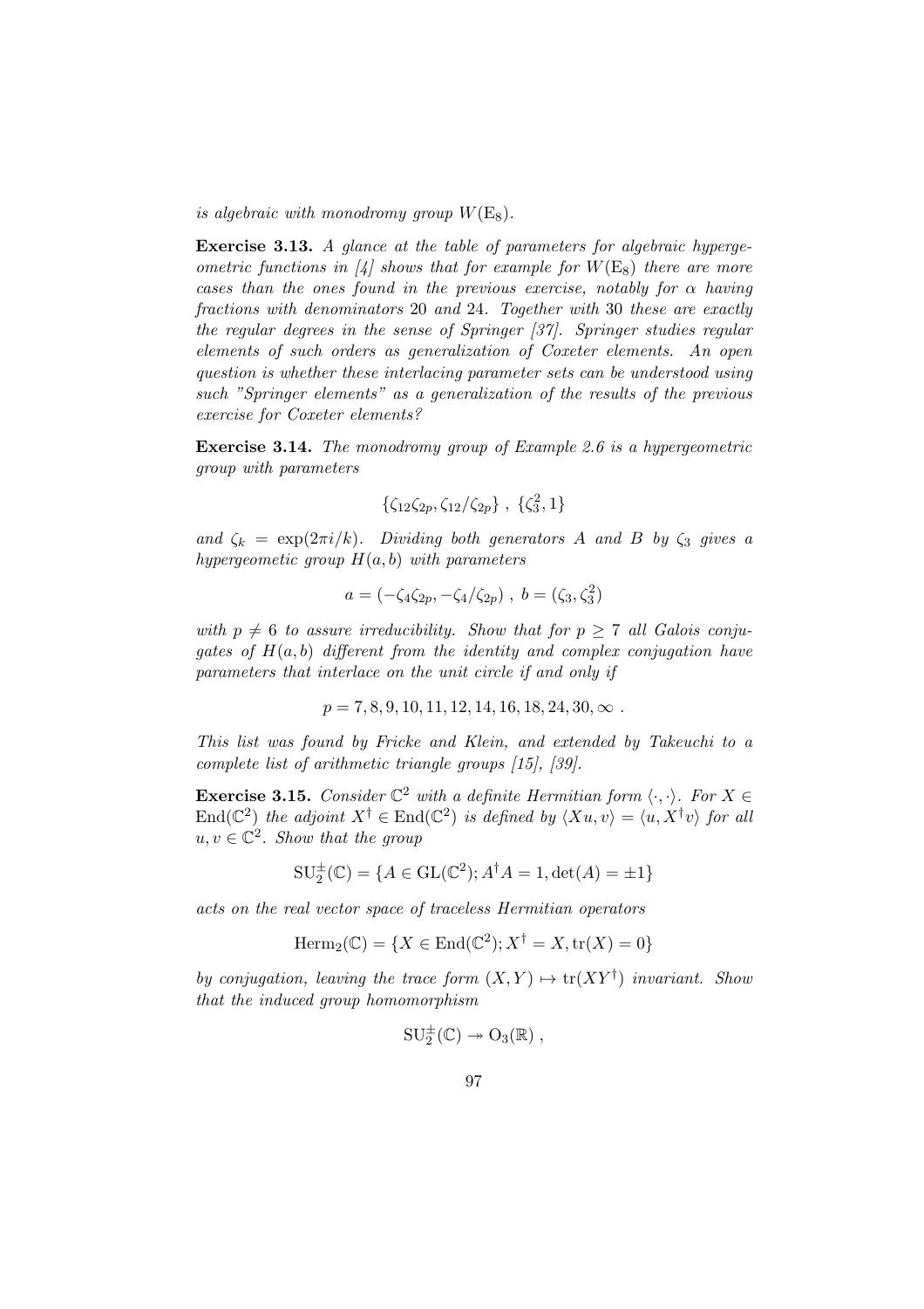*is algebraic with monodromy group $W(\mathrm{E}_8)$.*

**Exercise 3.13.** *A glance at the table of parameters for algebraic hypergeometric functions in [4] shows that for example for $W(\mathrm{E}_8)$ there are more cases than the ones found in the previous exercise, notably for $\alpha$ having fractions with denominators 20 and 24. Together with 30 these are exactly the regular degrees in the sense of Springer [37]. Springer studies regular elements of such orders as generalization of Coxeter elements. An open question is whether these interlacing parameter sets can be understood using such "Springer elements" as a generalization of the results of the previous exercise for Coxeter elements?*

**Exercise 3.14.** *The monodromy group of Example 2.6 is a hypergeometric group with parameters*

$$\{\zeta_{12}\zeta_{2p}, \zeta_{12}/\zeta_{2p}\}\ ,\ \{\zeta_3^2, 1\}$$

*and $\zeta_k = \exp(2\pi i/k)$. Dividing both generators $A$ and $B$ by $\zeta_3$ gives a hypergeometic group $H(a,b)$ with parameters*

$$a = (-\zeta_4\zeta_{2p}, -\zeta_4/\zeta_{2p})\ ,\ b = (\zeta_3, \zeta_3^2)$$

*with $p \neq 6$ to assure irreducibility. Show that for $p \geq 7$ all Galois conjugates of $H(a,b)$ different from the identity and complex conjugation have parameters that interlace on the unit circle if and only if*

$$p = 7, 8, 9, 10, 11, 12, 14, 16, 18, 24, 30, \infty\ .$$

*This list was found by Fricke and Klein, and extended by Takeuchi to a complete list of arithmetic triangle groups [15], [39].*

**Exercise 3.15.** *Consider $\mathbb{C}^2$ with a definite Hermitian form $\langle\cdot,\cdot\rangle$. For $X \in \mathrm{End}(\mathbb{C}^2)$ the adjoint $X^\dagger \in \mathrm{End}(\mathbb{C}^2)$ is defined by $\langle Xu, v\rangle = \langle u, X^\dagger v\rangle$ for all $u, v \in \mathbb{C}^2$. Show that the group*

$$\mathrm{SU}_2^\pm(\mathbb{C}) = \{A \in \mathrm{GL}(\mathbb{C}^2); A^\dagger A = 1, \det(A) = \pm 1\}$$

*acts on the real vector space of traceless Hermitian operators*

$$\mathrm{Herm}_2(\mathbb{C}) = \{X \in \mathrm{End}(\mathbb{C}^2); X^\dagger = X, \mathrm{tr}(X) = 0\}$$

*by conjugation, leaving the trace form $(X,Y) \mapsto \mathrm{tr}(XY^\dagger)$ invariant. Show that the induced group homomorphism*

$$\mathrm{SU}_2^\pm(\mathbb{C}) \twoheadrightarrow \mathrm{O}_3(\mathbb{R})\ ,$$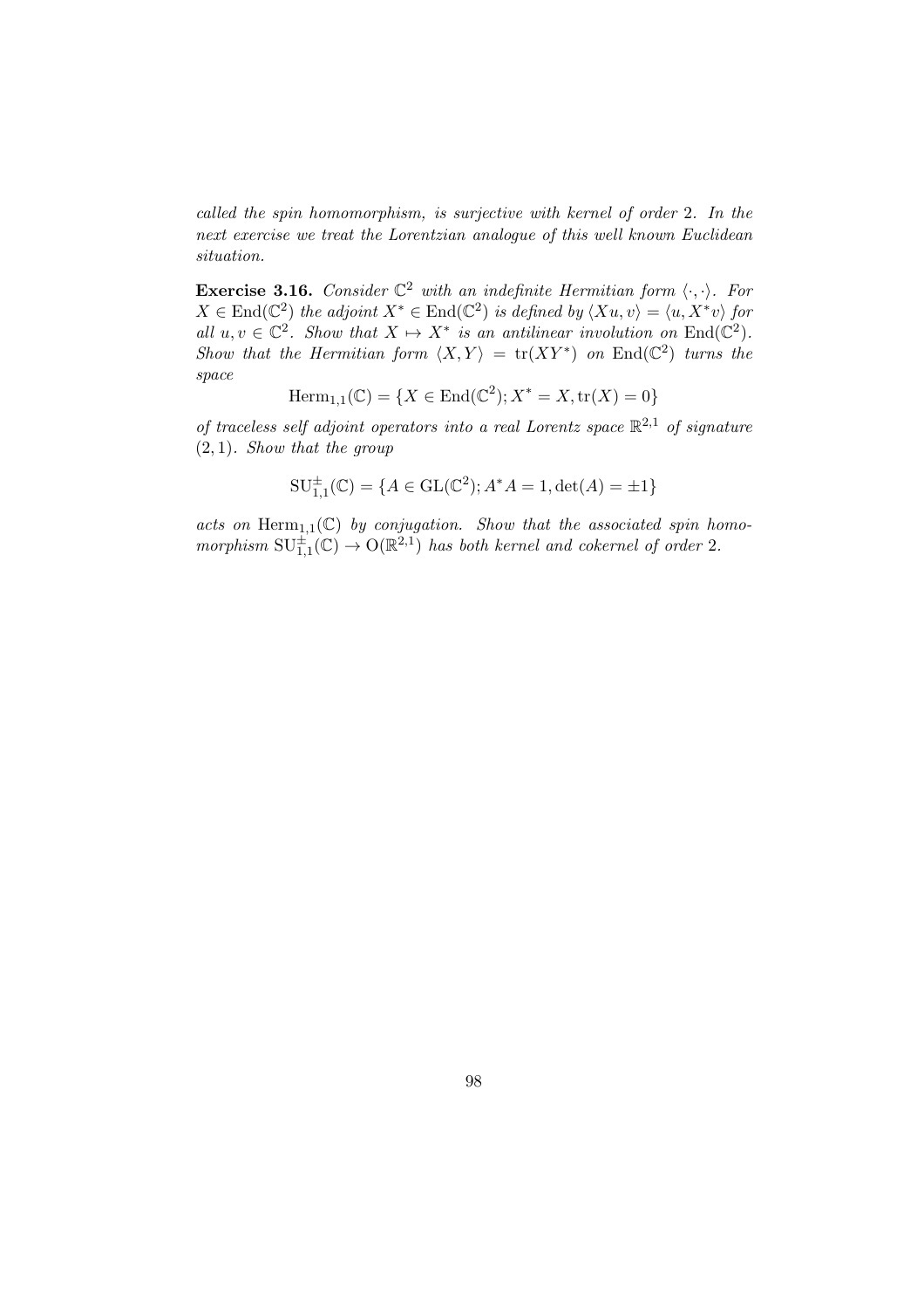*called the spin homomorphism, is surjective with kernel of order* 2*. In the next exercise we treat the Lorentzian analogue of this well known Euclidean situation.*

**Exercise 3.16.** *Consider* $\mathbb{C}^2$ *with an indefinite Hermitian form* $\langle \cdot, \cdot \rangle$*. For* $X \in \mathrm{End}(\mathbb{C}^2)$ *the adjoint* $X^* \in \mathrm{End}(\mathbb{C}^2)$ *is defined by* $\langle Xu, v \rangle = \langle u, X^* v \rangle$ *for all* $u, v \in \mathbb{C}^2$*. Show that* $X \mapsto X^*$ *is an antilinear involution on* $\mathrm{End}(\mathbb{C}^2)$*. Show that the Hermitian form* $\langle X, Y \rangle = \mathrm{tr}(XY^*)$ *on* $\mathrm{End}(\mathbb{C}^2)$ *turns the space*

$$\mathrm{Herm}_{1,1}(\mathbb{C}) = \{X \in \mathrm{End}(\mathbb{C}^2); X^* = X, \mathrm{tr}(X) = 0\}$$

*of traceless self adjoint operators into a real Lorentz space* $\mathbb{R}^{2,1}$ *of signature* $(2, 1)$*. Show that the group*

$$\mathrm{SU}^{\pm}_{1,1}(\mathbb{C}) = \{A \in \mathrm{GL}(\mathbb{C}^2); A^* A = 1, \det(A) = \pm 1\}$$

*acts on* $\mathrm{Herm}_{1,1}(\mathbb{C})$ *by conjugation. Show that the associated spin homomorphism* $\mathrm{SU}^{\pm}_{1,1}(\mathbb{C}) \to \mathrm{O}(\mathbb{R}^{2,1})$ *has both kernel and cokernel of order* 2*.*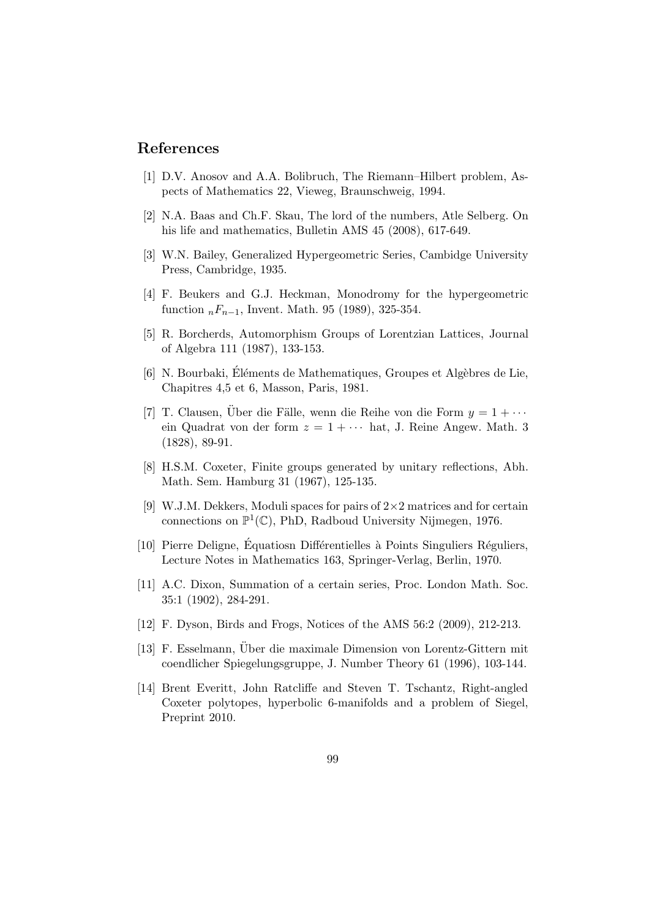## References

[1] D.V. Anosov and A.A. Bolibruch, The Riemann–Hilbert problem, Aspects of Mathematics 22, Vieweg, Braunschweig, 1994.

[2] N.A. Baas and Ch.F. Skau, The lord of the numbers, Atle Selberg. On his life and mathematics, Bulletin AMS 45 (2008), 617-649.

[3] W.N. Bailey, Generalized Hypergeometric Series, Cambidge University Press, Cambridge, 1935.

[4] F. Beukers and G.J. Heckman, Monodromy for the hypergeometric function ${}_nF_{n-1}$, Invent. Math. 95 (1989), 325-354.

[5] R. Borcherds, Automorphism Groups of Lorentzian Lattices, Journal of Algebra 111 (1987), 133-153.

[6] N. Bourbaki, Éléments de Mathematiques, Groupes et Algèbres de Lie, Chapitres 4,5 et 6, Masson, Paris, 1981.

[7] T. Clausen, Über die Fälle, wenn die Reihe von die Form $y = 1 + \cdots$ ein Quadrat von der form $z = 1 + \cdots$ hat, J. Reine Angew. Math. 3 (1828), 89-91.

[8] H.S.M. Coxeter, Finite groups generated by unitary reflections, Abh. Math. Sem. Hamburg 31 (1967), 125-135.

[9] W.J.M. Dekkers, Moduli spaces for pairs of $2\times 2$ matrices and for certain connections on $\mathbb{P}^1(\mathbb{C})$, PhD, Radboud University Nijmegen, 1976.

[10] Pierre Deligne, Équatiosn Différentielles à Points Singuliers Réguliers, Lecture Notes in Mathematics 163, Springer-Verlag, Berlin, 1970.

[11] A.C. Dixon, Summation of a certain series, Proc. London Math. Soc. 35:1 (1902), 284-291.

[12] F. Dyson, Birds and Frogs, Notices of the AMS 56:2 (2009), 212-213.

[13] F. Esselmann, Über die maximale Dimension von Lorentz-Gittern mit coendlicher Spiegelungsgruppe, J. Number Theory 61 (1996), 103-144.

[14] Brent Everitt, John Ratcliffe and Steven T. Tschantz, Right-angled Coxeter polytopes, hyperbolic 6-manifolds and a problem of Siegel, Preprint 2010.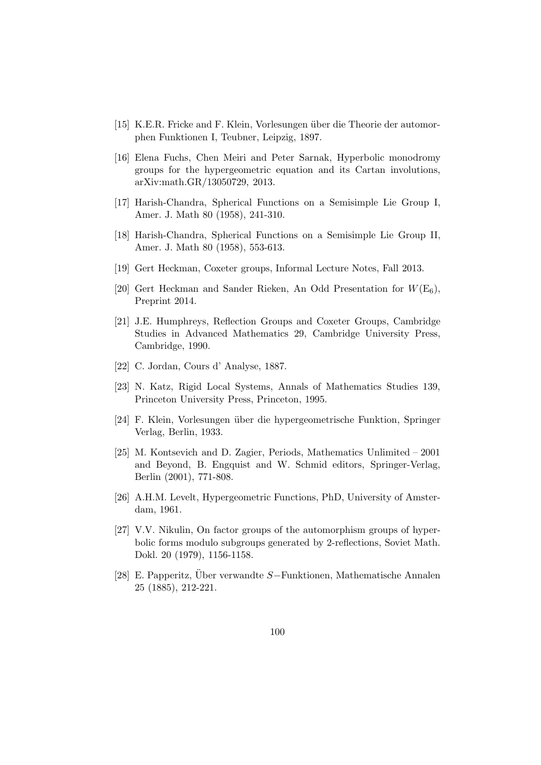[15] K.E.R. Fricke and F. Klein, Vorlesungen über die Theorie der automorphen Funktionen I, Teubner, Leipzig, 1897.

[16] Elena Fuchs, Chen Meiri and Peter Sarnak, Hyperbolic monodromy groups for the hypergeometric equation and its Cartan involutions, arXiv:math.GR/13050729, 2013.

[17] Harish-Chandra, Spherical Functions on a Semisimple Lie Group I, Amer. J. Math 80 (1958), 241-310.

[18] Harish-Chandra, Spherical Functions on a Semisimple Lie Group II, Amer. J. Math 80 (1958), 553-613.

[19] Gert Heckman, Coxeter groups, Informal Lecture Notes, Fall 2013.

[20] Gert Heckman and Sander Rieken, An Odd Presentation for $W(\mathrm{E}_6)$, Preprint 2014.

[21] J.E. Humphreys, Reflection Groups and Coxeter Groups, Cambridge Studies in Advanced Mathematics 29, Cambridge University Press, Cambridge, 1990.

[22] C. Jordan, Cours d' Analyse, 1887.

[23] N. Katz, Rigid Local Systems, Annals of Mathematics Studies 139, Princeton University Press, Princeton, 1995.

[24] F. Klein, Vorlesungen über die hypergeometrische Funktion, Springer Verlag, Berlin, 1933.

[25] M. Kontsevich and D. Zagier, Periods, Mathematics Unlimited – 2001 and Beyond, B. Engquist and W. Schmid editors, Springer-Verlag, Berlin (2001), 771-808.

[26] A.H.M. Levelt, Hypergeometric Functions, PhD, University of Amsterdam, 1961.

[27] V.V. Nikulin, On factor groups of the automorphism groups of hyperbolic forms modulo subgroups generated by 2-reflections, Soviet Math. Dokl. 20 (1979), 1156-1158.

[28] E. Papperitz, Über verwandte $S-$Funktionen, Mathematische Annalen 25 (1885), 212-221.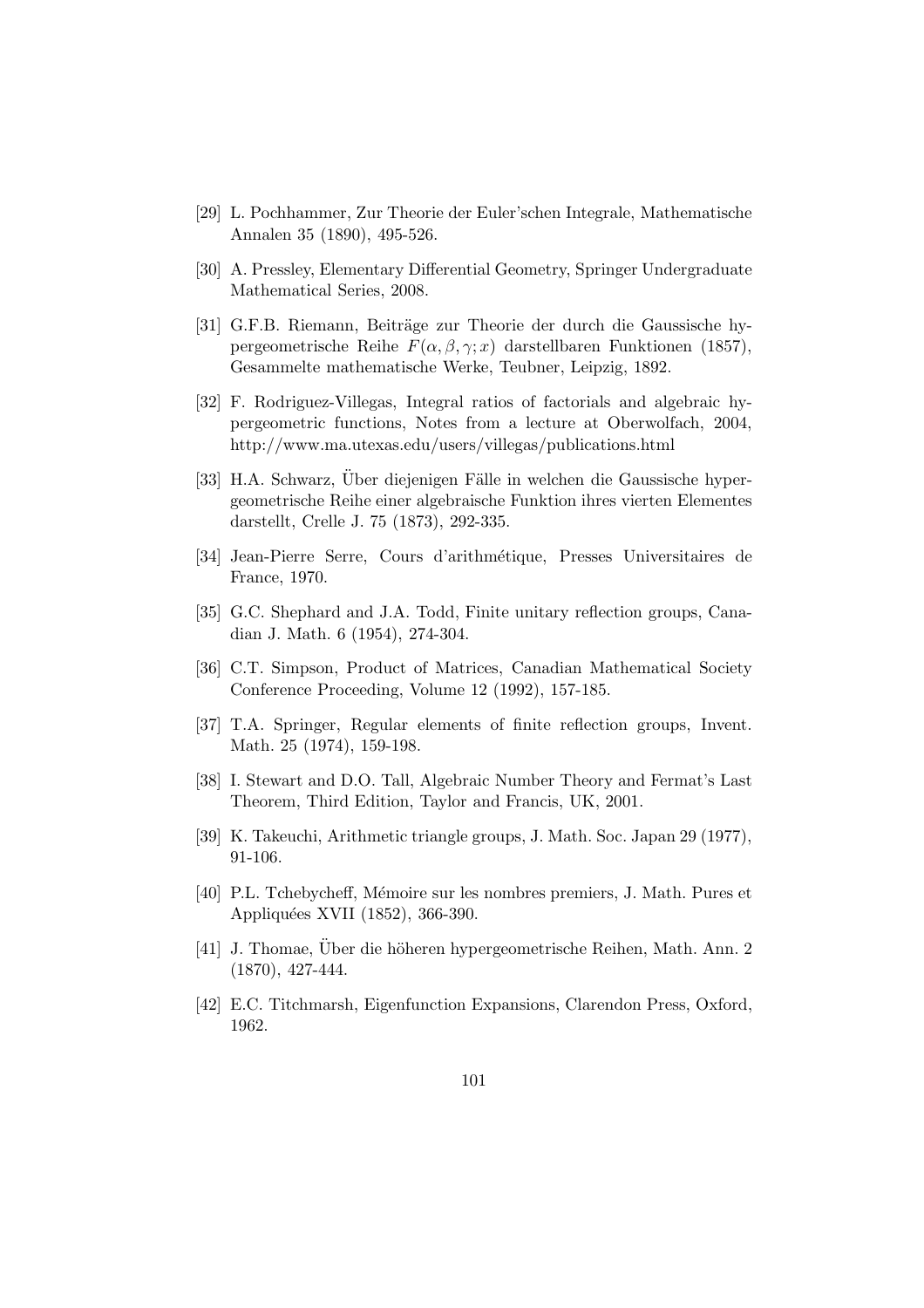[29] L. Pochhammer, Zur Theorie der Euler'schen Integrale, Mathematische Annalen 35 (1890), 495-526.

[30] A. Pressley, Elementary Differential Geometry, Springer Undergraduate Mathematical Series, 2008.

[31] G.F.B. Riemann, Beiträge zur Theorie der durch die Gaussische hypergeometrische Reihe $F(\alpha, \beta, \gamma; x)$ darstellbaren Funktionen (1857), Gesammelte mathematische Werke, Teubner, Leipzig, 1892.

[32] F. Rodriguez-Villegas, Integral ratios of factorials and algebraic hypergeometric functions, Notes from a lecture at Oberwolfach, 2004, http://www.ma.utexas.edu/users/villegas/publications.html

[33] H.A. Schwarz, Über diejenigen Fälle in welchen die Gaussische hypergeometrische Reihe einer algebraische Funktion ihres vierten Elementes darstellt, Crelle J. 75 (1873), 292-335.

[34] Jean-Pierre Serre, Cours d'arithmétique, Presses Universitaires de France, 1970.

[35] G.C. Shephard and J.A. Todd, Finite unitary reflection groups, Canadian J. Math. 6 (1954), 274-304.

[36] C.T. Simpson, Product of Matrices, Canadian Mathematical Society Conference Proceeding, Volume 12 (1992), 157-185.

[37] T.A. Springer, Regular elements of finite reflection groups, Invent. Math. 25 (1974), 159-198.

[38] I. Stewart and D.O. Tall, Algebraic Number Theory and Fermat's Last Theorem, Third Edition, Taylor and Francis, UK, 2001.

[39] K. Takeuchi, Arithmetic triangle groups, J. Math. Soc. Japan 29 (1977), 91-106.

[40] P.L. Tchebycheff, Mémoire sur les nombres premiers, J. Math. Pures et Appliquées XVII (1852), 366-390.

[41] J. Thomae, Über die höheren hypergeometrische Reihen, Math. Ann. 2 (1870), 427-444.

[42] E.C. Titchmarsh, Eigenfunction Expansions, Clarendon Press, Oxford, 1962.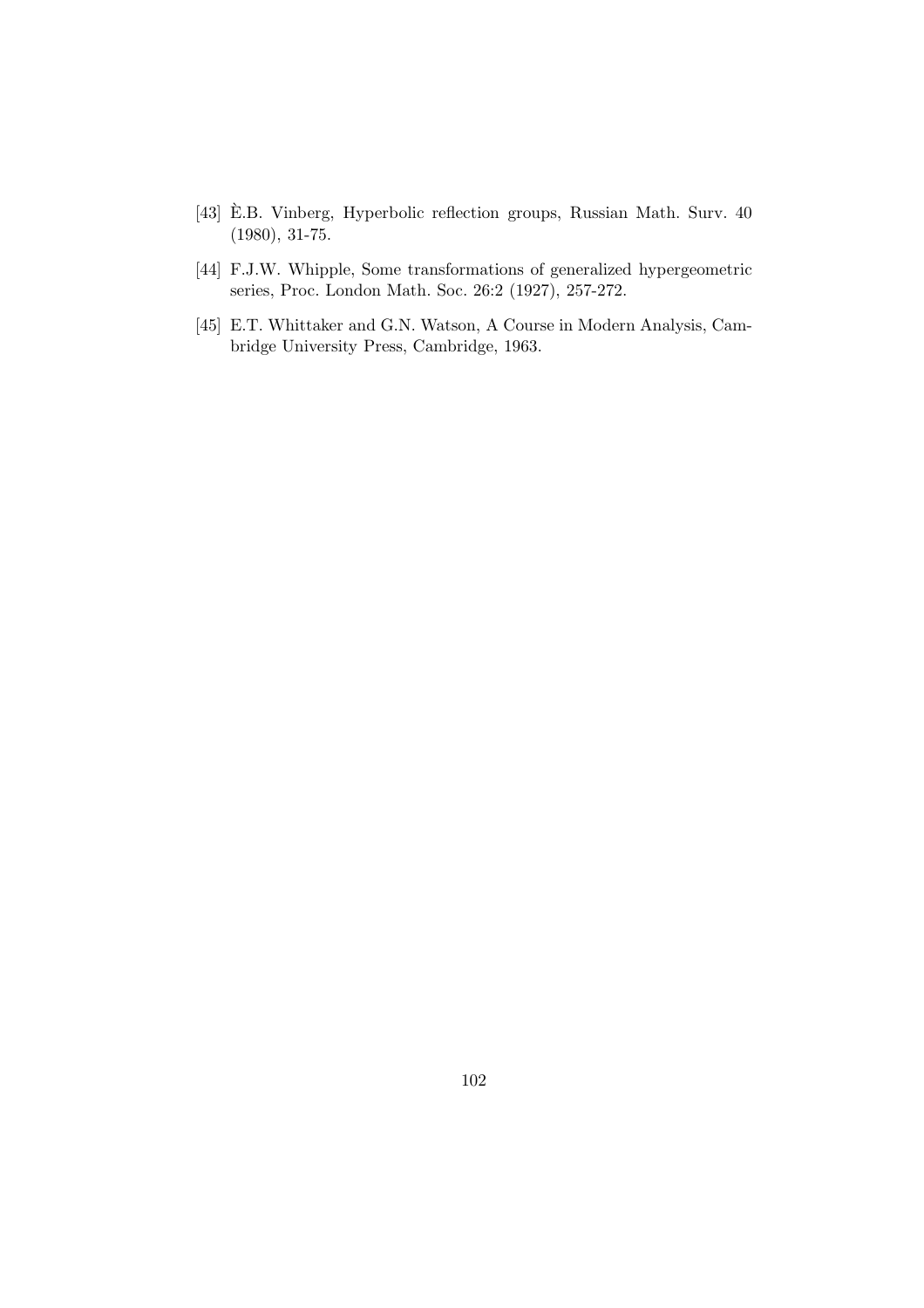[43] È.B. Vinberg, Hyperbolic reflection groups, Russian Math. Surv. 40 (1980), 31-75.

[44] F.J.W. Whipple, Some transformations of generalized hypergeometric series, Proc. London Math. Soc. 26:2 (1927), 257-272.

[45] E.T. Whittaker and G.N. Watson, A Course in Modern Analysis, Cambridge University Press, Cambridge, 1963.